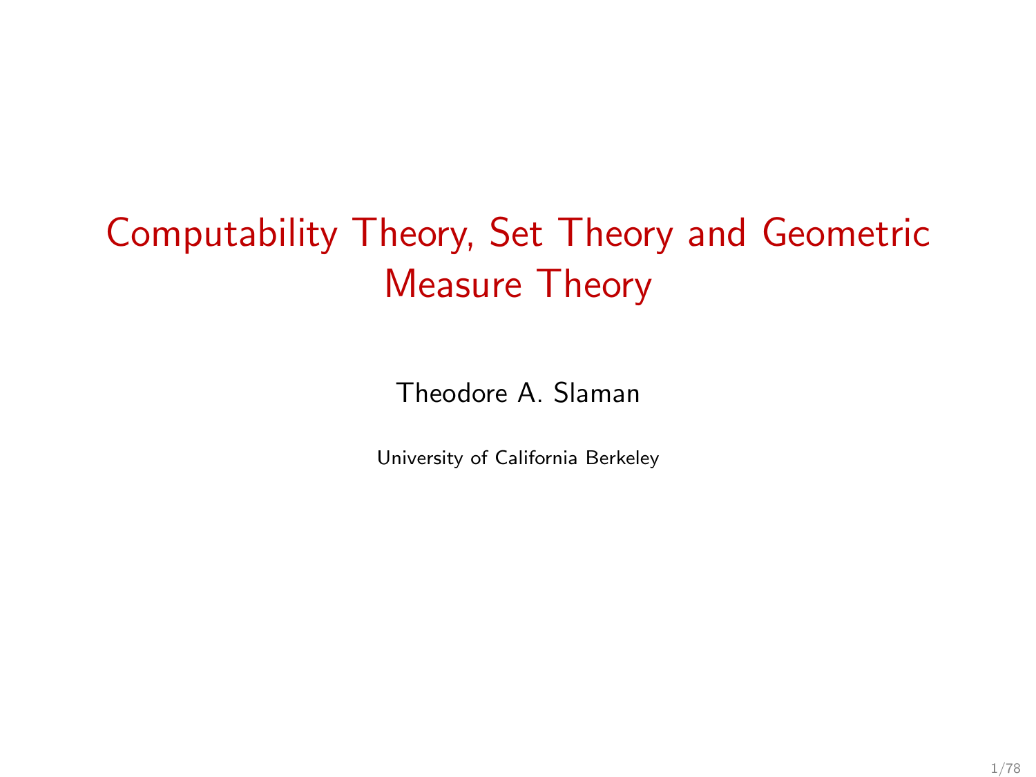# Computability Theory, Set Theory and Geometric Measure Theory

Theodore A. Slaman

University of California Berkeley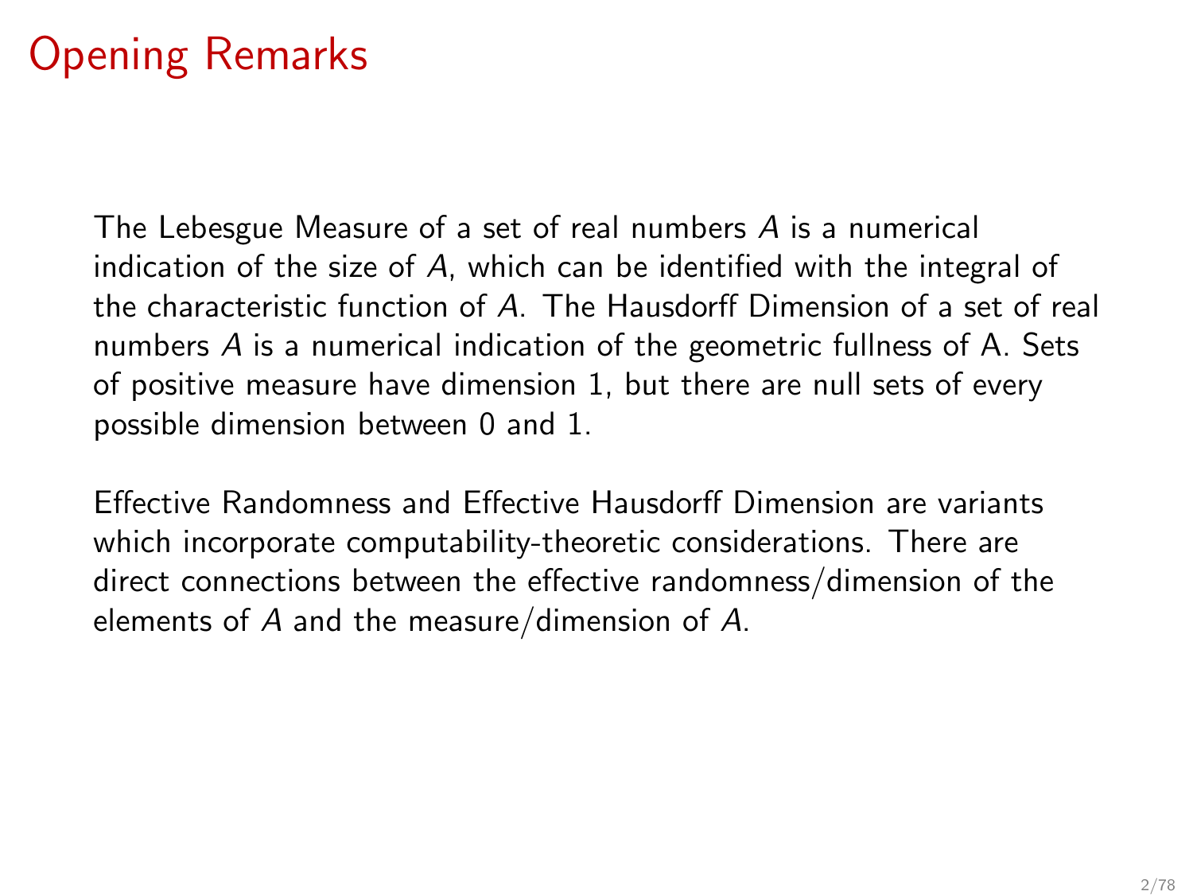# Opening Remarks

The Lebesgue Measure of a set of real numbers $A$ is a numerical indication of the size of $A$, which can be identified with the integral of the characteristic function of $A$. The Hausdorff Dimension of a set of real numbers $A$ is a numerical indication of the geometric fullness of A. Sets of positive measure have dimension 1, but there are null sets of every possible dimension between 0 and 1.

Effective Randomness and Effective Hausdorff Dimension are variants which incorporate computability-theoretic considerations. There are direct connections between the effective randomness/dimension of the elements of $A$ and the measure/dimension of $A$.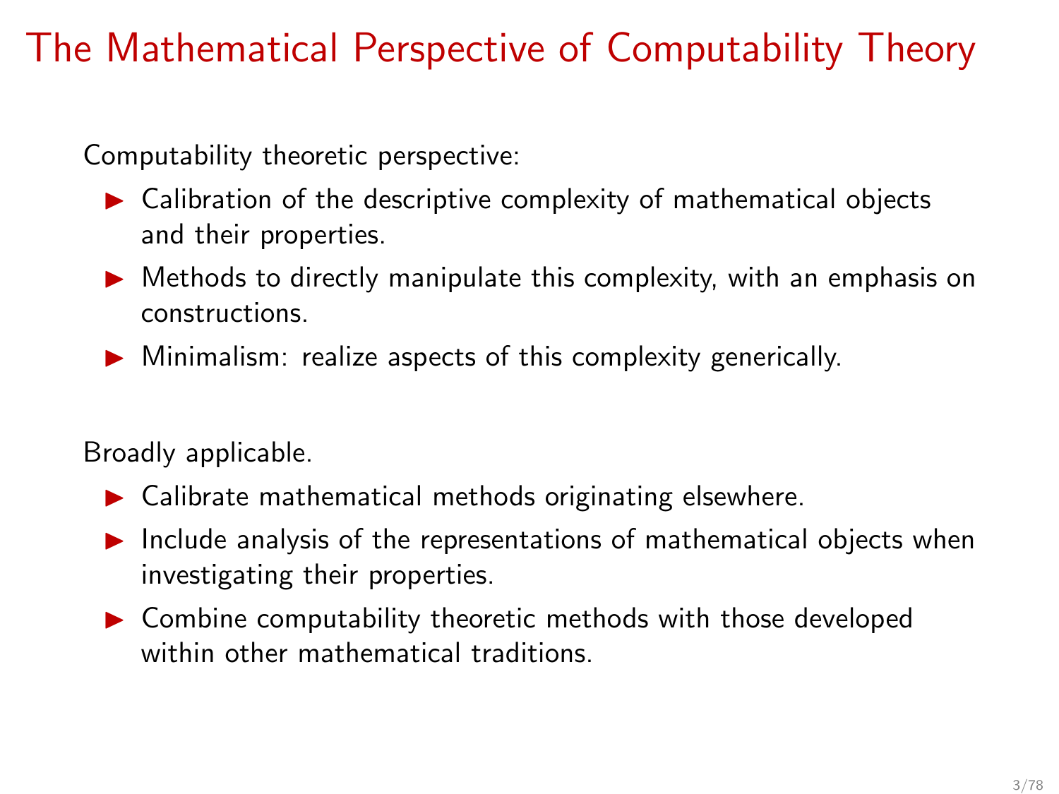# The Mathematical Perspective of Computability Theory

Computability theoretic perspective:

- Calibration of the descriptive complexity of mathematical objects and their properties.
- Methods to directly manipulate this complexity, with an emphasis on constructions.
- Minimalism: realize aspects of this complexity generically.

Broadly applicable.

- Calibrate mathematical methods originating elsewhere.
- Include analysis of the representations of mathematical objects when investigating their properties.
- Combine computability theoretic methods with those developed within other mathematical traditions.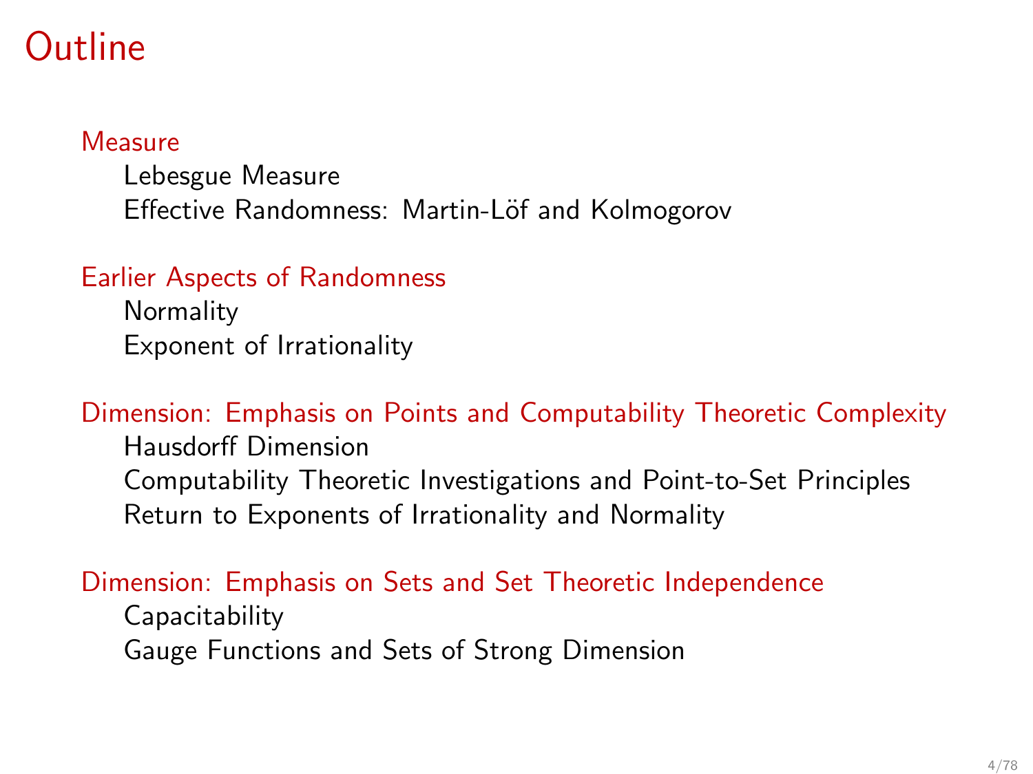# Outline

**Measure**

- Lebesgue Measure
- Effective Randomness: Martin-Löf and Kolmogorov

**Earlier Aspects of Randomness**

- Normality
- Exponent of Irrationality

**Dimension: Emphasis on Points and Computability Theoretic Complexity**

- Hausdorff Dimension
- Computability Theoretic Investigations and Point-to-Set Principles
- Return to Exponents of Irrationality and Normality

**Dimension: Emphasis on Sets and Set Theoretic Independence**

- Capacitability
- Gauge Functions and Sets of Strong Dimension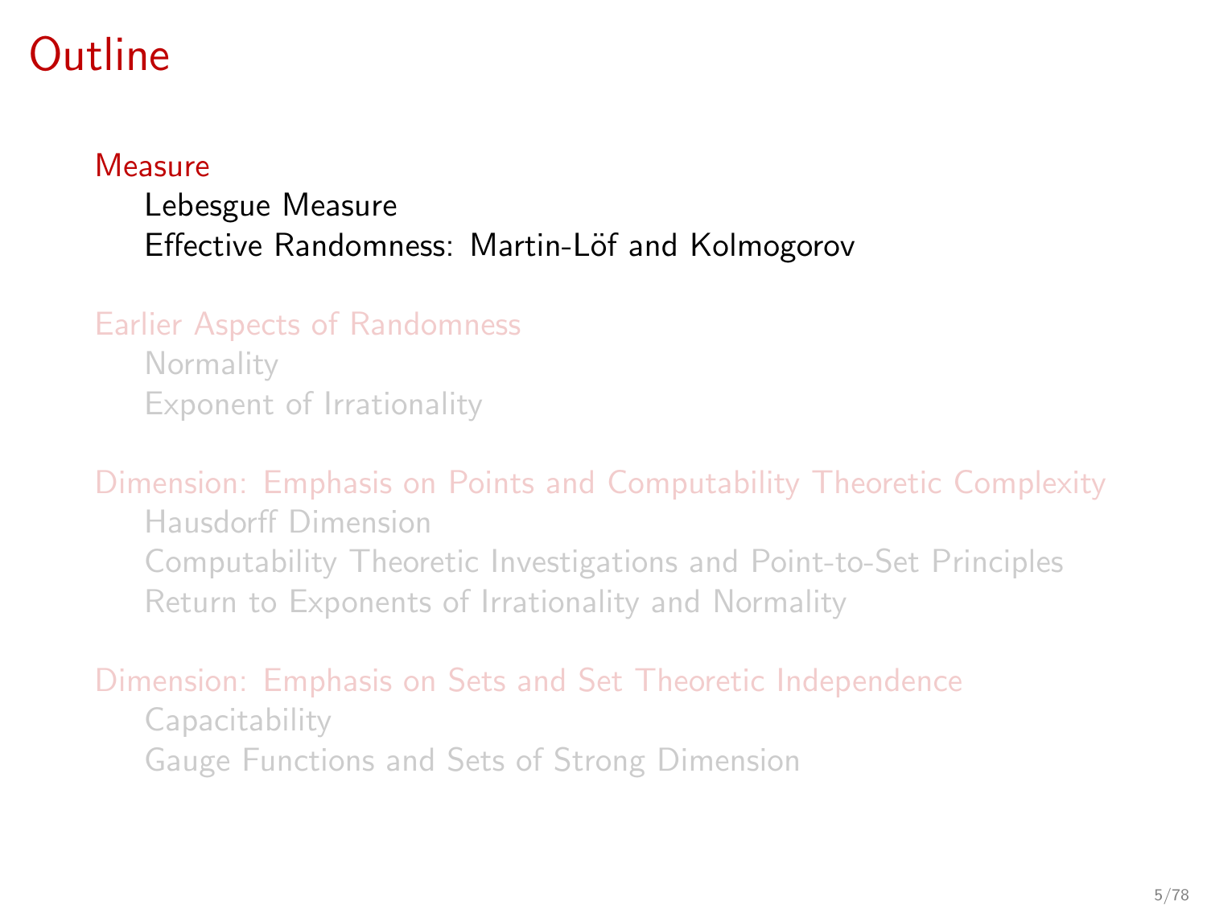# Outline

- Measure
  - Lebesgue Measure
  - Effective Randomness: Martin-Löf and Kolmogorov
- Earlier Aspects of Randomness
  - Normality
  - Exponent of Irrationality
- Dimension: Emphasis on Points and Computability Theoretic Complexity
  - Hausdorff Dimension
  - Computability Theoretic Investigations and Point-to-Set Principles
  - Return to Exponents of Irrationality and Normality
- Dimension: Emphasis on Sets and Set Theoretic Independence
  - Capacitability
  - Gauge Functions and Sets of Strong Dimension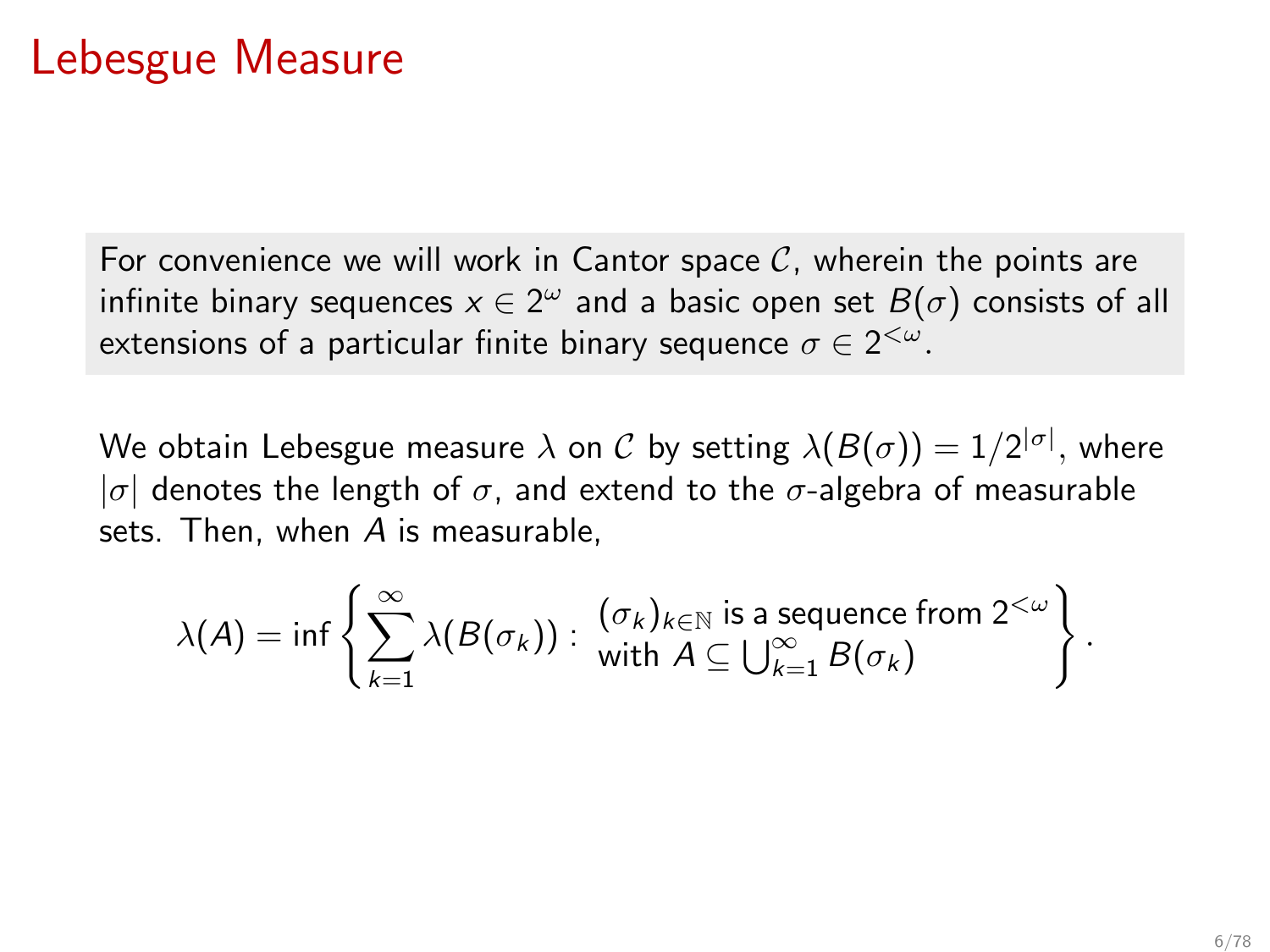# Lebesgue Measure

For convenience we will work in Cantor space $\mathcal{C}$, wherein the points are infinite binary sequences $x \in 2^\omega$ and a basic open set $B(\sigma)$ consists of all extensions of a particular finite binary sequence $\sigma \in 2^{<\omega}$.

We obtain Lebesgue measure $\lambda$ on $\mathcal{C}$ by setting $\lambda(B(\sigma)) = 1/2^{|\sigma|}$, where $|\sigma|$ denotes the length of $\sigma$, and extend to the $\sigma$-algebra of measurable sets. Then, when $A$ is measurable,

$$\lambda(A) = \inf \left\{ \sum_{k=1}^{\infty} \lambda(B(\sigma_k)) : \begin{array}{l} (\sigma_k)_{k \in \mathbb{N}} \text{ is a sequence from } 2^{<\omega} \\ \text{with } A \subseteq \bigcup_{k=1}^{\infty} B(\sigma_k) \end{array} \right\}.$$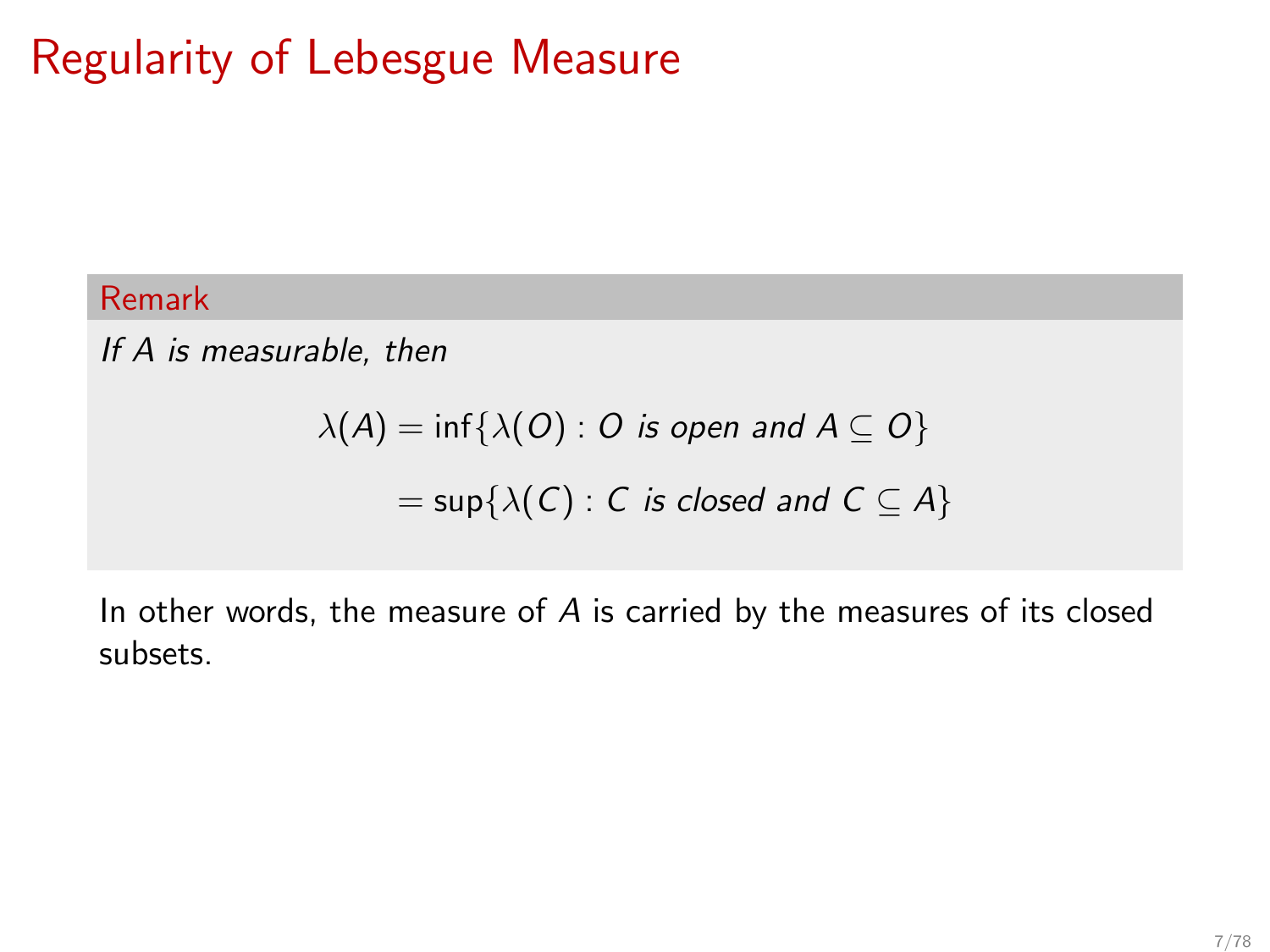# Regularity of Lebesgue Measure

**Remark**

*If $A$ is measurable, then*

$$\lambda(A) = \inf\{\lambda(O) : O \text{ is open and } A \subseteq O\}$$

$$= \sup\{\lambda(C) : C \text{ is closed and } C \subseteq A\}$$

In other words, the measure of $A$ is carried by the measures of its closed subsets.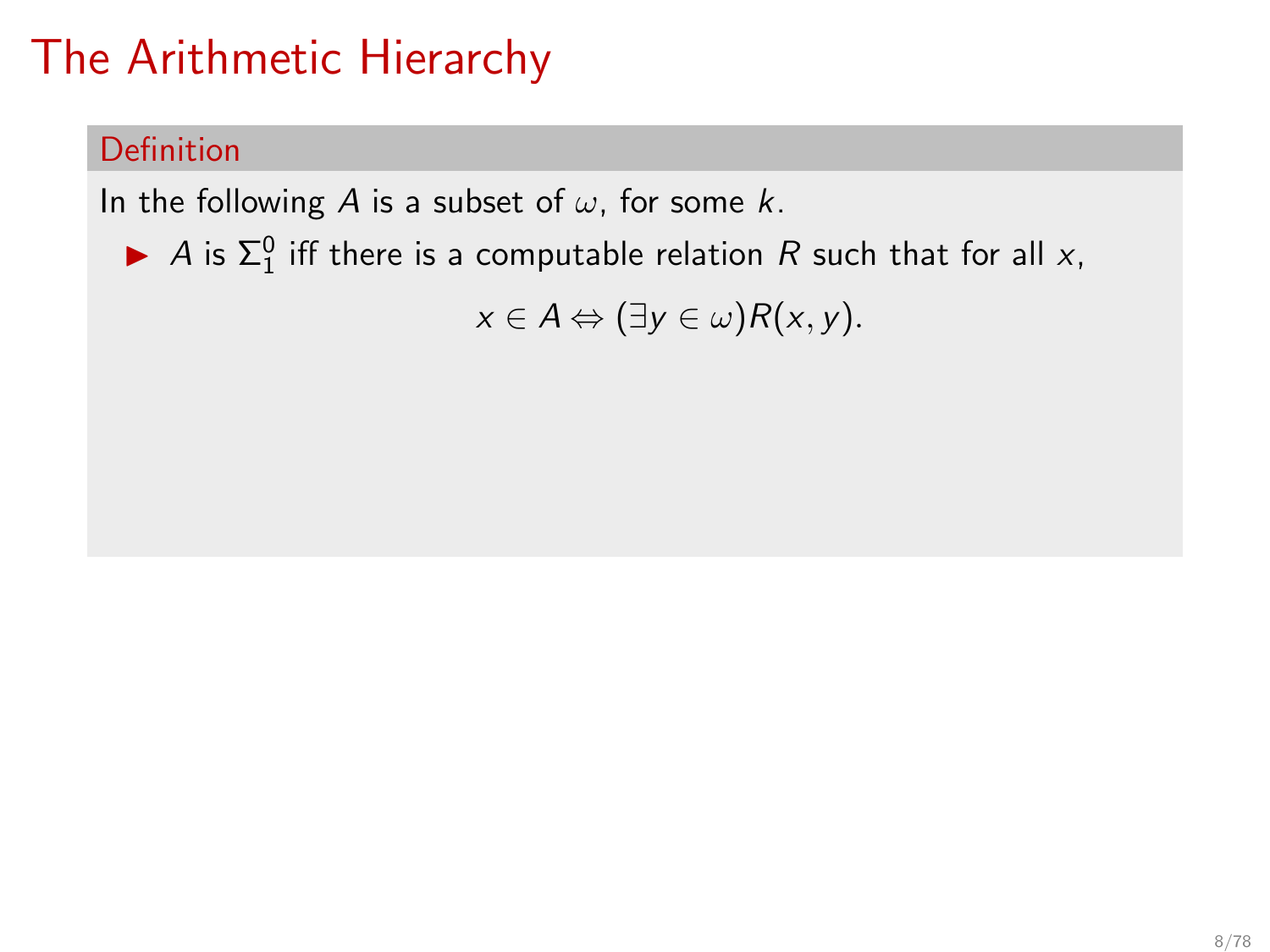# The Arithmetic Hierarchy

**Definition**

In the following $A$ is a subset of $\omega$, for some $k$.

- $A$ is $\Sigma^0_1$ iff there is a computable relation $R$ such that for all $x$,

$$x \in A \Leftrightarrow (\exists y \in \omega) R(x, y).$$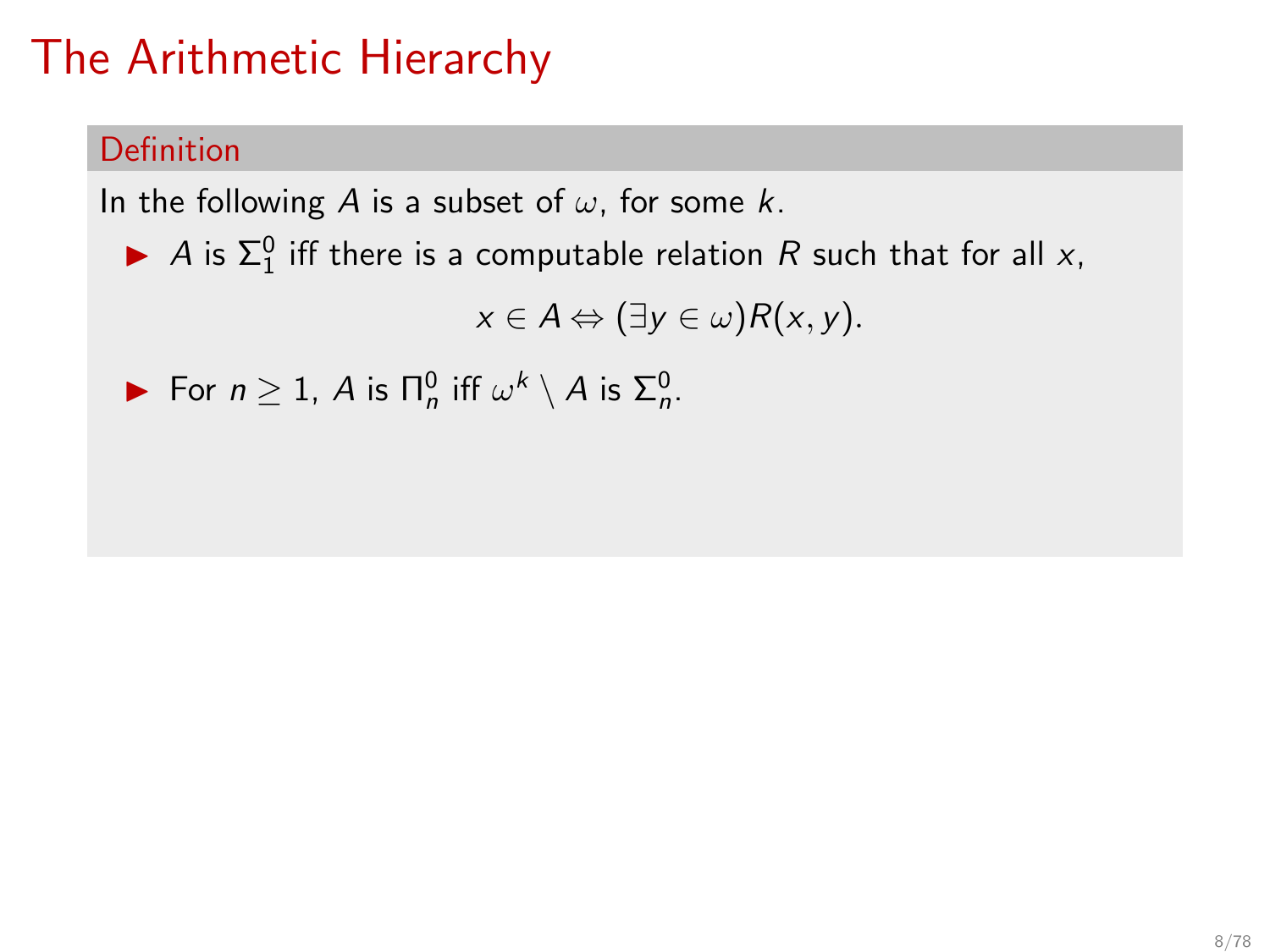# The Arithmetic Hierarchy

**Definition**

In the following $A$ is a subset of $\omega$, for some $k$.

- $A$ is $\Sigma^0_1$ iff there is a computable relation $R$ such that for all $x$,

$$x \in A \Leftrightarrow (\exists y \in \omega) R(x, y).$$

- For $n \geq 1$, $A$ is $\Pi^0_n$ iff $\omega^k \setminus A$ is $\Sigma^0_n$.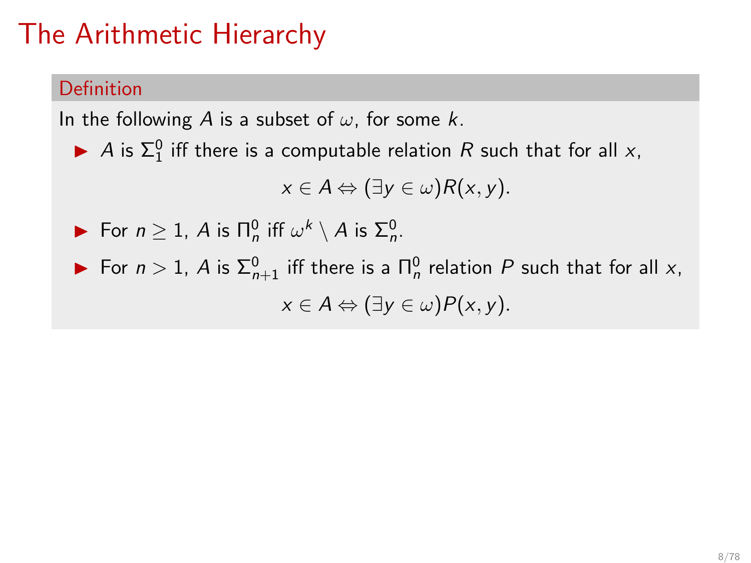# The Arithmetic Hierarchy

**Definition**

In the following $A$ is a subset of $\omega$, for some $k$.

- $A$ is $\Sigma^0_1$ iff there is a computable relation $R$ such that for all $x$,
$$x \in A \Leftrightarrow (\exists y \in \omega) R(x, y).$$
- For $n \geq 1$, $A$ is $\Pi^0_n$ iff $\omega^k \setminus A$ is $\Sigma^0_n$.
- For $n > 1$, $A$ is $\Sigma^0_{n+1}$ iff there is a $\Pi^0_n$ relation $P$ such that for all $x$,
$$x \in A \Leftrightarrow (\exists y \in \omega) P(x, y).$$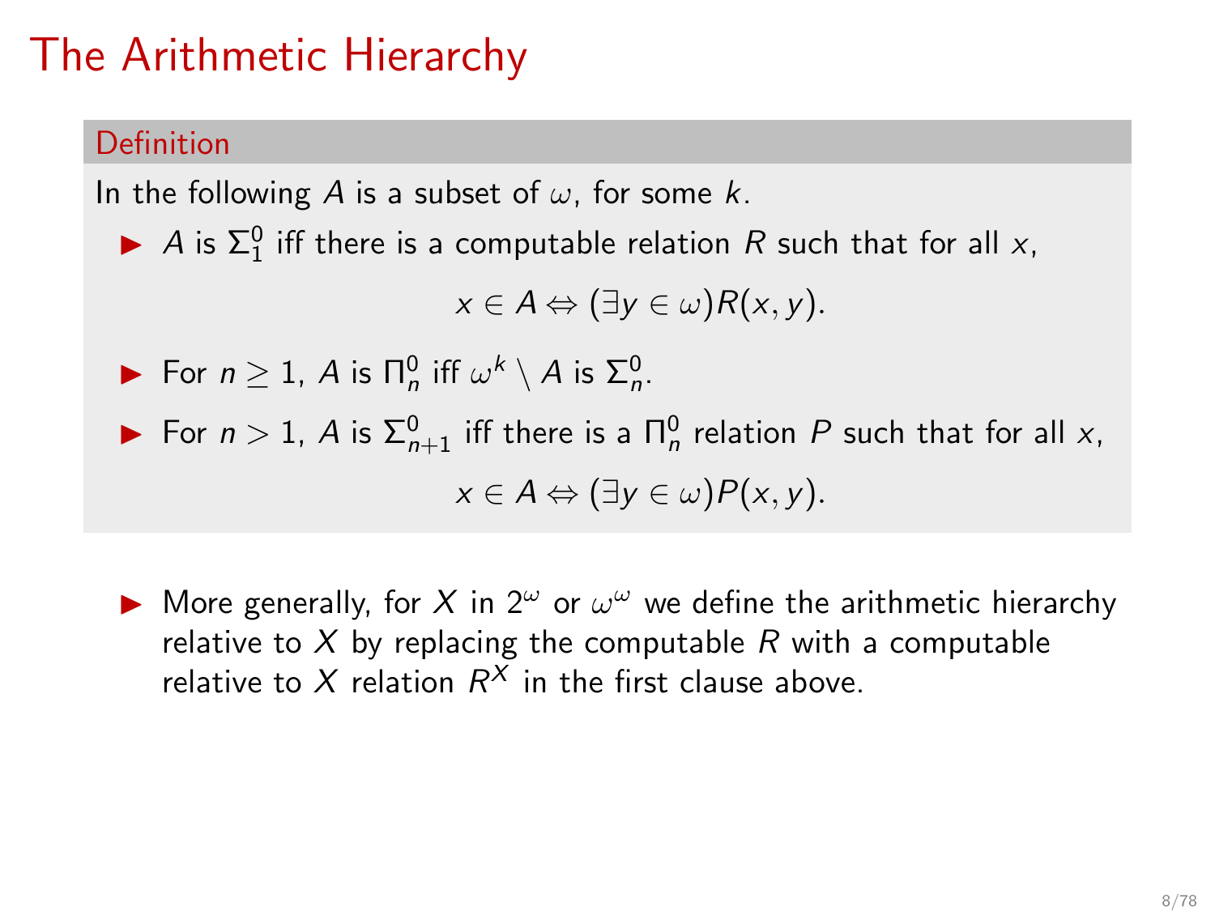# The Arithmetic Hierarchy

**Definition**

In the following $A$ is a subset of $\omega$, for some $k$.

- $A$ is $\Sigma^0_1$ iff there is a computable relation $R$ such that for all $x$,

$$x \in A \Leftrightarrow (\exists y \in \omega) R(x, y).$$

- For $n \geq 1$, $A$ is $\Pi^0_n$ iff $\omega^k \setminus A$ is $\Sigma^0_n$.
- For $n > 1$, $A$ is $\Sigma^0_{n+1}$ iff there is a $\Pi^0_n$ relation $P$ such that for all $x$,

$$x \in A \Leftrightarrow (\exists y \in \omega) P(x, y).$$

- More generally, for $X$ in $2^\omega$ or $\omega^\omega$ we define the arithmetic hierarchy relative to $X$ by replacing the computable $R$ with a computable relative to $X$ relation $R^X$ in the first clause above.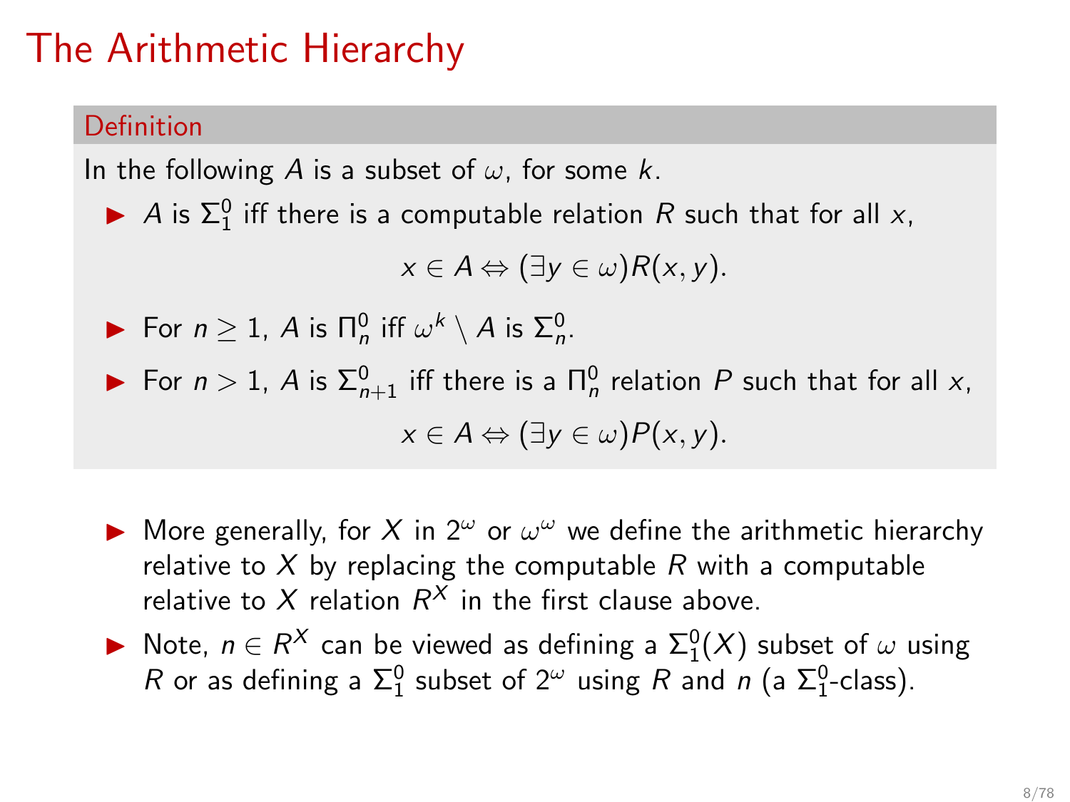# The Arithmetic Hierarchy

**Definition**

In the following $A$ is a subset of $\omega$, for some $k$.

- $A$ is $\Sigma_1^0$ iff there is a computable relation $R$ such that for all $x$,

$$x \in A \Leftrightarrow (\exists y \in \omega) R(x, y).$$

- For $n \geq 1$, $A$ is $\Pi_n^0$ iff $\omega^k \setminus A$ is $\Sigma_n^0$.
- For $n > 1$, $A$ is $\Sigma_{n+1}^0$ iff there is a $\Pi_n^0$ relation $P$ such that for all $x$,

$$x \in A \Leftrightarrow (\exists y \in \omega) P(x, y).$$

- More generally, for $X$ in $2^\omega$ or $\omega^\omega$ we define the arithmetic hierarchy relative to $X$ by replacing the computable $R$ with a computable relative to $X$ relation $R^X$ in the first clause above.
- Note, $n \in R^X$ can be viewed as defining a $\Sigma_1^0(X)$ subset of $\omega$ using $R$ or as defining a $\Sigma_1^0$ subset of $2^\omega$ using $R$ and $n$ (a $\Sigma_1^0$-class).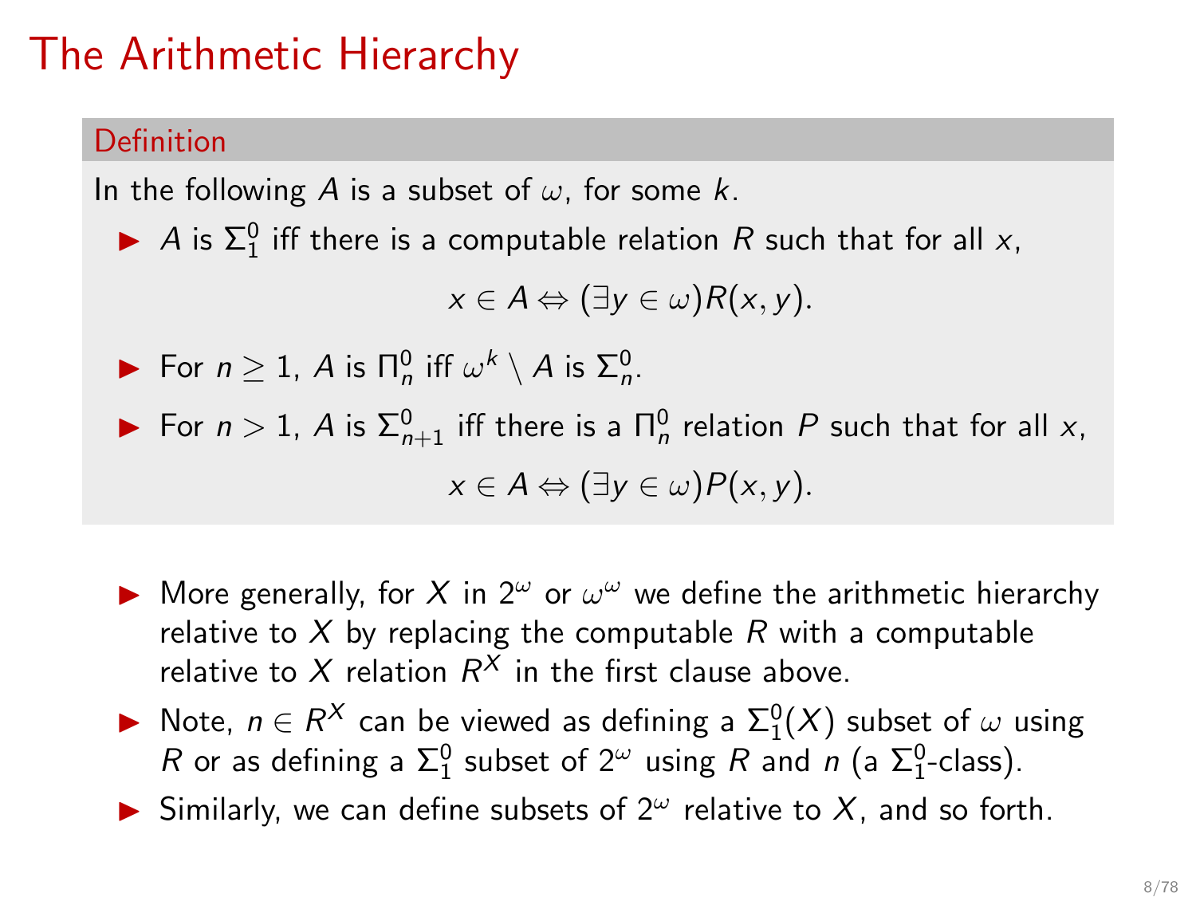# The Arithmetic Hierarchy

**Definition**

In the following $A$ is a subset of $\omega$, for some $k$.

- $A$ is $\Sigma^0_1$ iff there is a computable relation $R$ such that for all $x$,

$$x \in A \Leftrightarrow (\exists y \in \omega) R(x, y).$$

- For $n \geq 1$, $A$ is $\Pi^0_n$ iff $\omega^k \setminus A$ is $\Sigma^0_n$.
- For $n > 1$, $A$ is $\Sigma^0_{n+1}$ iff there is a $\Pi^0_n$ relation $P$ such that for all $x$,

$$x \in A \Leftrightarrow (\exists y \in \omega) P(x, y).$$

- More generally, for $X$ in $2^\omega$ or $\omega^\omega$ we define the arithmetic hierarchy relative to $X$ by replacing the computable $R$ with a computable relative to $X$ relation $R^X$ in the first clause above.
- Note, $n \in R^X$ can be viewed as defining a $\Sigma^0_1(X)$ subset of $\omega$ using $R$ or as defining a $\Sigma^0_1$ subset of $2^\omega$ using $R$ and $n$ (a $\Sigma^0_1$-class).
- Similarly, we can define subsets of $2^\omega$ relative to $X$, and so forth.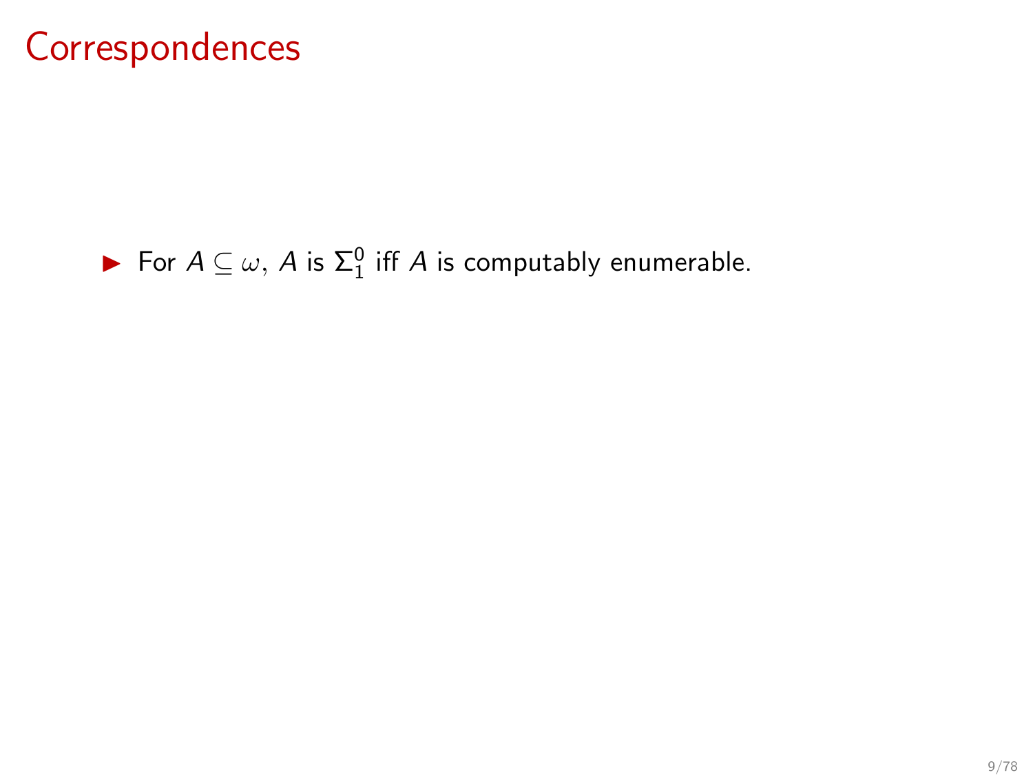# Correspondences

- For $A \subseteq \omega$, $A$ is $\Sigma_1^0$ iff $A$ is computably enumerable.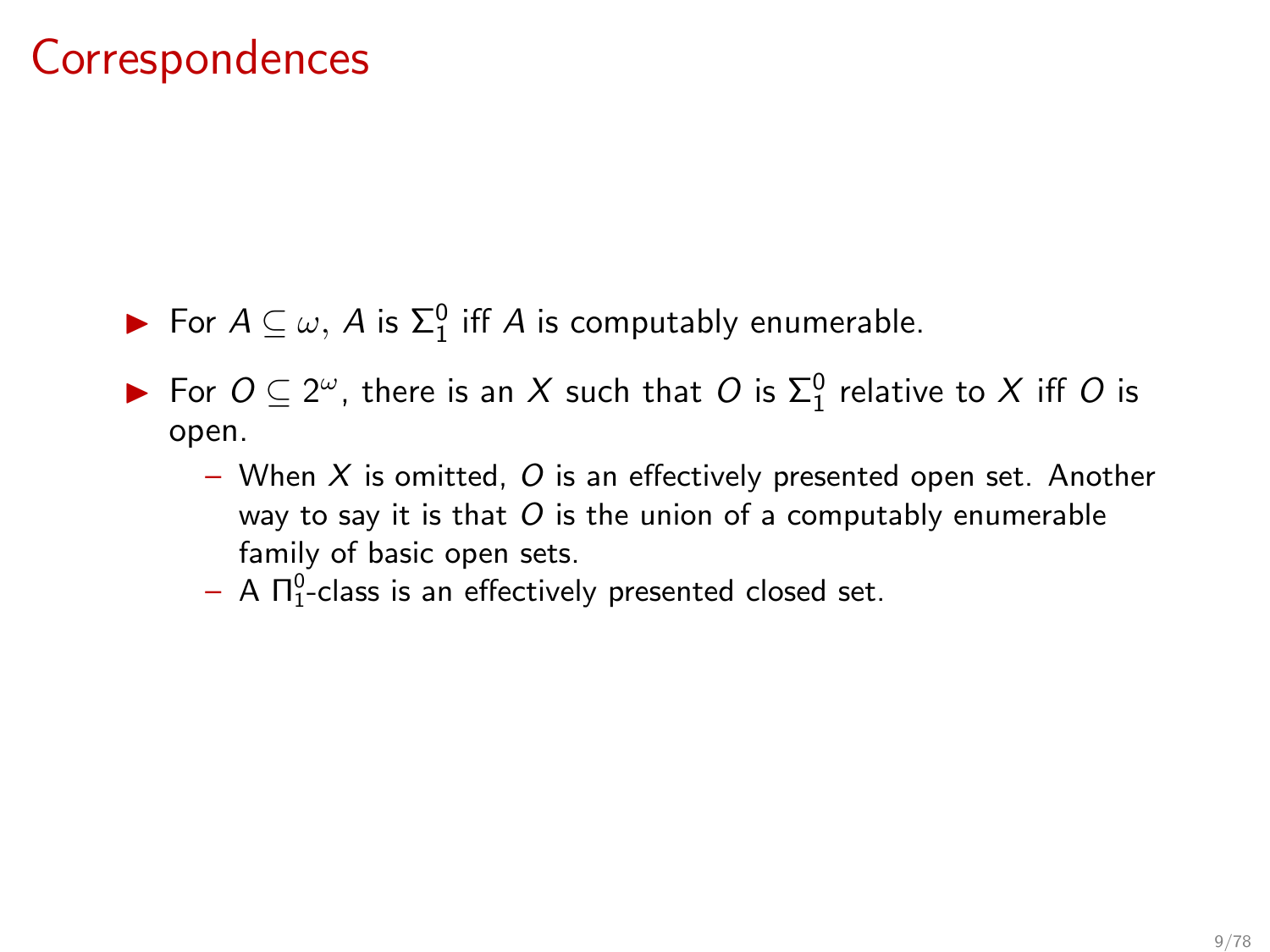# Correspondences

- For $A \subseteq \omega$, $A$ is $\Sigma^0_1$ iff $A$ is computably enumerable.
- For $O \subseteq 2^\omega$, there is an $X$ such that $O$ is $\Sigma^0_1$ relative to $X$ iff $O$ is open.
  - When $X$ is omitted, $O$ is an effectively presented open set. Another way to say it is that $O$ is the union of a computably enumerable family of basic open sets.
  - A $\Pi^0_1$-class is an effectively presented closed set.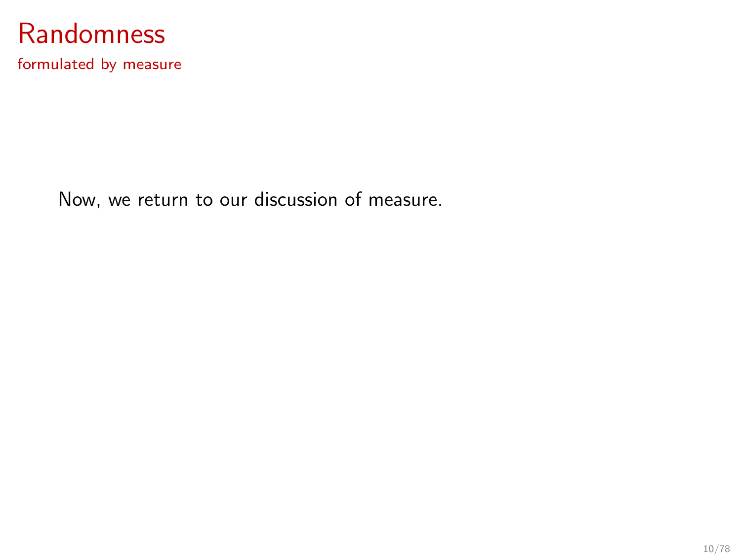# Randomness

## formulated by measure

Now, we return to our discussion of measure.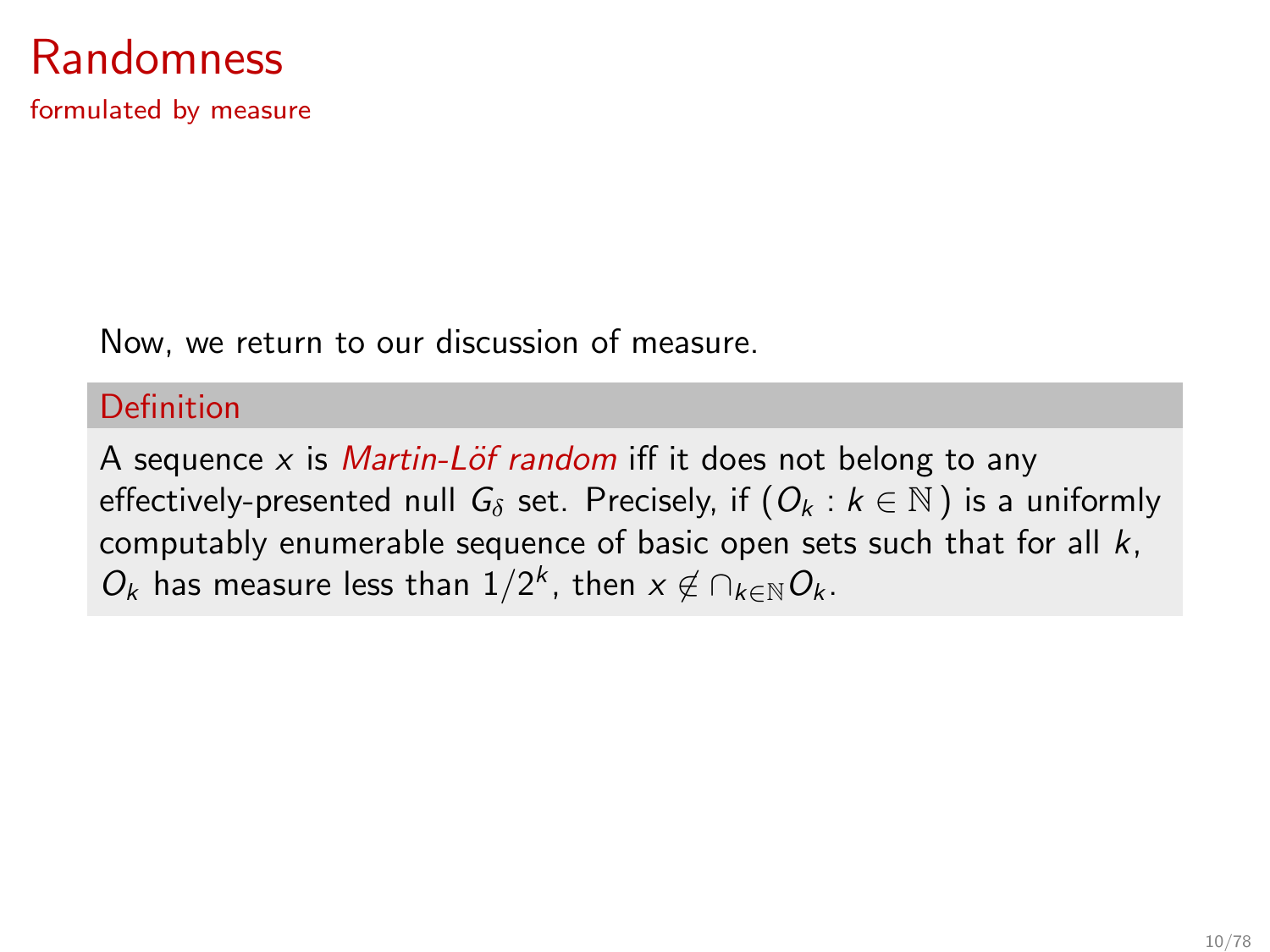# Randomness

formulated by measure

Now, we return to our discussion of measure.

**Definition**

A sequence $x$ is *Martin-Löf random* iff it does not belong to any effectively-presented null $G_\delta$ set. Precisely, if $(O_k : k \in \mathbb{N})$ is a uniformly computably enumerable sequence of basic open sets such that for all $k$, $O_k$ has measure less than $1/2^k$, then $x \notin \cap_{k \in \mathbb{N}} O_k$.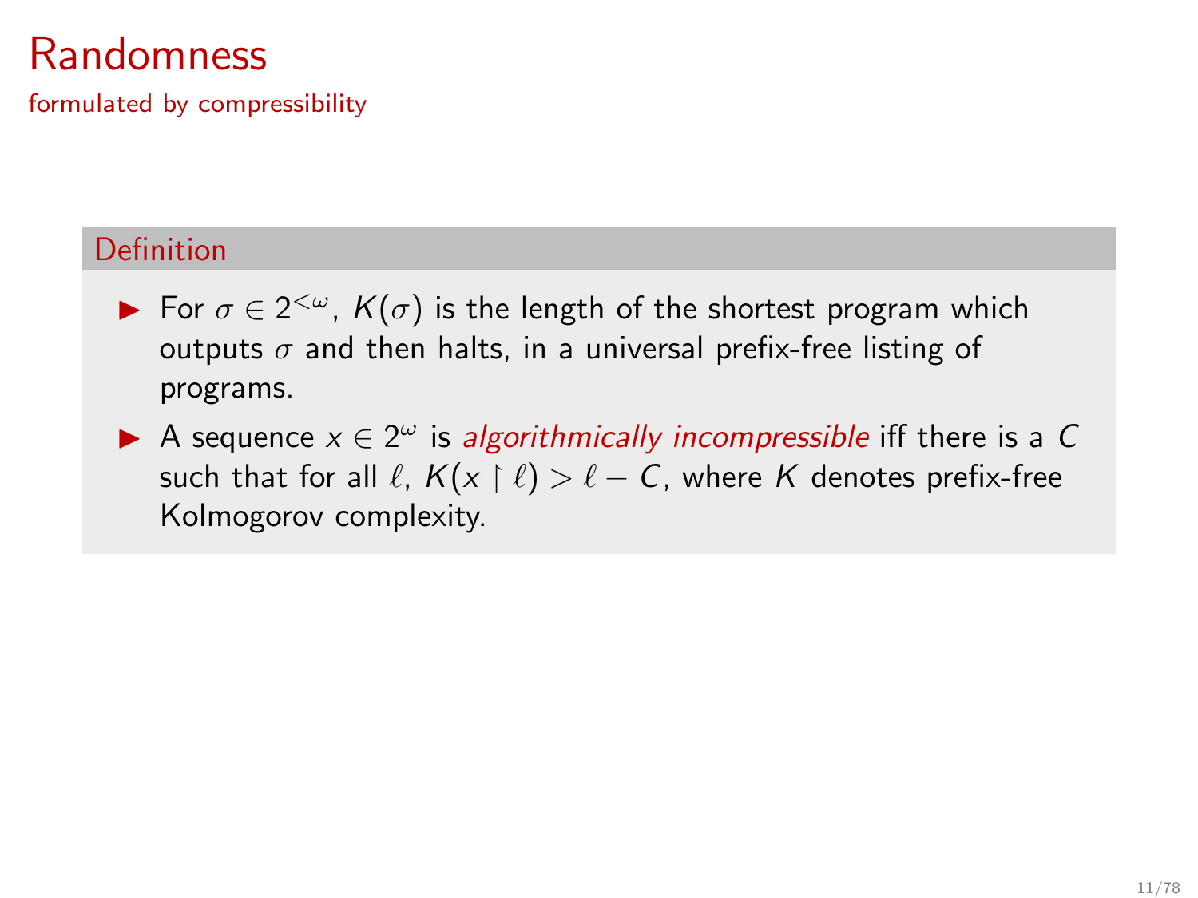# Randomness

formulated by compressibility

### Definition

- For $\sigma \in 2^{<\omega}$, $K(\sigma)$ is the length of the shortest program which outputs $\sigma$ and then halts, in a universal prefix-free listing of programs.
- A sequence $x \in 2^{\omega}$ is *algorithmically incompressible* iff there is a $C$ such that for all $\ell$, $K(x \upharpoonright \ell) > \ell - C$, where $K$ denotes prefix-free Kolmogorov complexity.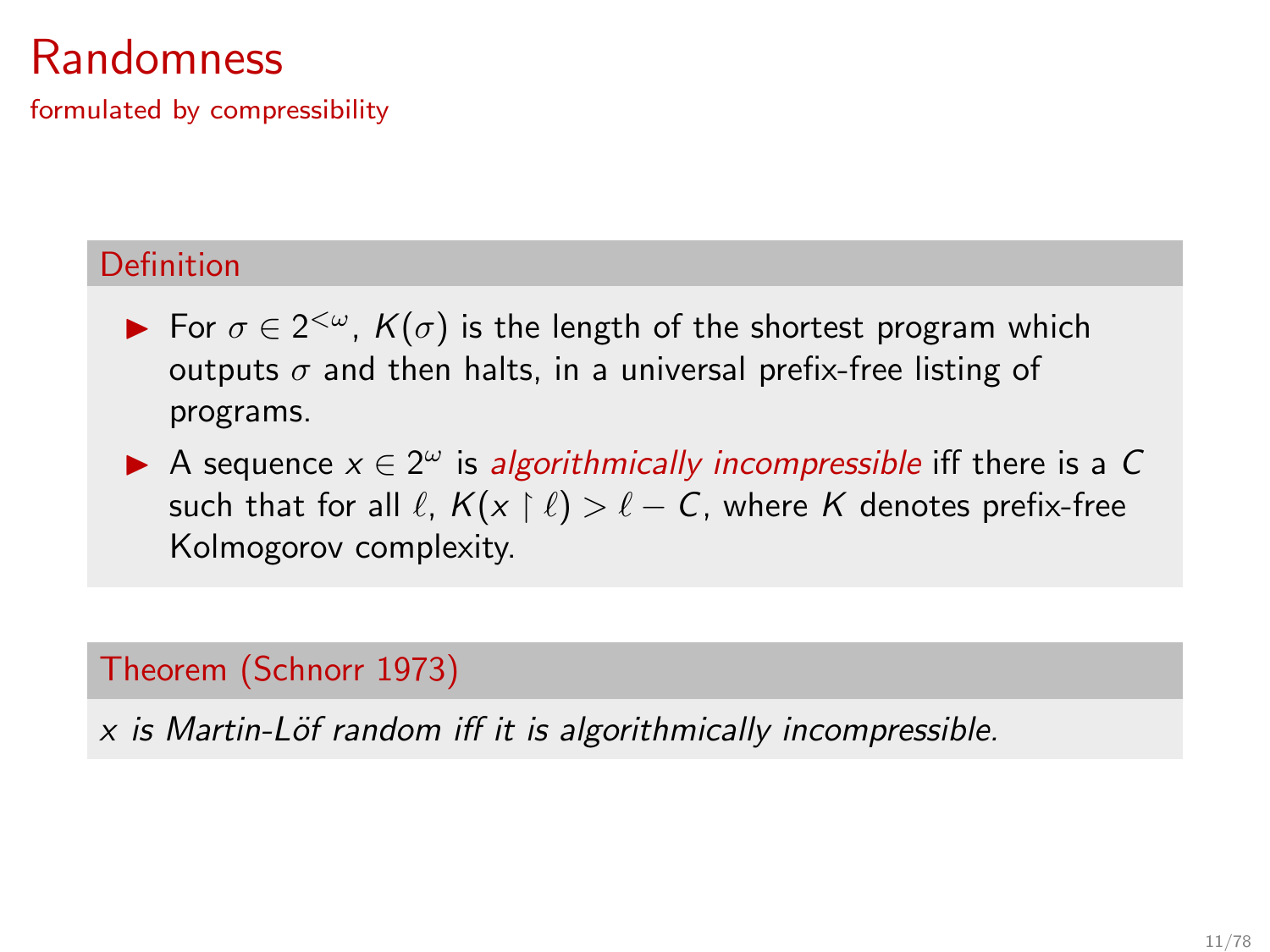# Randomness

formulated by compressibility

### Definition

- For $\sigma \in 2^{<\omega}$, $K(\sigma)$ is the length of the shortest program which outputs $\sigma$ and then halts, in a universal prefix-free listing of programs.
- A sequence $x \in 2^{\omega}$ is *algorithmically incompressible* iff there is a $C$ such that for all $\ell$, $K(x \upharpoonright \ell) > \ell - C$, where $K$ denotes prefix-free Kolmogorov complexity.

### Theorem (Schnorr 1973)

*$x$ is Martin-Löf random iff it is algorithmically incompressible.*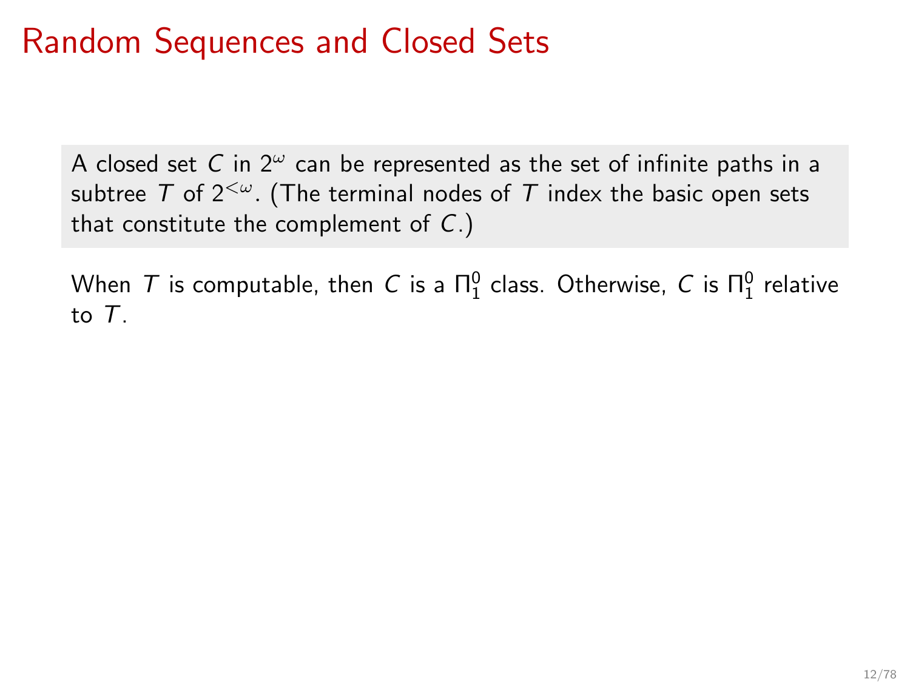# Random Sequences and Closed Sets

A closed set $C$ in $2^\omega$ can be represented as the set of infinite paths in a subtree $T$ of $2^{<\omega}$. (The terminal nodes of $T$ index the basic open sets that constitute the complement of $C$.)

When $T$ is computable, then $C$ is a $\Pi^0_1$ class. Otherwise, $C$ is $\Pi^0_1$ relative to $T$.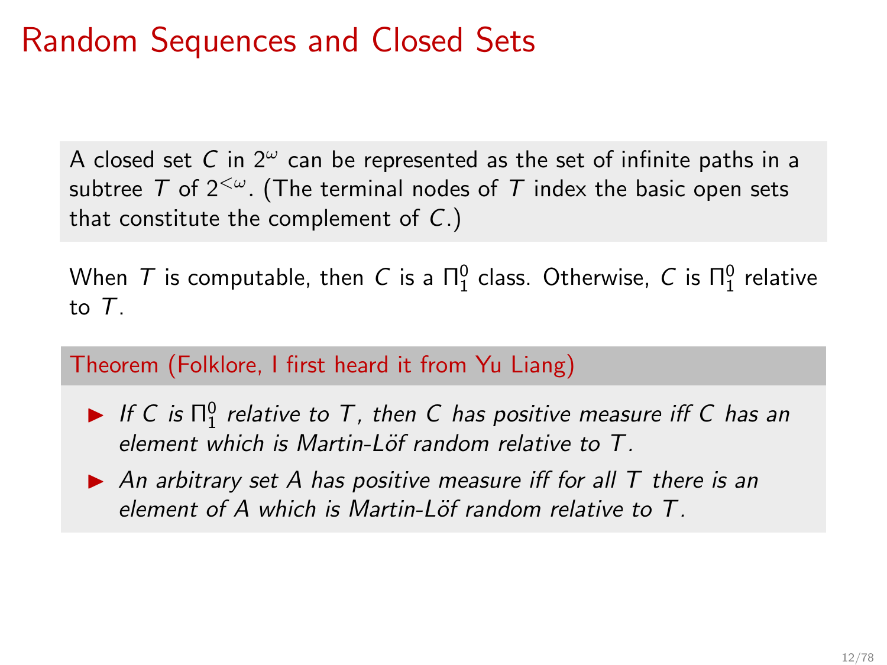# Random Sequences and Closed Sets

A closed set $C$ in $2^\omega$ can be represented as the set of infinite paths in a subtree $T$ of $2^{<\omega}$. (The terminal nodes of $T$ index the basic open sets that constitute the complement of $C$.)

When $T$ is computable, then $C$ is a $\Pi^0_1$ class. Otherwise, $C$ is $\Pi^0_1$ relative to $T$.

**Theorem (Folklore, I first heard it from Yu Liang)**

- *If $C$ is $\Pi^0_1$ relative to $T$, then $C$ has positive measure iff $C$ has an element which is Martin-Löf random relative to $T$.*
- *An arbitrary set $A$ has positive measure iff for all $T$ there is an element of $A$ which is Martin-Löf random relative to $T$.*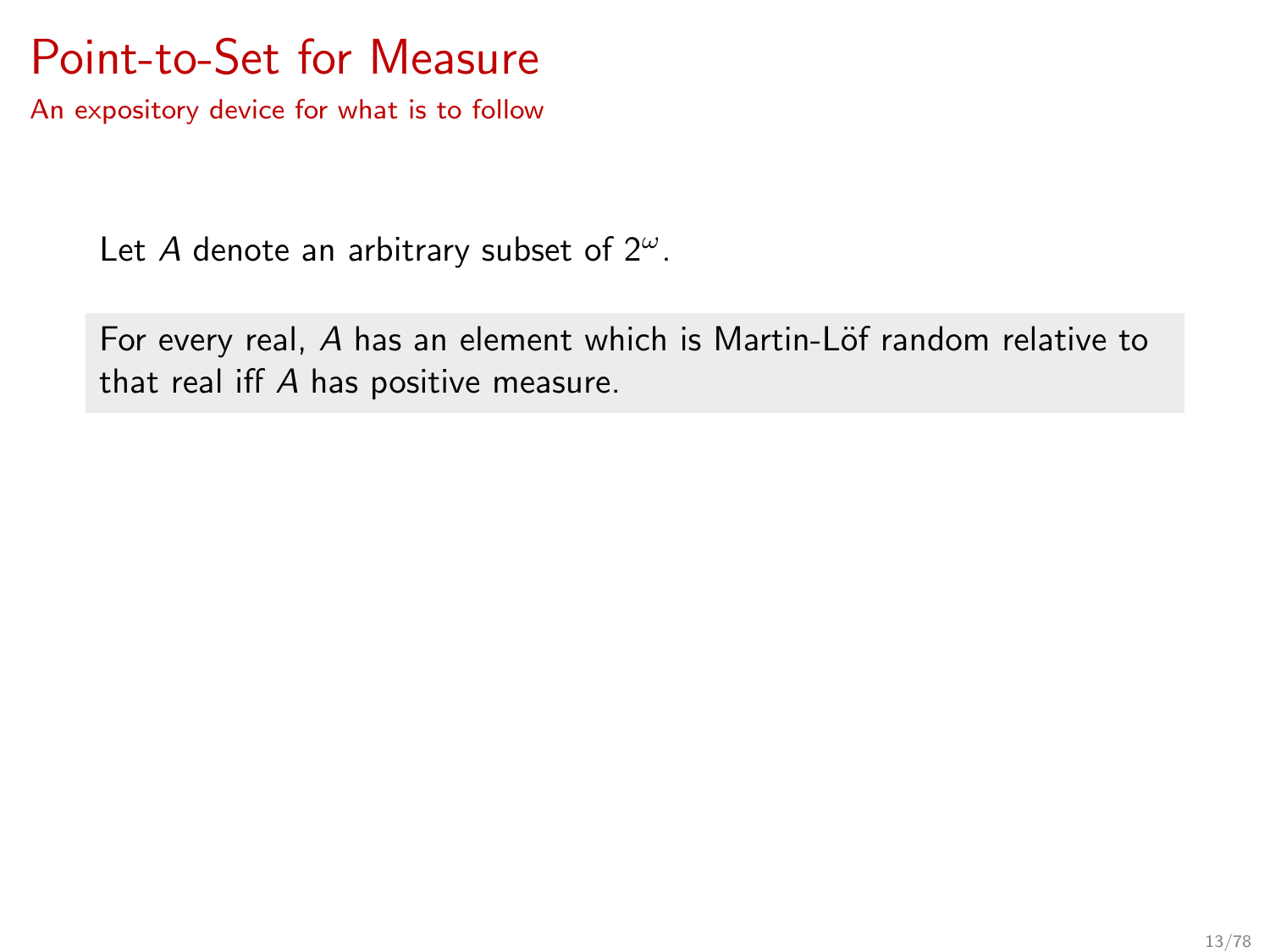# Point-to-Set for Measure

An expository device for what is to follow

Let $A$ denote an arbitrary subset of $2^\omega$.

For every real, $A$ has an element which is Martin-Löf random relative to that real iff $A$ has positive measure.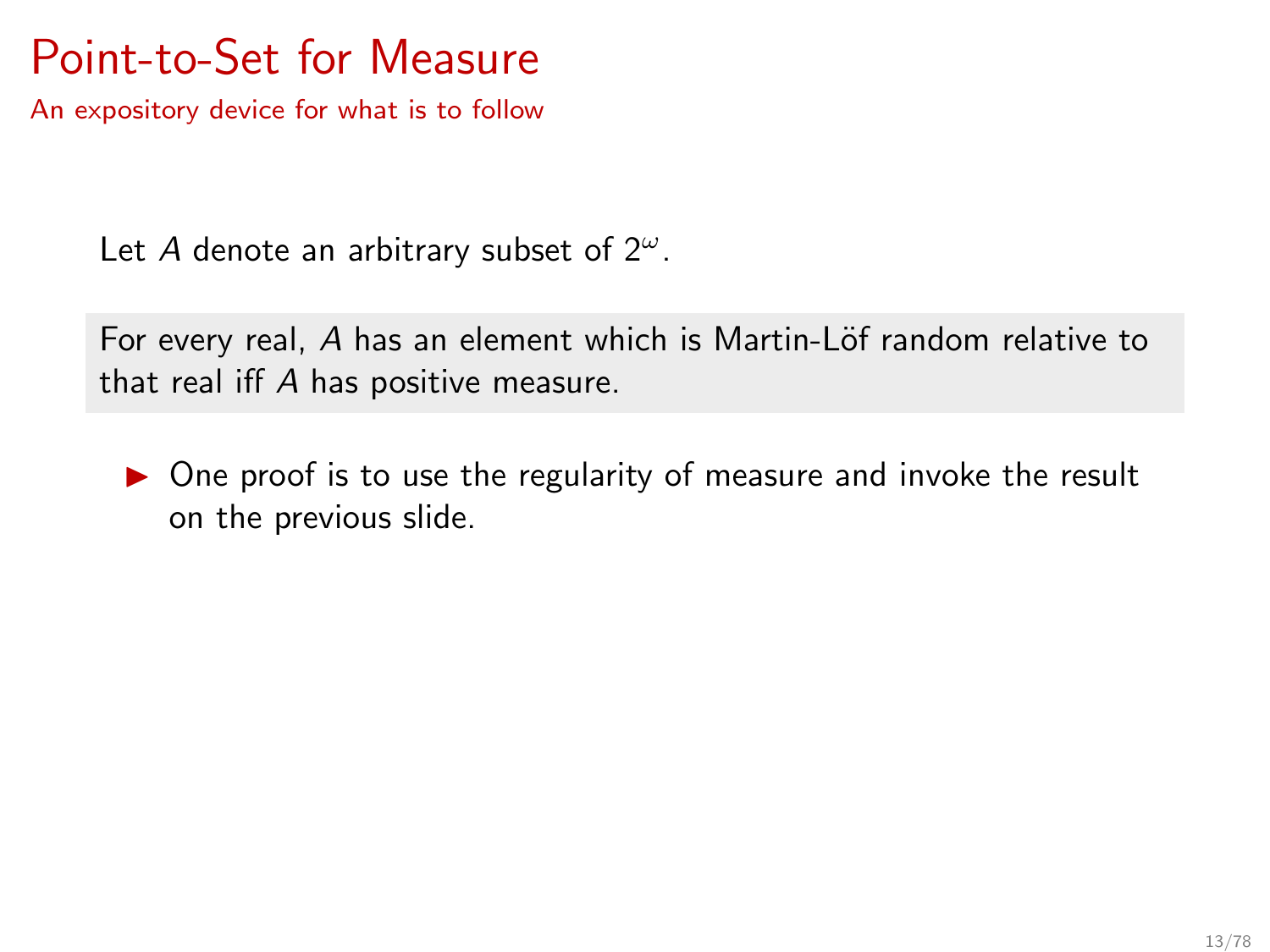# Point-to-Set for Measure

An expository device for what is to follow

Let $A$ denote an arbitrary subset of $2^\omega$.

For every real, $A$ has an element which is Martin-Löf random relative to that real iff $A$ has positive measure.

- One proof is to use the regularity of measure and invoke the result on the previous slide.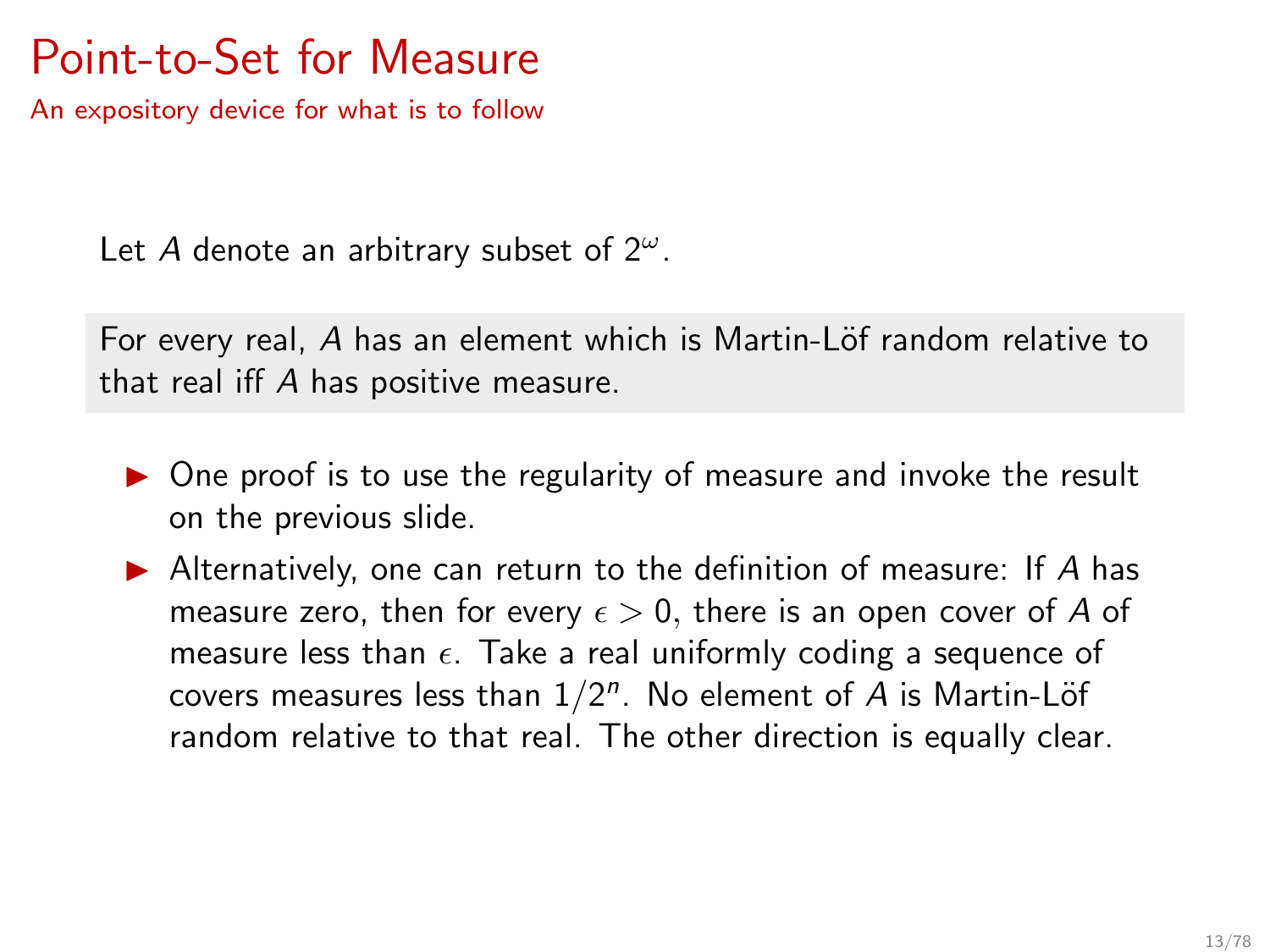# Point-to-Set for Measure

An expository device for what is to follow

Let $A$ denote an arbitrary subset of $2^\omega$.

For every real, $A$ has an element which is Martin-Löf random relative to that real iff $A$ has positive measure.

- One proof is to use the regularity of measure and invoke the result on the previous slide.
- Alternatively, one can return to the definition of measure: If $A$ has measure zero, then for every $\epsilon > 0$, there is an open cover of $A$ of measure less than $\epsilon$. Take a real uniformly coding a sequence of covers measures less than $1/2^n$. No element of $A$ is Martin-Löf random relative to that real. The other direction is equally clear.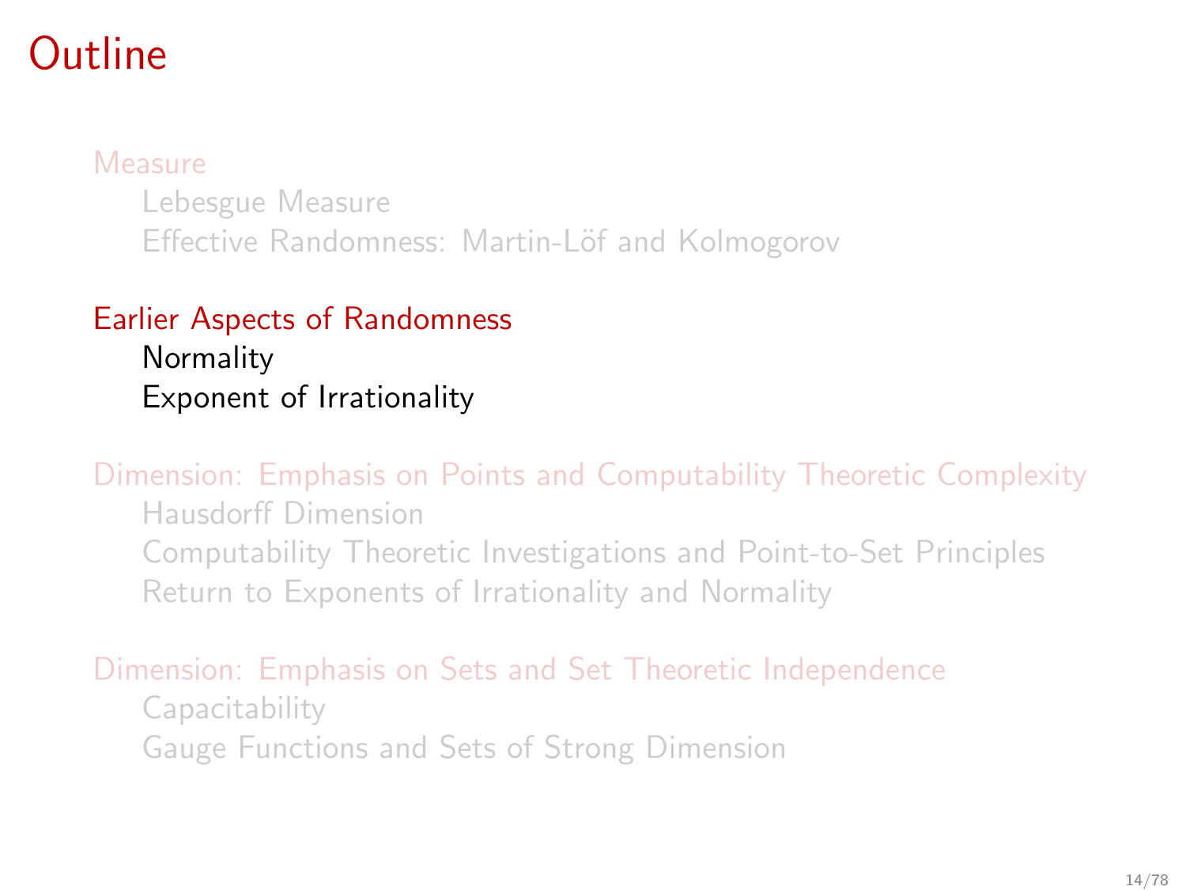# Outline

- Measure
  - Lebesgue Measure
  - Effective Randomness: Martin-Löf and Kolmogorov
- Earlier Aspects of Randomness
  - Normality
  - Exponent of Irrationality
- Dimension: Emphasis on Points and Computability Theoretic Complexity
  - Hausdorff Dimension
  - Computability Theoretic Investigations and Point-to-Set Principles
  - Return to Exponents of Irrationality and Normality
- Dimension: Emphasis on Sets and Set Theoretic Independence
  - Capacitability
  - Gauge Functions and Sets of Strong Dimension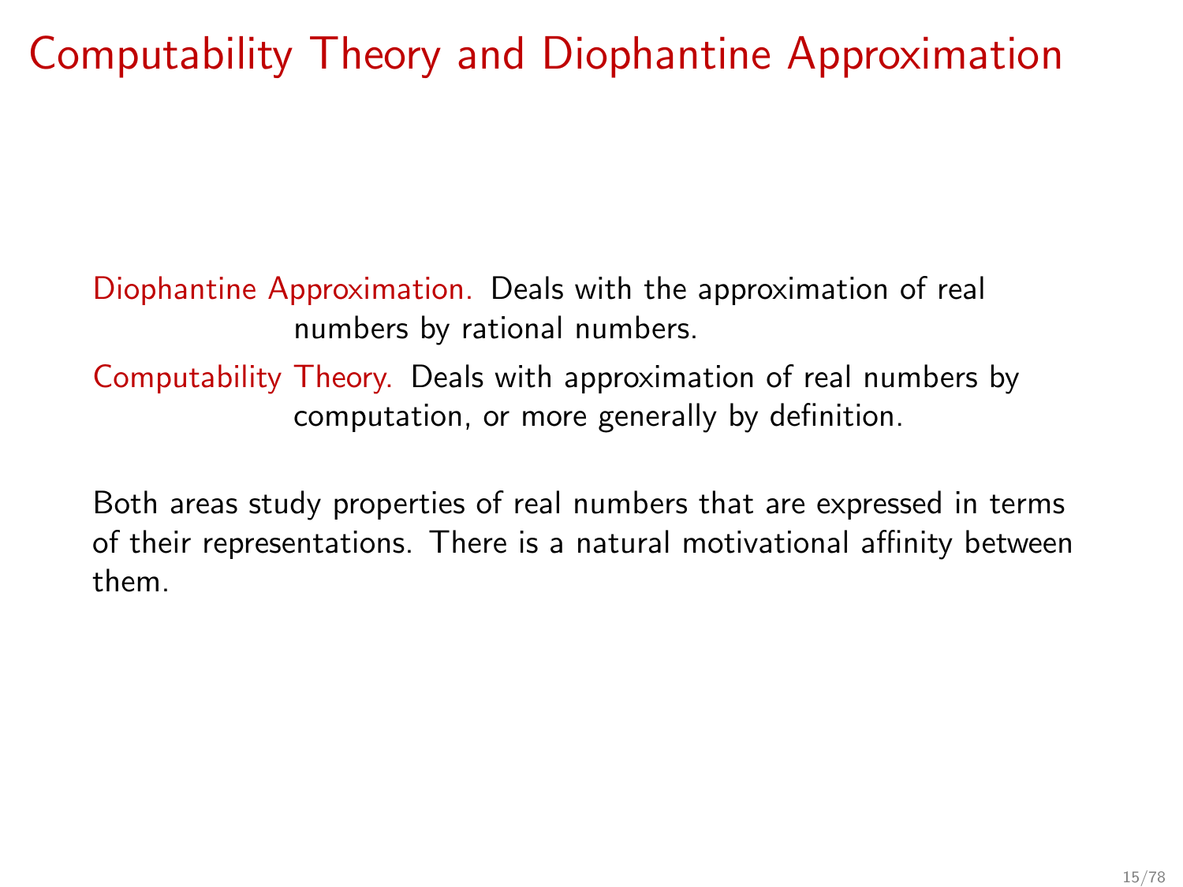# Computability Theory and Diophantine Approximation

**Diophantine Approximation.** Deals with the approximation of real numbers by rational numbers.

**Computability Theory.** Deals with approximation of real numbers by computation, or more generally by definition.

Both areas study properties of real numbers that are expressed in terms of their representations. There is a natural motivational affinity between them.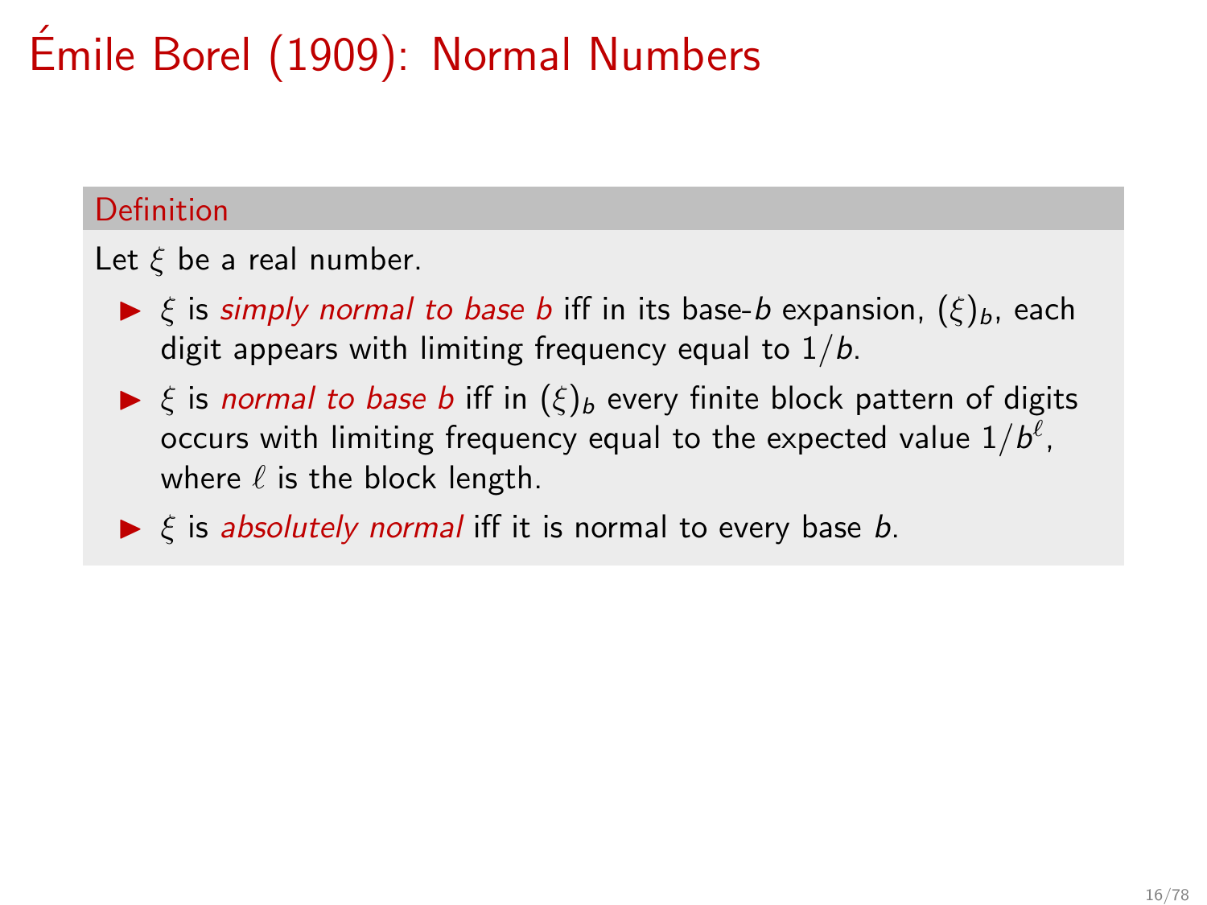# Émile Borel (1909): Normal Numbers

**Definition**

Let $\xi$ be a real number.

- $\xi$ is *simply normal to base b* iff in its base-$b$ expansion, $(\xi)_b$, each digit appears with limiting frequency equal to $1/b$.
- $\xi$ is *normal to base b* iff in $(\xi)_b$ every finite block pattern of digits occurs with limiting frequency equal to the expected value $1/b^\ell$, where $\ell$ is the block length.
- $\xi$ is *absolutely normal* iff it is normal to every base $b$.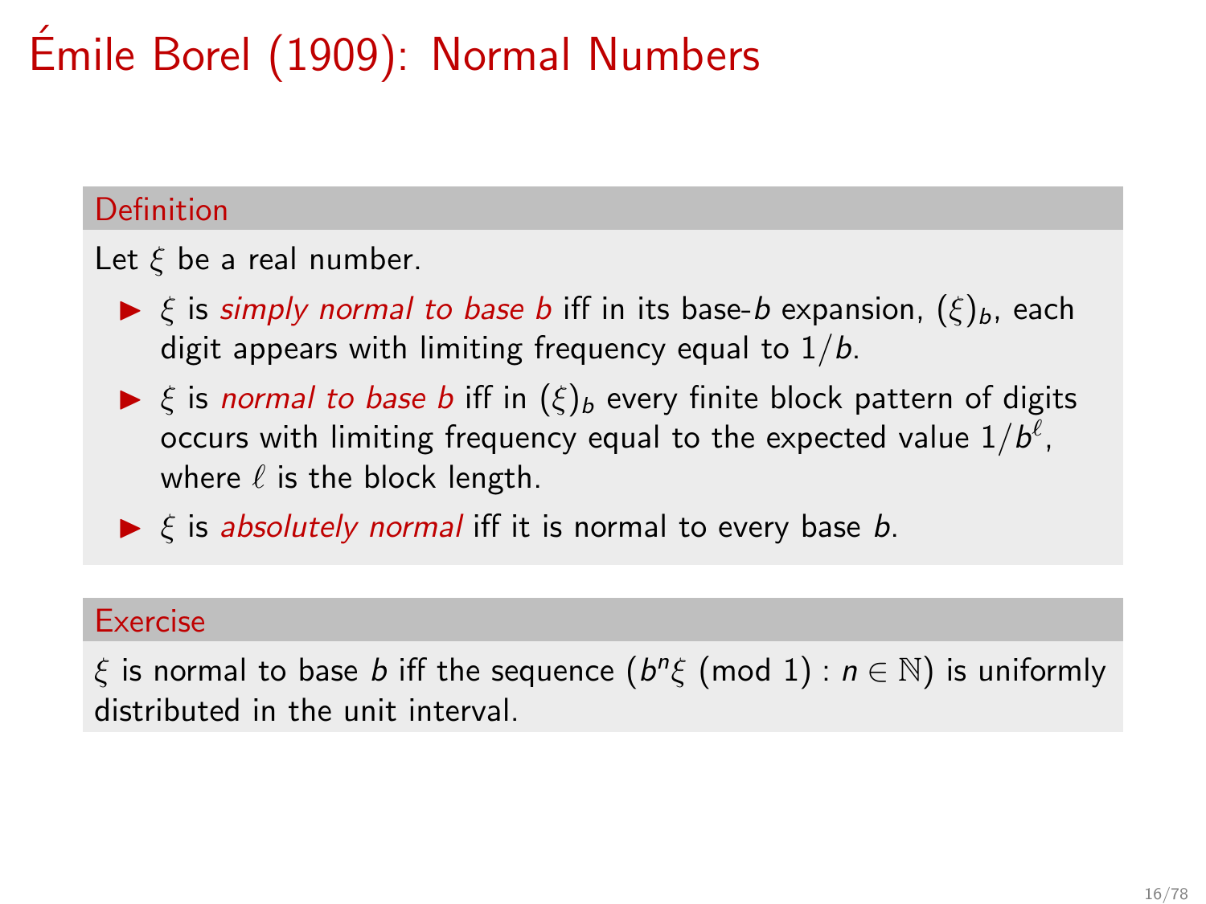# Émile Borel (1909): Normal Numbers

## Definition

Let $\xi$ be a real number.

- $\xi$ is *simply normal to base b* iff in its base-$b$ expansion, $(\xi)_b$, each digit appears with limiting frequency equal to $1/b$.
- $\xi$ is *normal to base b* iff in $(\xi)_b$ every finite block pattern of digits occurs with limiting frequency equal to the expected value $1/b^\ell$, where $\ell$ is the block length.
- $\xi$ is *absolutely normal* iff it is normal to every base $b$.

## Exercise

$\xi$ is normal to base $b$ iff the sequence $(b^n\xi \pmod 1 : n \in \mathbb{N})$ is uniformly distributed in the unit interval.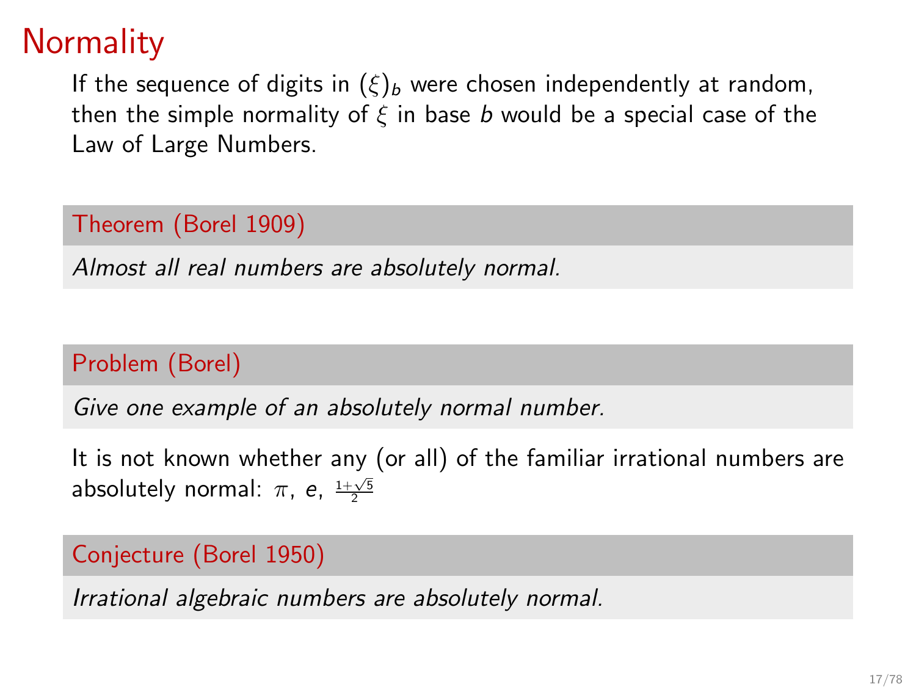# Normality

If the sequence of digits in $(\xi)_b$ were chosen independently at random, then the simple normality of $\xi$ in base $b$ would be a special case of the Law of Large Numbers.

**Theorem (Borel 1909)**

*Almost all real numbers are absolutely normal.*

**Problem (Borel)**

*Give one example of an absolutely normal number.*

It is not known whether any (or all) of the familiar irrational numbers are absolutely normal: $\pi$, $e$, $\frac{1+\sqrt{5}}{2}$

**Conjecture (Borel 1950)**

*Irrational algebraic numbers are absolutely normal.*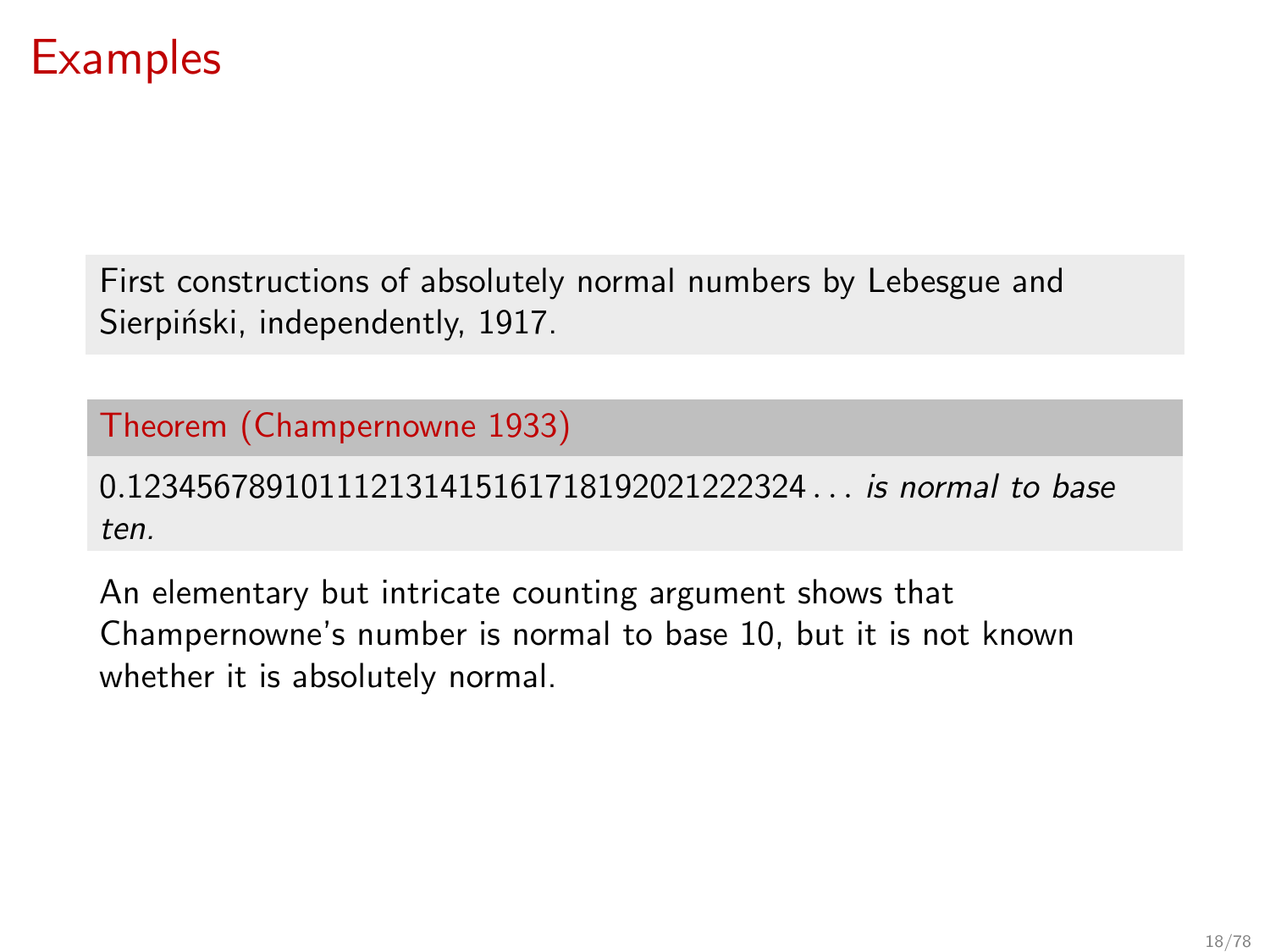# Examples

First constructions of absolutely normal numbers by Lebesgue and Sierpiński, independently, 1917.

**Theorem (Champernowne 1933)**

0.123456789101112131415161718192021222324 . . . *is normal to base ten.*

An elementary but intricate counting argument shows that Champernowne's number is normal to base 10, but it is not known whether it is absolutely normal.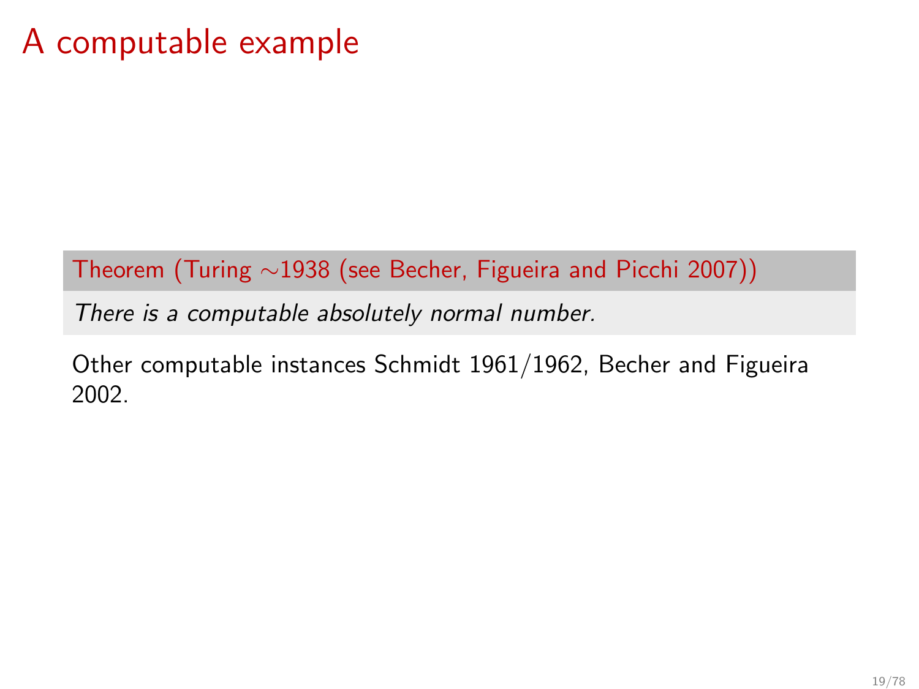# A computable example

**Theorem (Turing $\sim$1938 (see Becher, Figueira and Picchi 2007))**

*There is a computable absolutely normal number.*

Other computable instances Schmidt 1961/1962, Becher and Figueira 2002.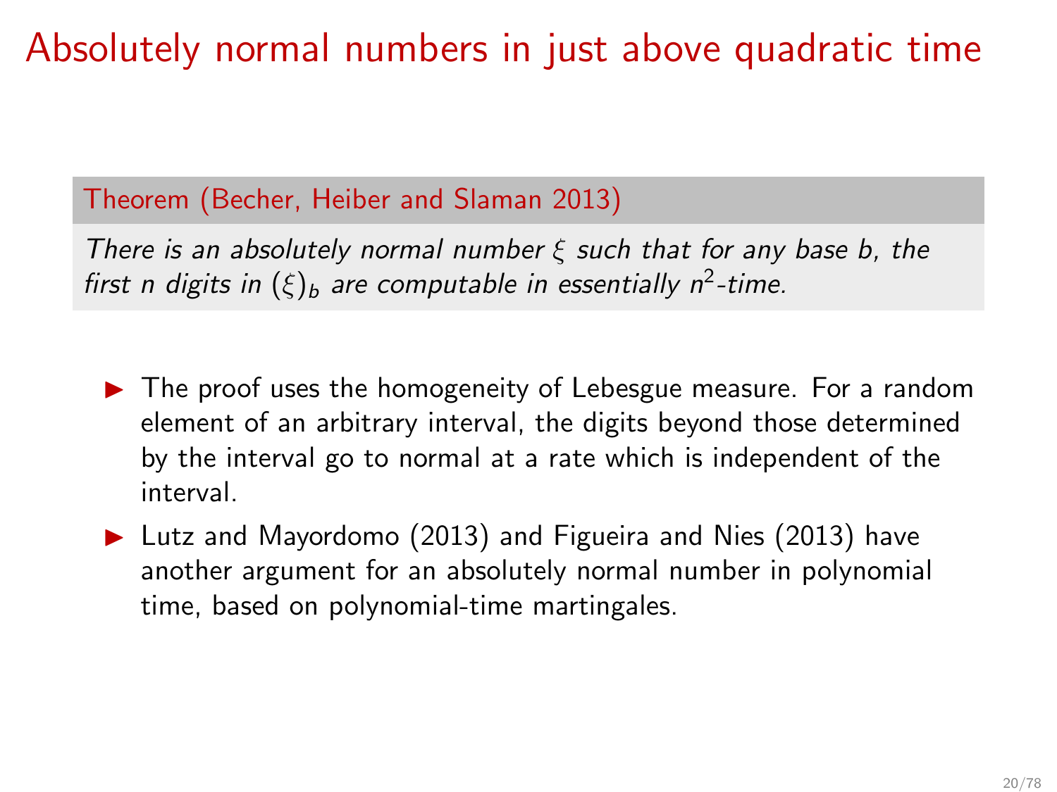# Absolutely normal numbers in just above quadratic time

**Theorem (Becher, Heiber and Slaman 2013)**

*There is an absolutely normal number $\xi$ such that for any base b, the first n digits in $(\xi)_b$ are computable in essentially $n^2$-time.*

- The proof uses the homogeneity of Lebesgue measure. For a random element of an arbitrary interval, the digits beyond those determined by the interval go to normal at a rate which is independent of the interval.
- Lutz and Mayordomo (2013) and Figueira and Nies (2013) have another argument for an absolutely normal number in polynomial time, based on polynomial-time martingales.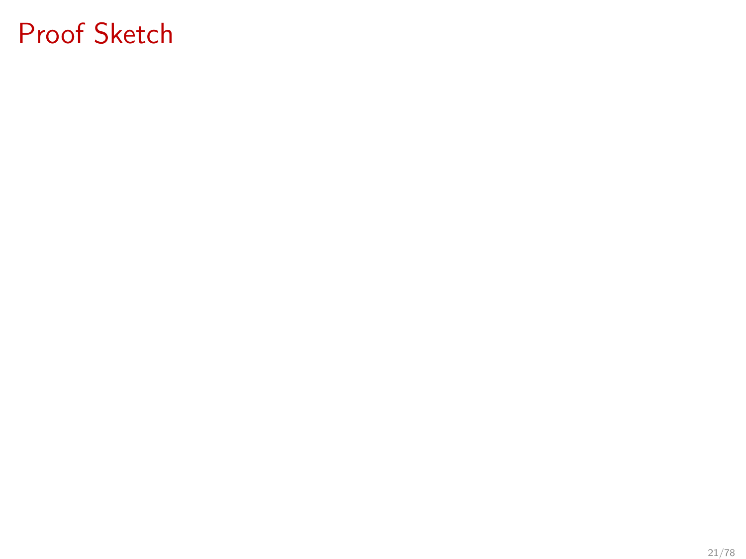# Proof Sketch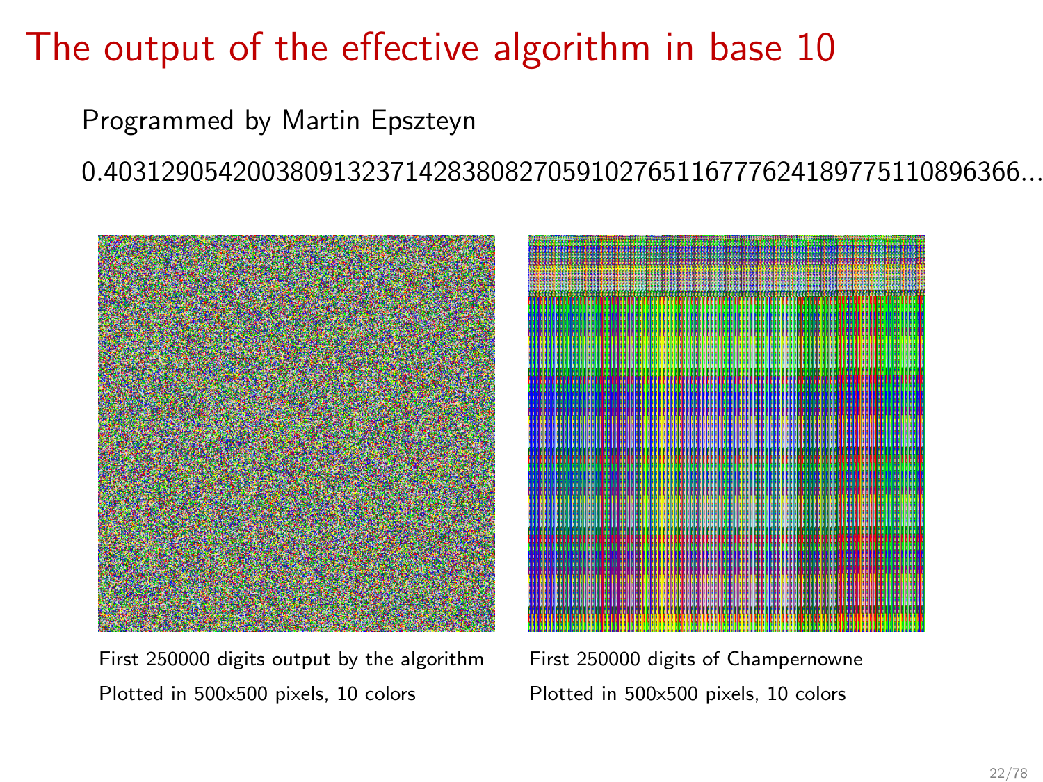# The output of the effective algorithm in base 10

Programmed by Martin Epszteyn

0.4031290542003809132371428380827059102765116777624189775110896366...

First 250000 digits output by the algorithm

Plotted in 500x500 pixels, 10 colors

First 250000 digits of Champernowne

Plotted in 500x500 pixels, 10 colors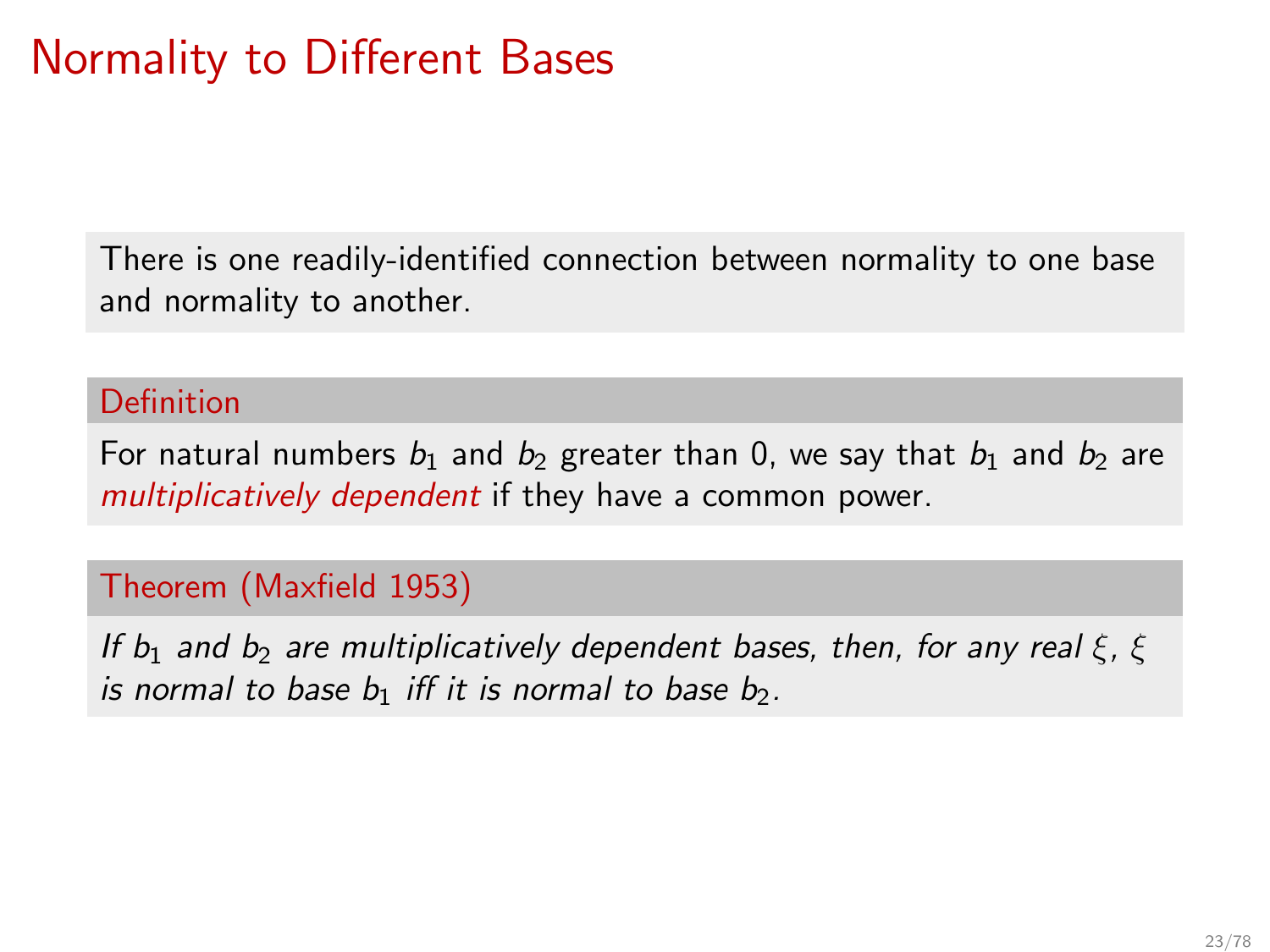# Normality to Different Bases

There is one readily-identified connection between normality to one base and normality to another.

**Definition**

For natural numbers $b_1$ and $b_2$ greater than 0, we say that $b_1$ and $b_2$ are *multiplicatively dependent* if they have a common power.

**Theorem (Maxfield 1953)**

*If $b_1$ and $b_2$ are multiplicatively dependent bases, then, for any real $\xi$, $\xi$ is normal to base $b_1$ iff it is normal to base $b_2$.*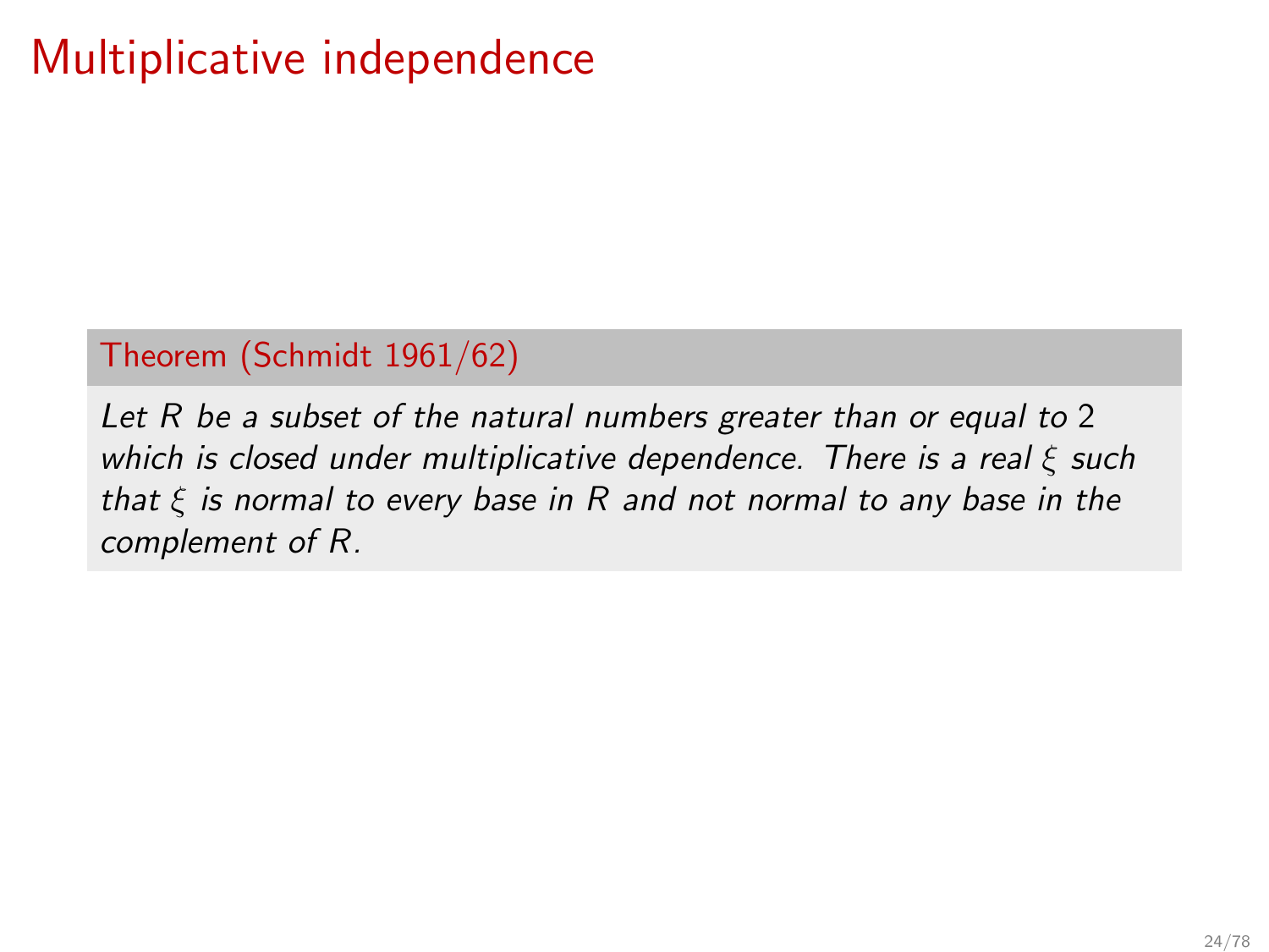# Multiplicative independence

**Theorem (Schmidt 1961/62)**

*Let $R$ be a subset of the natural numbers greater than or equal to 2 which is closed under multiplicative dependence. There is a real $\xi$ such that $\xi$ is normal to every base in $R$ and not normal to any base in the complement of $R$.*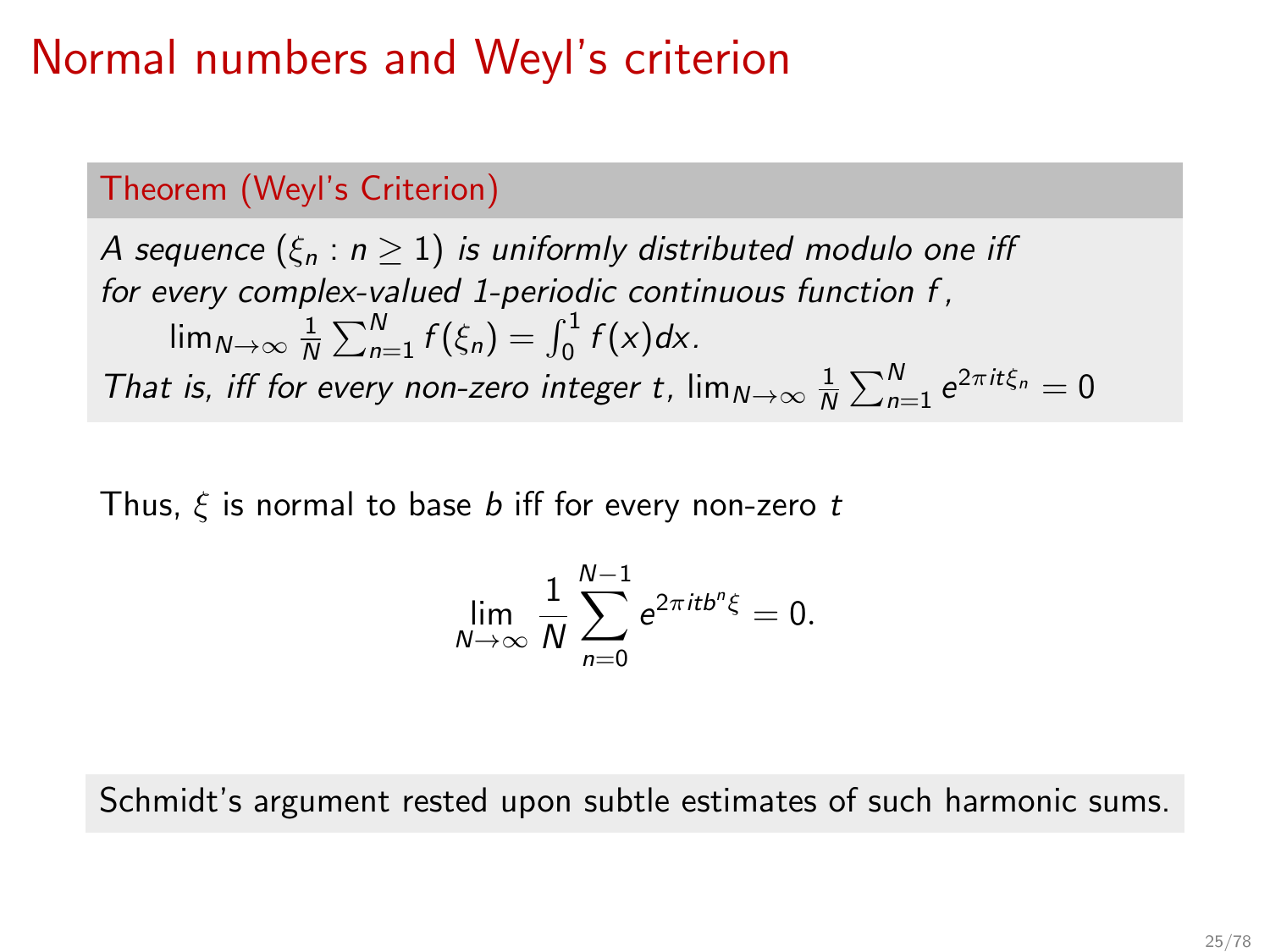# Normal numbers and Weyl's criterion

**Theorem (Weyl's Criterion)**

*A sequence $(\xi_n : n \geq 1)$ is uniformly distributed modulo one iff for every complex-valued 1-periodic continuous function $f$,*
$\lim_{N\to\infty} \frac{1}{N}\sum_{n=1}^{N} f(\xi_n) = \int_0^1 f(x)dx$.
*That is, iff for every non-zero integer $t$, $\lim_{N\to\infty} \frac{1}{N}\sum_{n=1}^{N} e^{2\pi i t \xi_n} = 0$*

Thus, $\xi$ is normal to base $b$ iff for every non-zero $t$

$$\lim_{N\to\infty} \frac{1}{N}\sum_{n=0}^{N-1} e^{2\pi i t b^n \xi} = 0.$$

Schmidt's argument rested upon subtle estimates of such harmonic sums.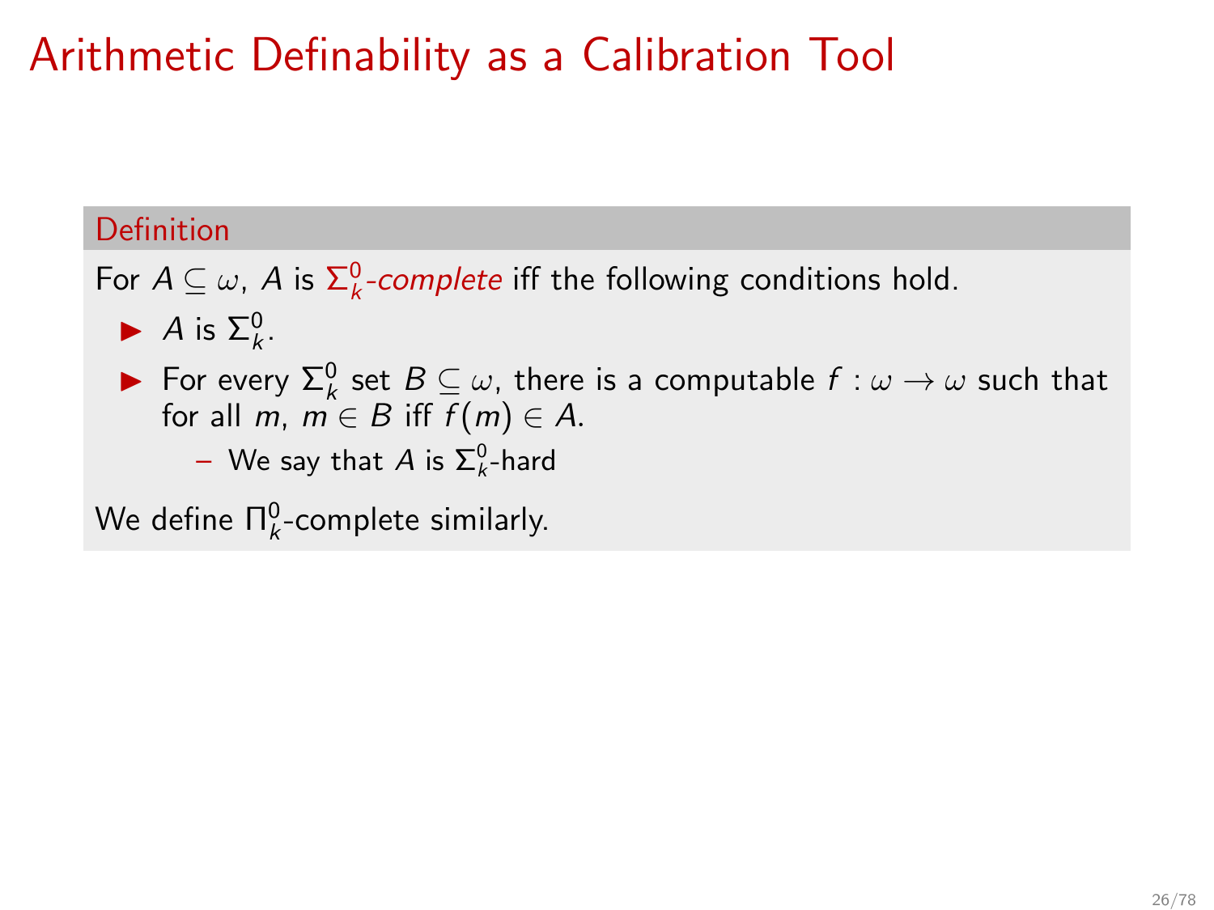# Arithmetic Definability as a Calibration Tool

**Definition**

For $A \subseteq \omega$, $A$ is *$\Sigma^0_k$-complete* iff the following conditions hold.

- $A$ is $\Sigma^0_k$.
- For every $\Sigma^0_k$ set $B \subseteq \omega$, there is a computable $f : \omega \to \omega$ such that for all $m$, $m \in B$ iff $f(m) \in A$.
  - We say that $A$ is $\Sigma^0_k$-hard

We define $\Pi^0_k$-complete similarly.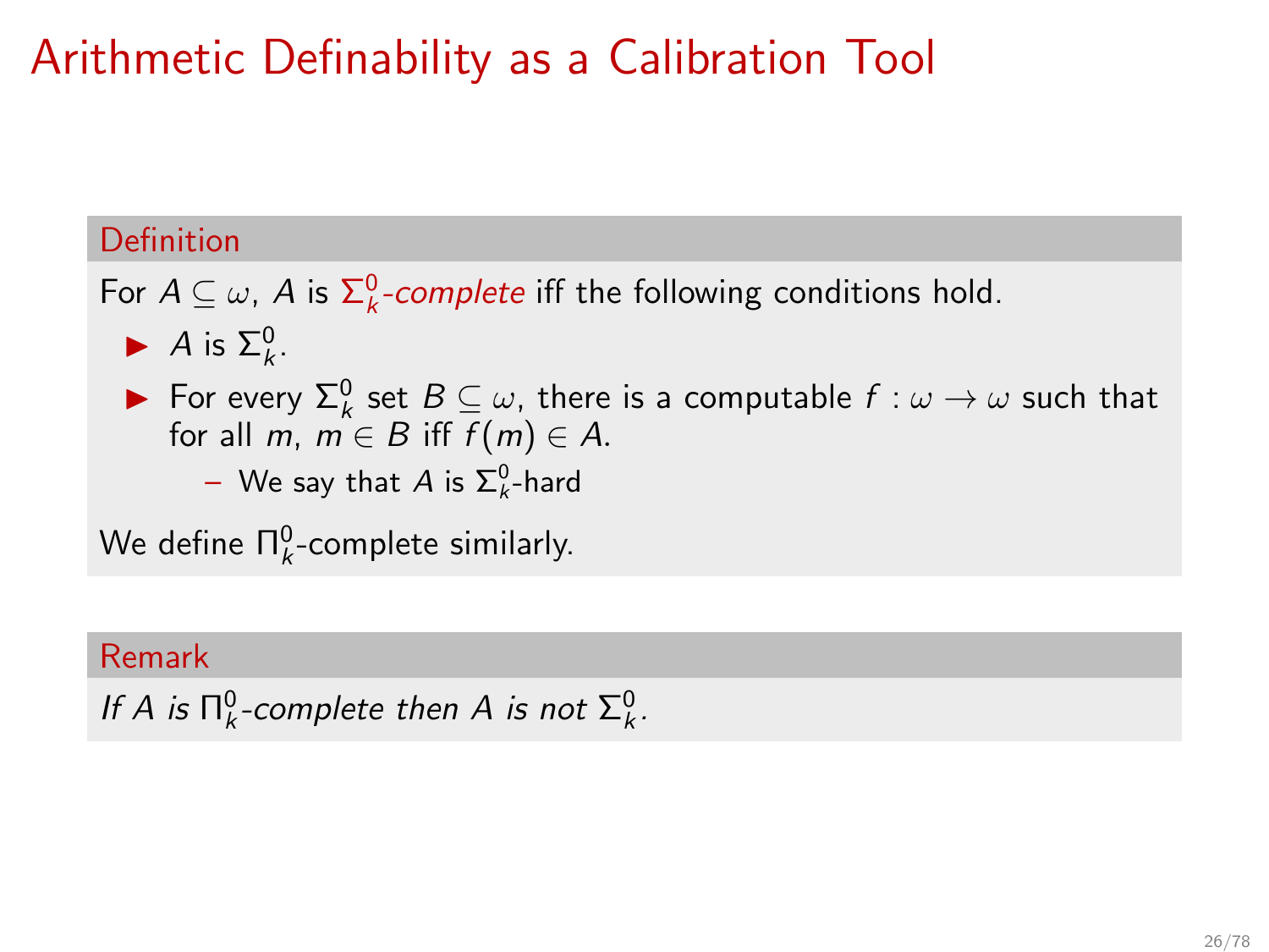# Arithmetic Definability as a Calibration Tool

**Definition**

For $A \subseteq \omega$, $A$ is $\Sigma^0_k$-*complete* iff the following conditions hold.

- $A$ is $\Sigma^0_k$.
- For every $\Sigma^0_k$ set $B \subseteq \omega$, there is a computable $f : \omega \to \omega$ such that for all $m$, $m \in B$ iff $f(m) \in A$.
  - We say that $A$ is $\Sigma^0_k$-hard

We define $\Pi^0_k$-complete similarly.

**Remark**

*If $A$ is $\Pi^0_k$-complete then $A$ is not $\Sigma^0_k$.*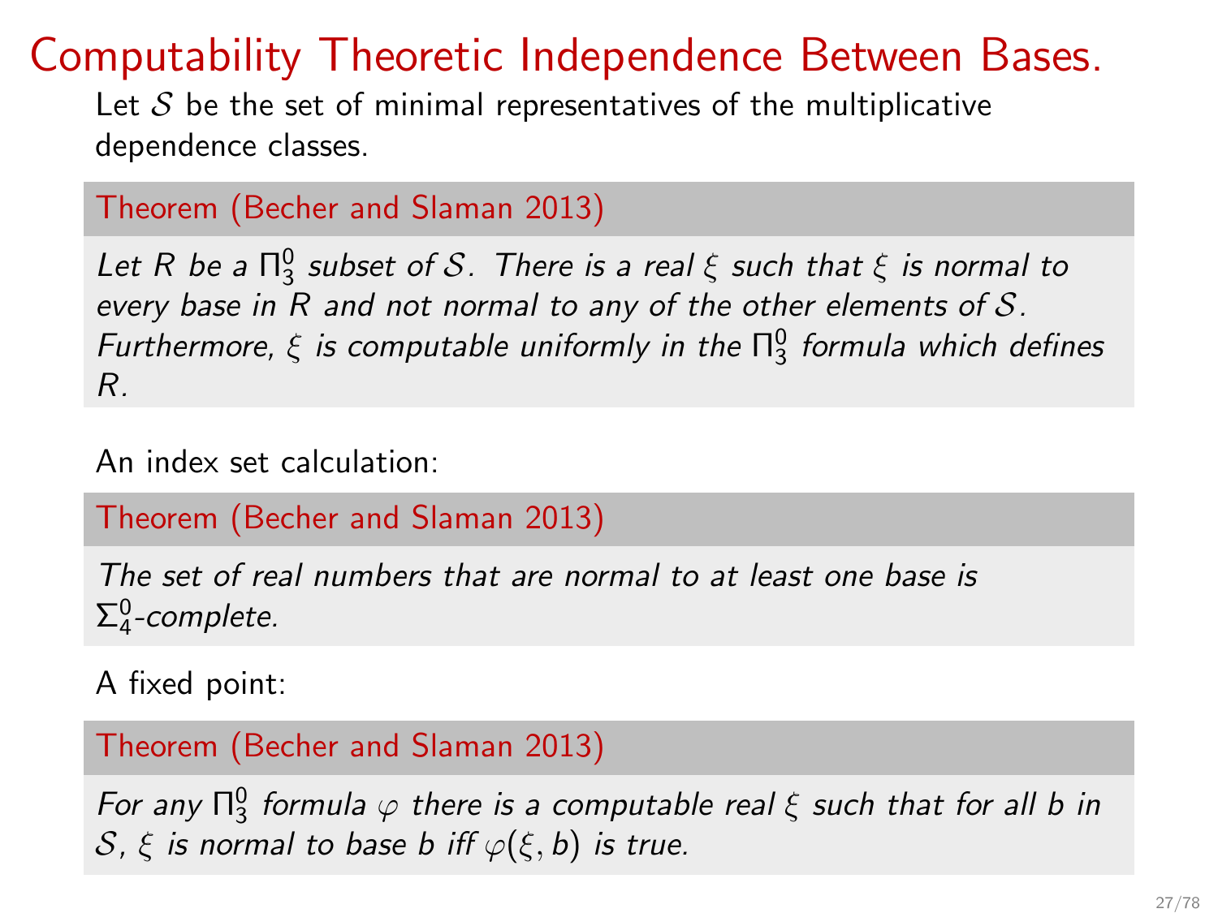# Computability Theoretic Independence Between Bases.

Let $\mathcal{S}$ be the set of minimal representatives of the multiplicative dependence classes.

**Theorem (Becher and Slaman 2013)**

*Let $R$ be a $\Pi^0_3$ subset of $\mathcal{S}$. There is a real $\xi$ such that $\xi$ is normal to every base in $R$ and not normal to any of the other elements of $\mathcal{S}$. Furthermore, $\xi$ is computable uniformly in the $\Pi^0_3$ formula which defines $R$.*

An index set calculation:

**Theorem (Becher and Slaman 2013)**

*The set of real numbers that are normal to at least one base is $\Sigma^0_4$-complete.*

A fixed point:

**Theorem (Becher and Slaman 2013)**

*For any $\Pi^0_3$ formula $\varphi$ there is a computable real $\xi$ such that for all $b$ in $\mathcal{S}$, $\xi$ is normal to base $b$ iff $\varphi(\xi, b)$ is true.*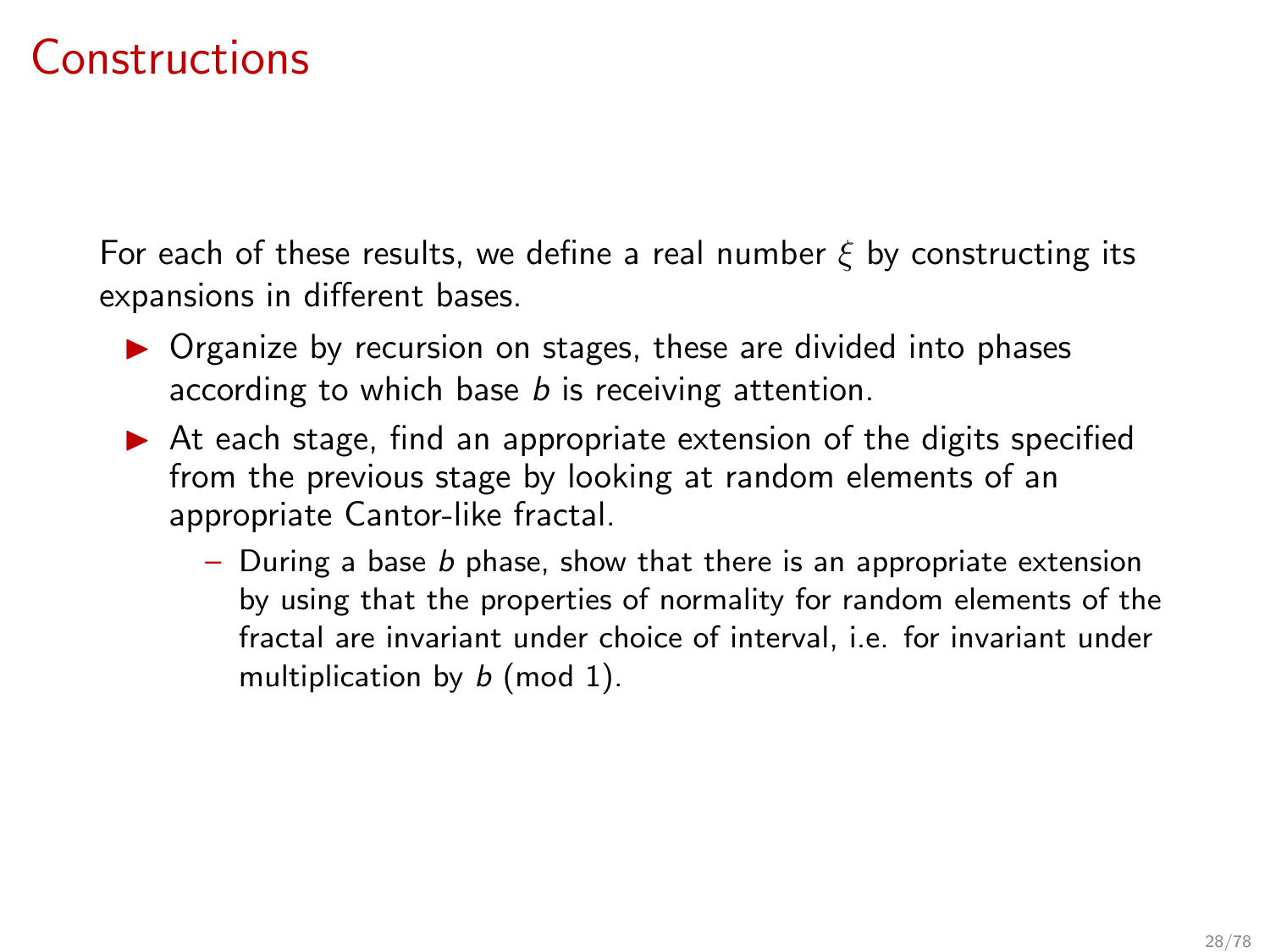# Constructions

For each of these results, we define a real number $\xi$ by constructing its expansions in different bases.

- Organize by recursion on stages, these are divided into phases according to which base $b$ is receiving attention.
- At each stage, find an appropriate extension of the digits specified from the previous stage by looking at random elements of an appropriate Cantor-like fractal.
  - During a base $b$ phase, show that there is an appropriate extension by using that the properties of normality for random elements of the fractal are invariant under choice of interval, i.e. for invariant under multiplication by $b$ (mod 1).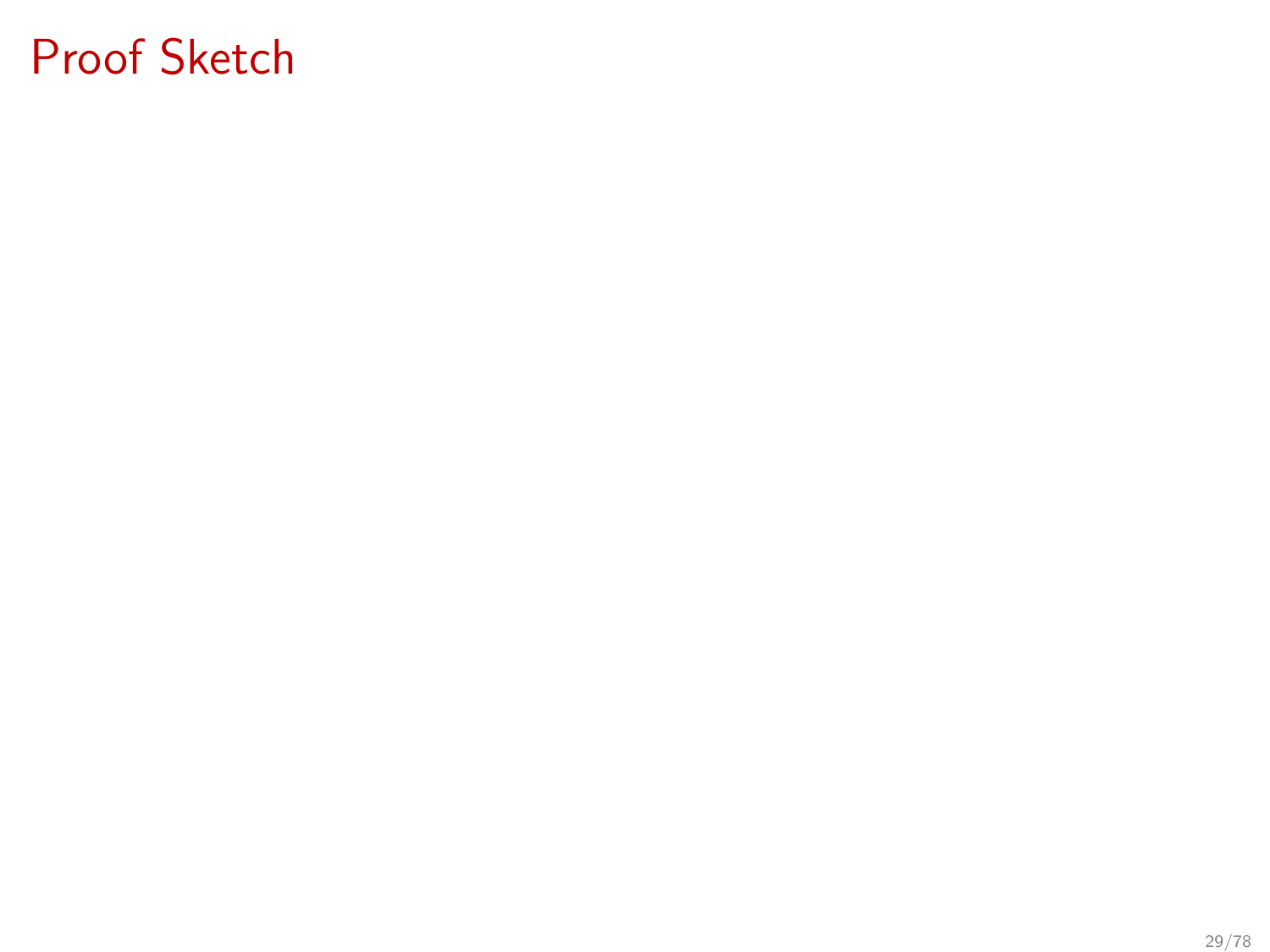# Proof Sketch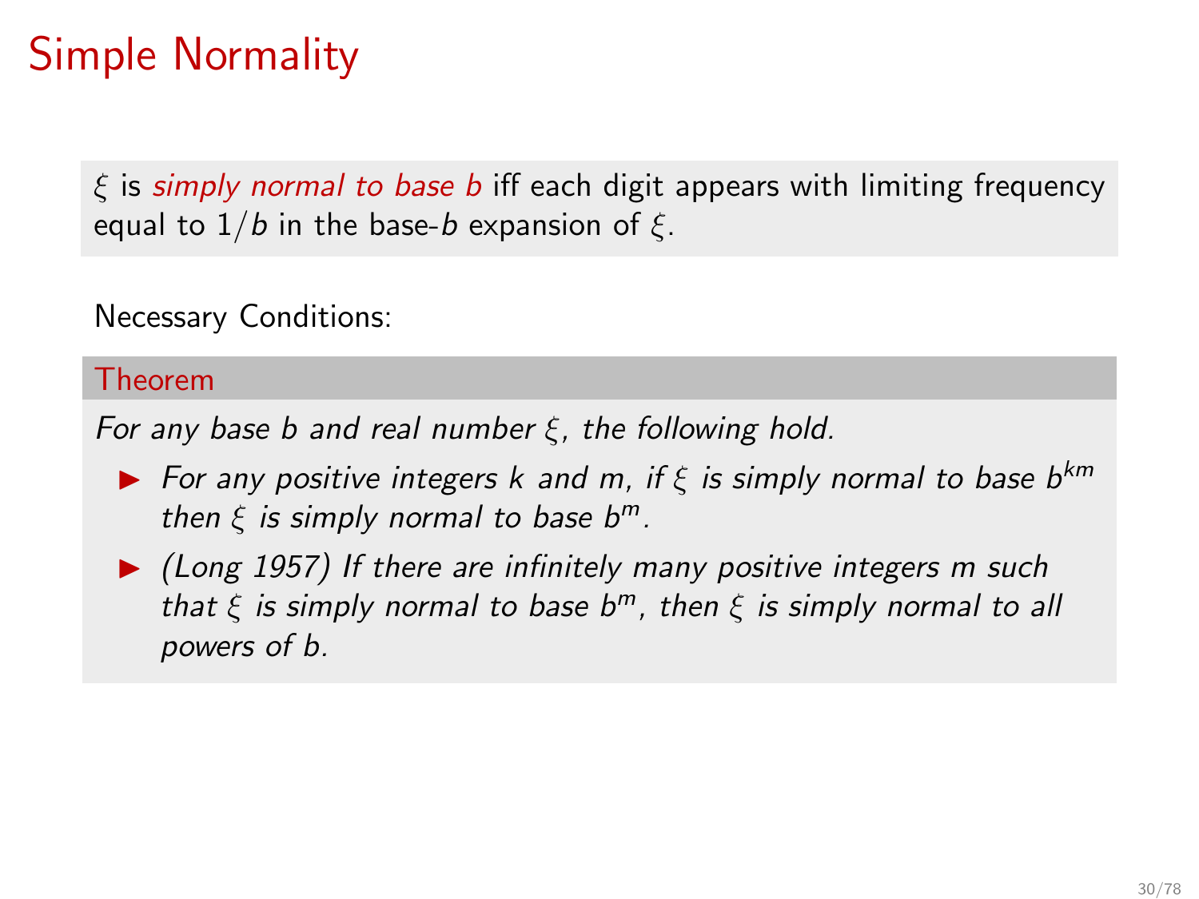# Simple Normality

$\xi$ is *simply normal to base $b$* iff each digit appears with limiting frequency equal to $1/b$ in the base-$b$ expansion of $\xi$.

Necessary Conditions:

**Theorem**

*For any base $b$ and real number $\xi$, the following hold.*

- *For any positive integers $k$ and $m$, if $\xi$ is simply normal to base $b^{km}$ then $\xi$ is simply normal to base $b^m$.*
- *(Long 1957) If there are infinitely many positive integers $m$ such that $\xi$ is simply normal to base $b^m$, then $\xi$ is simply normal to all powers of $b$.*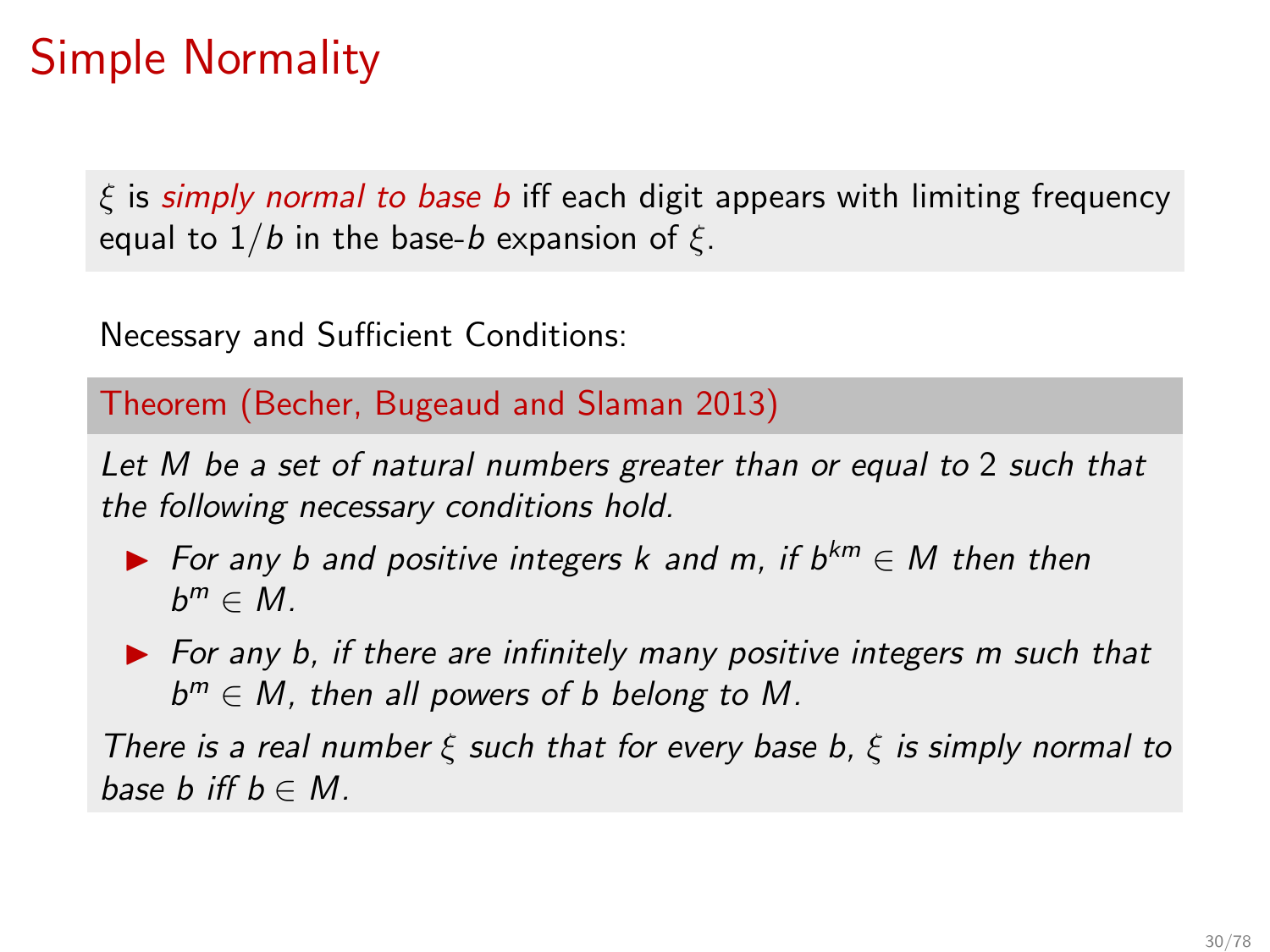# Simple Normality

$\xi$ is *simply normal to base $b$* iff each digit appears with limiting frequency equal to $1/b$ in the base-$b$ expansion of $\xi$.

Necessary and Sufficient Conditions:

**Theorem (Becher, Bugeaud and Slaman 2013)**

*Let $M$ be a set of natural numbers greater than or equal to 2 such that the following necessary conditions hold.*

- *For any $b$ and positive integers $k$ and $m$, if $b^{km} \in M$ then then $b^m \in M$.*
- *For any $b$, if there are infinitely many positive integers $m$ such that $b^m \in M$, then all powers of $b$ belong to $M$.*

*There is a real number $\xi$ such that for every base $b$, $\xi$ is simply normal to base $b$ iff $b \in M$.*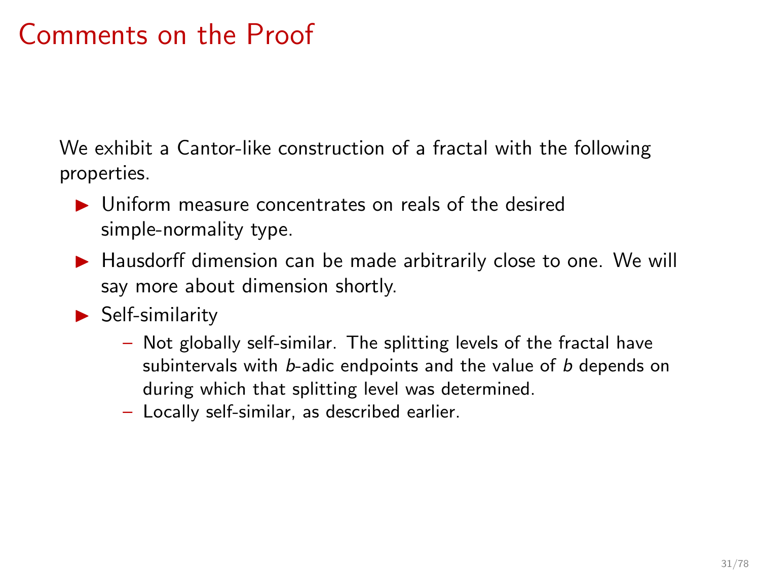# Comments on the Proof

We exhibit a Cantor-like construction of a fractal with the following properties.

- Uniform measure concentrates on reals of the desired simple-normality type.
- Hausdorff dimension can be made arbitrarily close to one. We will say more about dimension shortly.
- Self-similarity
  - Not globally self-similar. The splitting levels of the fractal have subintervals with $b$-adic endpoints and the value of $b$ depends on during which that splitting level was determined.
  - Locally self-similar, as described earlier.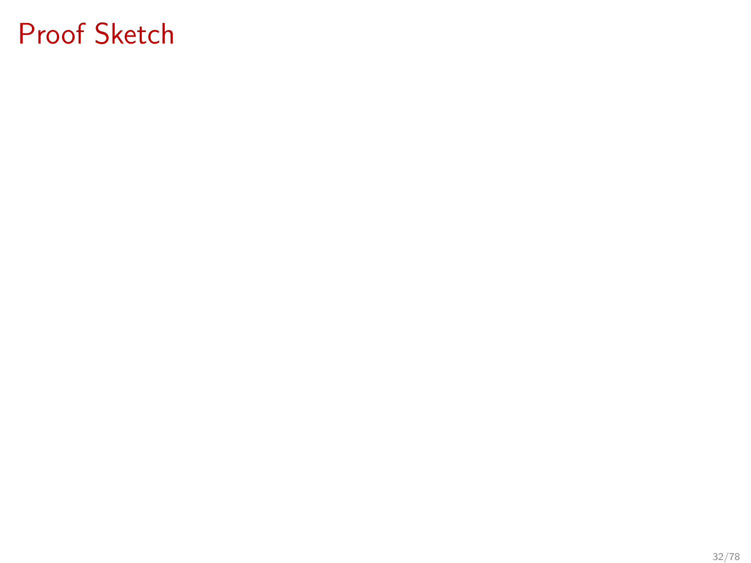# Proof Sketch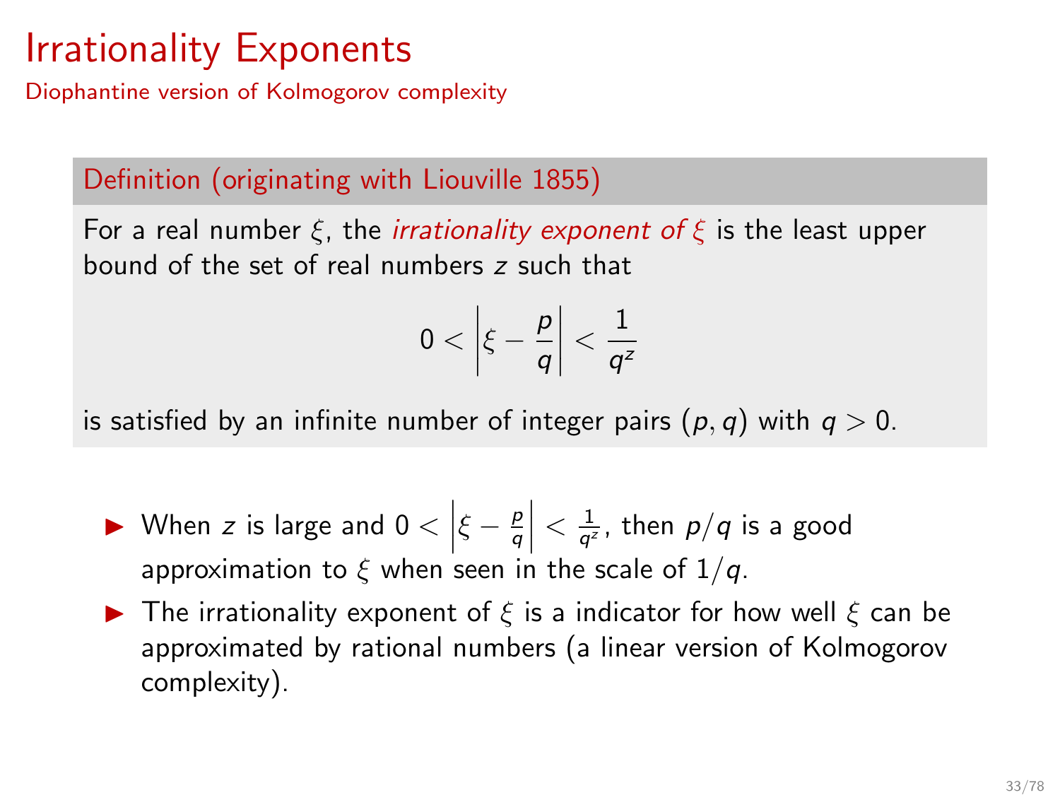# Irrationality Exponents

## Diophantine version of Kolmogorov complexity

**Definition (originating with Liouville 1855)**

For a real number $\xi$, the *irrationality exponent of $\xi$* is the least upper bound of the set of real numbers $z$ such that

$$0 < \left|\xi - \frac{p}{q}\right| < \frac{1}{q^z}$$

is satisfied by an infinite number of integer pairs $(p, q)$ with $q > 0$.

- When $z$ is large and $0 < \left|\xi - \frac{p}{q}\right| < \frac{1}{q^z}$, then $p/q$ is a good approximation to $\xi$ when seen in the scale of $1/q$.
- The irrationality exponent of $\xi$ is a indicator for how well $\xi$ can be approximated by rational numbers (a linear version of Kolmogorov complexity).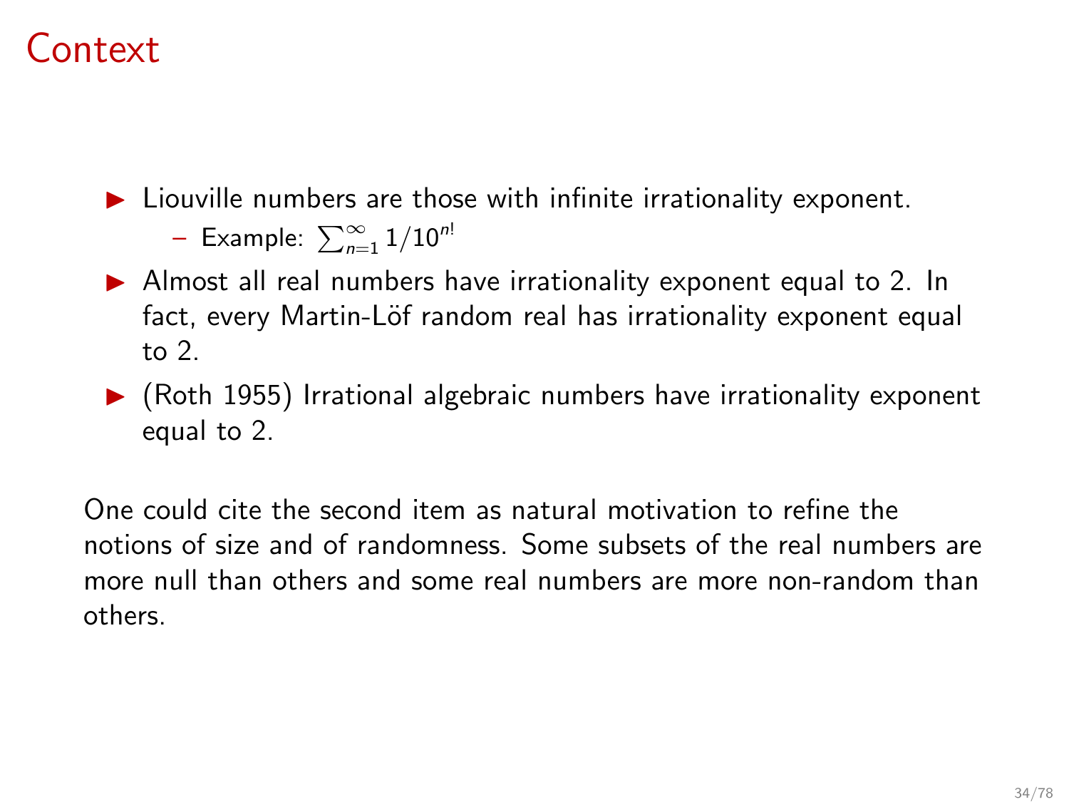# Context

- Liouville numbers are those with infinite irrationality exponent.
  - Example: $\sum_{n=1}^{\infty} 1/10^{n!}$
- Almost all real numbers have irrationality exponent equal to 2. In fact, every Martin-Löf random real has irrationality exponent equal to 2.
- (Roth 1955) Irrational algebraic numbers have irrationality exponent equal to 2.

One could cite the second item as natural motivation to refine the notions of size and of randomness. Some subsets of the real numbers are more null than others and some real numbers are more non-random than others.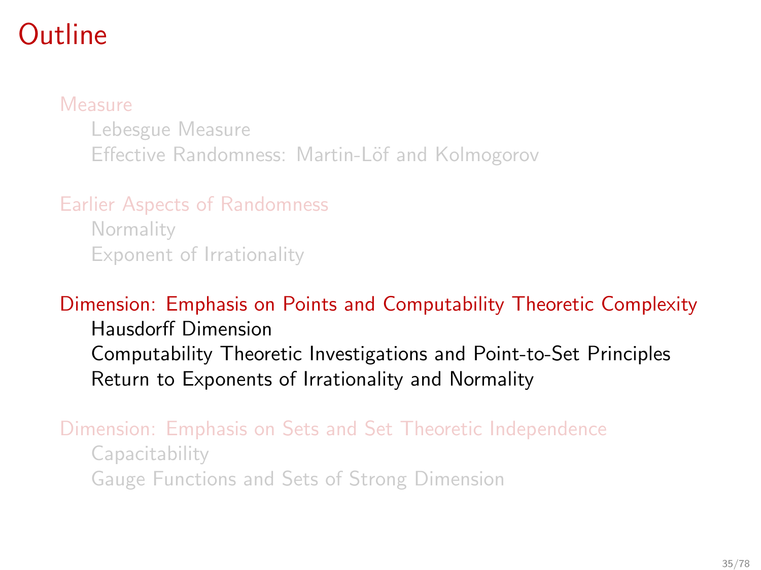# Outline

Measure

- Lebesgue Measure
- Effective Randomness: Martin-Löf and Kolmogorov

Earlier Aspects of Randomness

- Normality
- Exponent of Irrationality

Dimension: Emphasis on Points and Computability Theoretic Complexity

- Hausdorff Dimension
- Computability Theoretic Investigations and Point-to-Set Principles
- Return to Exponents of Irrationality and Normality

Dimension: Emphasis on Sets and Set Theoretic Independence

- Capacitability
- Gauge Functions and Sets of Strong Dimension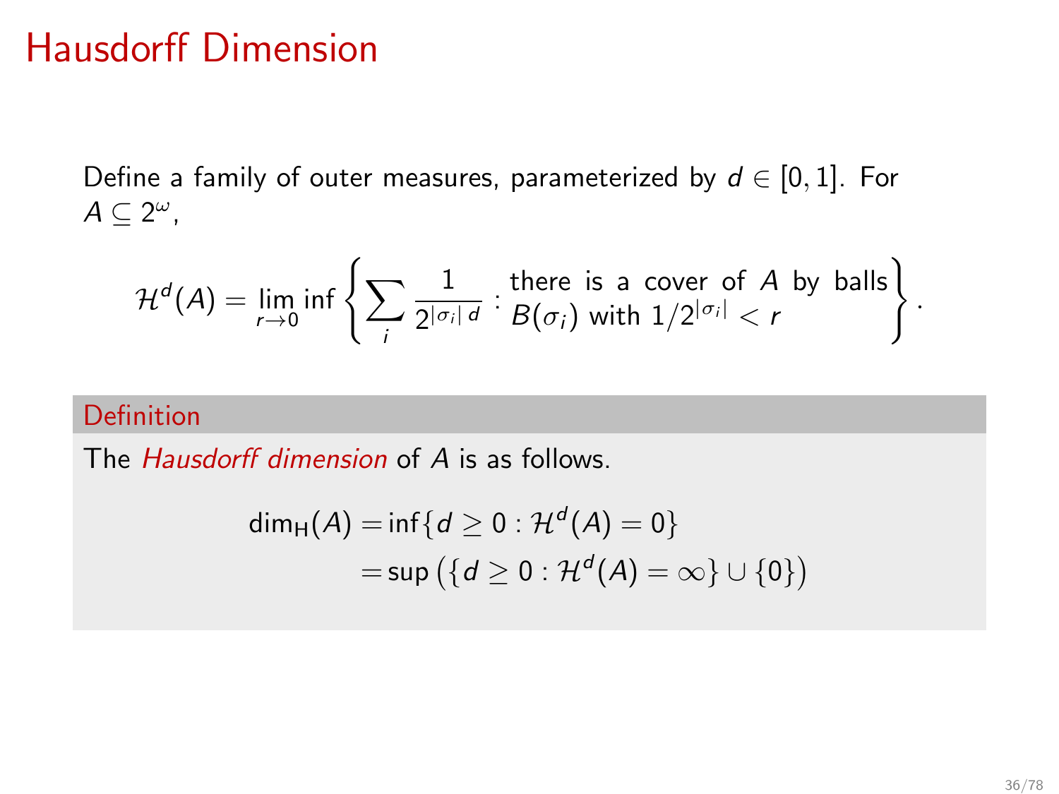# Hausdorff Dimension

Define a family of outer measures, parameterized by $d \in [0,1]$. For $A \subseteq 2^\omega$,

$$\mathcal{H}^d(A) = \lim_{r \to 0} \inf \left\{ \sum_i \frac{1}{2^{|\sigma_i|\, d}} : \begin{array}{l} \text{there is a cover of } A \text{ by balls} \\ B(\sigma_i) \text{ with } 1/2^{|\sigma_i|} < r \end{array} \right\}.$$

**Definition**

The *Hausdorff dimension* of $A$ is as follows.

$$\begin{aligned} \dim_{\mathrm{H}}(A) &= \inf\{d \geq 0 : \mathcal{H}^d(A) = 0\} \\ &= \sup\left(\{d \geq 0 : \mathcal{H}^d(A) = \infty\} \cup \{0\}\right) \end{aligned}$$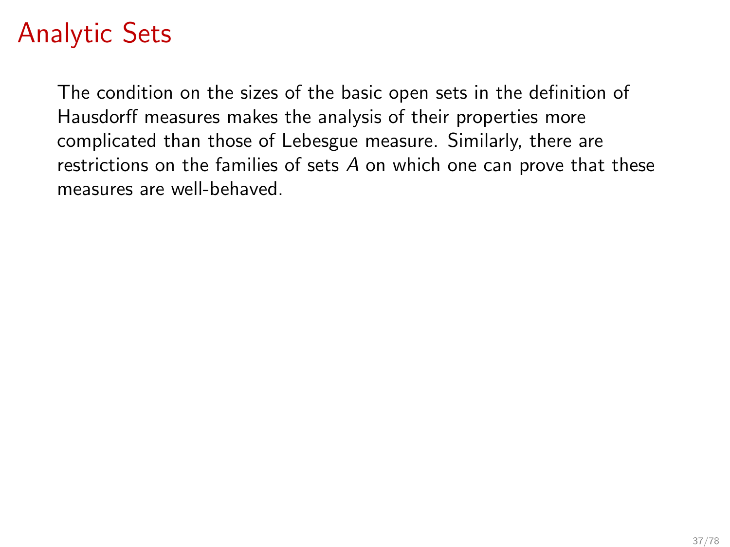# Analytic Sets

The condition on the sizes of the basic open sets in the definition of Hausdorff measures makes the analysis of their properties more complicated than those of Lebesgue measure. Similarly, there are restrictions on the families of sets $A$ on which one can prove that these measures are well-behaved.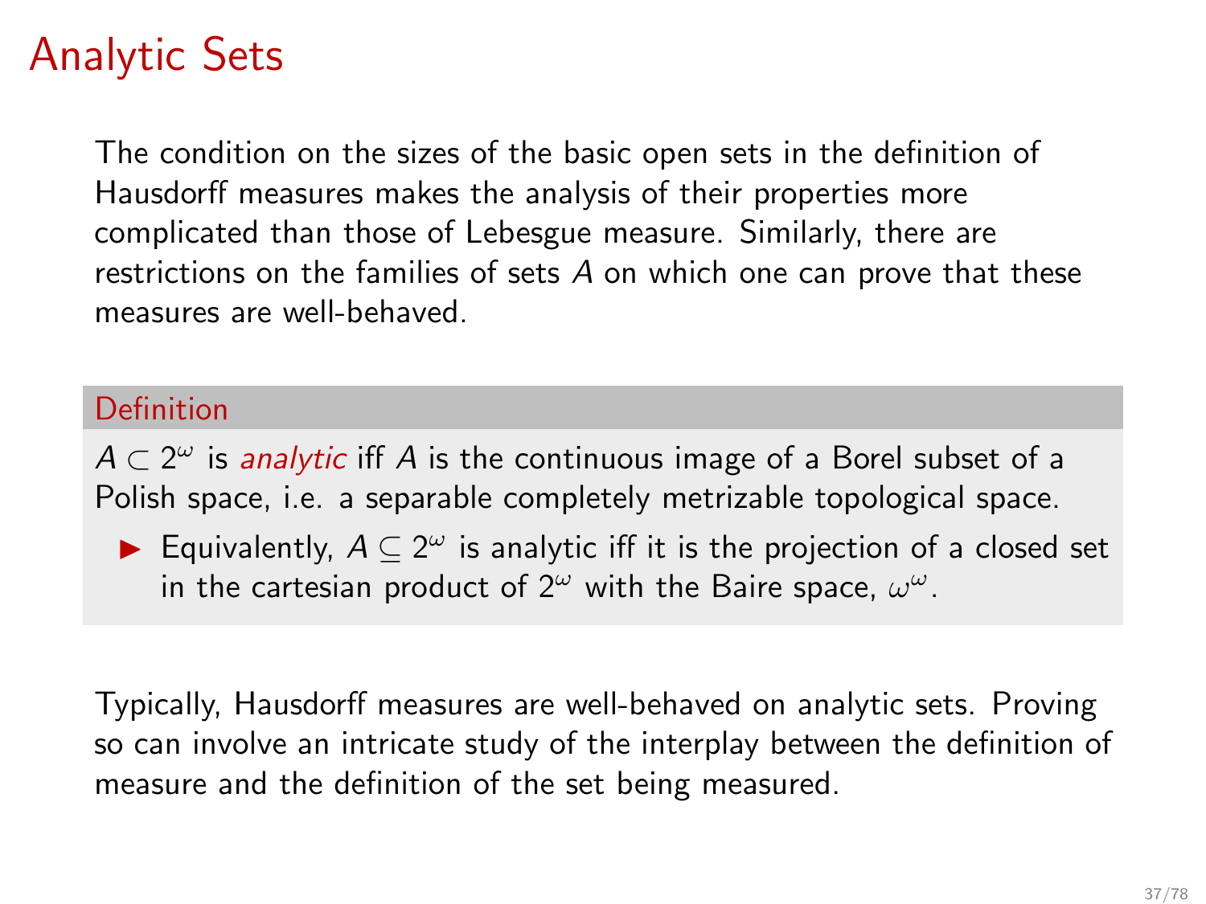# Analytic Sets

The condition on the sizes of the basic open sets in the definition of Hausdorff measures makes the analysis of their properties more complicated than those of Lebesgue measure. Similarly, there are restrictions on the families of sets $A$ on which one can prove that these measures are well-behaved.

**Definition**

$A \subset 2^\omega$ is *analytic* iff $A$ is the continuous image of a Borel subset of a Polish space, i.e. a separable completely metrizable topological space.

- Equivalently, $A \subseteq 2^\omega$ is analytic iff it is the projection of a closed set in the cartesian product of $2^\omega$ with the Baire space, $\omega^\omega$.

Typically, Hausdorff measures are well-behaved on analytic sets. Proving so can involve an intricate study of the interplay between the definition of measure and the definition of the set being measured.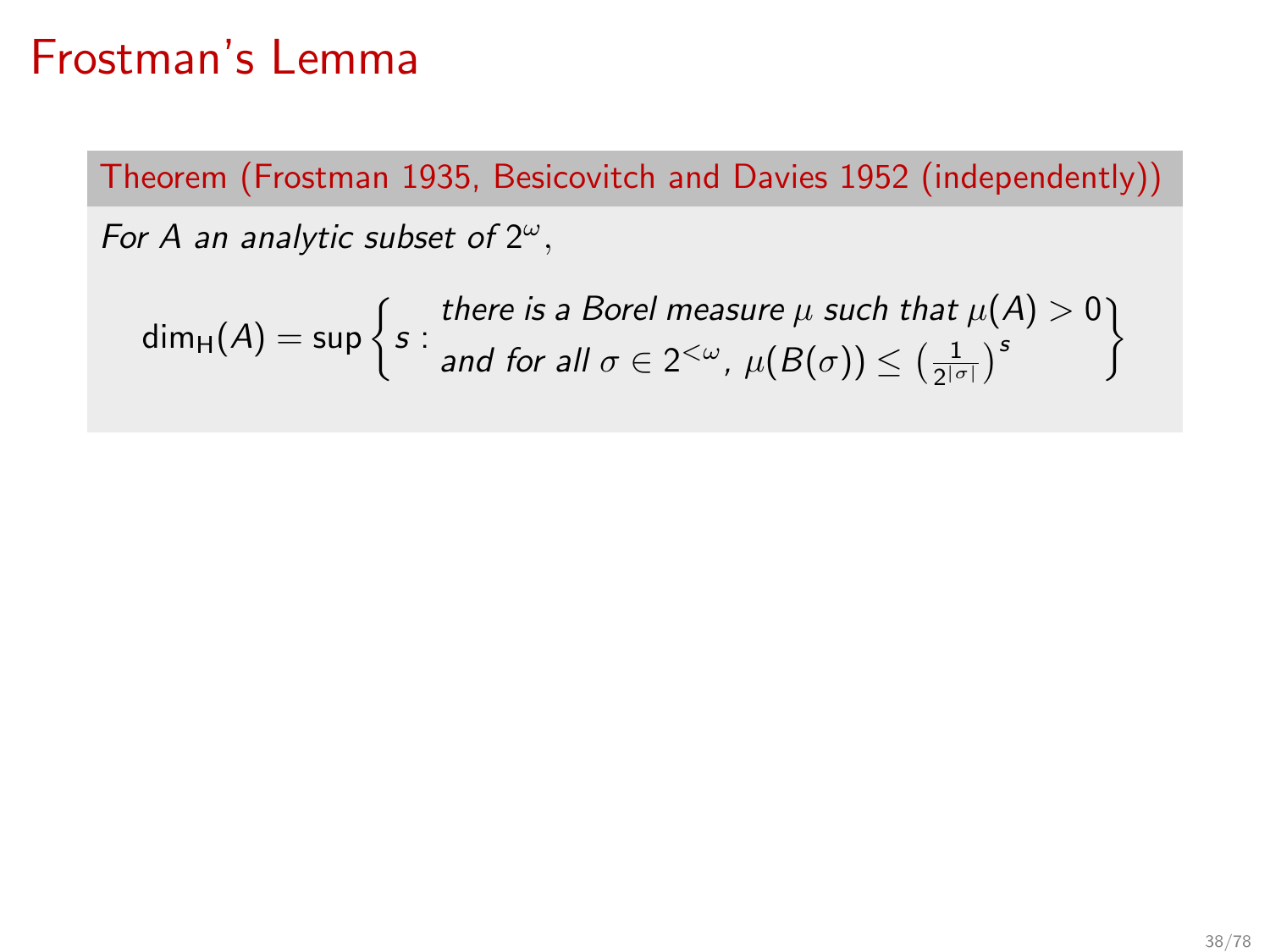# Frostman's Lemma

**Theorem (Frostman 1935, Besicovitch and Davies 1952 (independently))**

*For $A$ an analytic subset of $2^\omega$,*

$$\dim_{\mathrm{H}}(A) = \sup \left\{ s : \begin{array}{l} \textit{there is a Borel measure } \mu \textit{ such that } \mu(A) > 0 \\ \textit{and for all } \sigma \in 2^{<\omega},\ \mu(B(\sigma)) \leq \left(\frac{1}{2^{|\sigma|}}\right)^s \end{array} \right\}$$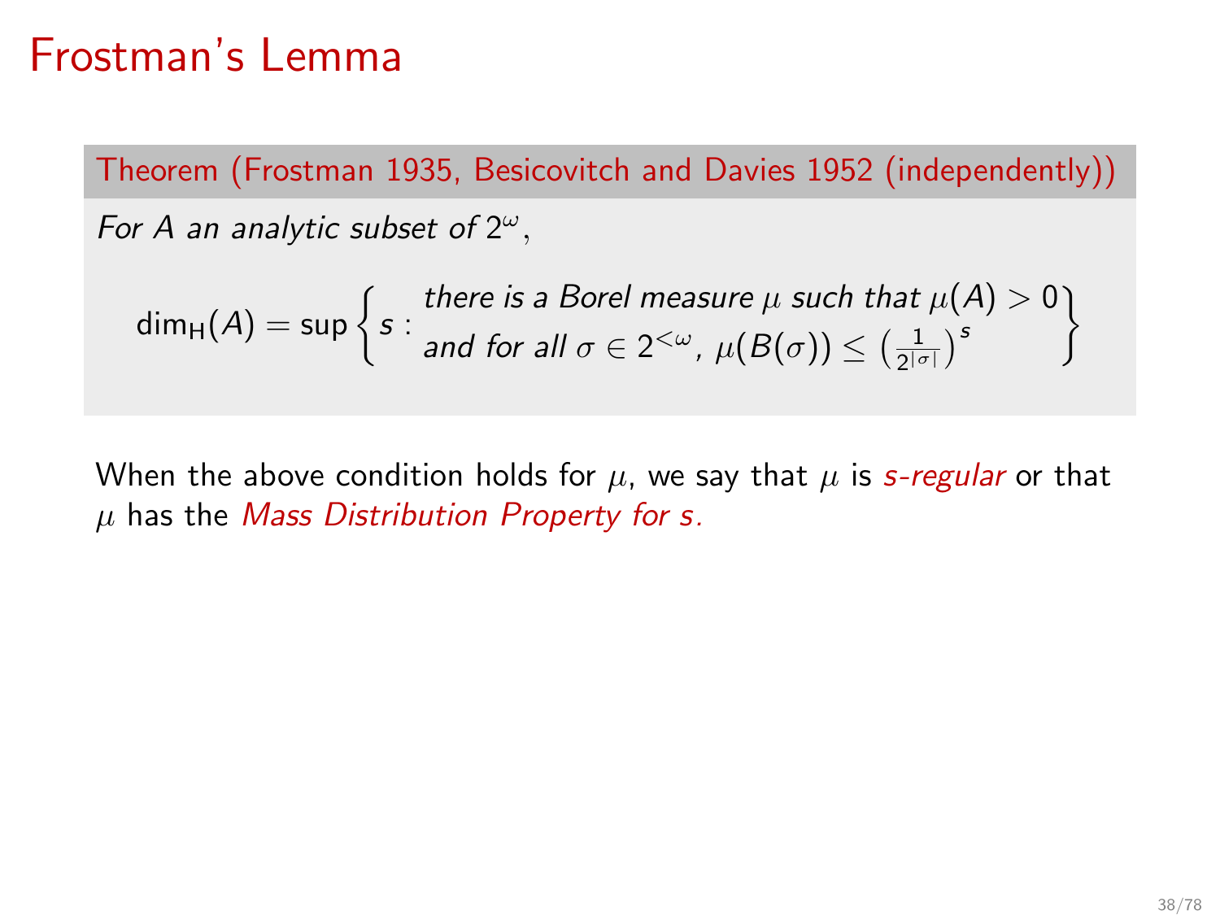# Frostman's Lemma

**Theorem (Frostman 1935, Besicovitch and Davies 1952 (independently))**

*For $A$ an analytic subset of $2^\omega$,*

$$\dim_{\mathrm{H}}(A) = \sup\left\{ s : \begin{array}{l} \text{there is a Borel measure } \mu \text{ such that } \mu(A) > 0 \\ \text{and for all } \sigma \in 2^{<\omega},\ \mu(B(\sigma)) \leq \left(\frac{1}{2^{|\sigma|}}\right)^s \end{array} \right\}$$

When the above condition holds for $\mu$, we say that $\mu$ is *s-regular* or that $\mu$ has the *Mass Distribution Property for s.*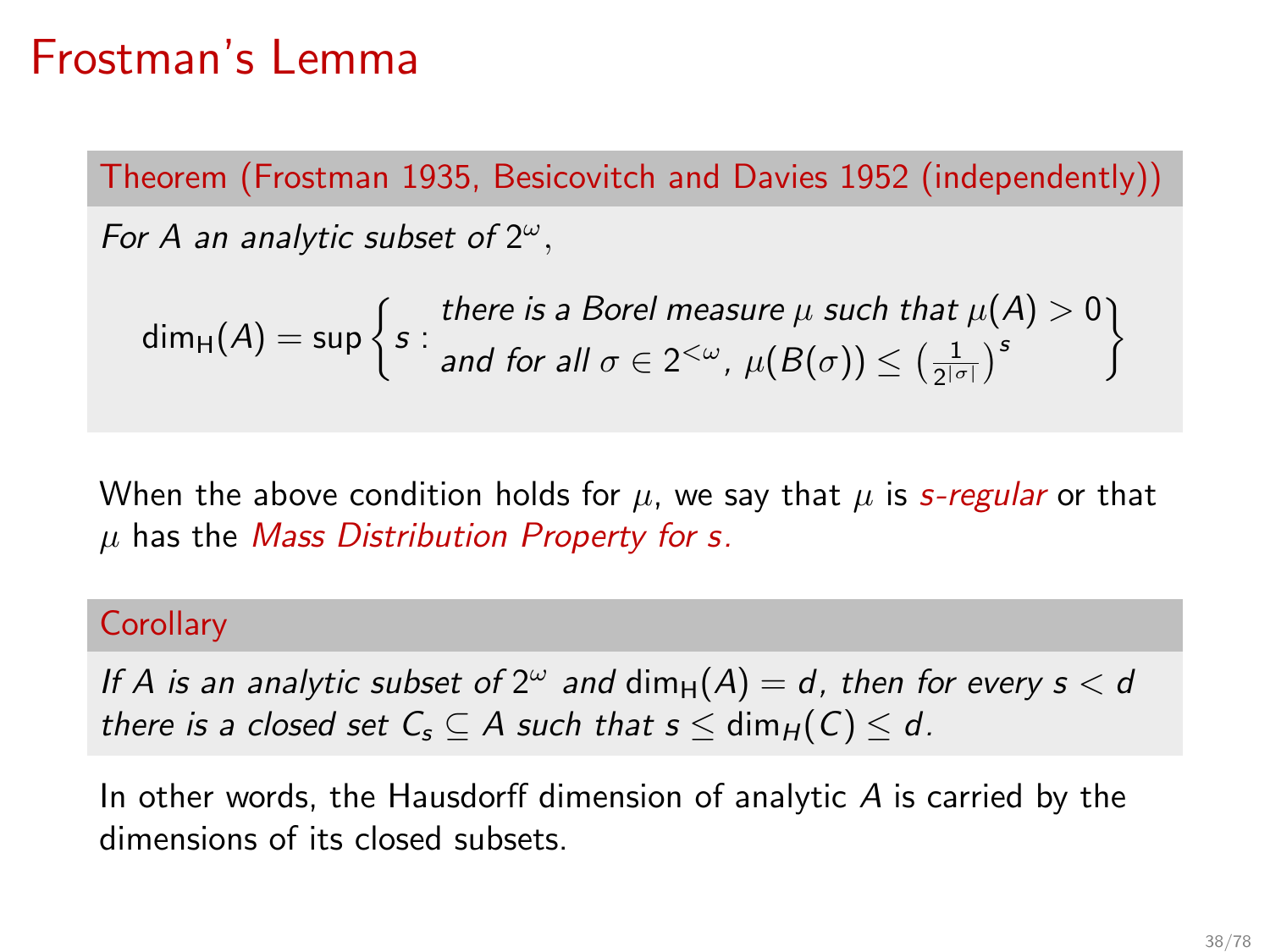# Frostman's Lemma

**Theorem (Frostman 1935, Besicovitch and Davies 1952 (independently))**

*For $A$ an analytic subset of $2^\omega$,*

$$\dim_{\mathrm{H}}(A) = \sup\left\{ s : \begin{array}{l} \text{there is a Borel measure } \mu \text{ such that } \mu(A) > 0 \\ \text{and for all } \sigma \in 2^{<\omega},\ \mu(B(\sigma)) \leq \left(\frac{1}{2^{|\sigma|}}\right)^s \end{array} \right\}$$

When the above condition holds for $\mu$, we say that $\mu$ is *s-regular* or that $\mu$ has the *Mass Distribution Property for s.*

**Corollary**

*If $A$ is an analytic subset of $2^\omega$ and $\dim_{\mathrm{H}}(A) = d$, then for every $s < d$ there is a closed set $C_s \subseteq A$ such that $s \leq \dim_H(C) \leq d$.*

In other words, the Hausdorff dimension of analytic $A$ is carried by the dimensions of its closed subsets.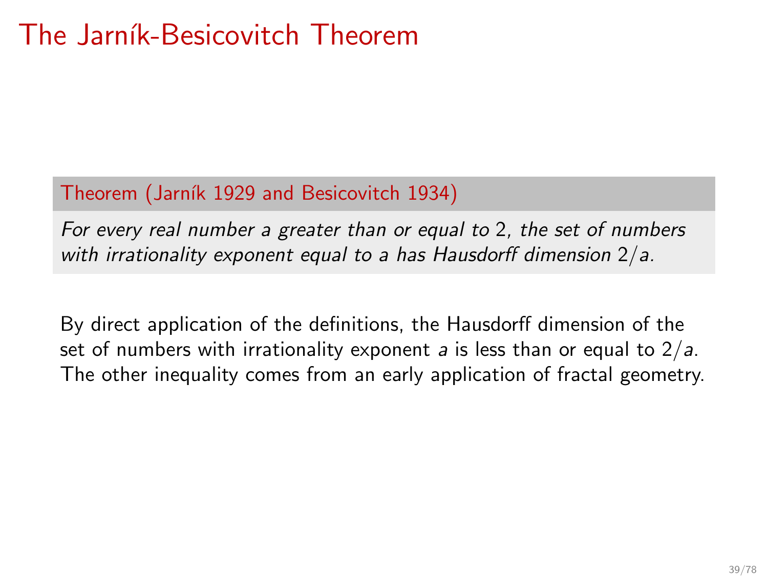# The Jarník-Besicovitch Theorem

**Theorem (Jarník 1929 and Besicovitch 1934)**

*For every real number $a$ greater than or equal to $2$, the set of numbers with irrationality exponent equal to $a$ has Hausdorff dimension $2/a$.*

By direct application of the definitions, the Hausdorff dimension of the set of numbers with irrationality exponent $a$ is less than or equal to $2/a$. The other inequality comes from an early application of fractal geometry.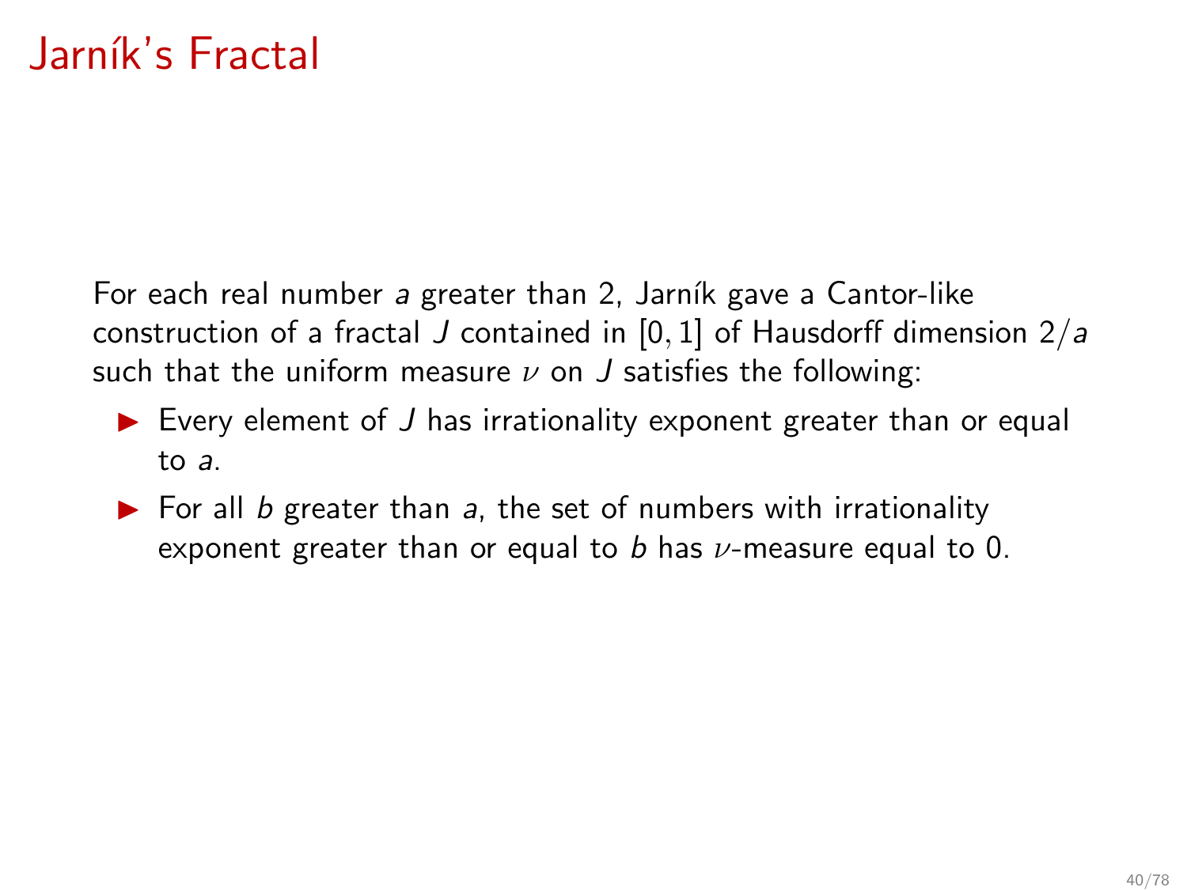# Jarník's Fractal

For each real number $a$ greater than 2, Jarník gave a Cantor-like construction of a fractal $J$ contained in $[0, 1]$ of Hausdorff dimension $2/a$ such that the uniform measure $\nu$ on $J$ satisfies the following:

- Every element of $J$ has irrationality exponent greater than or equal to $a$.
- For all $b$ greater than $a$, the set of numbers with irrationality exponent greater than or equal to $b$ has $\nu$-measure equal to 0.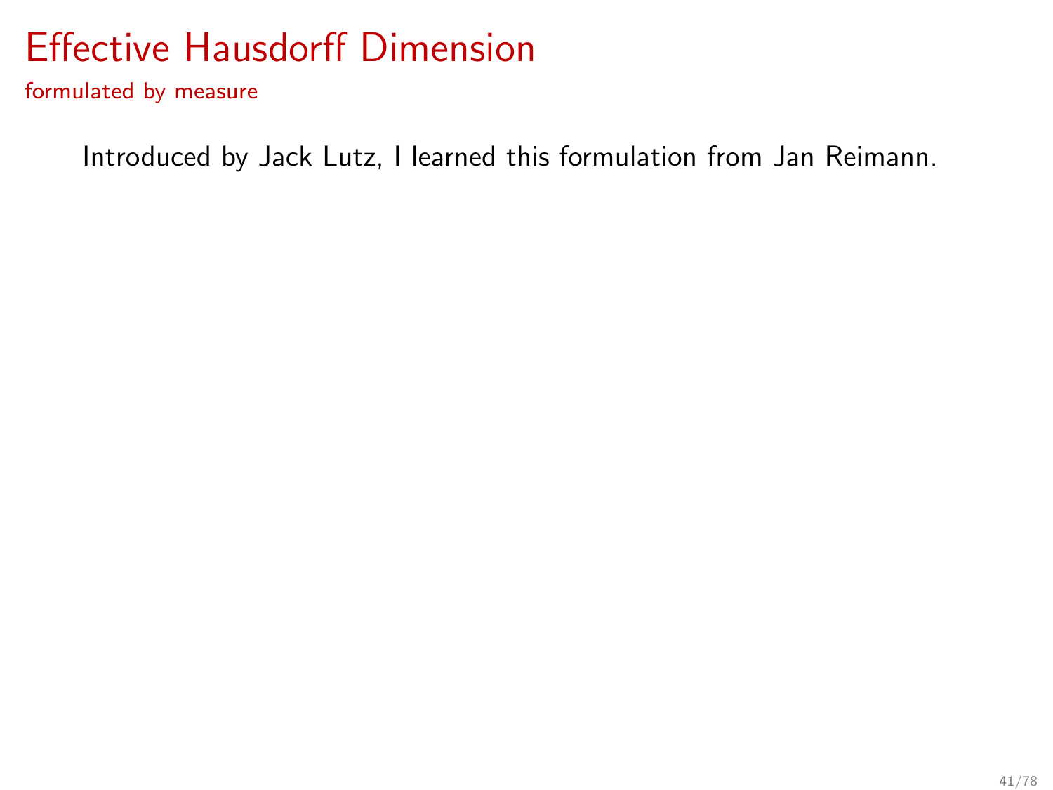# Effective Hausdorff Dimension

## formulated by measure

Introduced by Jack Lutz, I learned this formulation from Jan Reimann.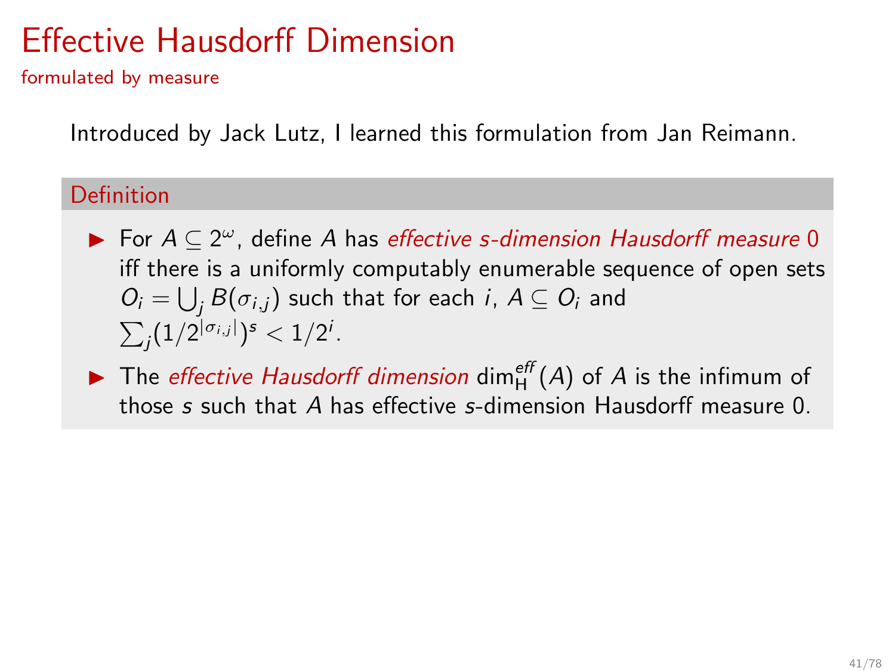# Effective Hausdorff Dimension

formulated by measure

Introduced by Jack Lutz, I learned this formulation from Jan Reimann.

**Definition**

- For $A \subseteq 2^\omega$, define $A$ has *effective s-dimension Hausdorff measure* 0 iff there is a uniformly computably enumerable sequence of open sets $O_i = \bigcup_j B(\sigma_{i,j})$ such that for each $i$, $A \subseteq O_i$ and $\sum_j (1/2^{|\sigma_{i,j}|})^s < 1/2^i$.
- The *effective Hausdorff dimension* $\dim_{\mathrm{H}}^{\mathit{eff}}(A)$ of $A$ is the infimum of those $s$ such that $A$ has effective $s$-dimension Hausdorff measure 0.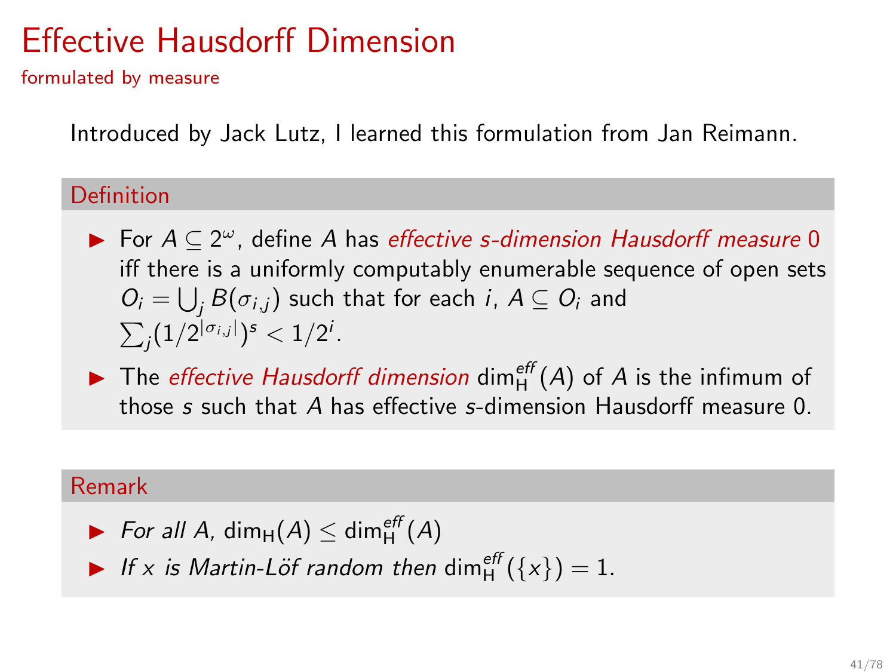# Effective Hausdorff Dimension

## formulated by measure

Introduced by Jack Lutz, I learned this formulation from Jan Reimann.

### Definition

- For $A \subseteq 2^\omega$, define $A$ has *effective s-dimension Hausdorff measure* 0 iff there is a uniformly computably enumerable sequence of open sets $O_i = \bigcup_j B(\sigma_{i,j})$ such that for each $i$, $A \subseteq O_i$ and $\sum_j (1/2^{|\sigma_{i,j}|})^s < 1/2^i$.
- The *effective Hausdorff dimension* $\dim_{\mathrm{H}}^{\mathit{eff}}(A)$ of $A$ is the infimum of those $s$ such that $A$ has effective $s$-dimension Hausdorff measure 0.

### Remark

- *For all* $A$, $\dim_{\mathrm{H}}(A) \leq \dim_{\mathrm{H}}^{\mathit{eff}}(A)$
- *If* $x$ *is Martin-Löf random then* $\dim_{\mathrm{H}}^{\mathit{eff}}(\{x\}) = 1$.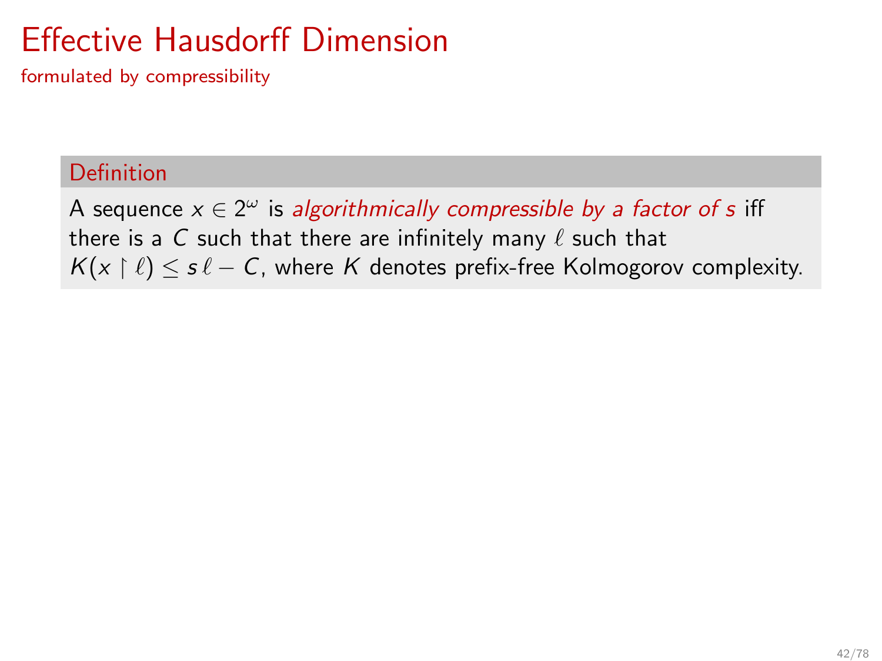# Effective Hausdorff Dimension

formulated by compressibility

**Definition**

A sequence $x \in 2^\omega$ is *algorithmically compressible by a factor of s* iff there is a $C$ such that there are infinitely many $\ell$ such that $K(x \upharpoonright \ell) \leq s\,\ell - C$, where $K$ denotes prefix-free Kolmogorov complexity.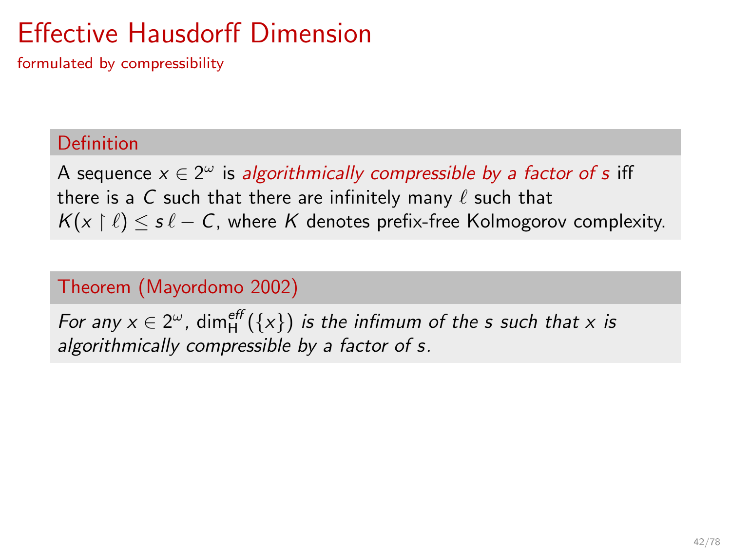# Effective Hausdorff Dimension

formulated by compressibility

**Definition**

A sequence $x \in 2^\omega$ is *algorithmically compressible by a factor of s* iff there is a $C$ such that there are infinitely many $\ell$ such that $K(x \upharpoonright \ell) \leq s\,\ell - C$, where $K$ denotes prefix-free Kolmogorov complexity.

**Theorem (Mayordomo 2002)**

*For any $x \in 2^\omega$, $\dim_{\mathrm{H}}^{\mathit{eff}}(\{x\})$ is the infimum of the $s$ such that $x$ is algorithmically compressible by a factor of $s$.*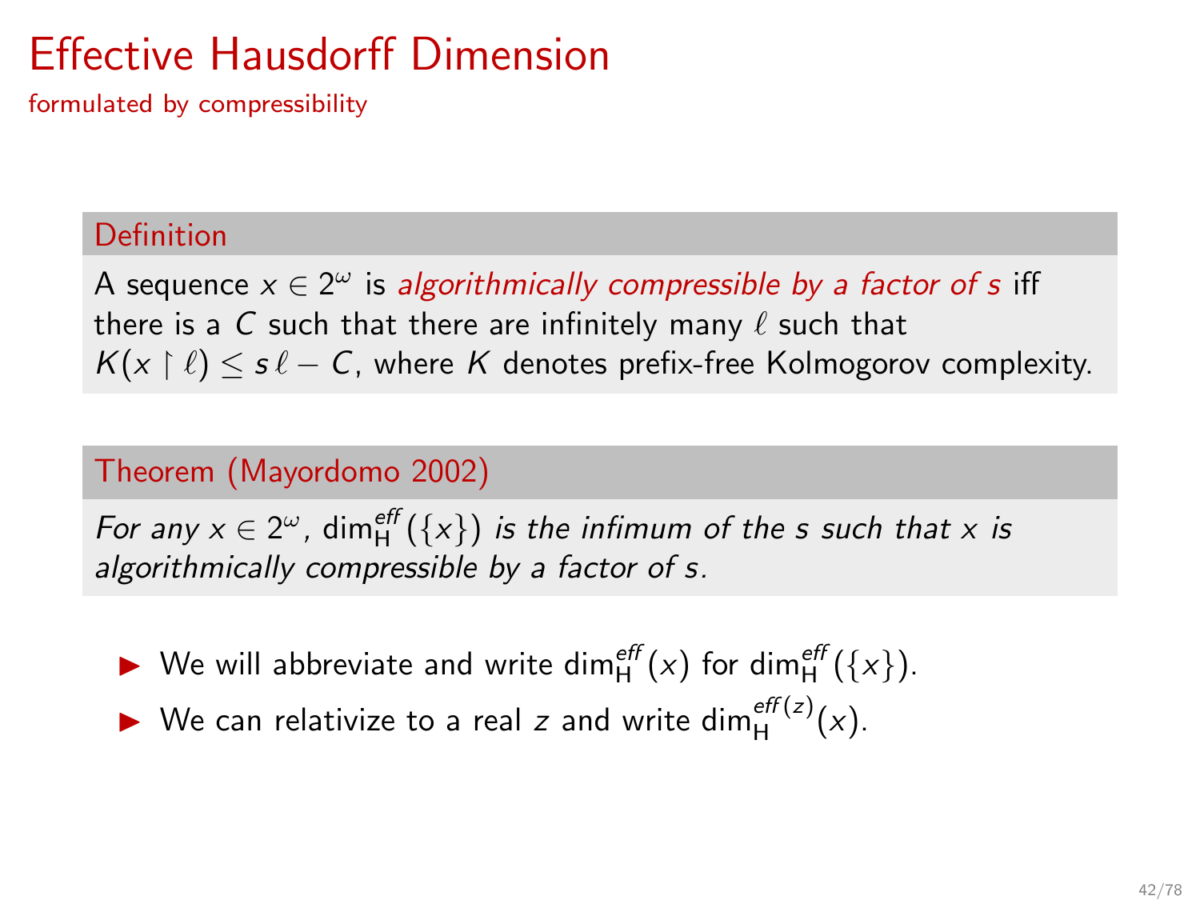# Effective Hausdorff Dimension

formulated by compressibility

**Definition**

A sequence $x \in 2^\omega$ is *algorithmically compressible by a factor of $s$* iff there is a $C$ such that there are infinitely many $\ell$ such that $K(x \upharpoonright \ell) \leq s\,\ell - C$, where $K$ denotes prefix-free Kolmogorov complexity.

**Theorem (Mayordomo 2002)**

*For any $x \in 2^\omega$, $\dim_{\mathrm{H}}^{\mathit{eff}}(\{x\})$ is the infimum of the $s$ such that $x$ is algorithmically compressible by a factor of $s$.*

- We will abbreviate and write $\dim_{\mathrm{H}}^{\mathit{eff}}(x)$ for $\dim_{\mathrm{H}}^{\mathit{eff}}(\{x\})$.
- We can relativize to a real $z$ and write $\dim_{\mathrm{H}}^{\mathit{eff}(z)}(x)$.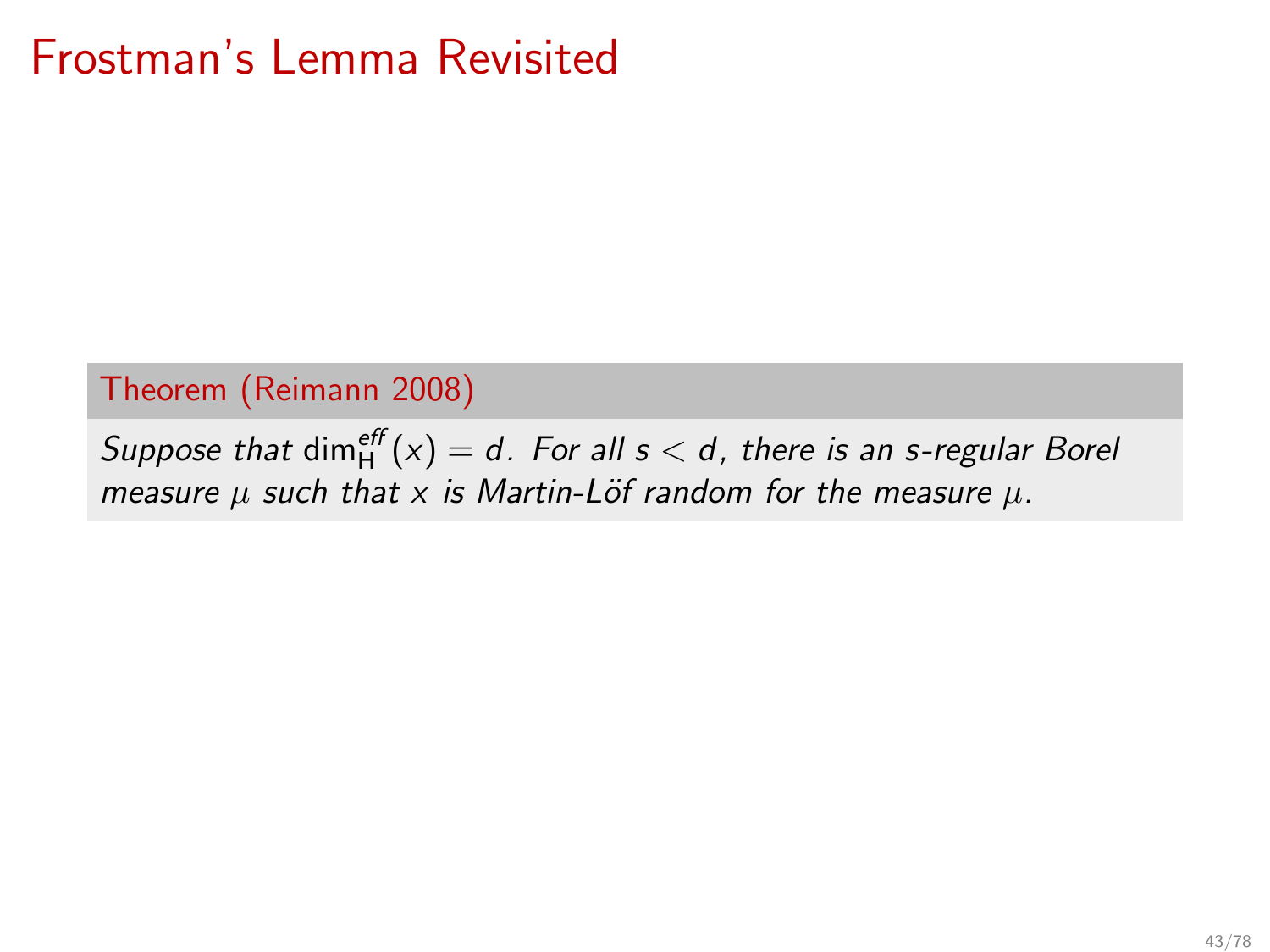# Frostman's Lemma Revisited

**Theorem (Reimann 2008)**

*Suppose that $\dim_{\mathrm{H}}^{\mathit{eff}}(x) = d$. For all $s < d$, there is an $s$-regular Borel measure $\mu$ such that $x$ is Martin-Löf random for the measure $\mu$.*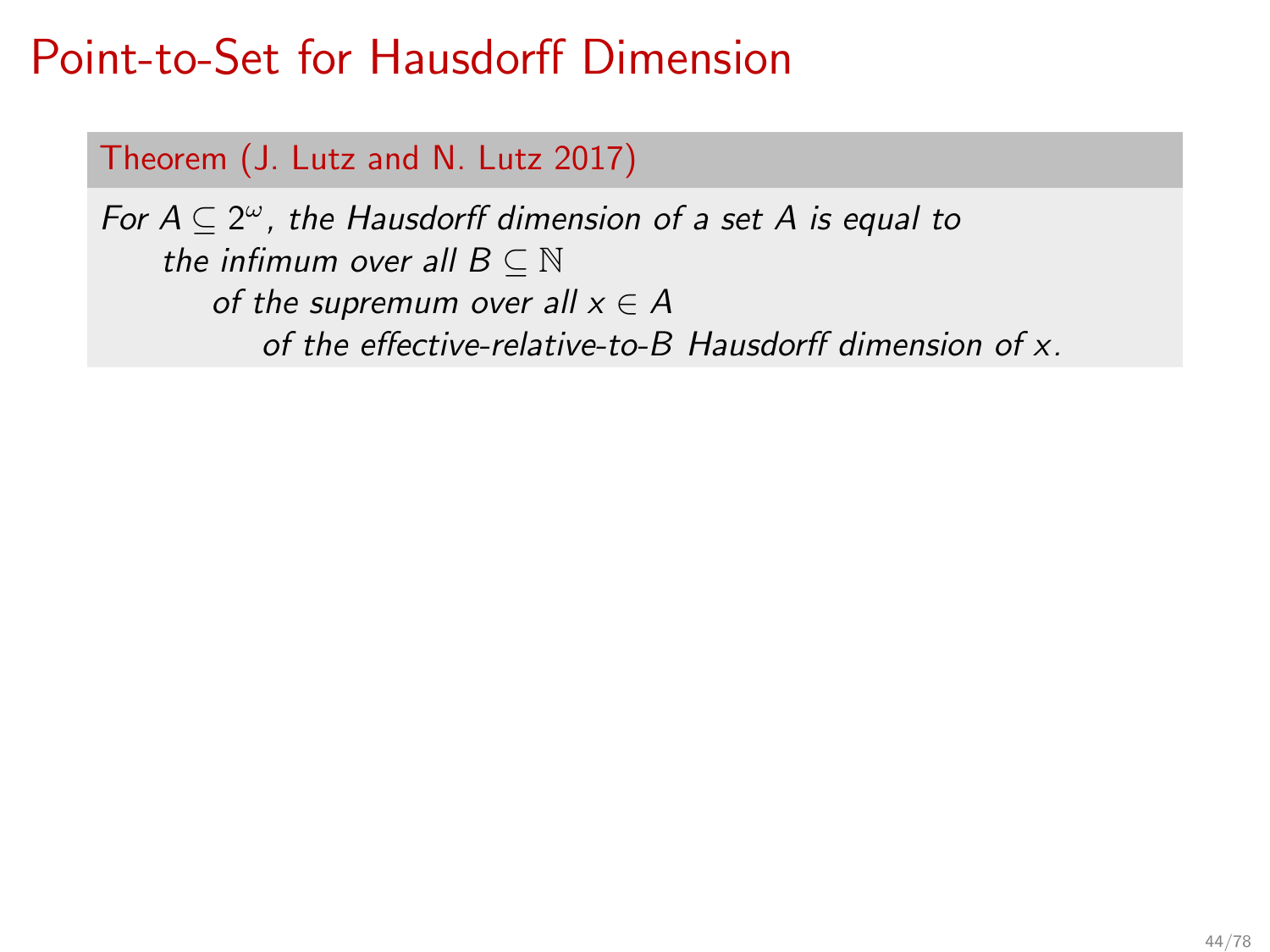# Point-to-Set for Hausdorff Dimension

**Theorem (J. Lutz and N. Lutz 2017)**

*For $A \subseteq 2^\omega$, the Hausdorff dimension of a set $A$ is equal to*

*the infimum over all $B \subseteq \mathbb{N}$*

*of the supremum over all $x \in A$*

*of the effective-relative-to-$B$ Hausdorff dimension of $x$.*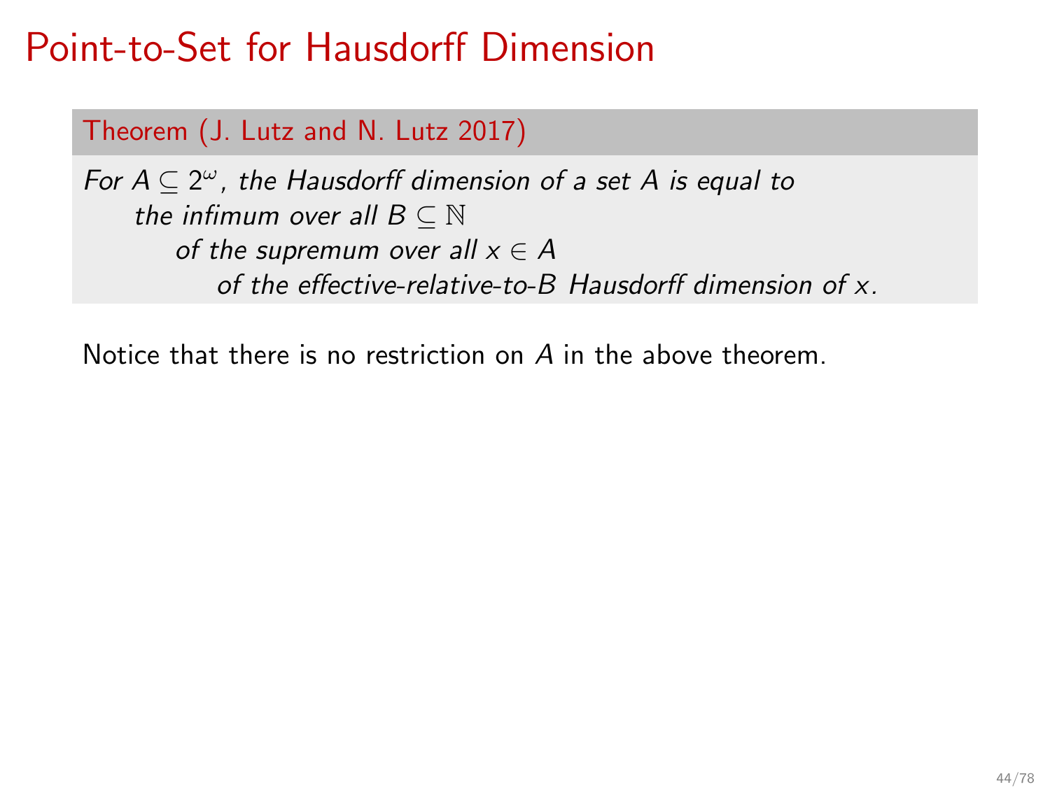# Point-to-Set for Hausdorff Dimension

**Theorem (J. Lutz and N. Lutz 2017)**

*For $A \subseteq 2^\omega$, the Hausdorff dimension of a set $A$ is equal to*
*the infimum over all $B \subseteq \mathbb{N}$*
*of the supremum over all $x \in A$*
*of the effective-relative-to-$B$ Hausdorff dimension of $x$.*

Notice that there is no restriction on $A$ in the above theorem.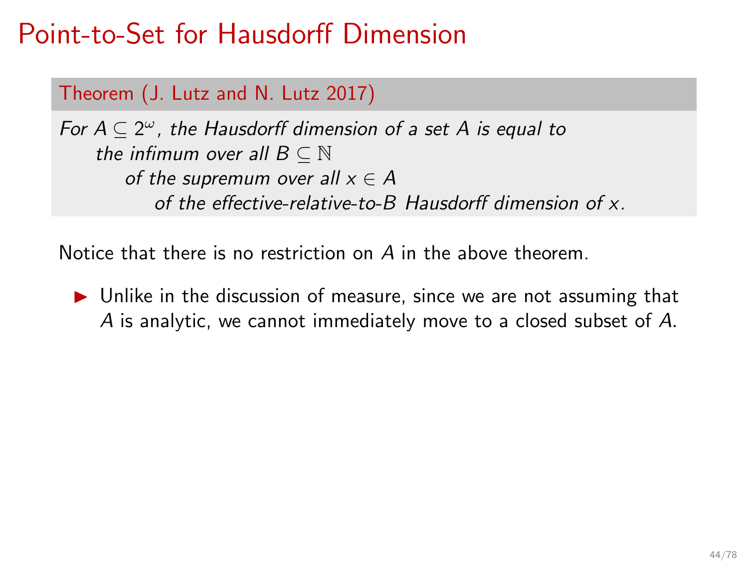# Point-to-Set for Hausdorff Dimension

**Theorem (J. Lutz and N. Lutz 2017)**

*For $A \subseteq 2^\omega$, the Hausdorff dimension of a set $A$ is equal to*
*the infimum over all $B \subseteq \mathbb{N}$*
*of the supremum over all $x \in A$*
*of the effective-relative-to-$B$ Hausdorff dimension of $x$.*

Notice that there is no restriction on $A$ in the above theorem.

- Unlike in the discussion of measure, since we are not assuming that $A$ is analytic, we cannot immediately move to a closed subset of $A$.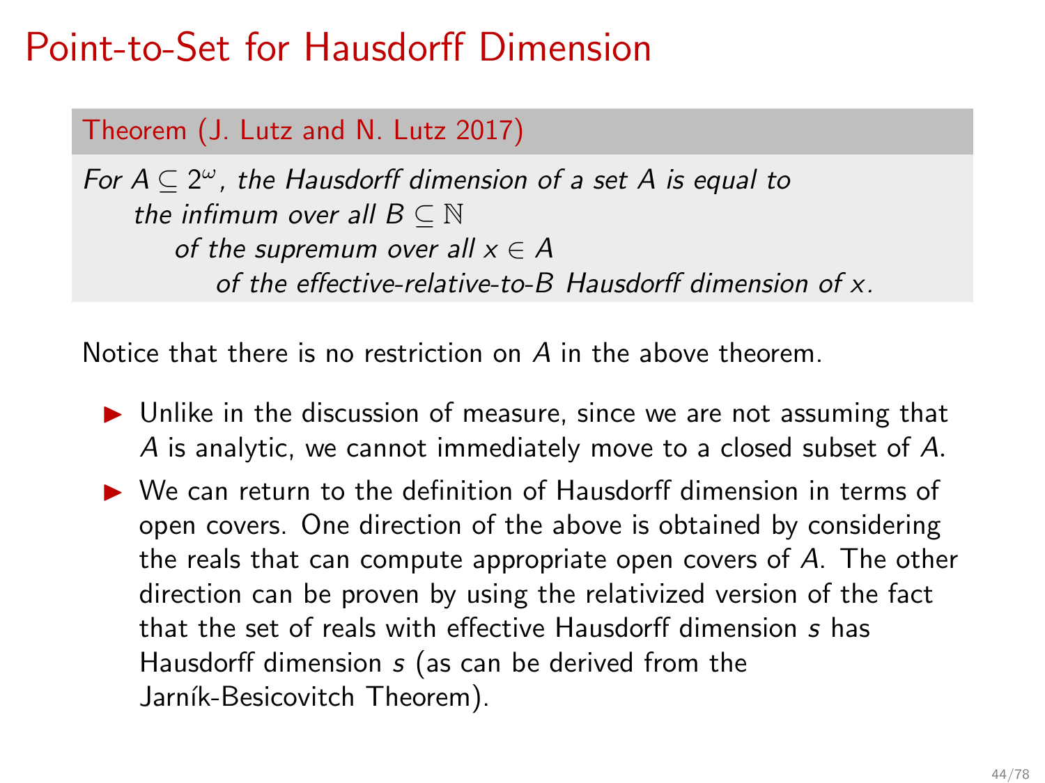# Point-to-Set for Hausdorff Dimension

**Theorem (J. Lutz and N. Lutz 2017)**

*For $A \subseteq 2^\omega$, the Hausdorff dimension of a set $A$ is equal to the infimum over all $B \subseteq \mathbb{N}$ of the supremum over all $x \in A$ of the effective-relative-to-$B$ Hausdorff dimension of $x$.*

Notice that there is no restriction on $A$ in the above theorem.

- Unlike in the discussion of measure, since we are not assuming that $A$ is analytic, we cannot immediately move to a closed subset of $A$.
- We can return to the definition of Hausdorff dimension in terms of open covers. One direction of the above is obtained by considering the reals that can compute appropriate open covers of $A$. The other direction can be proven by using the relativized version of the fact that the set of reals with effective Hausdorff dimension $s$ has Hausdorff dimension $s$ (as can be derived from the Jarník-Besicovitch Theorem).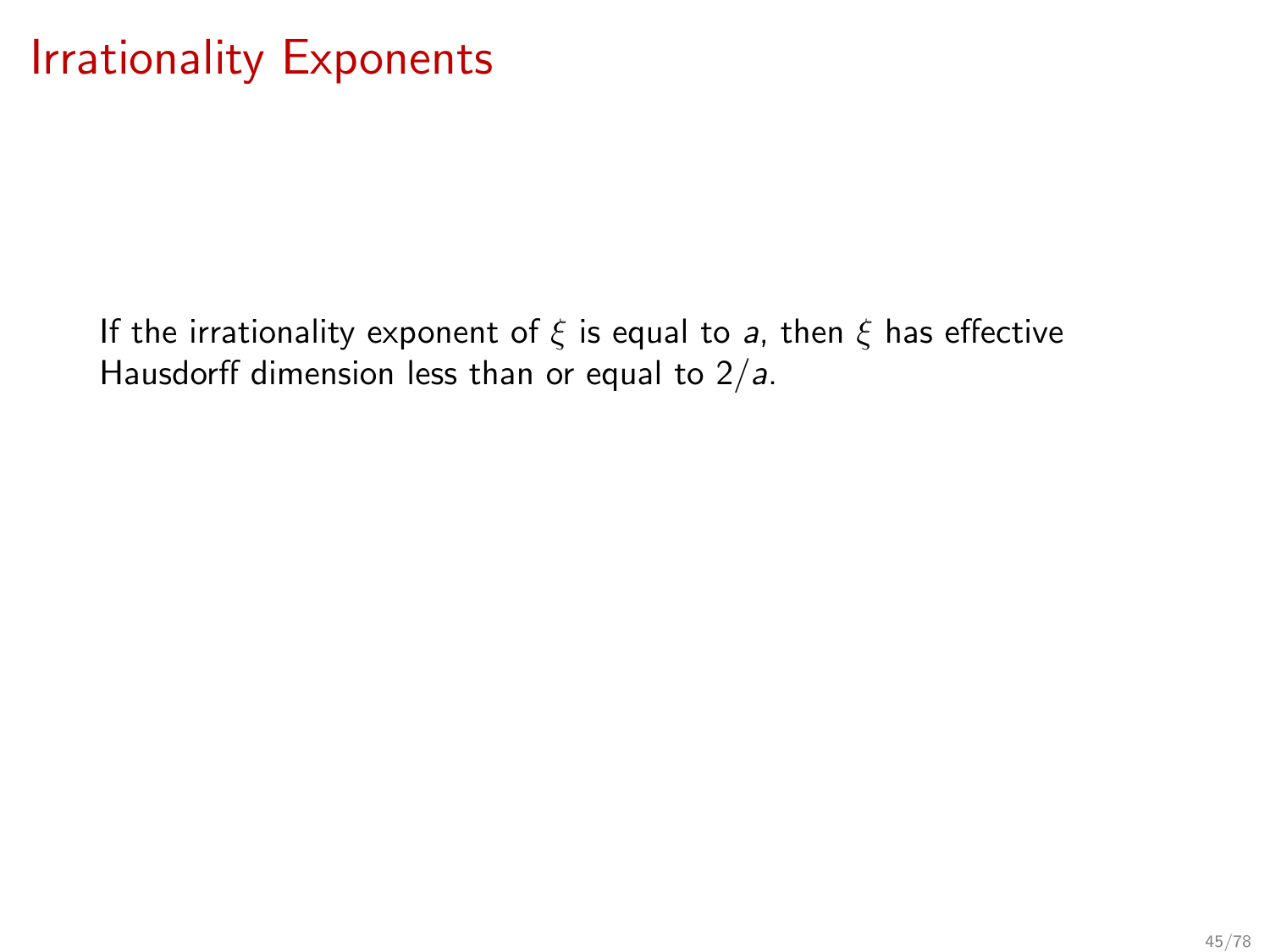# Irrationality Exponents

If the irrationality exponent of $\xi$ is equal to $a$, then $\xi$ has effective Hausdorff dimension less than or equal to $2/a$.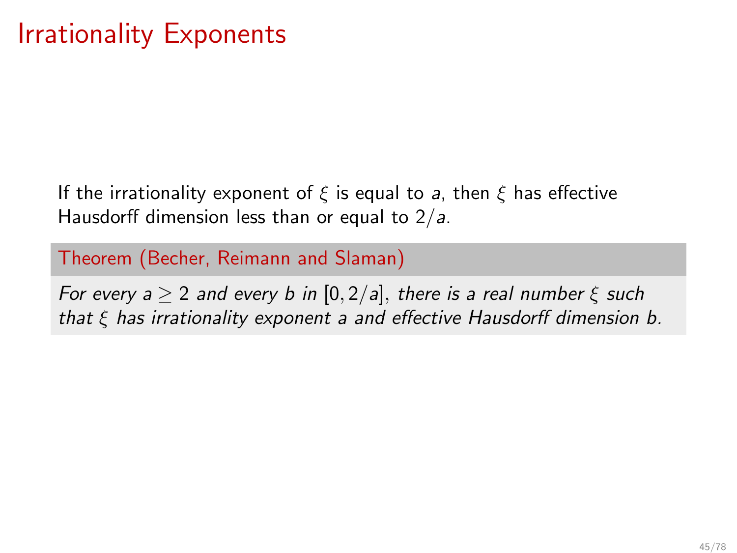# Irrationality Exponents

If the irrationality exponent of $\xi$ is equal to $a$, then $\xi$ has effective Hausdorff dimension less than or equal to $2/a$.

**Theorem (Becher, Reimann and Slaman)**

*For every $a \geq 2$ and every $b$ in $[0, 2/a]$, there is a real number $\xi$ such that $\xi$ has irrationality exponent $a$ and effective Hausdorff dimension $b$.*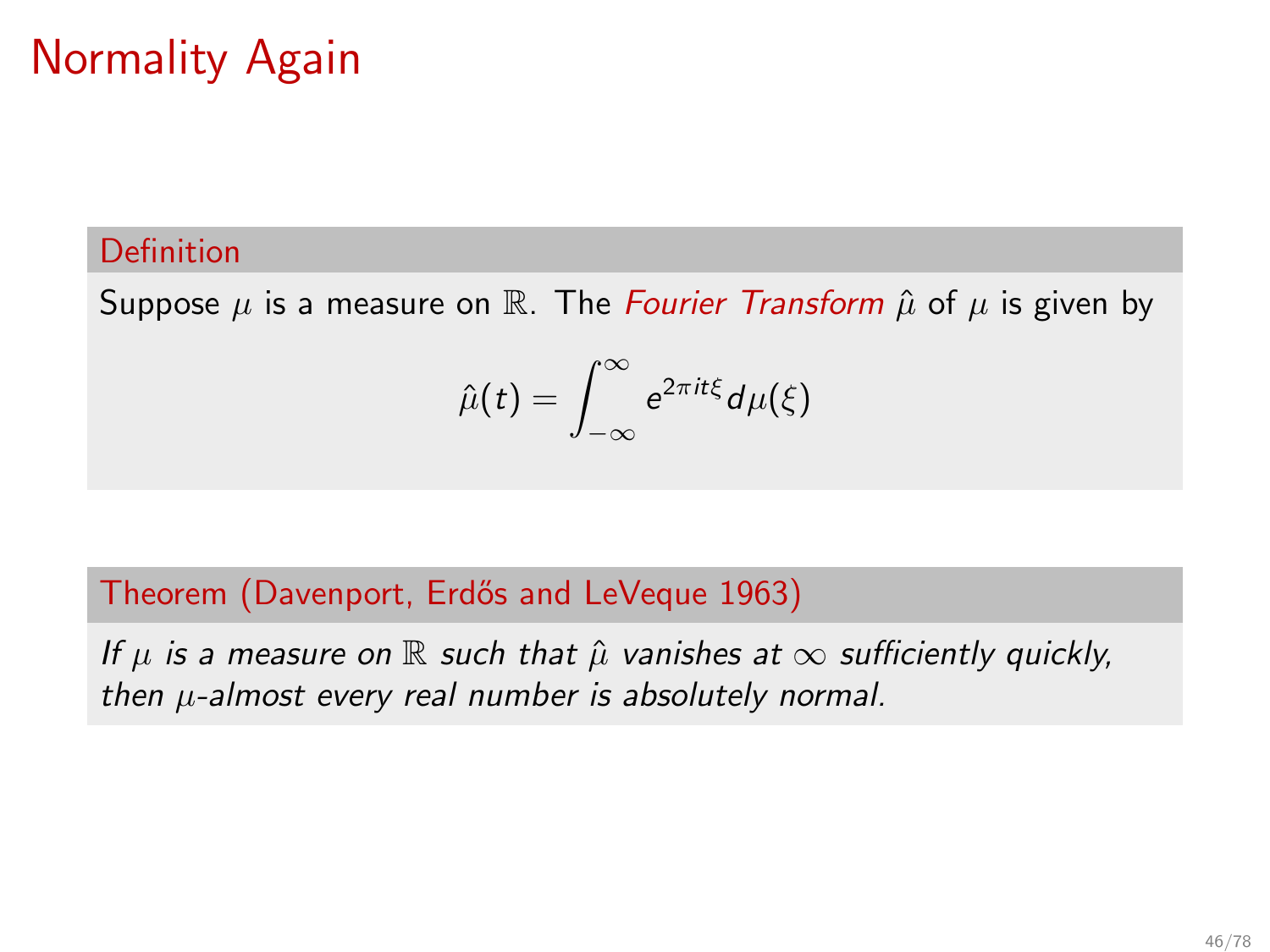# Normality Again

**Definition**

Suppose $\mu$ is a measure on $\mathbb{R}$. The *Fourier Transform* $\hat{\mu}$ of $\mu$ is given by

$$\hat{\mu}(t) = \int_{-\infty}^{\infty} e^{2\pi i t \xi} d\mu(\xi)$$

**Theorem (Davenport, Erdős and LeVeque 1963)**

*If $\mu$ is a measure on $\mathbb{R}$ such that $\hat{\mu}$ vanishes at $\infty$ sufficiently quickly, then $\mu$-almost every real number is absolutely normal.*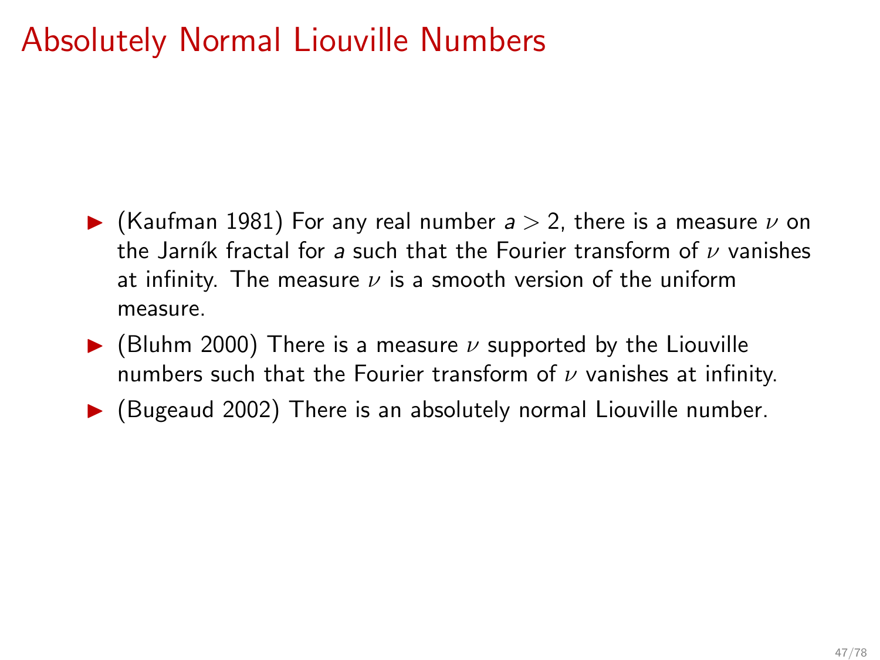# Absolutely Normal Liouville Numbers

- (Kaufman 1981) For any real number $a > 2$, there is a measure $\nu$ on the Jarník fractal for $a$ such that the Fourier transform of $\nu$ vanishes at infinity. The measure $\nu$ is a smooth version of the uniform measure.
- (Bluhm 2000) There is a measure $\nu$ supported by the Liouville numbers such that the Fourier transform of $\nu$ vanishes at infinity.
- (Bugeaud 2002) There is an absolutely normal Liouville number.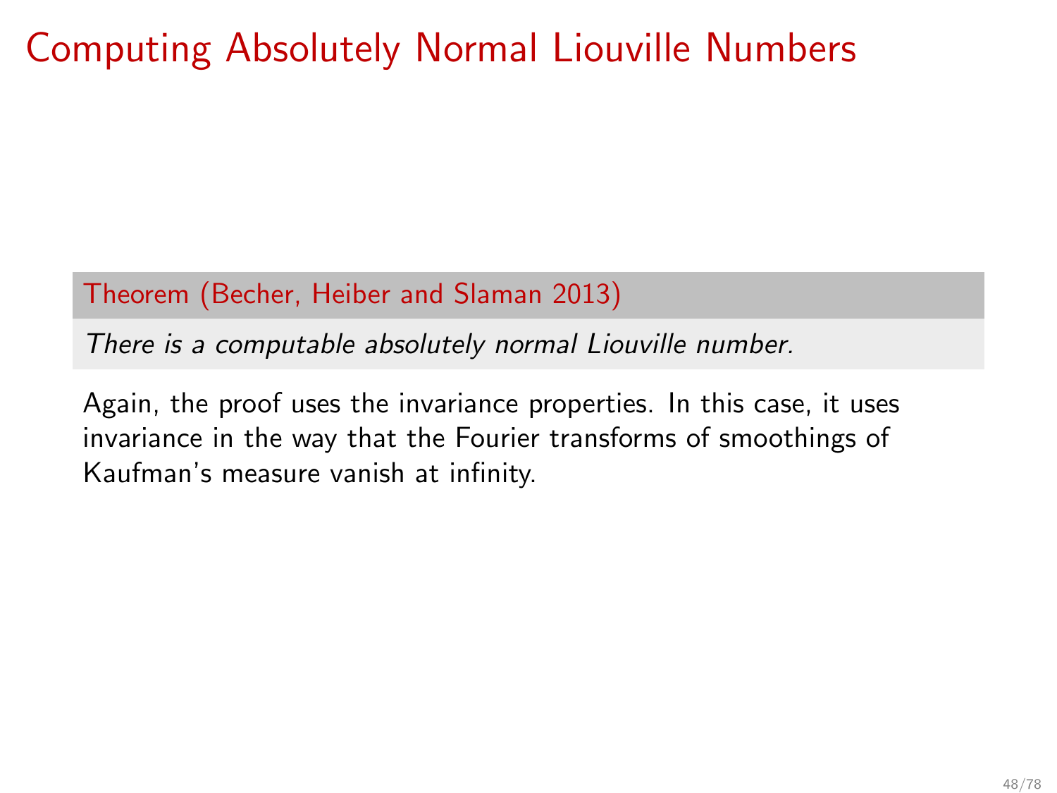# Computing Absolutely Normal Liouville Numbers

**Theorem (Becher, Heiber and Slaman 2013)**

*There is a computable absolutely normal Liouville number.*

Again, the proof uses the invariance properties. In this case, it uses invariance in the way that the Fourier transforms of smoothings of Kaufman's measure vanish at infinity.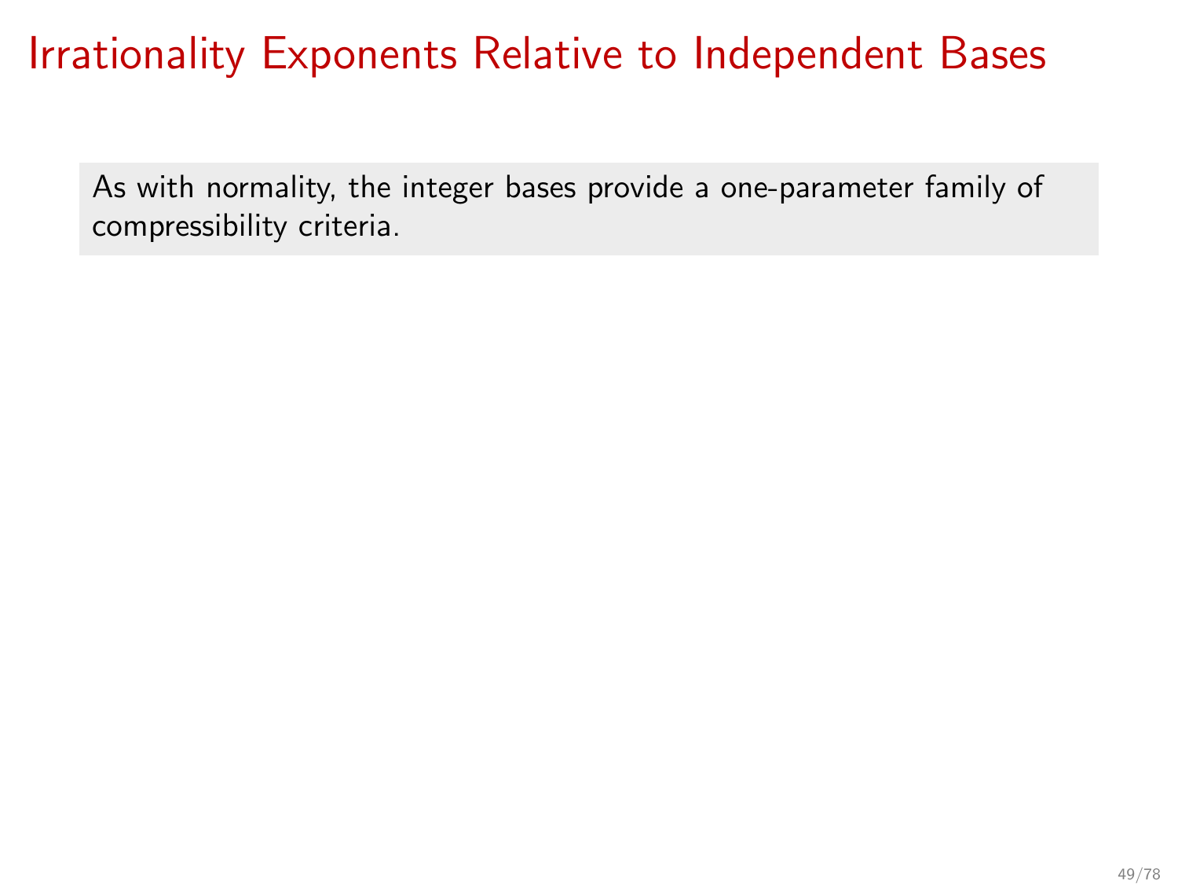# Irrationality Exponents Relative to Independent Bases

As with normality, the integer bases provide a one-parameter family of compressibility criteria.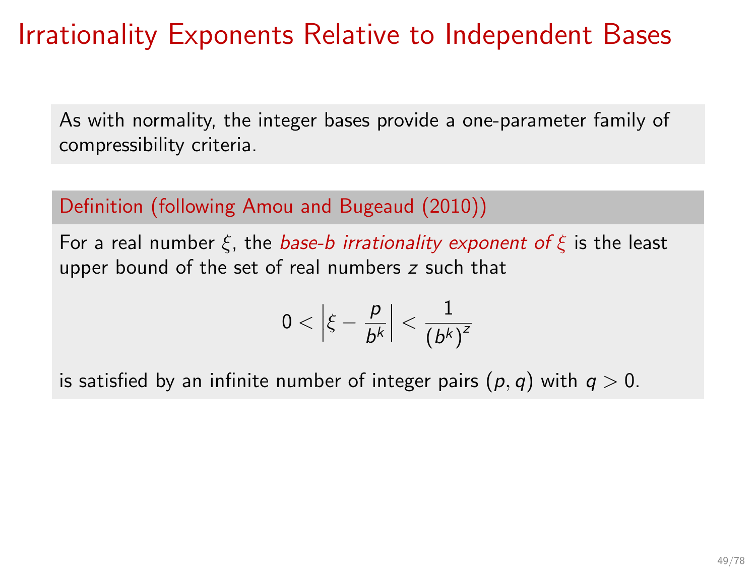# Irrationality Exponents Relative to Independent Bases

As with normality, the integer bases provide a one-parameter family of compressibility criteria.

**Definition (following Amou and Bugeaud (2010))**

For a real number $\xi$, the *base-b irrationality exponent of $\xi$* is the least upper bound of the set of real numbers $z$ such that

$$0 < \left|\xi - \frac{p}{b^k}\right| < \frac{1}{\left(b^k\right)^z}$$

is satisfied by an infinite number of integer pairs $(p, q)$ with $q > 0$.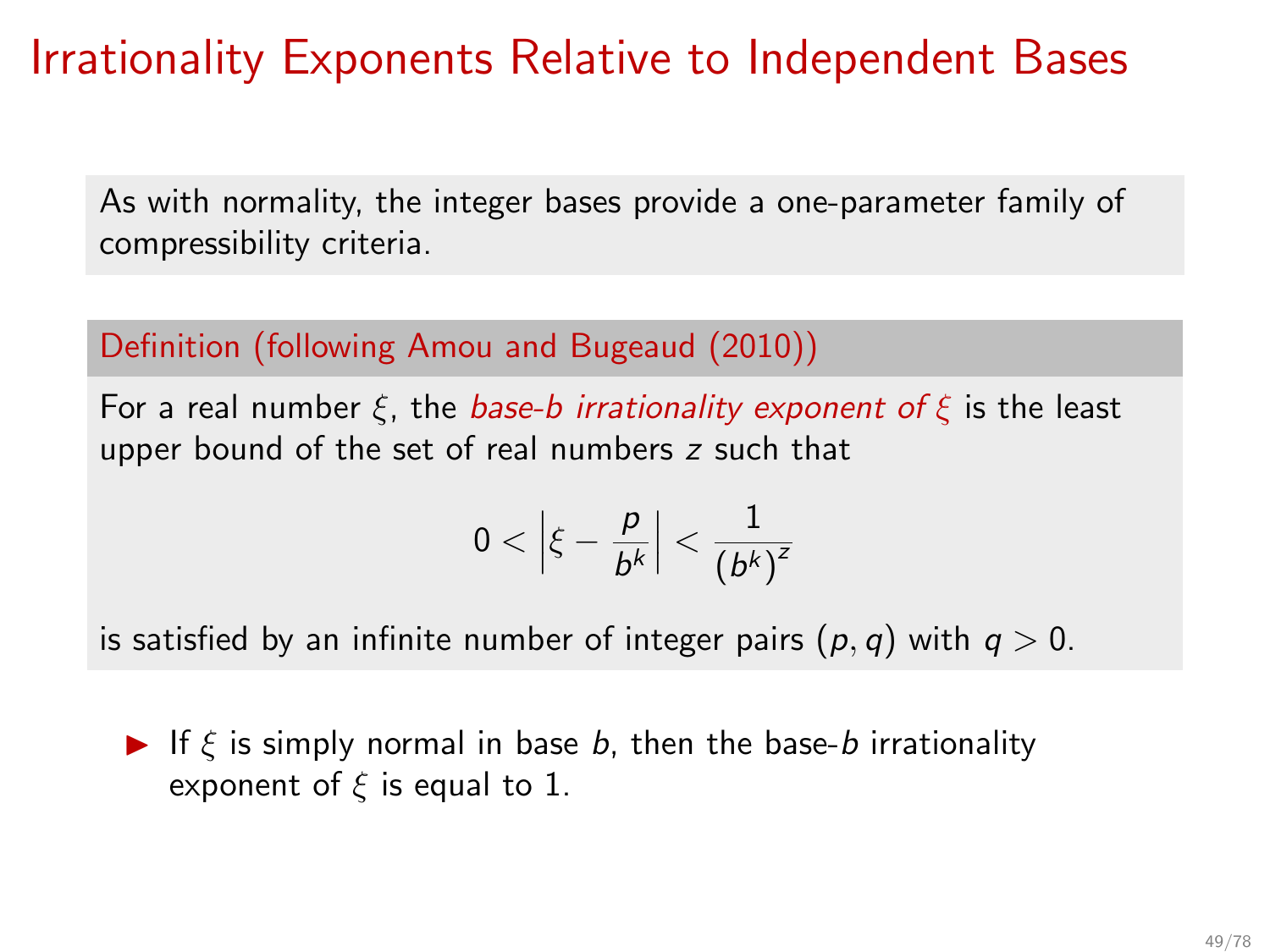# Irrationality Exponents Relative to Independent Bases

As with normality, the integer bases provide a one-parameter family of compressibility criteria.

**Definition (following Amou and Bugeaud (2010))**

For a real number $\xi$, the *base-$b$ irrationality exponent of $\xi$* is the least upper bound of the set of real numbers $z$ such that

$$0 < \left| \xi - \frac{p}{b^k} \right| < \frac{1}{(b^k)^z}$$

is satisfied by an infinite number of integer pairs $(p, q)$ with $q > 0$.

- If $\xi$ is simply normal in base $b$, then the base-$b$ irrationality exponent of $\xi$ is equal to 1.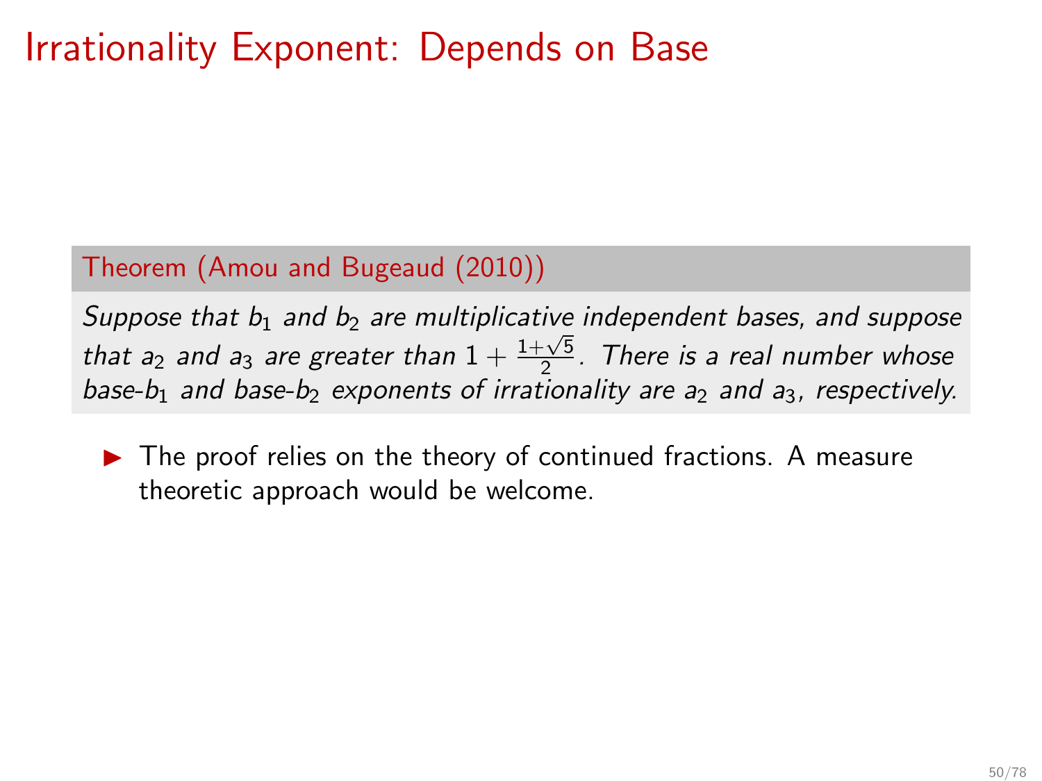# Irrationality Exponent: Depends on Base

**Theorem (Amou and Bugeaud (2010))**

*Suppose that $b_1$ and $b_2$ are multiplicative independent bases, and suppose that $a_2$ and $a_3$ are greater than $1 + \frac{1+\sqrt{5}}{2}$. There is a real number whose base-$b_1$ and base-$b_2$ exponents of irrationality are $a_2$ and $a_3$, respectively.*

- The proof relies on the theory of continued fractions. A measure theoretic approach would be welcome.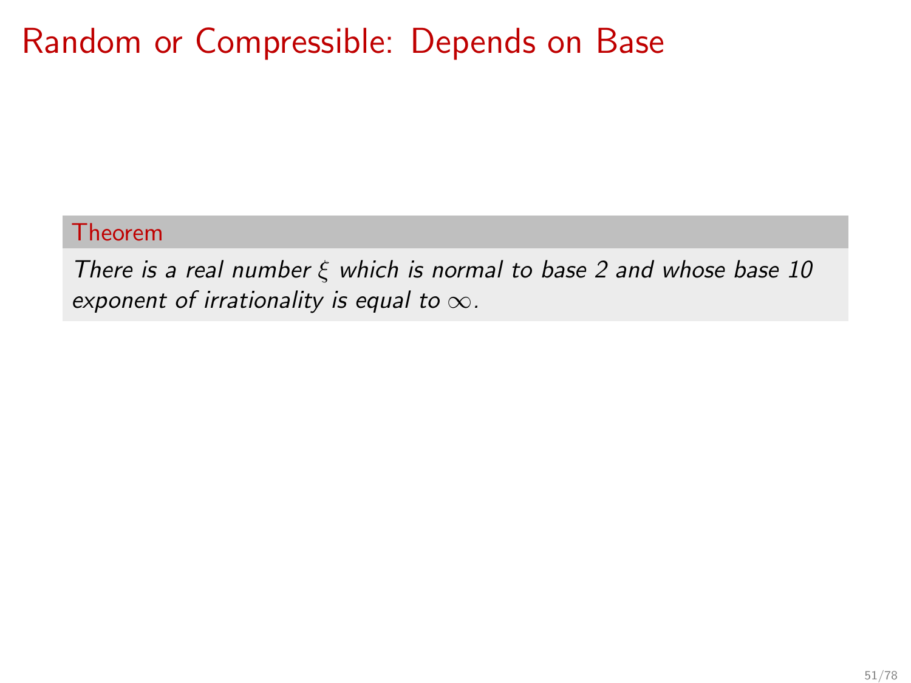# Random or Compressible: Depends on Base

**Theorem**

*There is a real number $\xi$ which is normal to base 2 and whose base 10 exponent of irrationality is equal to $\infty$.*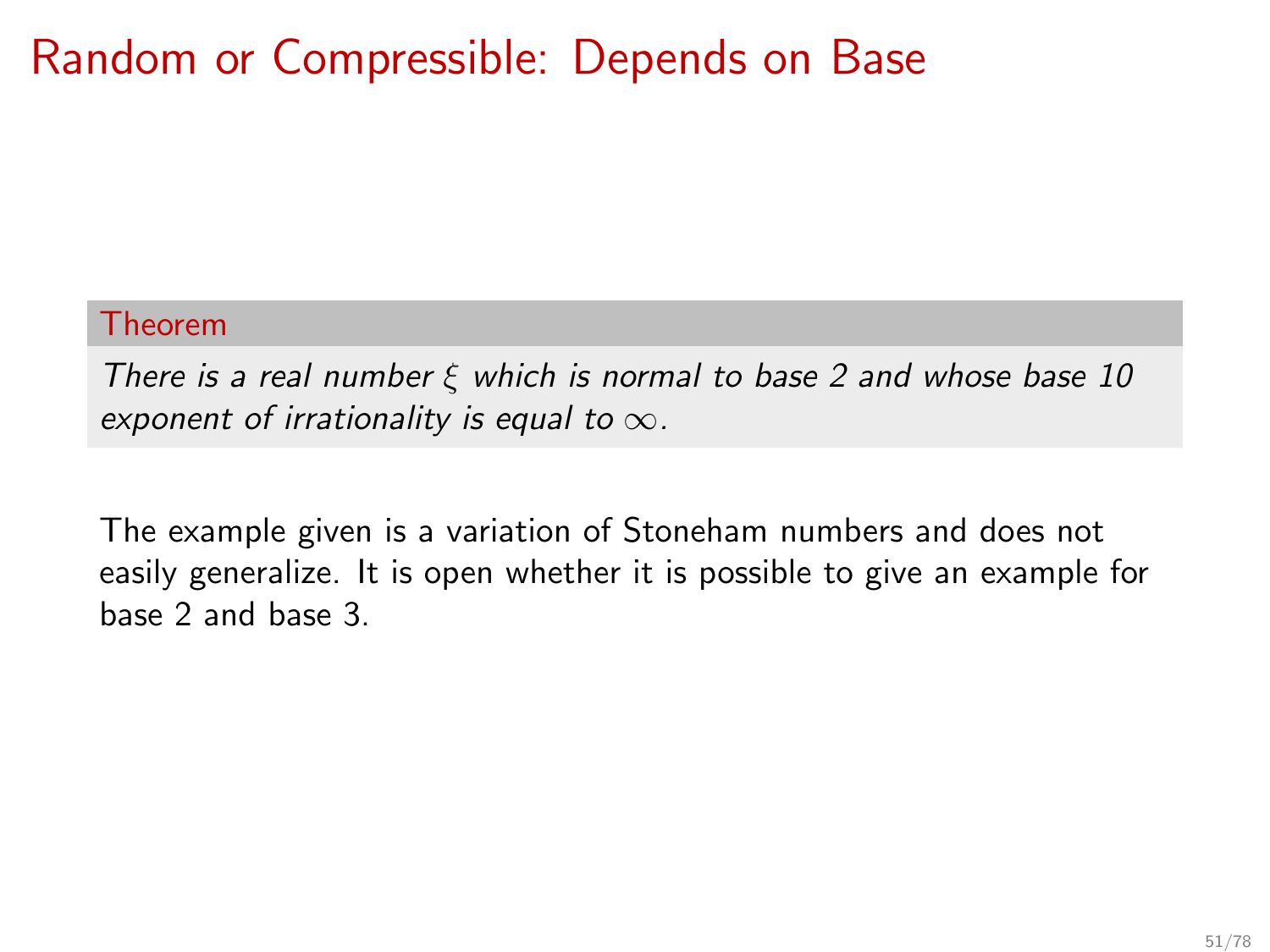# Random or Compressible: Depends on Base

**Theorem**

*There is a real number $\xi$ which is normal to base 2 and whose base 10 exponent of irrationality is equal to $\infty$.*

The example given is a variation of Stoneham numbers and does not easily generalize. It is open whether it is possible to give an example for base 2 and base 3.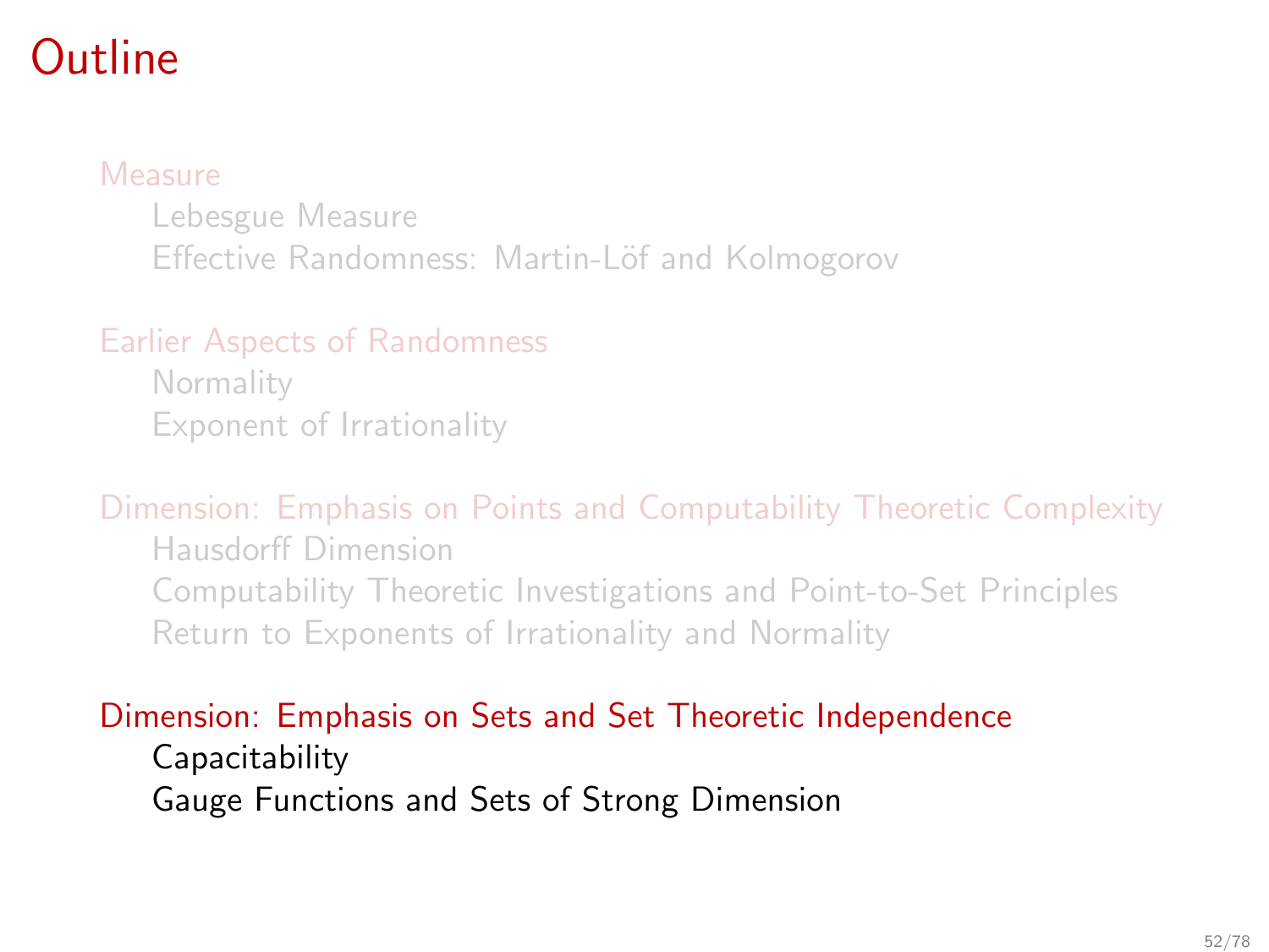# Outline

- Measure
  - Lebesgue Measure
  - Effective Randomness: Martin-Löf and Kolmogorov
- Earlier Aspects of Randomness
  - Normality
  - Exponent of Irrationality
- Dimension: Emphasis on Points and Computability Theoretic Complexity
  - Hausdorff Dimension
  - Computability Theoretic Investigations and Point-to-Set Principles
  - Return to Exponents of Irrationality and Normality
- Dimension: Emphasis on Sets and Set Theoretic Independence
  - Capacitability
  - Gauge Functions and Sets of Strong Dimension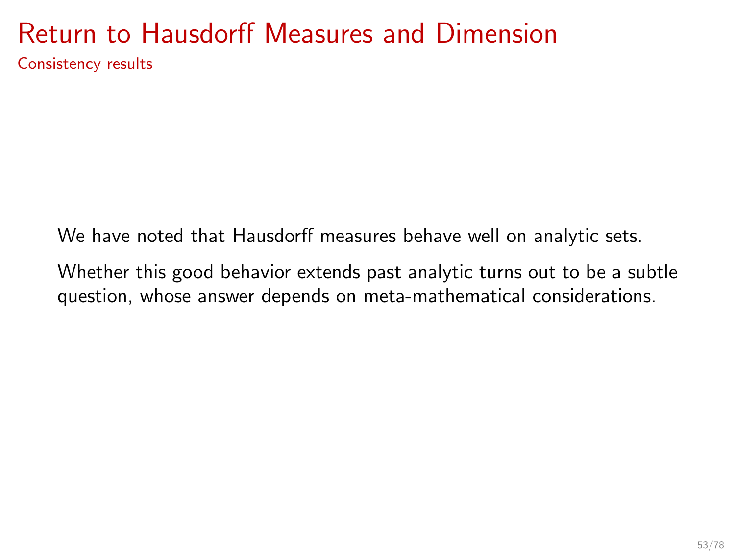# Return to Hausdorff Measures and Dimension

## Consistency results

We have noted that Hausdorff measures behave well on analytic sets.

Whether this good behavior extends past analytic turns out to be a subtle question, whose answer depends on meta-mathematical considerations.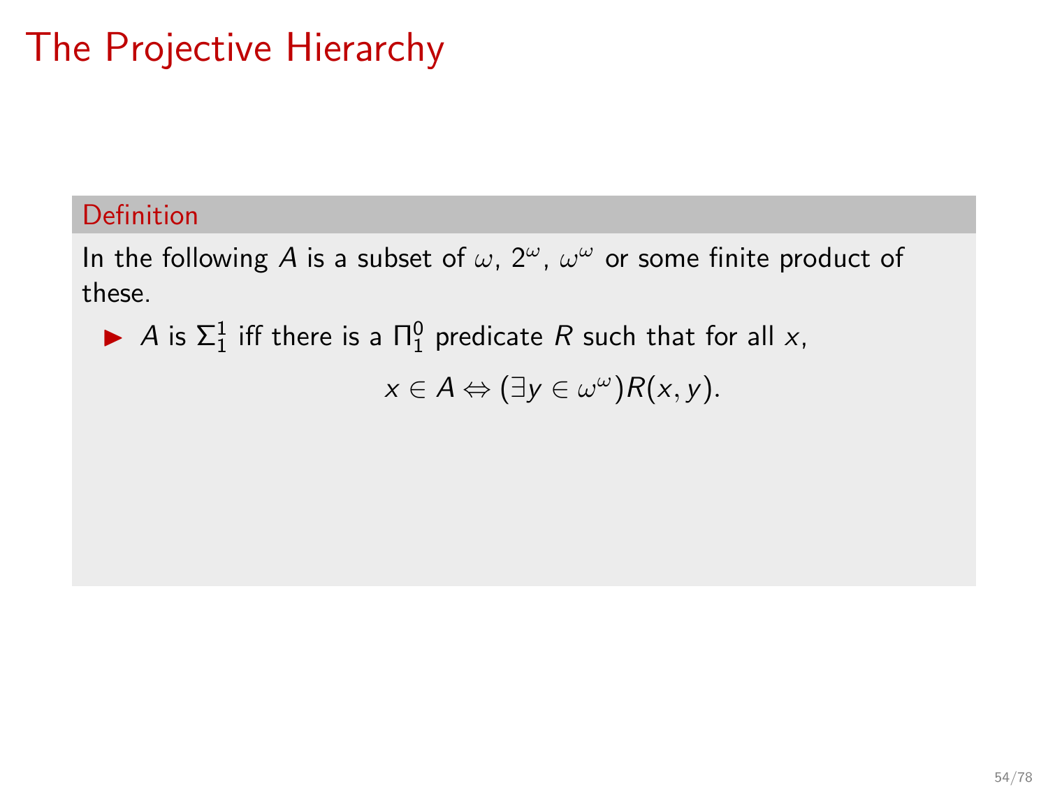# The Projective Hierarchy

**Definition**

In the following $A$ is a subset of $\omega$, $2^\omega$, $\omega^\omega$ or some finite product of these.

- $A$ is $\Sigma^1_1$ iff there is a $\Pi^0_1$ predicate $R$ such that for all $x$,

$$x \in A \Leftrightarrow (\exists y \in \omega^\omega) R(x, y).$$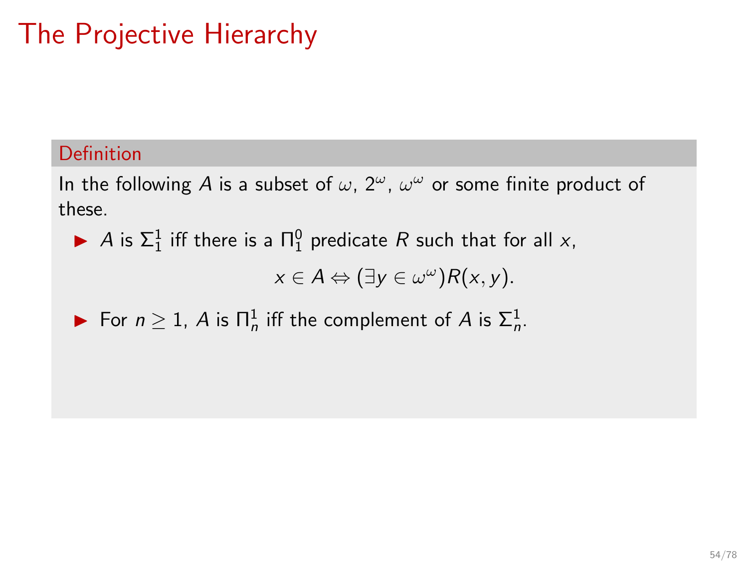# The Projective Hierarchy

**Definition**

In the following $A$ is a subset of $\omega$, $2^\omega$, $\omega^\omega$ or some finite product of these.

- $A$ is $\Sigma^1_1$ iff there is a $\Pi^0_1$ predicate $R$ such that for all $x$,

$$x \in A \Leftrightarrow (\exists y \in \omega^\omega) R(x, y).$$

- For $n \geq 1$, $A$ is $\Pi^1_n$ iff the complement of $A$ is $\Sigma^1_n$.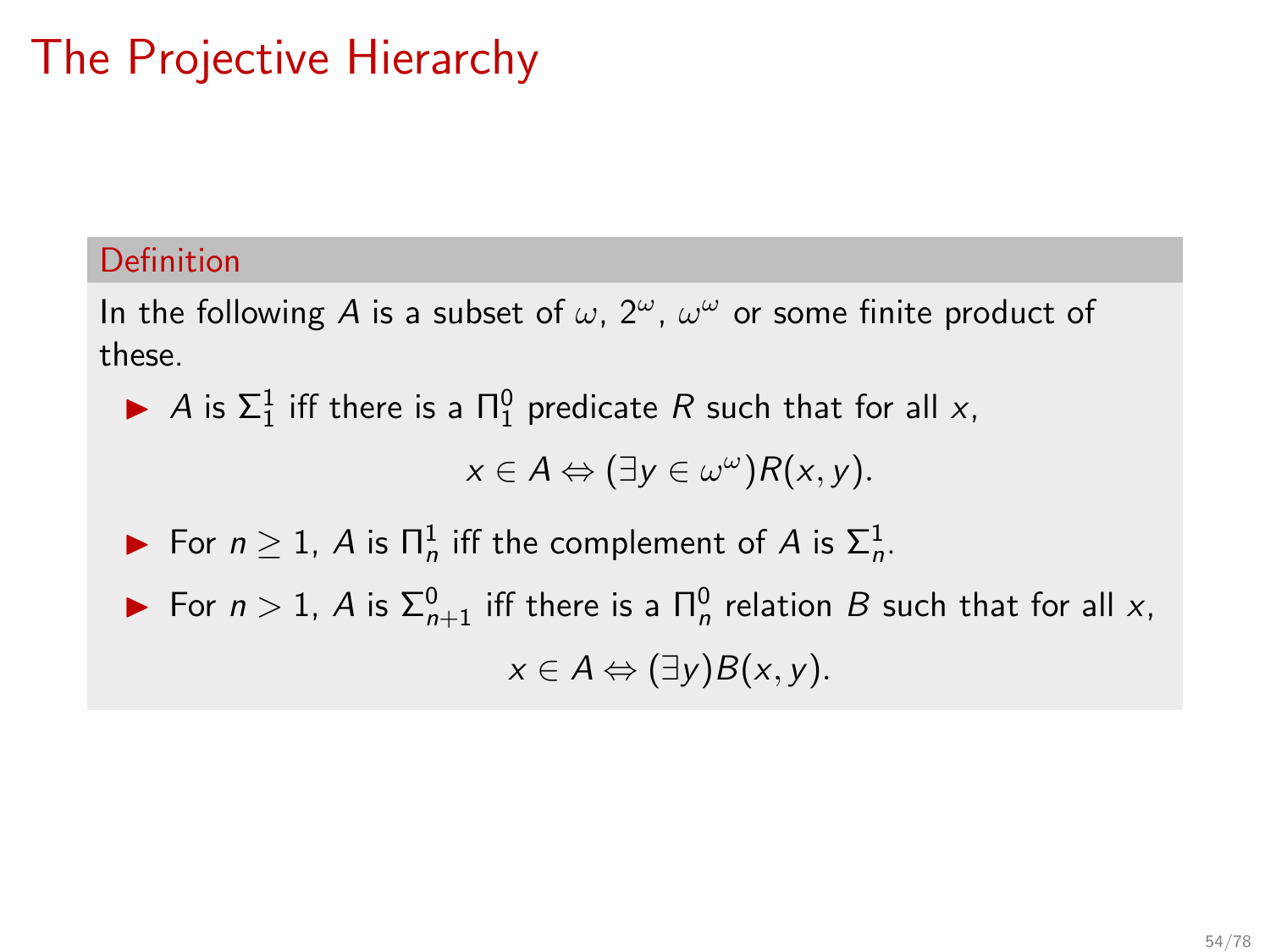# The Projective Hierarchy

**Definition**

In the following $A$ is a subset of $\omega$, $2^\omega$, $\omega^\omega$ or some finite product of these.

- $A$ is $\Sigma^1_1$ iff there is a $\Pi^0_1$ predicate $R$ such that for all $x$,

$$x \in A \Leftrightarrow (\exists y \in \omega^\omega) R(x, y).$$

- For $n \geq 1$, $A$ is $\Pi^1_n$ iff the complement of $A$ is $\Sigma^1_n$.
- For $n > 1$, $A$ is $\Sigma^0_{n+1}$ iff there is a $\Pi^0_n$ relation $B$ such that for all $x$,

$$x \in A \Leftrightarrow (\exists y) B(x, y).$$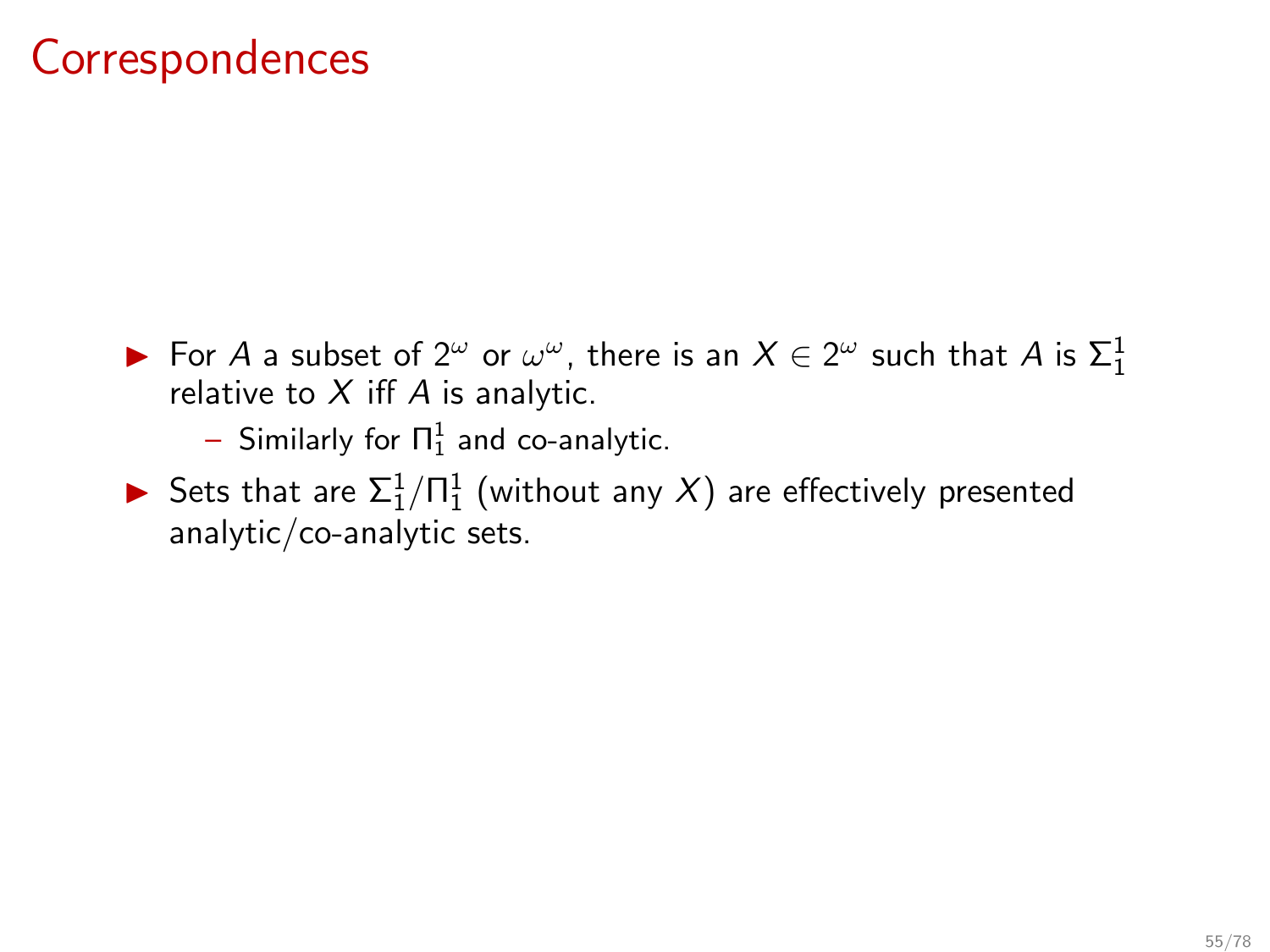# Correspondences

- For $A$ a subset of $2^\omega$ or $\omega^\omega$, there is an $X \in 2^\omega$ such that $A$ is $\Sigma^1_1$ relative to $X$ iff $A$ is analytic.
  - Similarly for $\Pi^1_1$ and co-analytic.
- Sets that are $\Sigma^1_1/\Pi^1_1$ (without any $X$) are effectively presented analytic/co-analytic sets.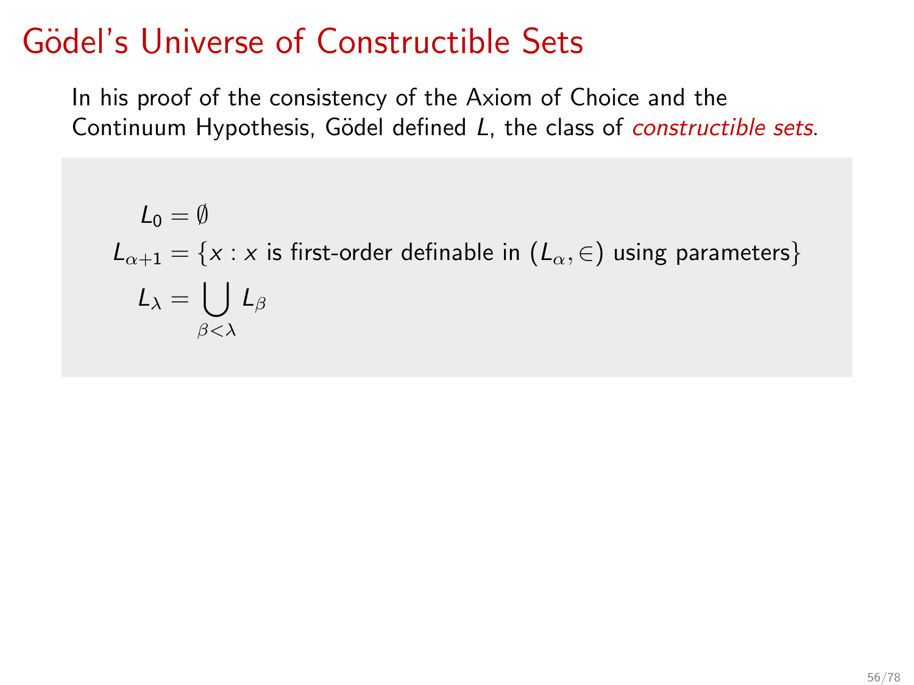# Gödel's Universe of Constructible Sets

In his proof of the consistency of the Axiom of Choice and the Continuum Hypothesis, Gödel defined $L$, the class of *constructible sets*.

$$
\begin{aligned}
L_0 &= \emptyset \\
L_{\alpha+1} &= \{x : x \text{ is first-order definable in } (L_\alpha, \in) \text{ using parameters}\} \\
L_\lambda &= \bigcup_{\beta<\lambda} L_\beta
\end{aligned}
$$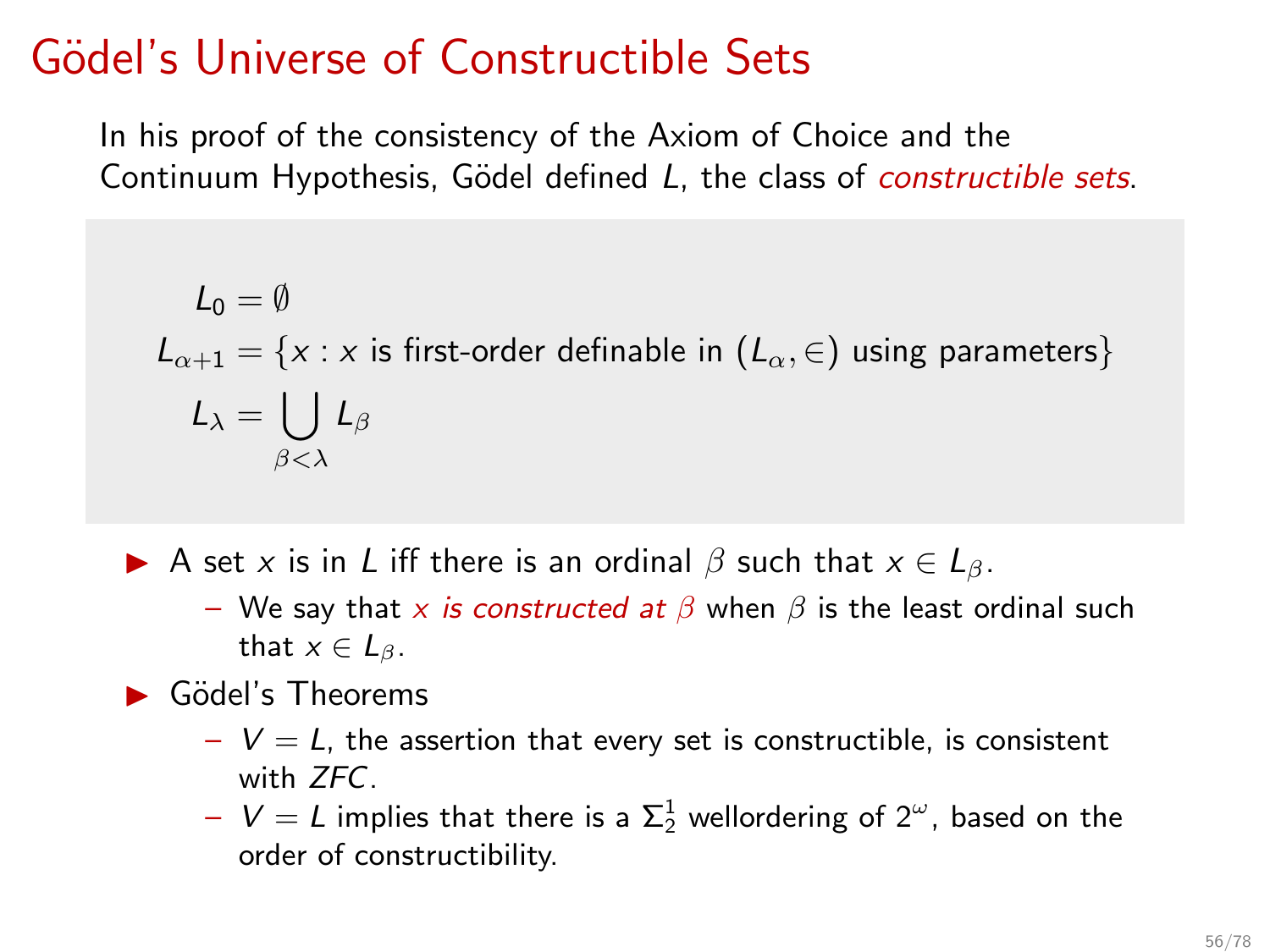# Gödel's Universe of Constructible Sets

In his proof of the consistency of the Axiom of Choice and the Continuum Hypothesis, Gödel defined $L$, the class of *constructible sets*.

$$
\begin{aligned}
L_0 &= \emptyset \\
L_{\alpha+1} &= \{x : x \text{ is first-order definable in } (L_\alpha, \in) \text{ using parameters}\} \\
L_\lambda &= \bigcup_{\beta<\lambda} L_\beta
\end{aligned}
$$

- A set $x$ is in $L$ iff there is an ordinal $\beta$ such that $x \in L_\beta$.
  - We say that *$x$ is constructed at $\beta$* when $\beta$ is the least ordinal such that $x \in L_\beta$.
- Gödel's Theorems
  - $V = L$, the assertion that every set is constructible, is consistent with $ZFC$.
  - $V = L$ implies that there is a $\Sigma^1_2$ wellordering of $2^\omega$, based on the order of constructibility.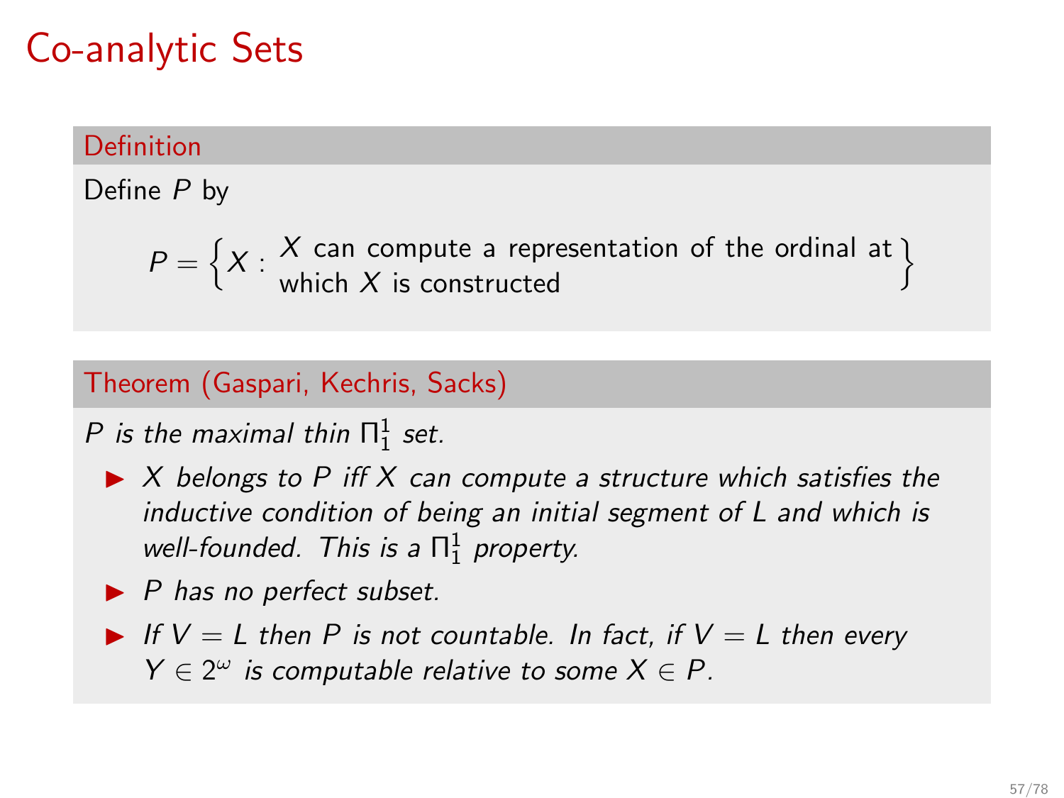# Co-analytic Sets

**Definition**

Define $P$ by

$$P = \left\{ X : \begin{array}{l} X \text{ can compute a representation of the ordinal at} \\ \text{which } X \text{ is constructed} \end{array} \right\}$$

**Theorem (Gaspari, Kechris, Sacks)**

*$P$ is the maximal thin $\Pi^1_1$ set.*

- *$X$ belongs to $P$ iff $X$ can compute a structure which satisfies the inductive condition of being an initial segment of $L$ and which is well-founded. This is a $\Pi^1_1$ property.*
- *$P$ has no perfect subset.*
- *If $V = L$ then $P$ is not countable. In fact, if $V = L$ then every $Y \in 2^\omega$ is computable relative to some $X \in P$.*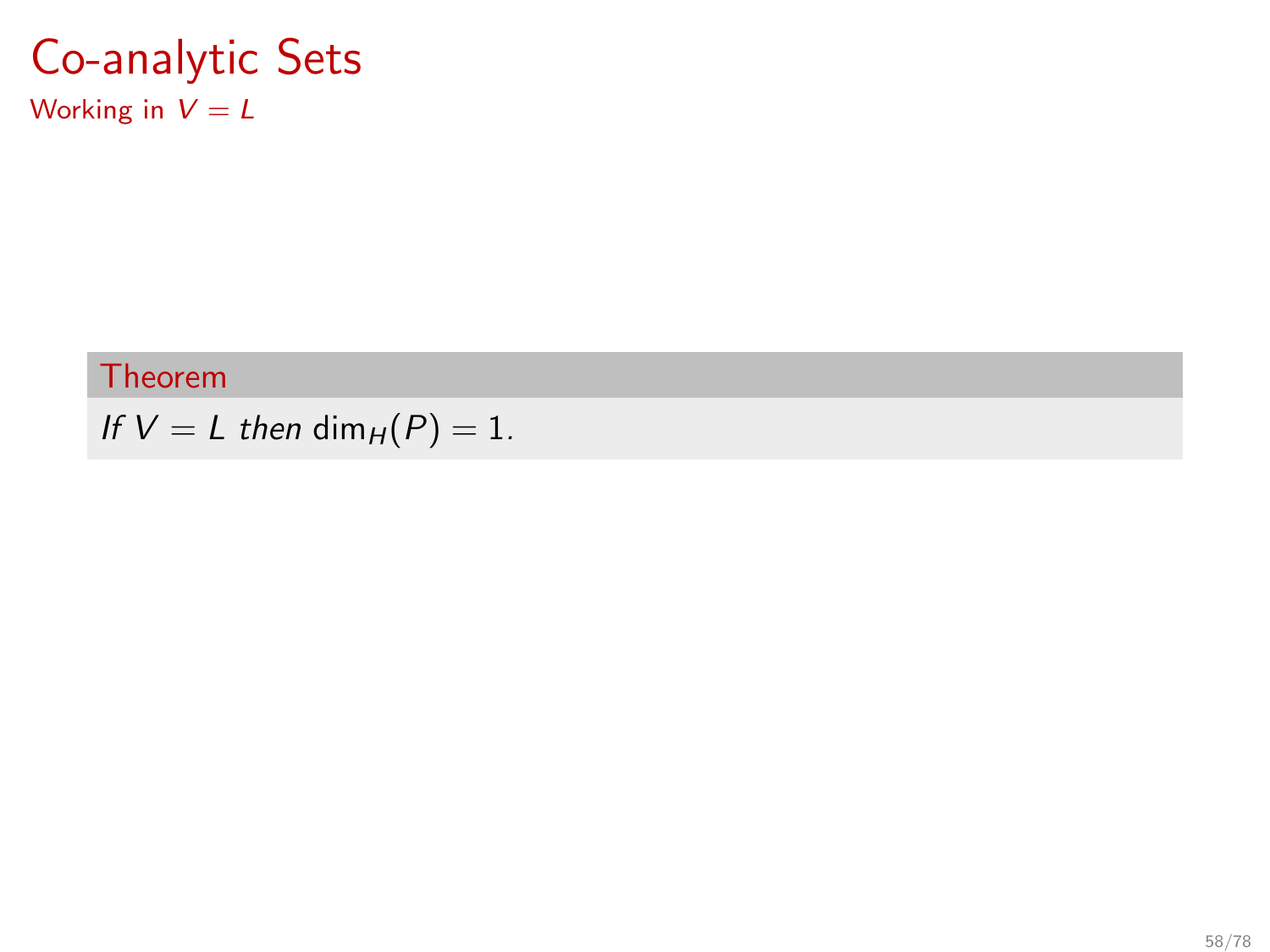# Co-analytic Sets

## Working in $V = L$

**Theorem**

*If $V = L$ then* $\dim_H(P) = 1$.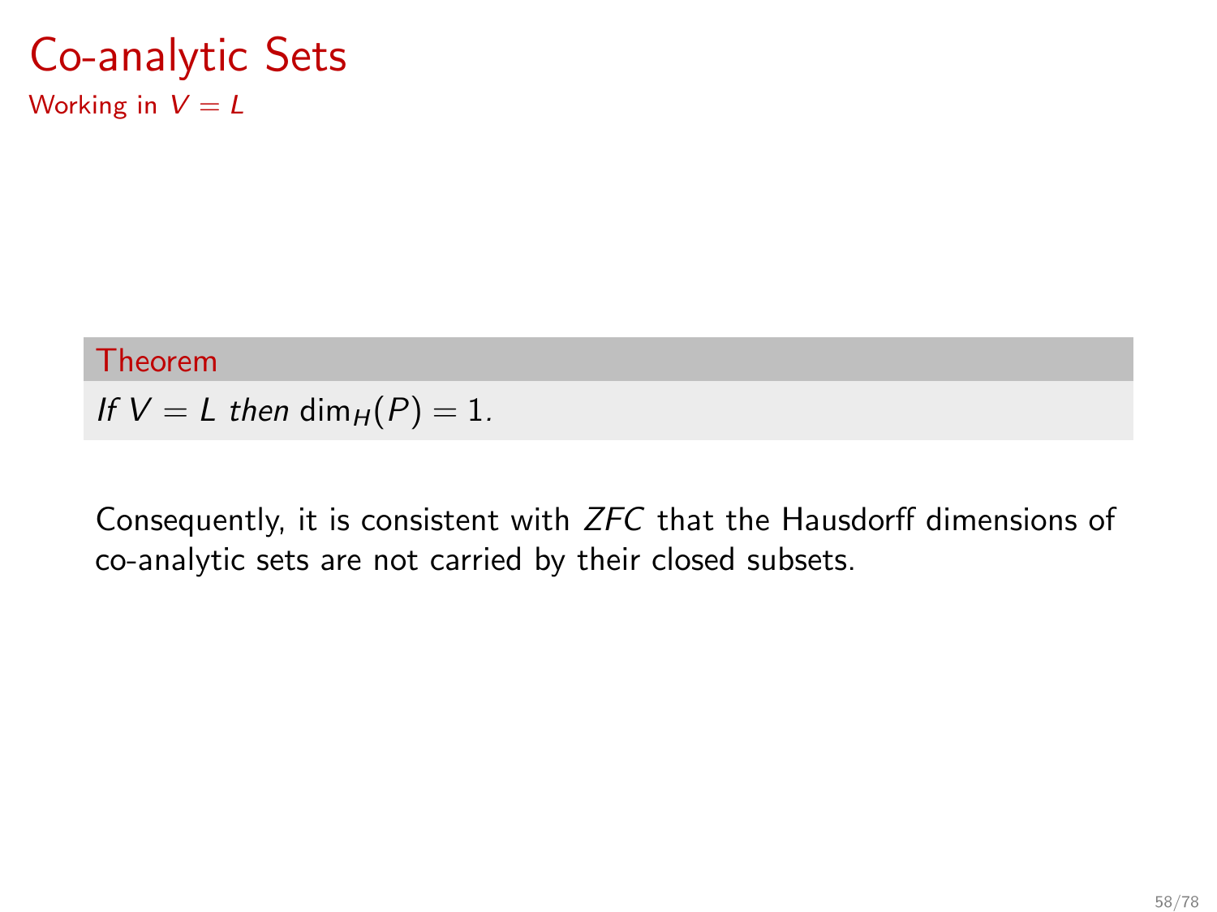# Co-analytic Sets

## Working in $V = L$

**Theorem**

*If $V = L$ then $\dim_H(P) = 1$.*

Consequently, it is consistent with *ZFC* that the Hausdorff dimensions of co-analytic sets are not carried by their closed subsets.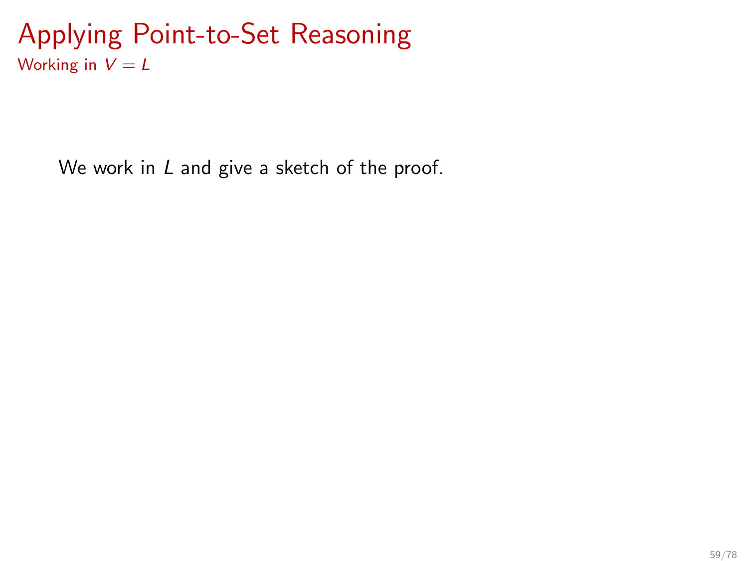# Applying Point-to-Set Reasoning

## Working in $V = L$

We work in $L$ and give a sketch of the proof.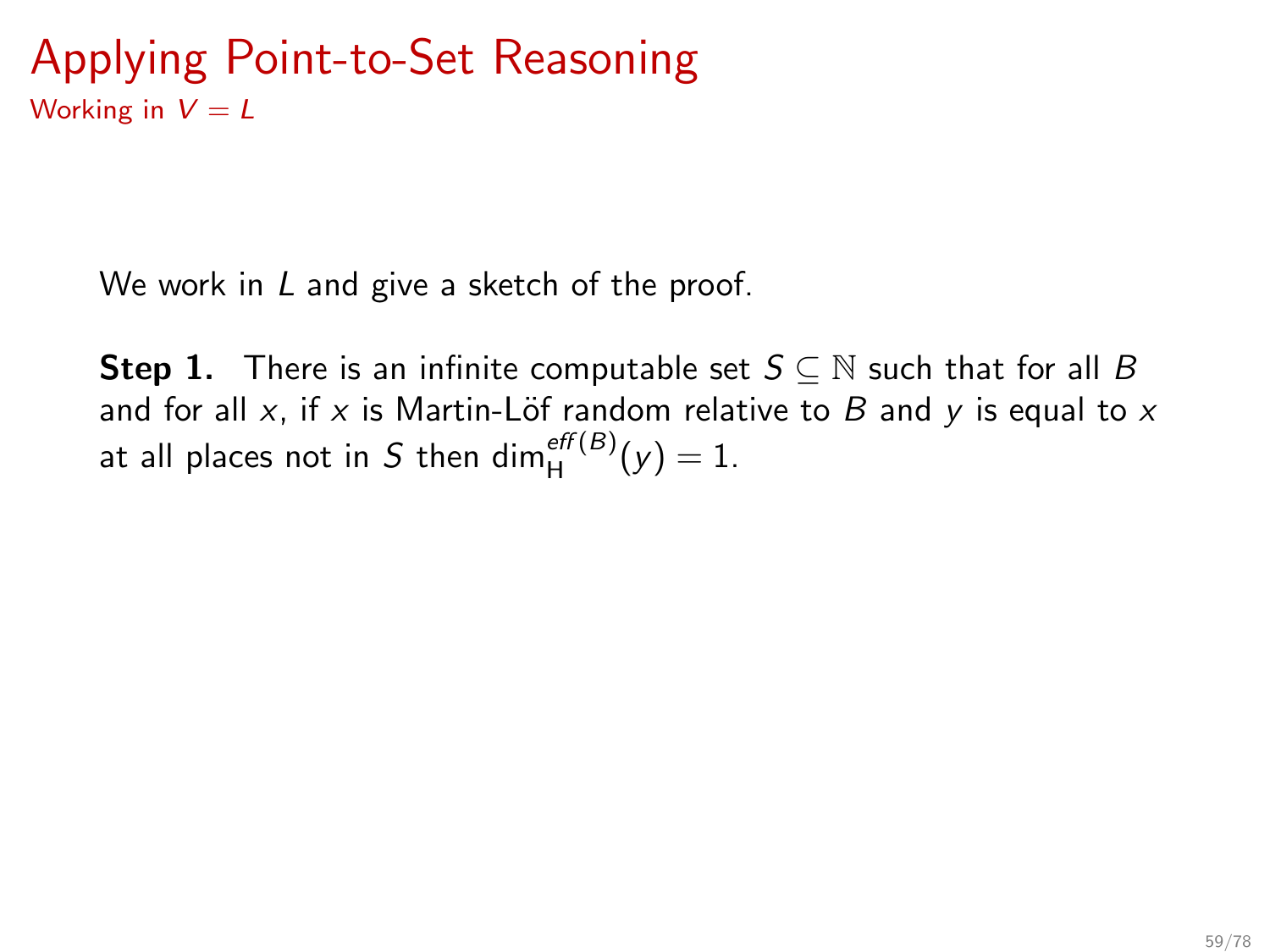# Applying Point-to-Set Reasoning

## Working in $V = L$

We work in $L$ and give a sketch of the proof.

**Step 1.** There is an infinite computable set $S \subseteq \mathbb{N}$ such that for all $B$ and for all $x$, if $x$ is Martin-Löf random relative to $B$ and $y$ is equal to $x$ at all places not in $S$ then $\dim_{\mathrm{H}}^{eff(B)}(y) = 1$.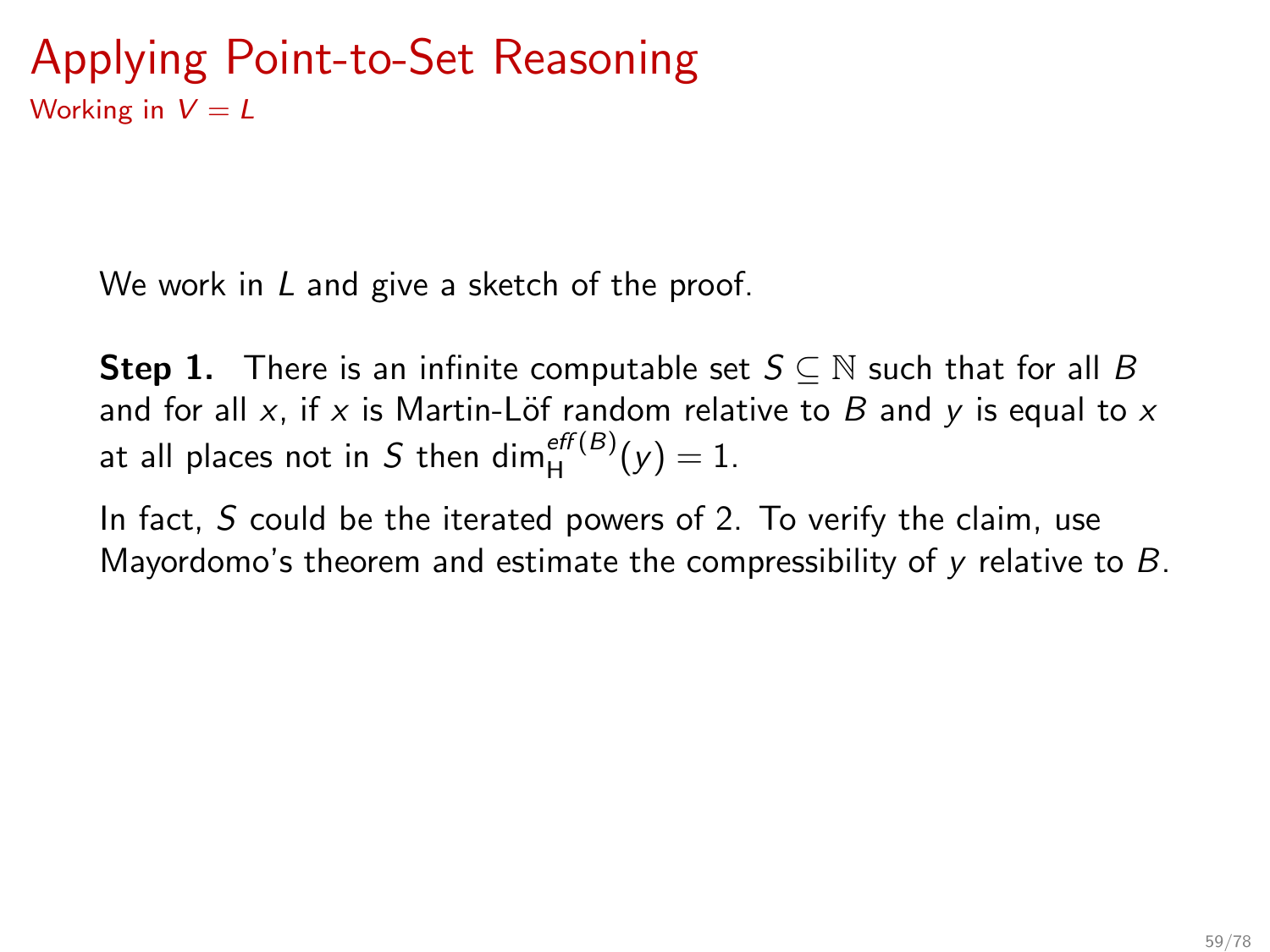# Applying Point-to-Set Reasoning

## Working in $V = L$

We work in $L$ and give a sketch of the proof.

**Step 1.** There is an infinite computable set $S \subseteq \mathbb{N}$ such that for all $B$ and for all $x$, if $x$ is Martin-Löf random relative to $B$ and $y$ is equal to $x$ at all places not in $S$ then $\dim_{\mathrm{H}}^{eff(B)}(y) = 1$.

In fact, $S$ could be the iterated powers of 2. To verify the claim, use Mayordomo's theorem and estimate the compressibility of $y$ relative to $B$.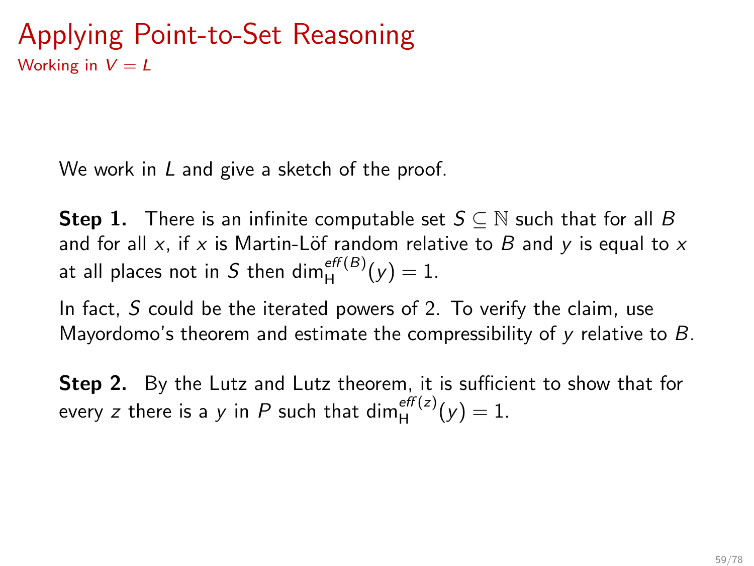# Applying Point-to-Set Reasoning

Working in $V = L$

We work in $L$ and give a sketch of the proof.

**Step 1.** There is an infinite computable set $S \subseteq \mathbb{N}$ such that for all $B$ and for all $x$, if $x$ is Martin-Löf random relative to $B$ and $y$ is equal to $x$ at all places not in $S$ then $\dim_{\mathrm{H}}^{eff(B)}(y) = 1$.

In fact, $S$ could be the iterated powers of 2. To verify the claim, use Mayordomo's theorem and estimate the compressibility of $y$ relative to $B$.

**Step 2.** By the Lutz and Lutz theorem, it is sufficient to show that for every $z$ there is a $y$ in $P$ such that $\dim_{\mathrm{H}}^{eff(z)}(y) = 1$.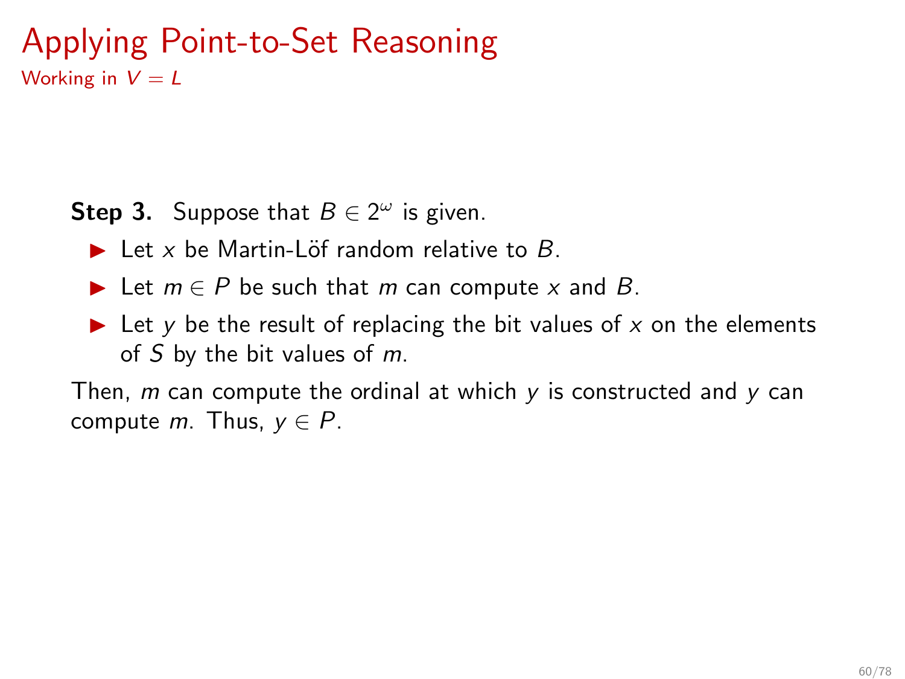# Applying Point-to-Set Reasoning

Working in $V = L$

**Step 3.** Suppose that $B \in 2^\omega$ is given.

- Let $x$ be Martin-Löf random relative to $B$.
- Let $m \in P$ be such that $m$ can compute $x$ and $B$.
- Let $y$ be the result of replacing the bit values of $x$ on the elements of $S$ by the bit values of $m$.

Then, $m$ can compute the ordinal at which $y$ is constructed and $y$ can compute $m$. Thus, $y \in P$.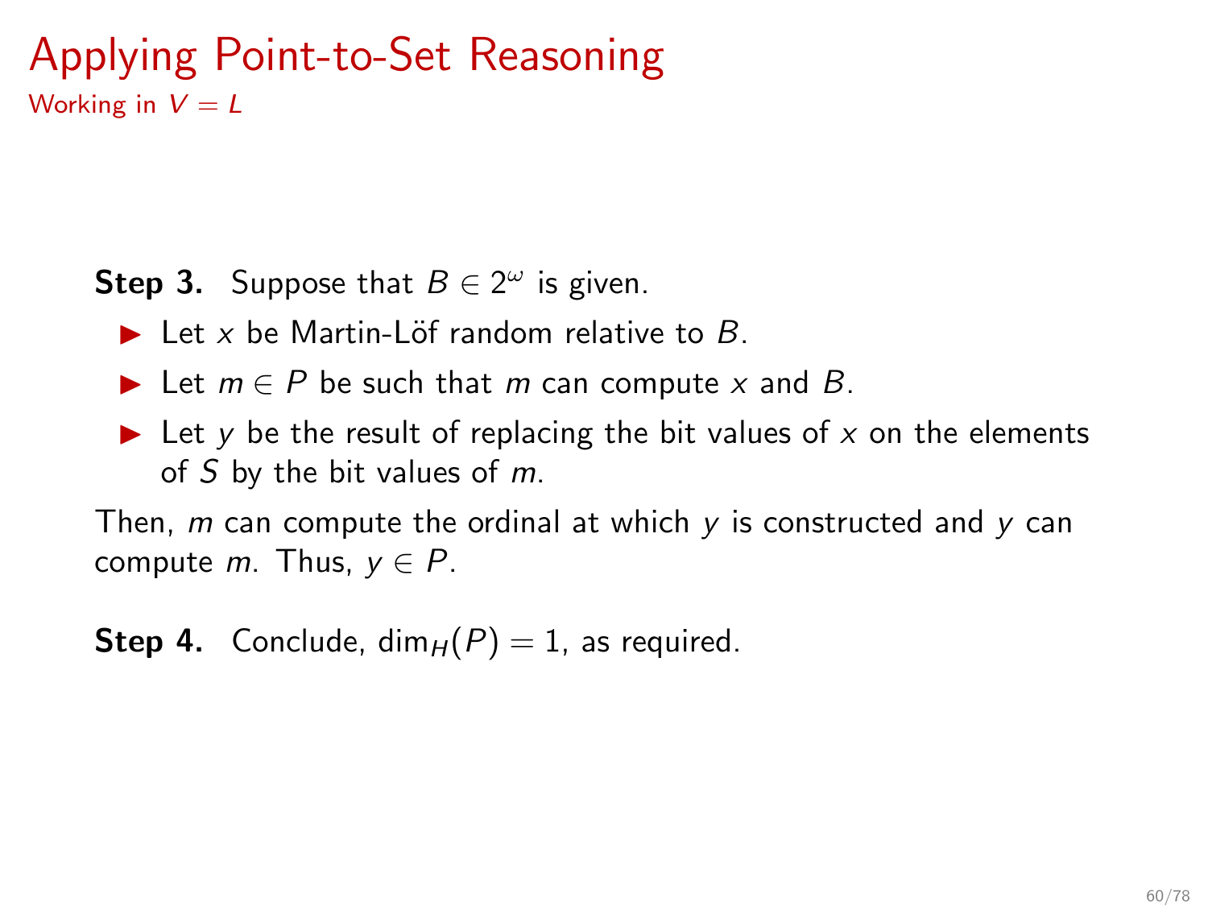# Applying Point-to-Set Reasoning

Working in $V = L$

**Step 3.** Suppose that $B \in 2^\omega$ is given.

- Let $x$ be Martin-Löf random relative to $B$.
- Let $m \in P$ be such that $m$ can compute $x$ and $B$.
- Let $y$ be the result of replacing the bit values of $x$ on the elements of $S$ by the bit values of $m$.

Then, $m$ can compute the ordinal at which $y$ is constructed and $y$ can compute $m$. Thus, $y \in P$.

**Step 4.** Conclude, $\dim_H(P) = 1$, as required.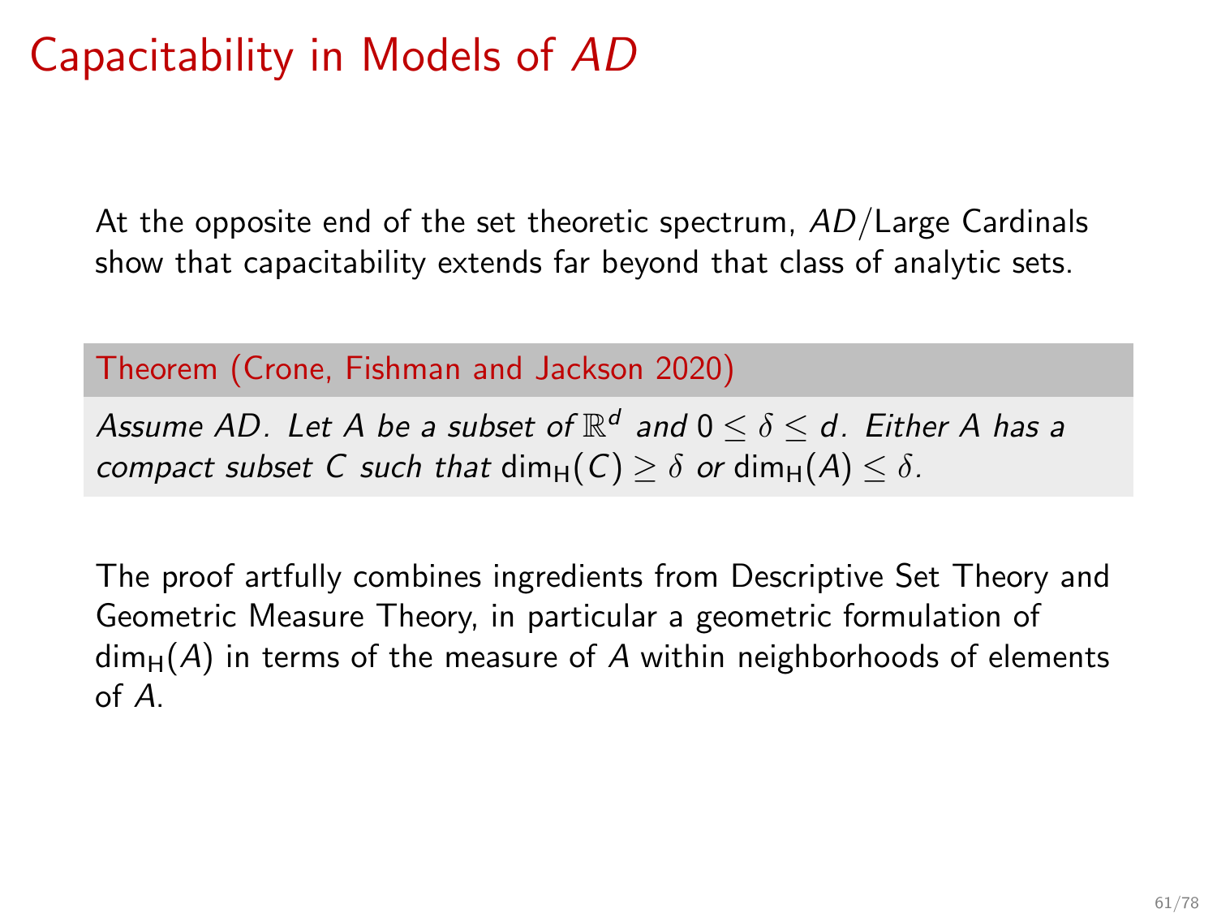# Capacitability in Models of *AD*

At the opposite end of the set theoretic spectrum, $AD$/Large Cardinals show that capacitability extends far beyond that class of analytic sets.

**Theorem (Crone, Fishman and Jackson 2020)**

*Assume $AD$. Let $A$ be a subset of $\mathbb{R}^d$ and $0 \leq \delta \leq d$. Either $A$ has a compact subset $C$ such that $\dim_H(C) \geq \delta$ or $\dim_H(A) \leq \delta$.*

The proof artfully combines ingredients from Descriptive Set Theory and Geometric Measure Theory, in particular a geometric formulation of $\dim_H(A)$ in terms of the measure of $A$ within neighborhoods of elements of $A$.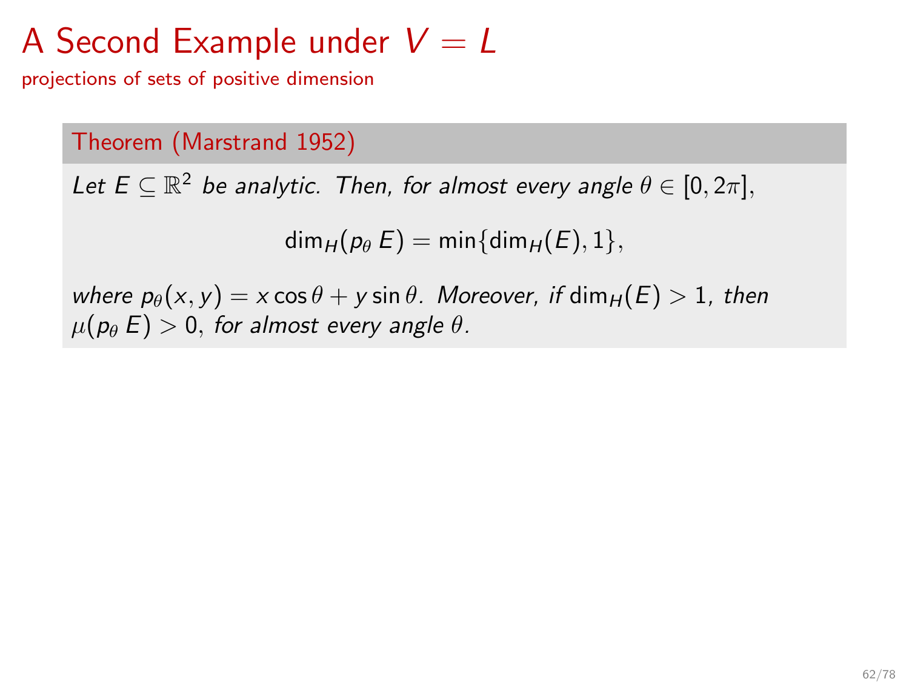# A Second Example under $V = L$

projections of sets of positive dimension

**Theorem (Marstrand 1952)**

*Let $E \subseteq \mathbb{R}^2$ be analytic. Then, for almost every angle $\theta \in [0, 2\pi]$,*

$$\dim_H(p_\theta\, E) = \min\{\dim_H(E), 1\},$$

*where $p_\theta(x, y) = x \cos\theta + y \sin\theta$. Moreover, if $\dim_H(E) > 1$, then $\mu(p_\theta\, E) > 0$, for almost every angle $\theta$.*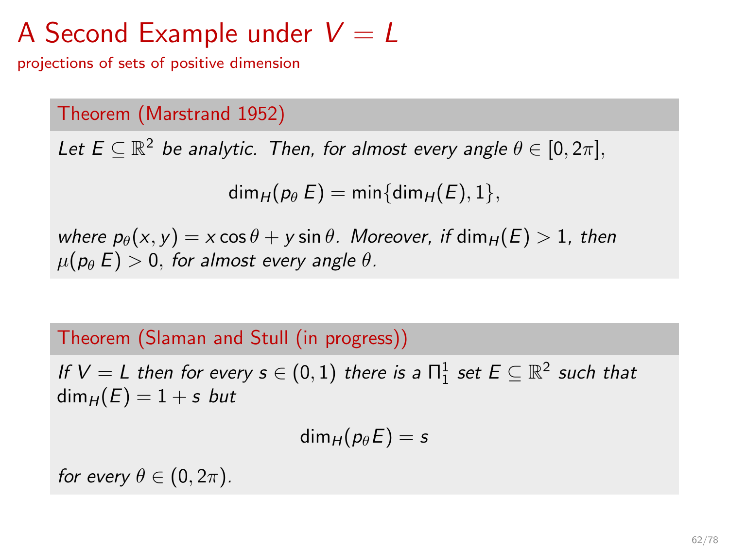# A Second Example under $V = L$

projections of sets of positive dimension

**Theorem (Marstrand 1952)**

*Let $E \subseteq \mathbb{R}^2$ be analytic. Then, for almost every angle $\theta \in [0, 2\pi]$,*

$$\dim_H(p_\theta\, E) = \min\{\dim_H(E), 1\},$$

*where $p_\theta(x, y) = x\cos\theta + y\sin\theta$. Moreover, if $\dim_H(E) > 1$, then $\mu(p_\theta\, E) > 0$, for almost every angle $\theta$.*

**Theorem (Slaman and Stull (in progress))**

*If $V = L$ then for every $s \in (0, 1)$ there is a $\Pi^1_1$ set $E \subseteq \mathbb{R}^2$ such that $\dim_H(E) = 1 + s$ but*

$$\dim_H(p_\theta E) = s$$

*for every $\theta \in (0, 2\pi)$.*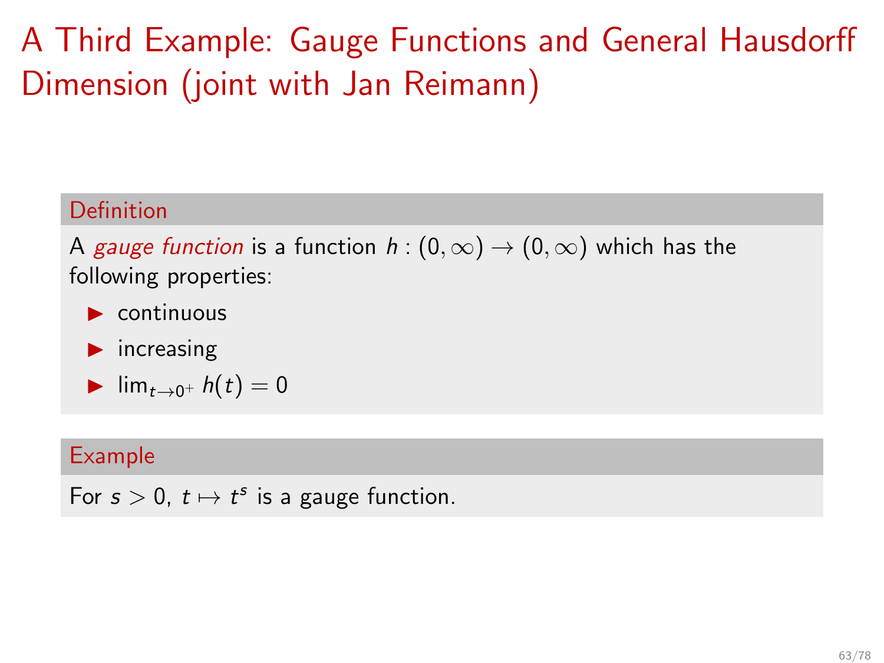# A Third Example: Gauge Functions and General Hausdorff Dimension (joint with Jan Reimann)

### Definition

A *gauge function* is a function $h : (0, \infty) \to (0, \infty)$ which has the following properties:

- continuous
- increasing
- $\lim_{t \to 0^+} h(t) = 0$

### Example

For $s > 0$, $t \mapsto t^s$ is a gauge function.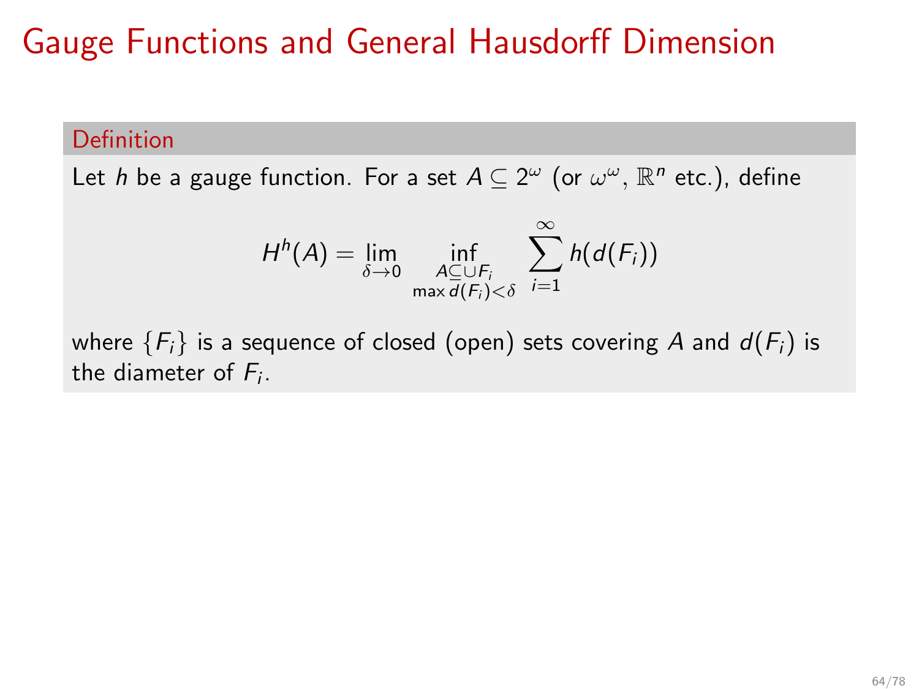# Gauge Functions and General Hausdorff Dimension

**Definition**

Let $h$ be a gauge function. For a set $A \subseteq 2^\omega$ (or $\omega^\omega$, $\mathbb{R}^n$ etc.), define

$$H^h(A) = \lim_{\delta \to 0} \inf_{\substack{A \subseteq \cup F_i \\ \max d(F_i) < \delta}} \sum_{i=1}^{\infty} h(d(F_i))$$

where $\{F_i\}$ is a sequence of closed (open) sets covering $A$ and $d(F_i)$ is the diameter of $F_i$.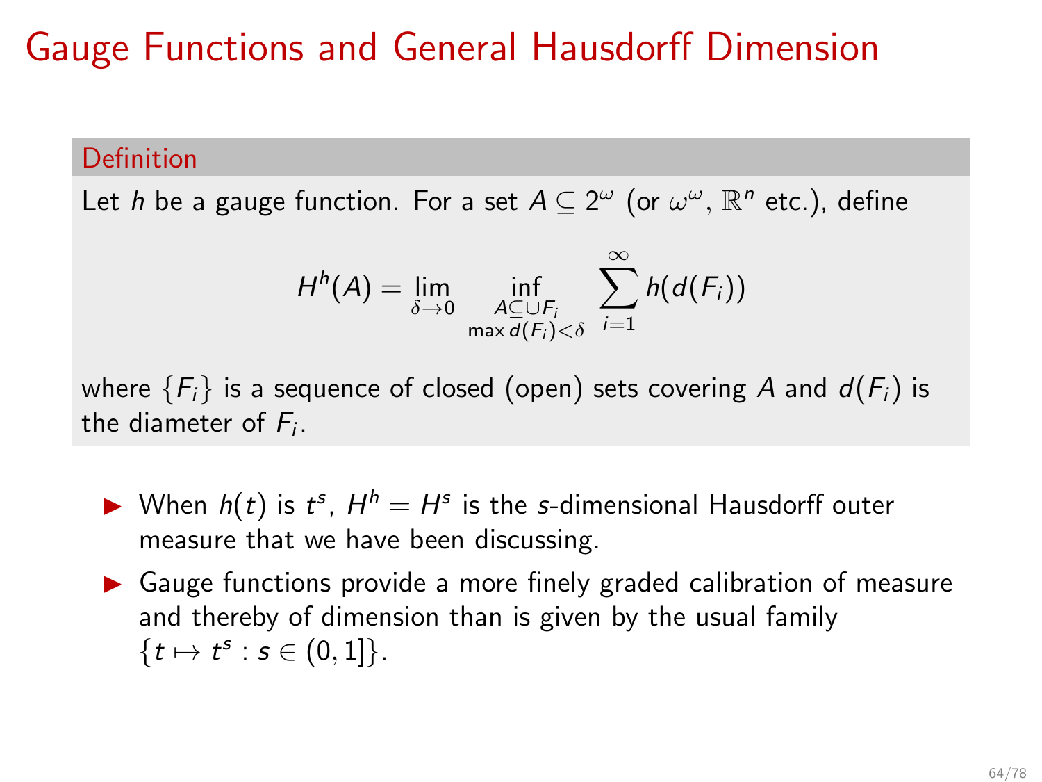# Gauge Functions and General Hausdorff Dimension

**Definition**

Let $h$ be a gauge function. For a set $A \subseteq 2^\omega$ (or $\omega^\omega$, $\mathbb{R}^n$ etc.), define

$$H^h(A) = \lim_{\delta \to 0} \inf_{\substack{A \subseteq \cup F_i \\ \max d(F_i) < \delta}} \sum_{i=1}^{\infty} h(d(F_i))$$

where $\{F_i\}$ is a sequence of closed (open) sets covering $A$ and $d(F_i)$ is the diameter of $F_i$.

- When $h(t)$ is $t^s$, $H^h = H^s$ is the $s$-dimensional Hausdorff outer measure that we have been discussing.
- Gauge functions provide a more finely graded calibration of measure and thereby of dimension than is given by the usual family $\{t \mapsto t^s : s \in (0, 1]\}$.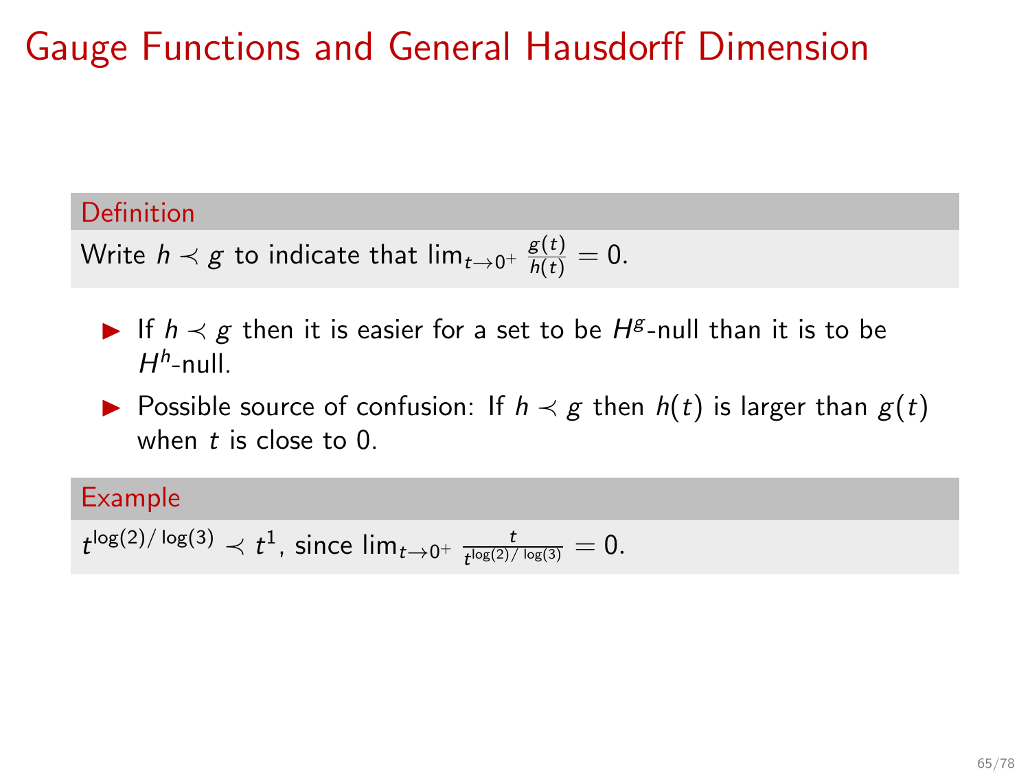# Gauge Functions and General Hausdorff Dimension

**Definition**

Write $h \prec g$ to indicate that $\lim_{t \to 0^+} \frac{g(t)}{h(t)} = 0$.

- If $h \prec g$ then it is easier for a set to be $H^g$-null than it is to be $H^h$-null.
- Possible source of confusion: If $h \prec g$ then $h(t)$ is larger than $g(t)$ when $t$ is close to 0.

**Example**

$t^{\log(2)/\log(3)} \prec t^1$, since $\lim_{t \to 0^+} \frac{t}{t^{\log(2)/\log(3)}} = 0$.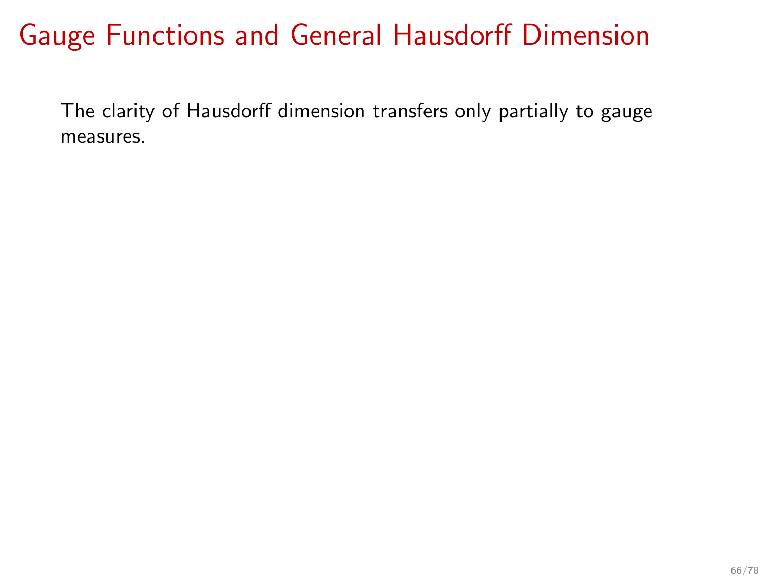# Gauge Functions and General Hausdorff Dimension

The clarity of Hausdorff dimension transfers only partially to gauge measures.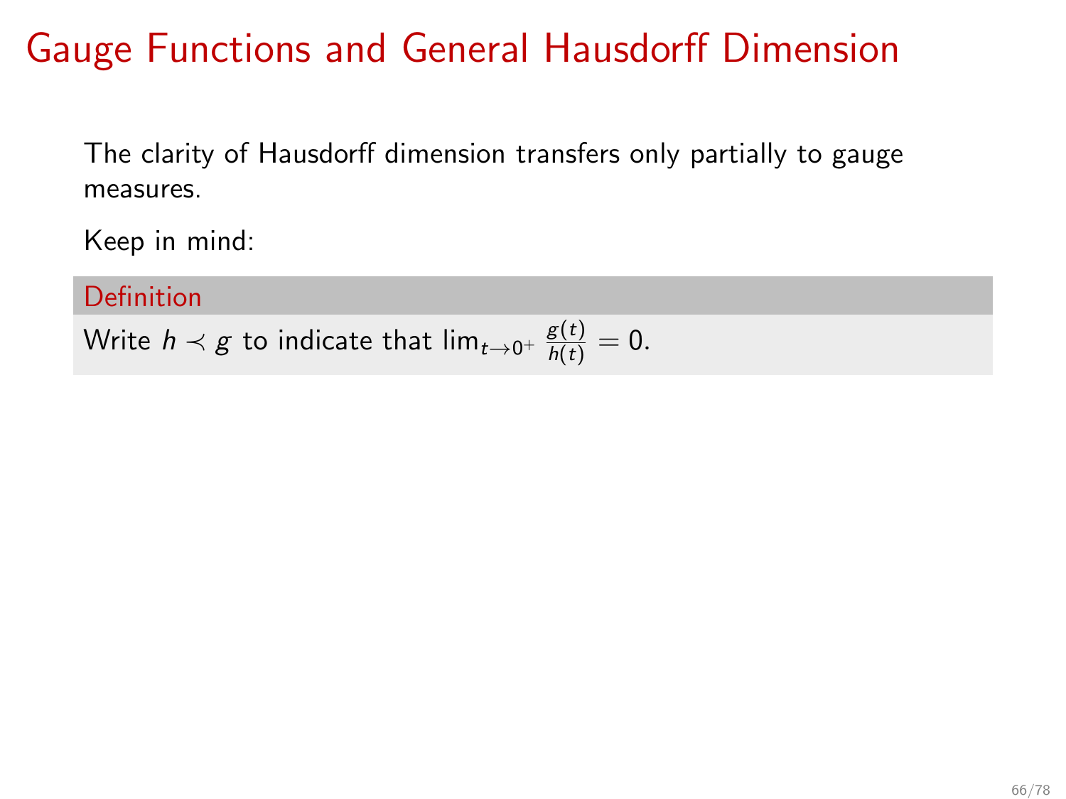# Gauge Functions and General Hausdorff Dimension

The clarity of Hausdorff dimension transfers only partially to gauge measures.

Keep in mind:

**Definition**

Write $h \prec g$ to indicate that $\lim_{t \to 0^+} \frac{g(t)}{h(t)} = 0$.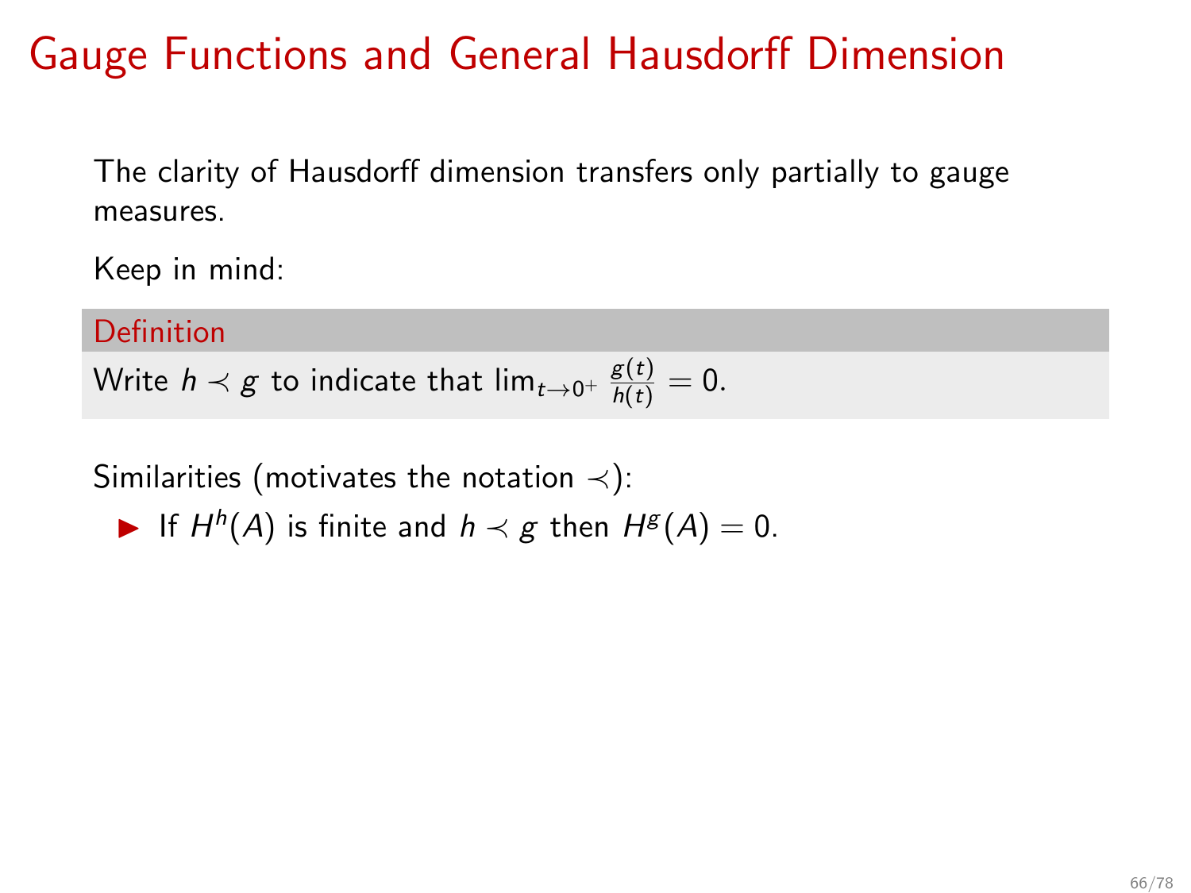# Gauge Functions and General Hausdorff Dimension

The clarity of Hausdorff dimension transfers only partially to gauge measures.

Keep in mind:

**Definition**

Write $h \prec g$ to indicate that $\lim_{t \to 0^+} \frac{g(t)}{h(t)} = 0$.

Similarities (motivates the notation $\prec$):

- If $H^h(A)$ is finite and $h \prec g$ then $H^g(A) = 0$.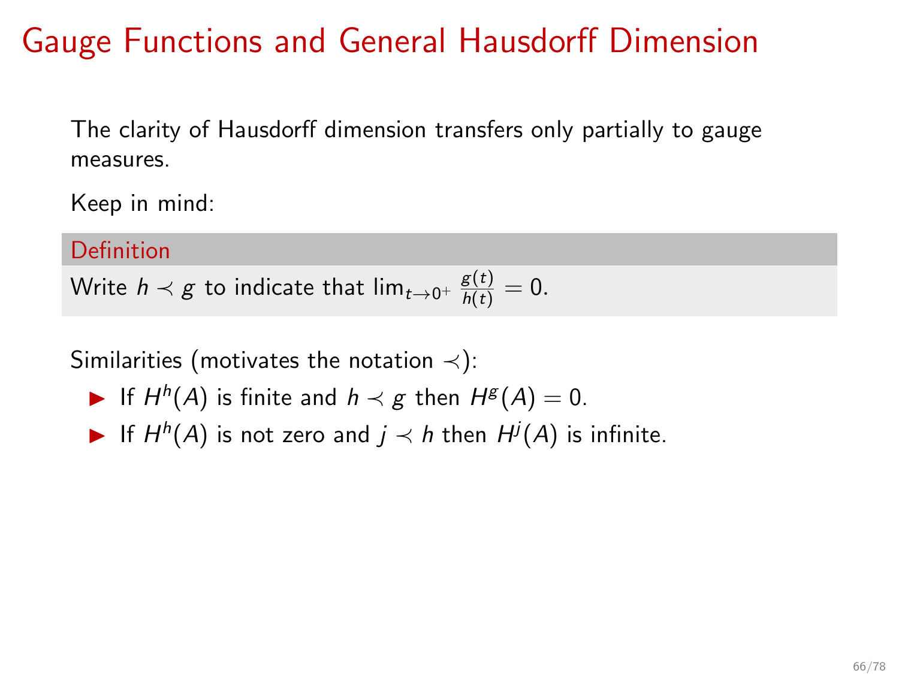# Gauge Functions and General Hausdorff Dimension

The clarity of Hausdorff dimension transfers only partially to gauge measures.

Keep in mind:

**Definition**

Write $h \prec g$ to indicate that $\lim_{t \to 0^+} \frac{g(t)}{h(t)} = 0$.

Similarities (motivates the notation $\prec$):

- If $H^h(A)$ is finite and $h \prec g$ then $H^g(A) = 0$.
- If $H^h(A)$ is not zero and $j \prec h$ then $H^j(A)$ is infinite.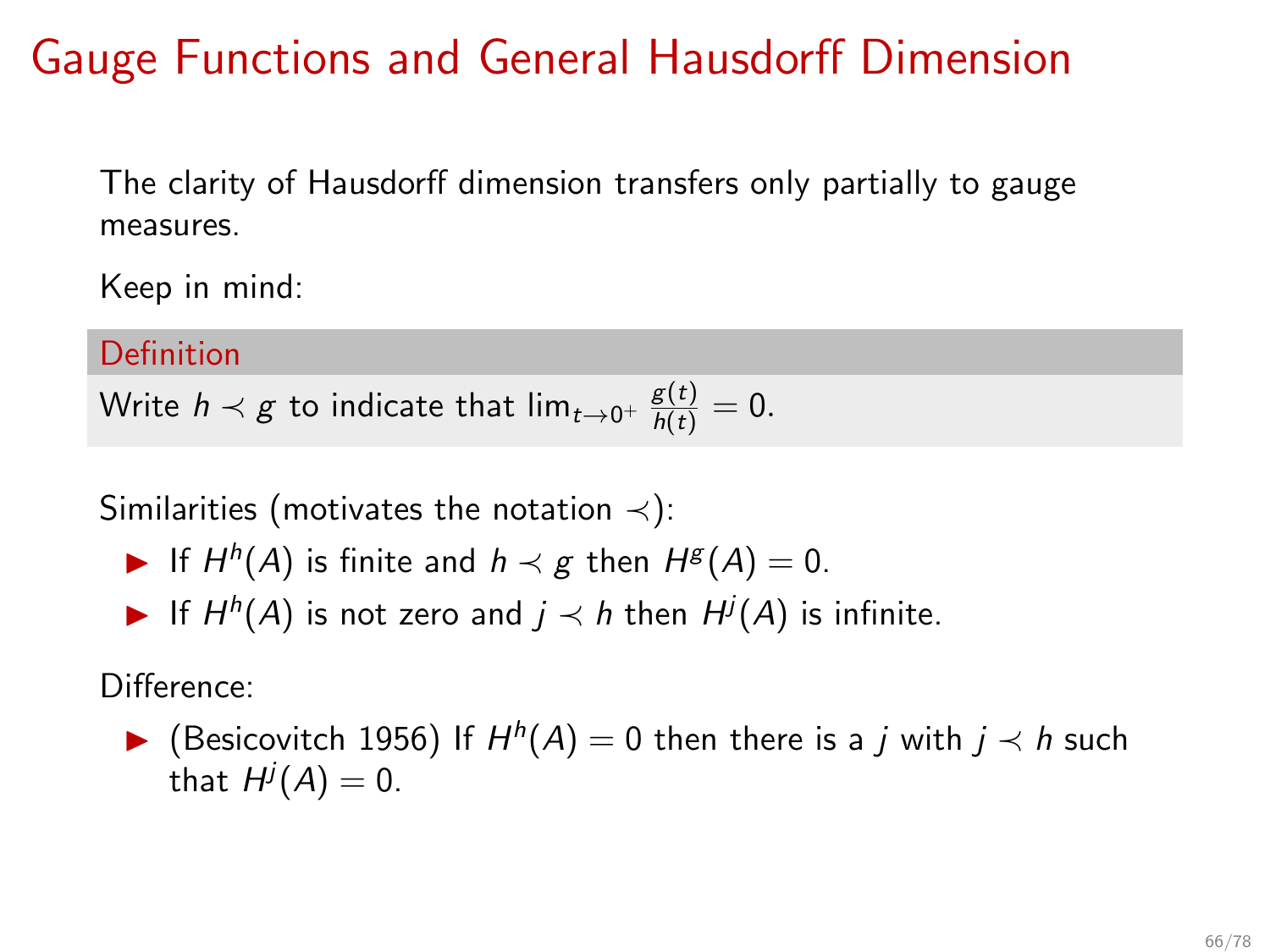# Gauge Functions and General Hausdorff Dimension

The clarity of Hausdorff dimension transfers only partially to gauge measures.

Keep in mind:

**Definition**

Write $h \prec g$ to indicate that $\lim_{t \to 0^+} \frac{g(t)}{h(t)} = 0$.

Similarities (motivates the notation $\prec$):

- If $H^h(A)$ is finite and $h \prec g$ then $H^g(A) = 0$.
- If $H^h(A)$ is not zero and $j \prec h$ then $H^j(A)$ is infinite.

Difference:

- (Besicovitch 1956) If $H^h(A) = 0$ then there is a $j$ with $j \prec h$ such that $H^j(A) = 0$.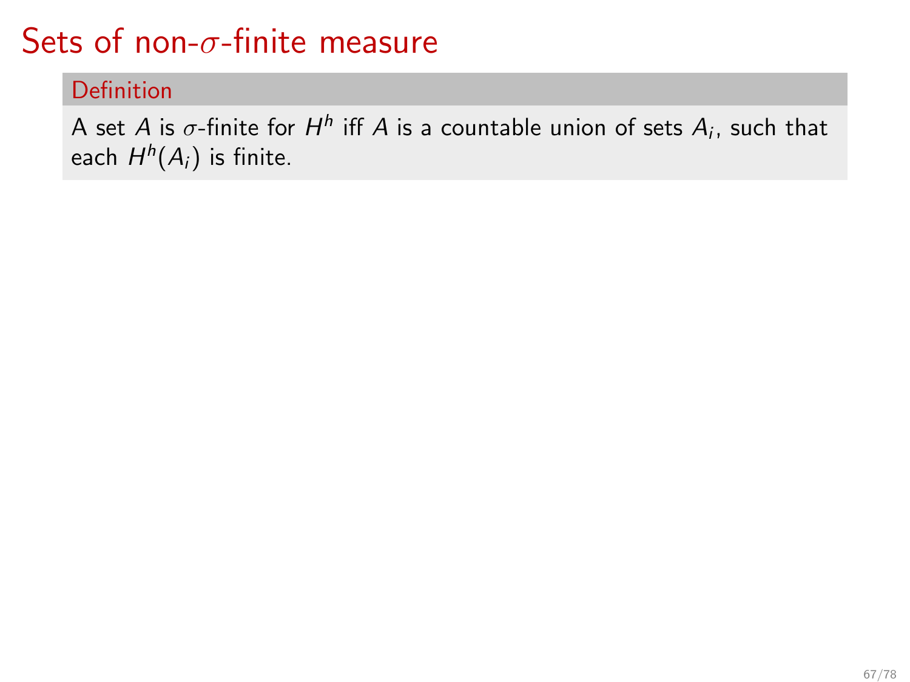# Sets of non-$\sigma$-finite measure

**Definition**

A set $A$ is $\sigma$-finite for $H^h$ iff $A$ is a countable union of sets $A_i$, such that each $H^h(A_i)$ is finite.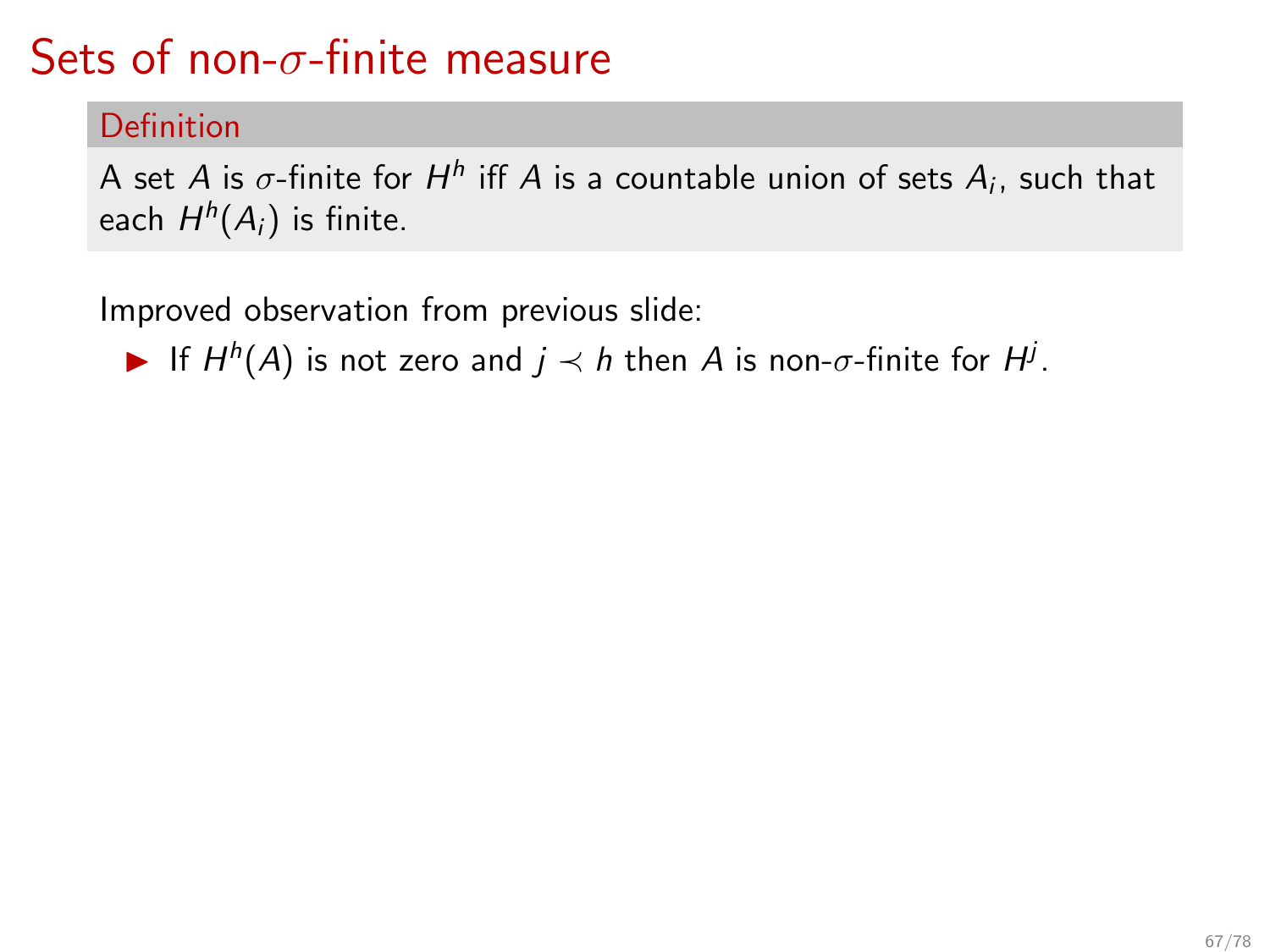# Sets of non-$\sigma$-finite measure

**Definition**

A set $A$ is $\sigma$-finite for $H^h$ iff $A$ is a countable union of sets $A_i$, such that each $H^h(A_i)$ is finite.

Improved observation from previous slide:

- If $H^h(A)$ is not zero and $j \prec h$ then $A$ is non-$\sigma$-finite for $H^j$.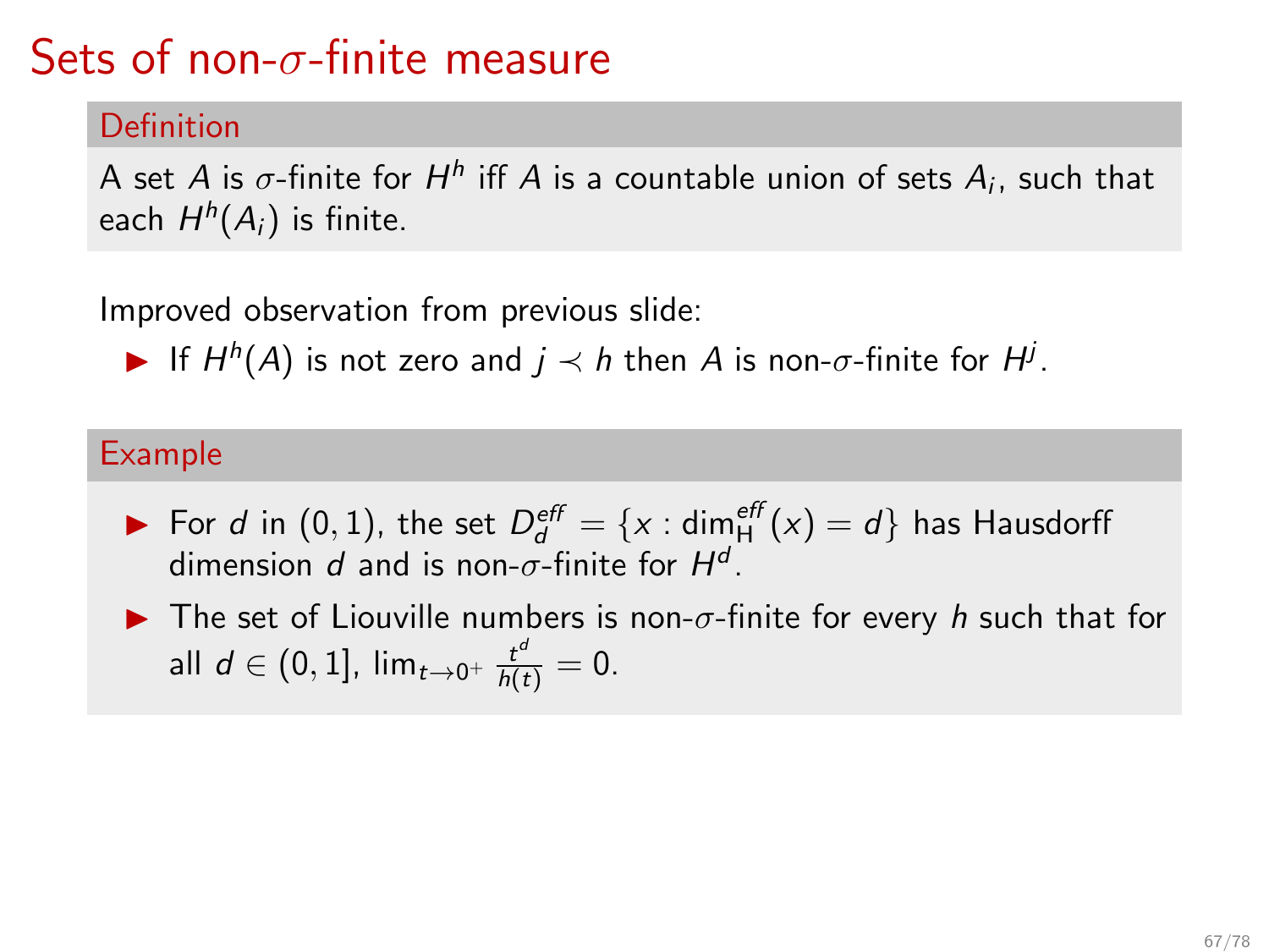# Sets of non-$\sigma$-finite measure

**Definition**

A set $A$ is $\sigma$-finite for $H^h$ iff $A$ is a countable union of sets $A_i$, such that each $H^h(A_i)$ is finite.

Improved observation from previous slide:

- If $H^h(A)$ is not zero and $j \prec h$ then $A$ is non-$\sigma$-finite for $H^j$.

**Example**

- For $d$ in $(0,1)$, the set $D_d^{\mathit{eff}} = \{x : \dim_{\mathrm{H}}^{\mathit{eff}}(x) = d\}$ has Hausdorff dimension $d$ and is non-$\sigma$-finite for $H^d$.
- The set of Liouville numbers is non-$\sigma$-finite for every $h$ such that for all $d \in (0,1]$, $\lim_{t \to 0^+} \frac{t^d}{h(t)} = 0$.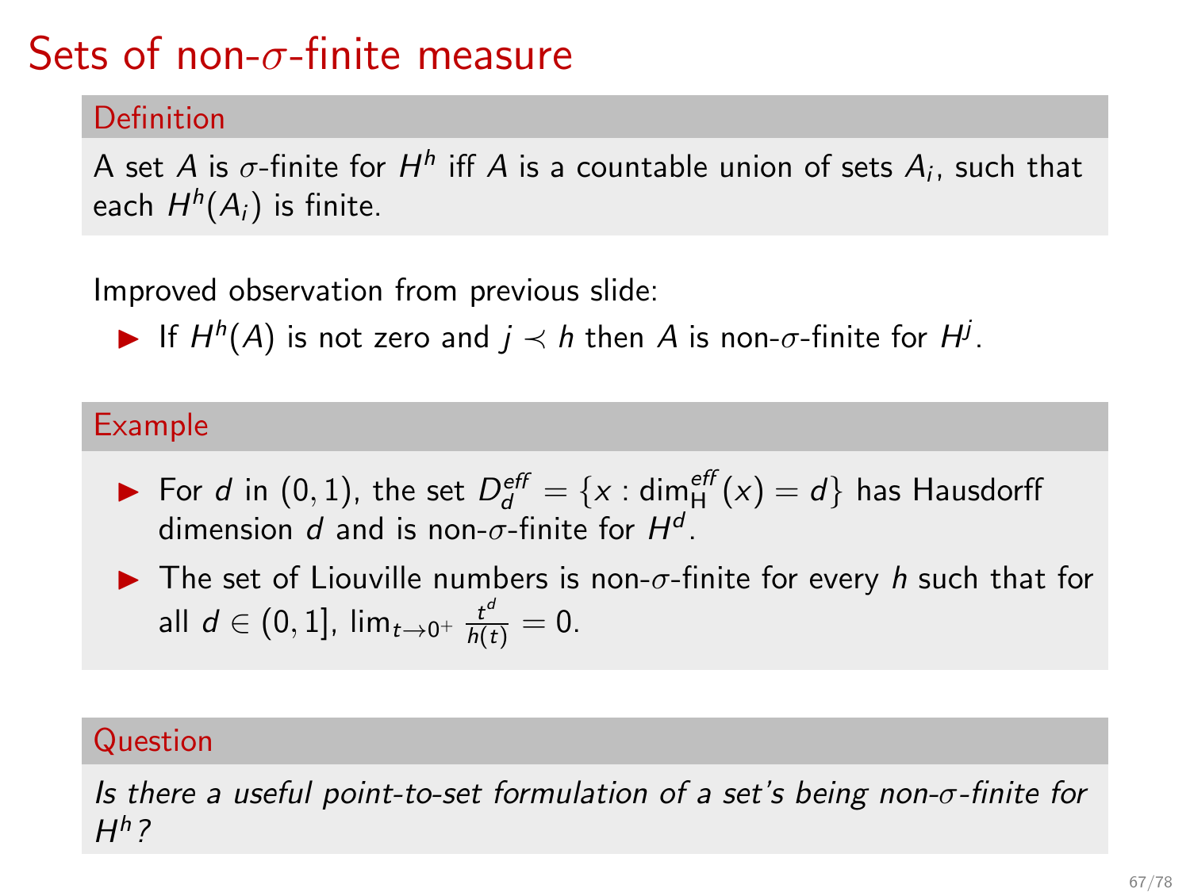# Sets of non-$\sigma$-finite measure

**Definition**

A set $A$ is $\sigma$-finite for $H^h$ iff $A$ is a countable union of sets $A_i$, such that each $H^h(A_i)$ is finite.

Improved observation from previous slide:

- If $H^h(A)$ is not zero and $j \prec h$ then $A$ is non-$\sigma$-finite for $H^j$.

**Example**

- For $d$ in $(0, 1)$, the set $D_d^{\mathit{eff}} = \{x : \dim_{\mathrm{H}}^{\mathit{eff}}(x) = d\}$ has Hausdorff dimension $d$ and is non-$\sigma$-finite for $H^d$.
- The set of Liouville numbers is non-$\sigma$-finite for every $h$ such that for all $d \in (0, 1]$, $\lim_{t \to 0^+} \frac{t^d}{h(t)} = 0$.

**Question**

*Is there a useful point-to-set formulation of a set's being non-$\sigma$-finite for $H^h$?*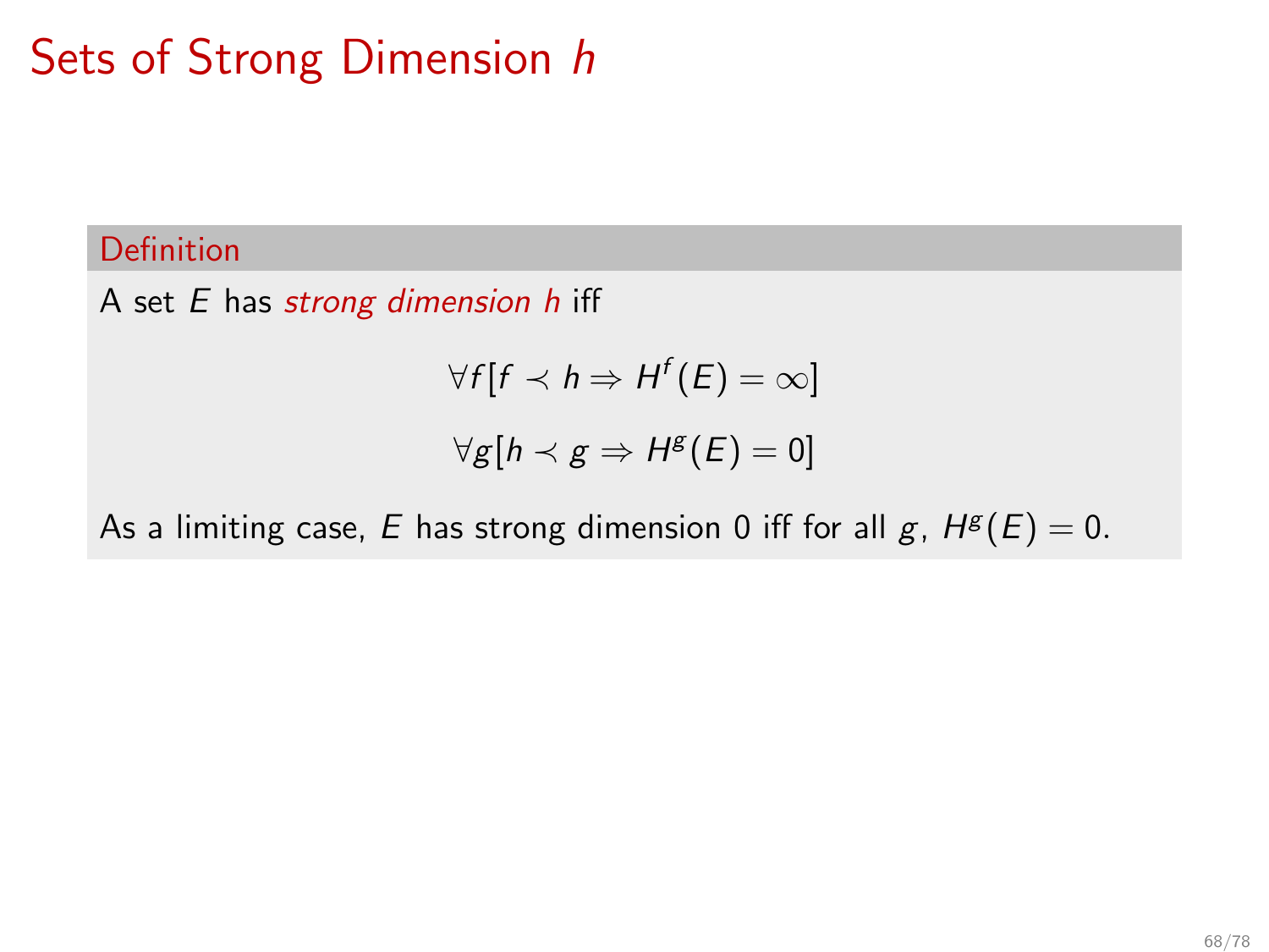# Sets of Strong Dimension $h$

**Definition**

A set $E$ has *strong dimension $h$* iff

$$\forall f [f \prec h \Rightarrow H^f(E) = \infty]$$

$$\forall g [h \prec g \Rightarrow H^g(E) = 0]$$

As a limiting case, $E$ has strong dimension 0 iff for all $g$, $H^g(E) = 0$.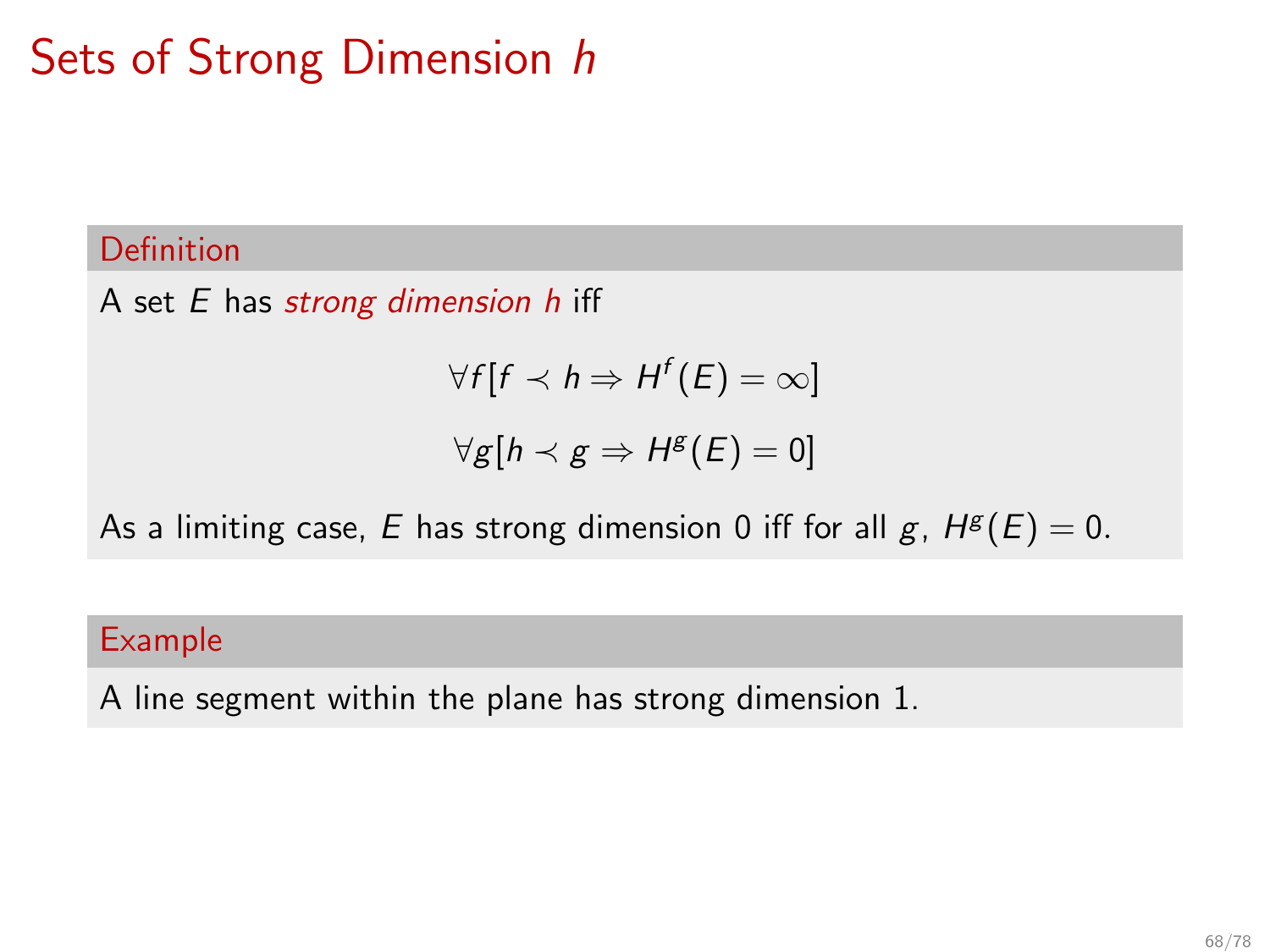# Sets of Strong Dimension $h$

**Definition**

A set $E$ has *strong dimension $h$* iff

$$\forall f[f \prec h \Rightarrow H^f(E) = \infty]$$

$$\forall g[h \prec g \Rightarrow H^g(E) = 0]$$

As a limiting case, $E$ has strong dimension 0 iff for all $g$, $H^g(E) = 0$.

**Example**

A line segment within the plane has strong dimension 1.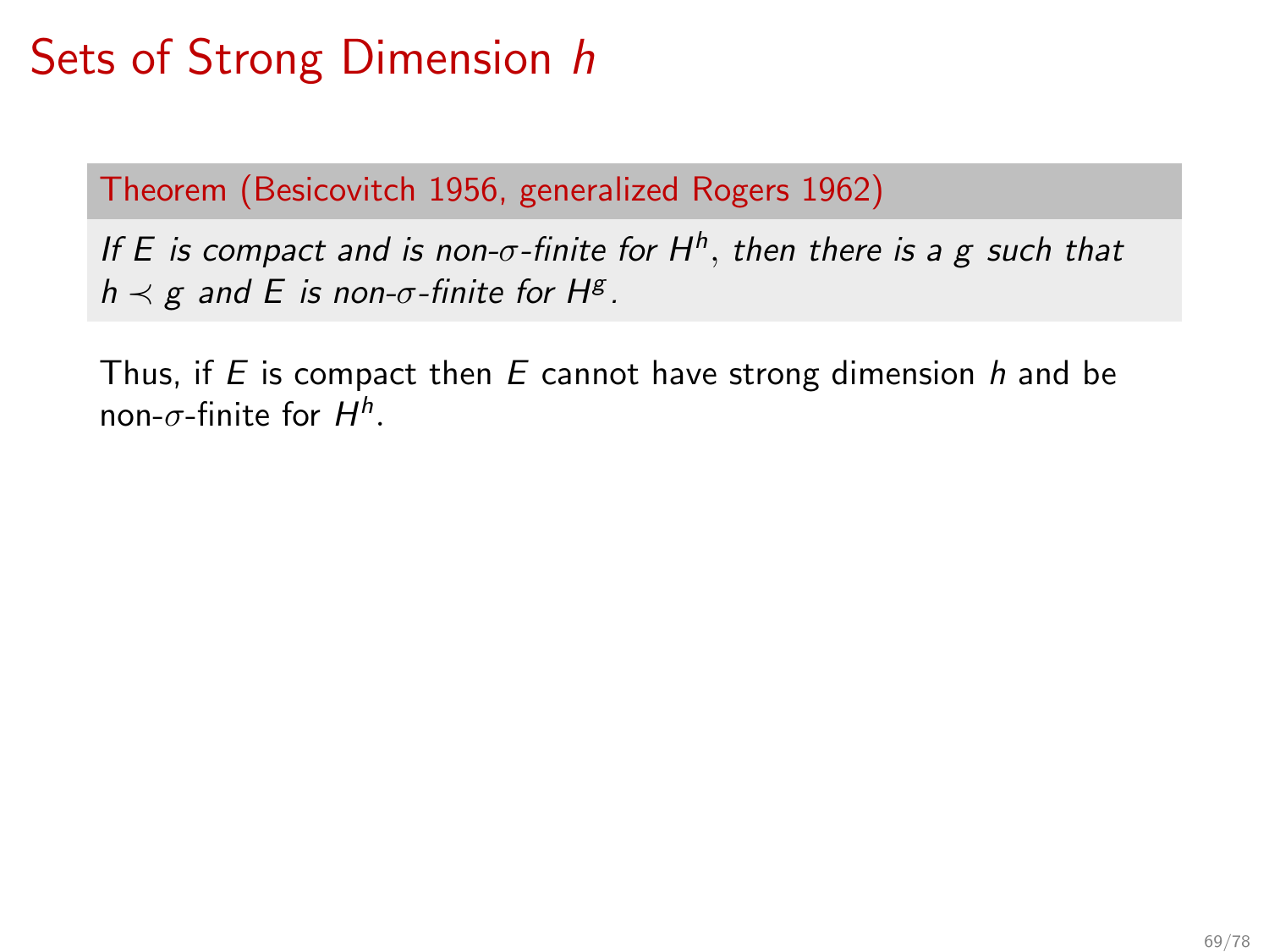# Sets of Strong Dimension $h$

**Theorem (Besicovitch 1956, generalized Rogers 1962)**

*If $E$ is compact and is non-$\sigma$-finite for $H^h$, then there is a $g$ such that $h \prec g$ and $E$ is non-$\sigma$-finite for $H^g$.*

Thus, if $E$ is compact then $E$ cannot have strong dimension $h$ and be non-$\sigma$-finite for $H^h$.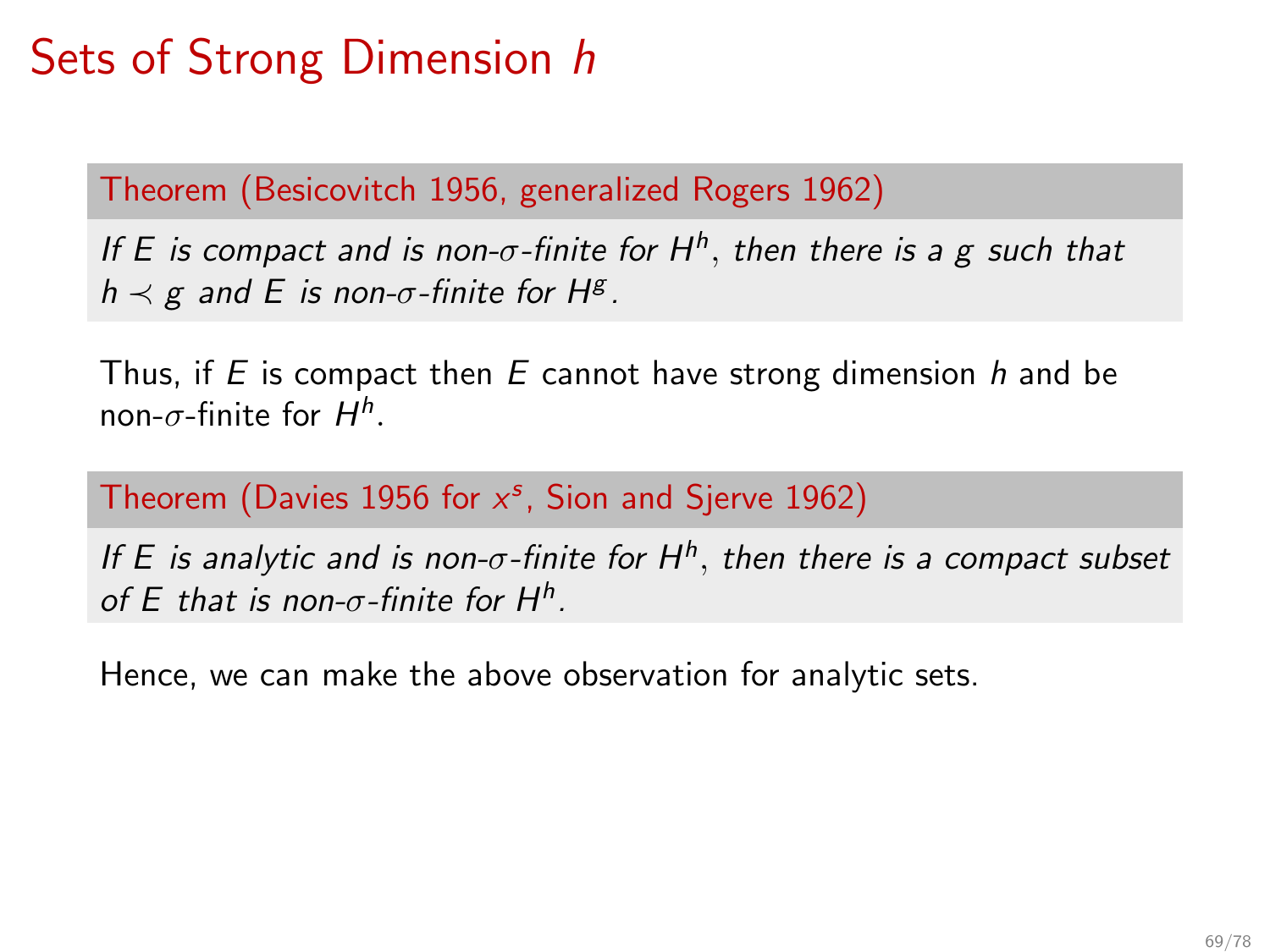# Sets of Strong Dimension $h$

**Theorem (Besicovitch 1956, generalized Rogers 1962)**

*If $E$ is compact and is non-$\sigma$-finite for $H^h$, then there is a $g$ such that $h \prec g$ and $E$ is non-$\sigma$-finite for $H^g$.*

Thus, if $E$ is compact then $E$ cannot have strong dimension $h$ and be non-$\sigma$-finite for $H^h$.

**Theorem (Davies 1956 for $x^s$, Sion and Sjerve 1962)**

*If $E$ is analytic and is non-$\sigma$-finite for $H^h$, then there is a compact subset of $E$ that is non-$\sigma$-finite for $H^h$.*

Hence, we can make the above observation for analytic sets.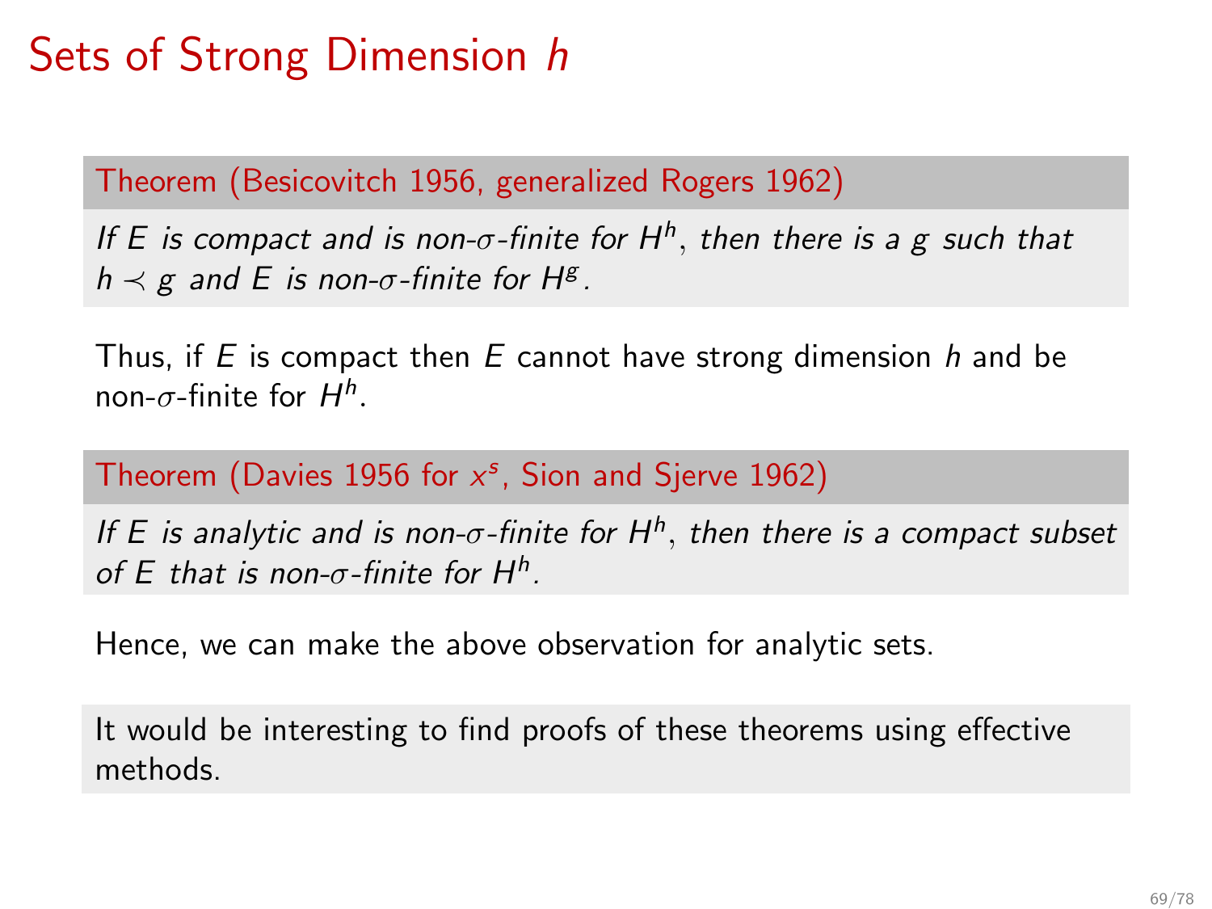# Sets of Strong Dimension $h$

**Theorem (Besicovitch 1956, generalized Rogers 1962)**

*If $E$ is compact and is non-$\sigma$-finite for $H^h$, then there is a $g$ such that $h \prec g$ and $E$ is non-$\sigma$-finite for $H^g$.*

Thus, if $E$ is compact then $E$ cannot have strong dimension $h$ and be non-$\sigma$-finite for $H^h$.

**Theorem (Davies 1956 for $x^s$, Sion and Sjerve 1962)**

*If $E$ is analytic and is non-$\sigma$-finite for $H^h$, then there is a compact subset of $E$ that is non-$\sigma$-finite for $H^h$.*

Hence, we can make the above observation for analytic sets.

It would be interesting to find proofs of these theorems using effective methods.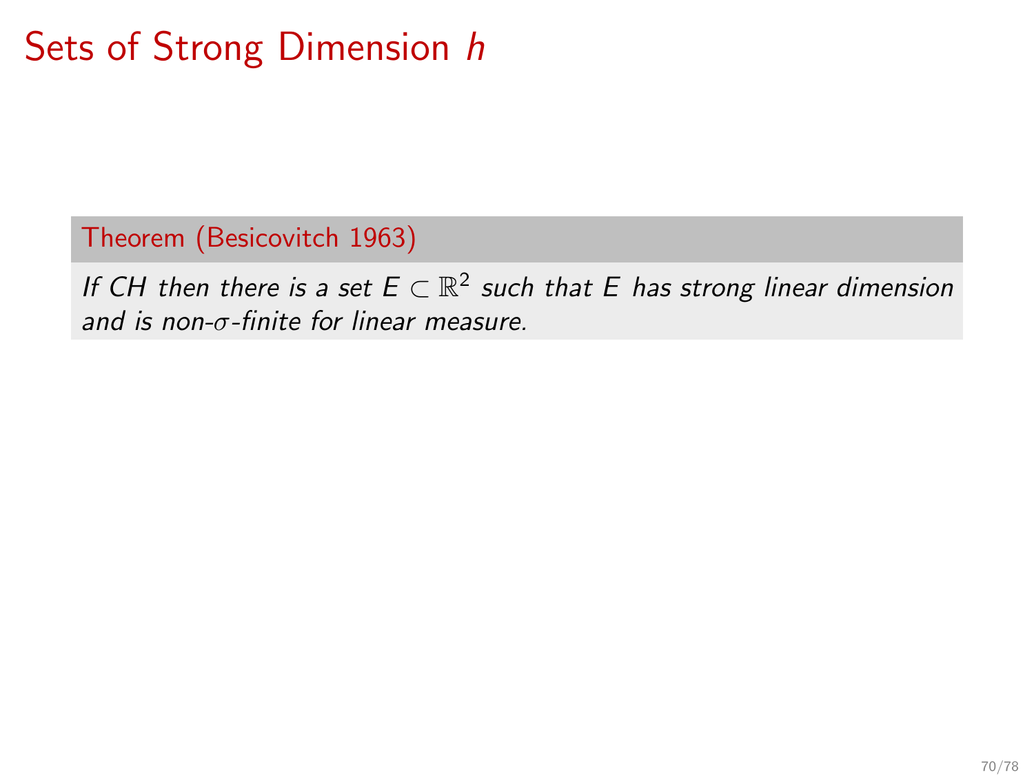# Sets of Strong Dimension $h$

**Theorem (Besicovitch 1963)**

*If CH then there is a set $E \subset \mathbb{R}^2$ such that $E$ has strong linear dimension and is non-$\sigma$-finite for linear measure.*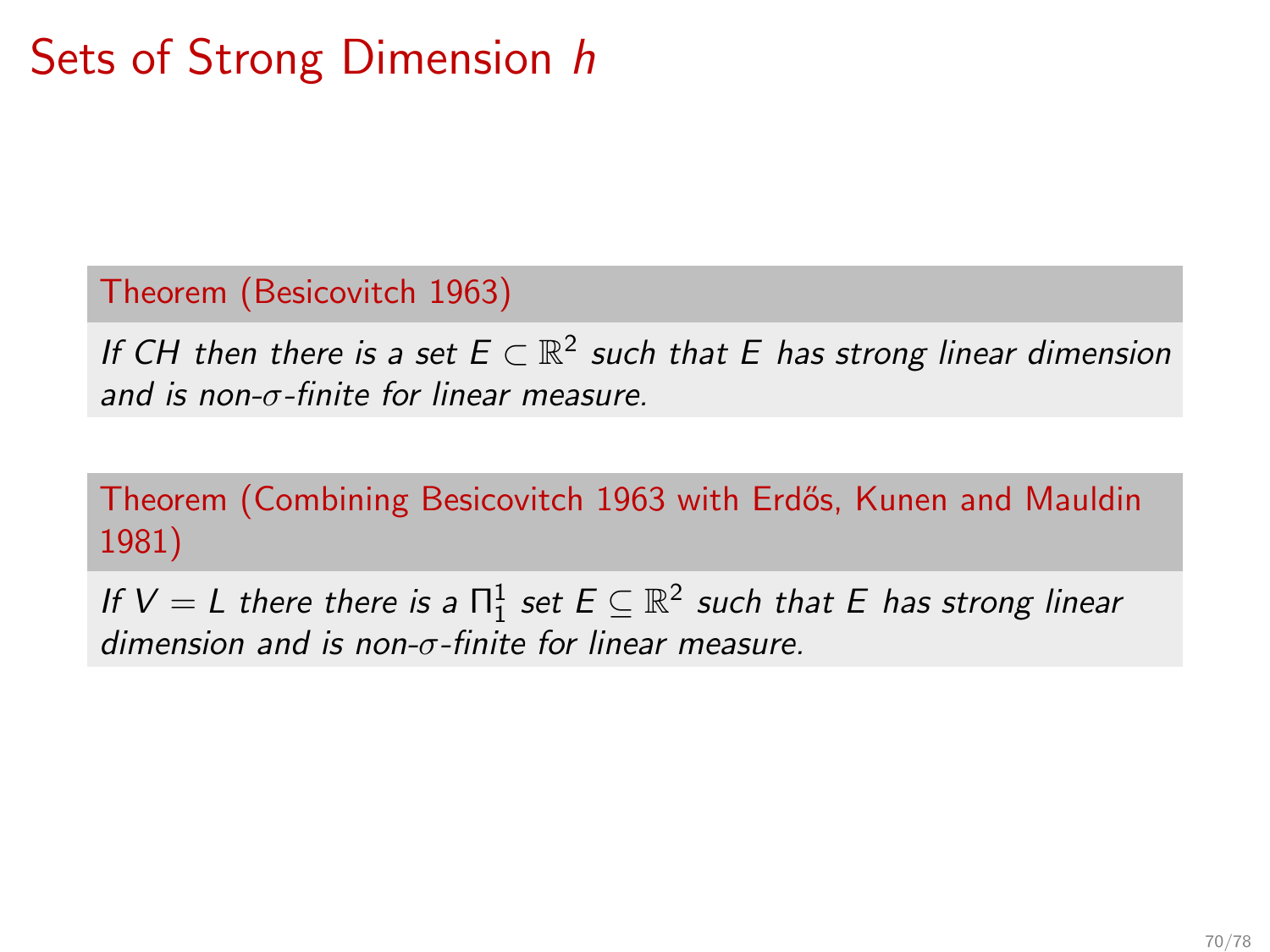# Sets of Strong Dimension $h$

**Theorem (Besicovitch 1963)**

*If CH then there is a set $E \subset \mathbb{R}^2$ such that $E$ has strong linear dimension and is non-$\sigma$-finite for linear measure.*

**Theorem (Combining Besicovitch 1963 with Erdős, Kunen and Mauldin 1981)**

*If $V = L$ there there is a $\Pi^1_1$ set $E \subseteq \mathbb{R}^2$ such that $E$ has strong linear dimension and is non-$\sigma$-finite for linear measure.*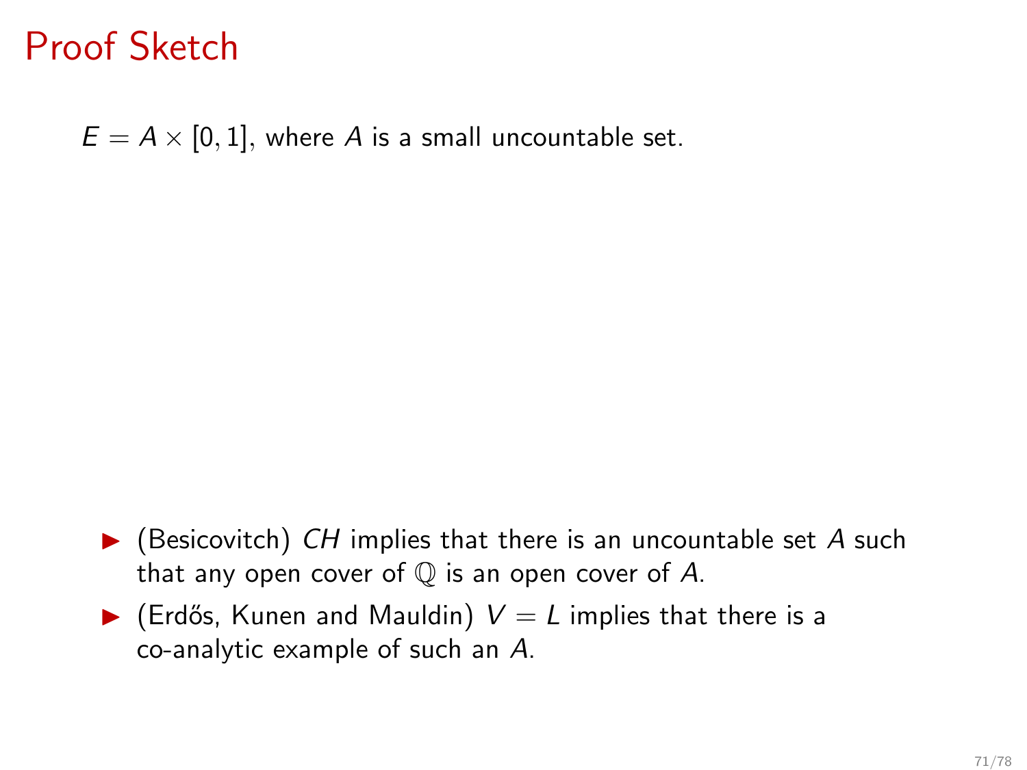# Proof Sketch

$E = A \times [0, 1]$, where $A$ is a small uncountable set.

- (Besicovitch) $CH$ implies that there is an uncountable set $A$ such that any open cover of $\mathbb{Q}$ is an open cover of $A$.
- (Erdős, Kunen and Mauldin) $V = L$ implies that there is a co-analytic example of such an $A$.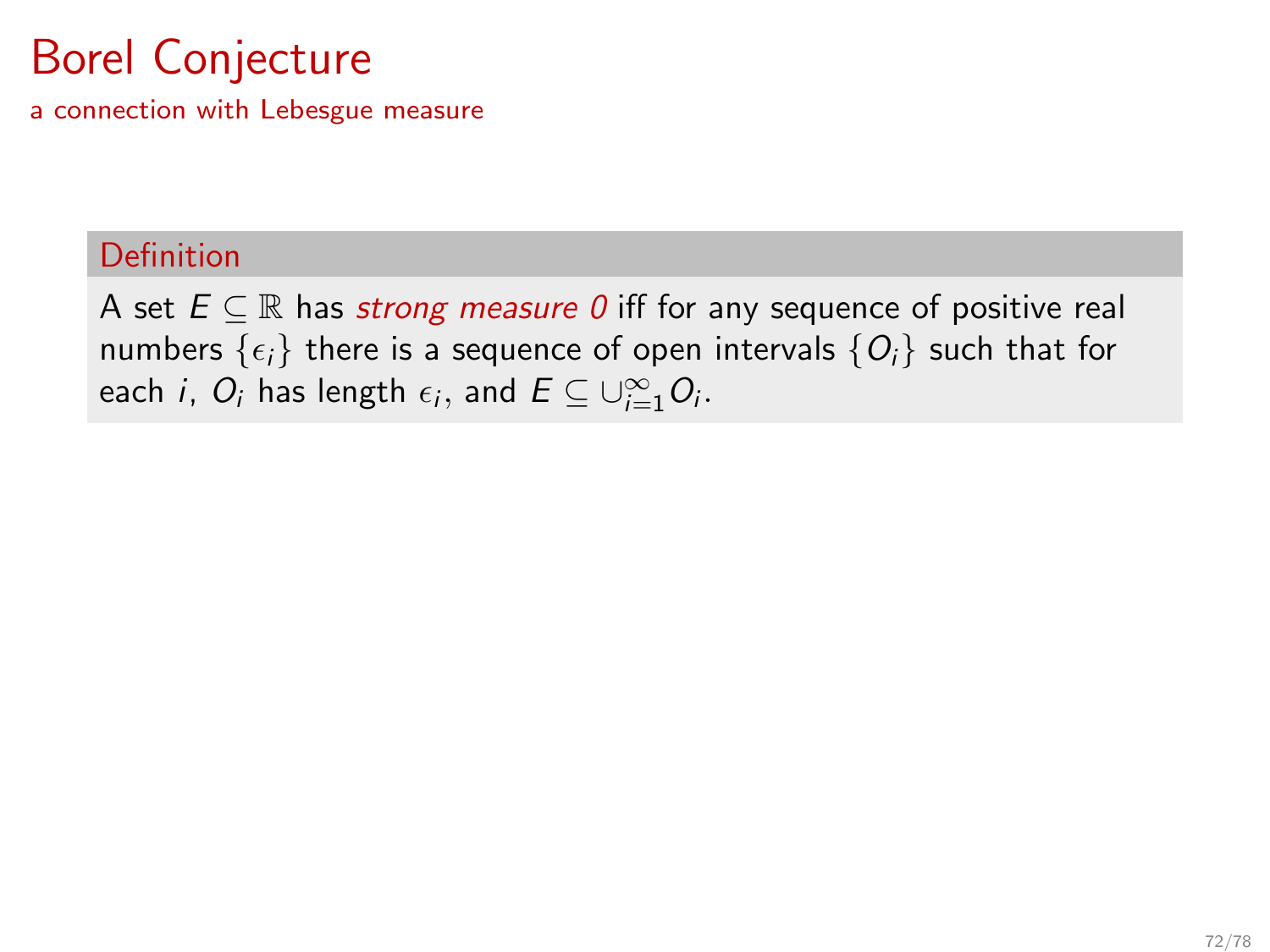# Borel Conjecture

a connection with Lebesgue measure

**Definition**

A set $E \subseteq \mathbb{R}$ has *strong measure 0* iff for any sequence of positive real numbers $\{\epsilon_i\}$ there is a sequence of open intervals $\{O_i\}$ such that for each $i$, $O_i$ has length $\epsilon_i$, and $E \subseteq \cup_{i=1}^{\infty} O_i$.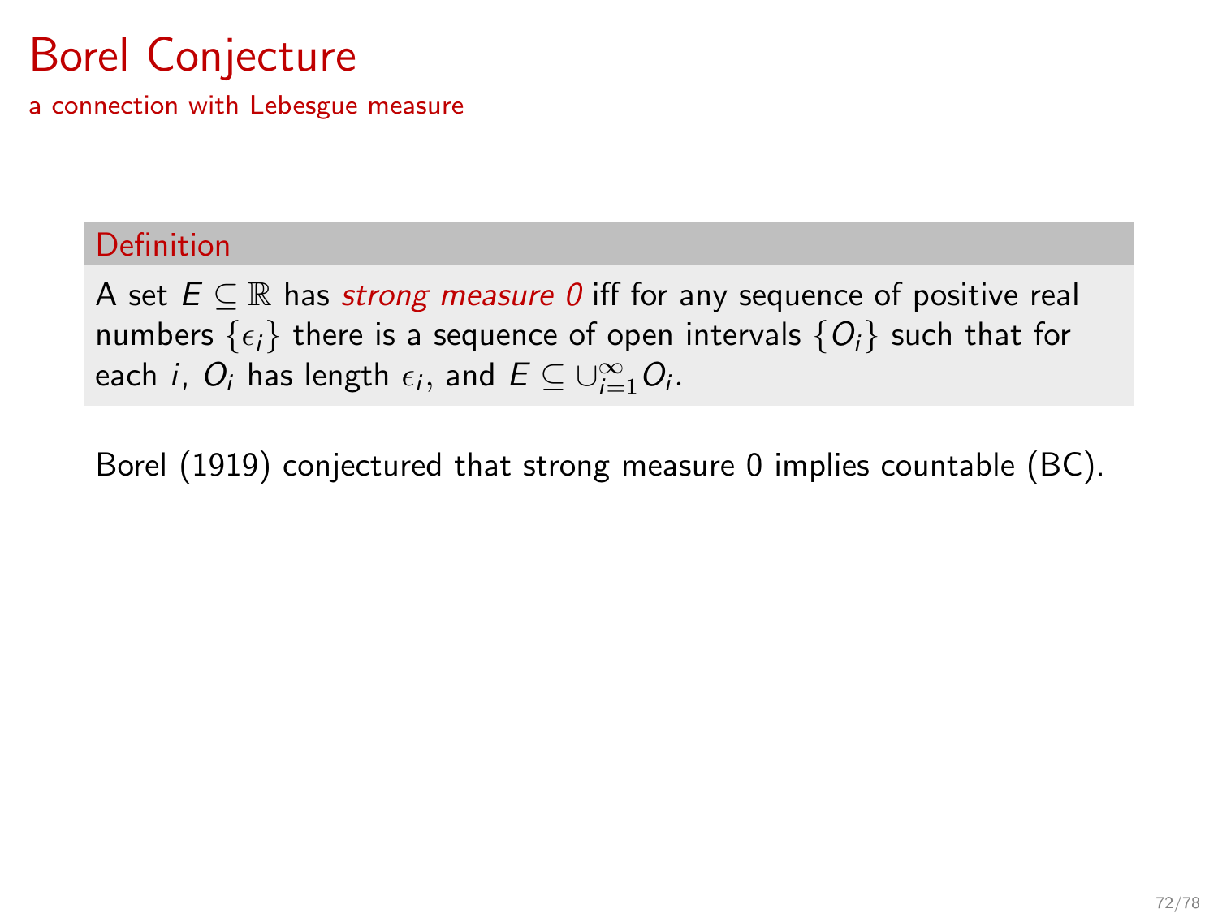# Borel Conjecture

## a connection with Lebesgue measure

**Definition**

A set $E \subseteq \mathbb{R}$ has *strong measure 0* iff for any sequence of positive real numbers $\{\epsilon_i\}$ there is a sequence of open intervals $\{O_i\}$ such that for each $i$, $O_i$ has length $\epsilon_i$, and $E \subseteq \cup_{i=1}^{\infty} O_i$.

Borel (1919) conjectured that strong measure 0 implies countable (BC).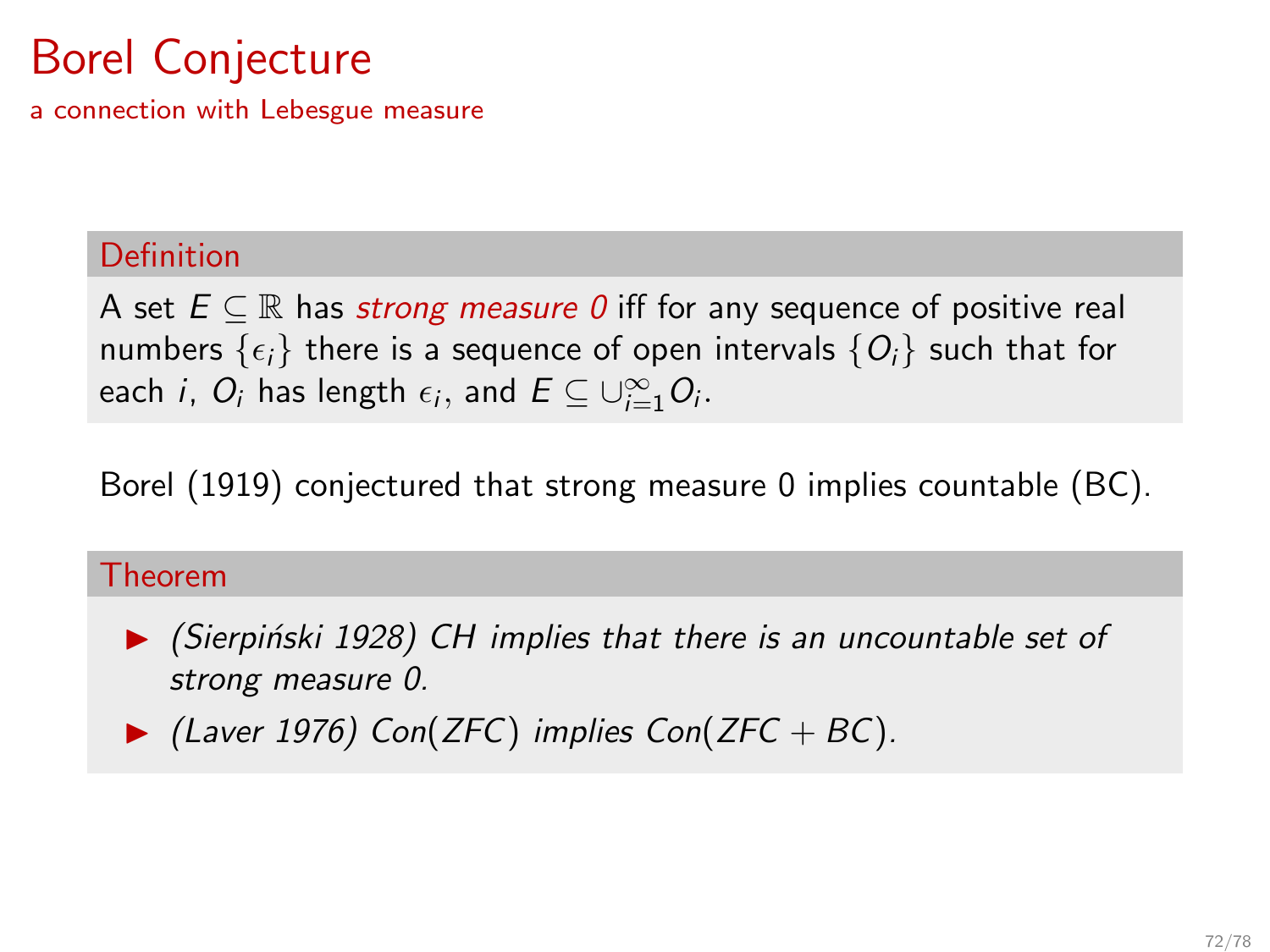# Borel Conjecture

## a connection with Lebesgue measure

**Definition**

A set $E \subseteq \mathbb{R}$ has *strong measure 0* iff for any sequence of positive real numbers $\{\epsilon_i\}$ there is a sequence of open intervals $\{O_i\}$ such that for each $i$, $O_i$ has length $\epsilon_i$, and $E \subseteq \cup_{i=1}^{\infty} O_i$.

Borel (1919) conjectured that strong measure 0 implies countable (BC).

**Theorem**

- *(Sierpiński 1928) CH implies that there is an uncountable set of strong measure 0.*
- *(Laver 1976) $Con(ZFC)$ implies $Con(ZFC + BC)$.*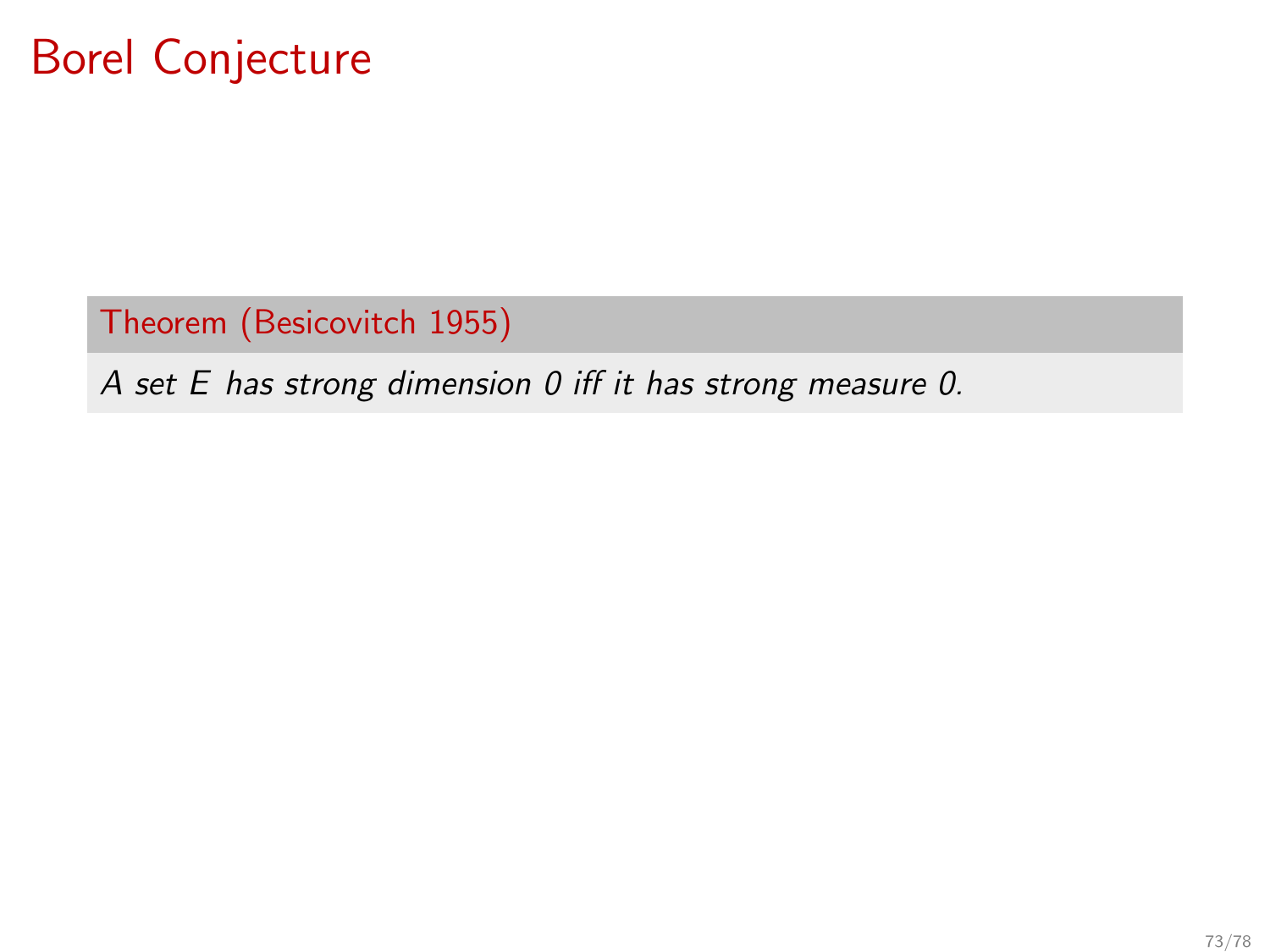# Borel Conjecture

**Theorem (Besicovitch 1955)**

*A set $E$ has strong dimension 0 iff it has strong measure 0.*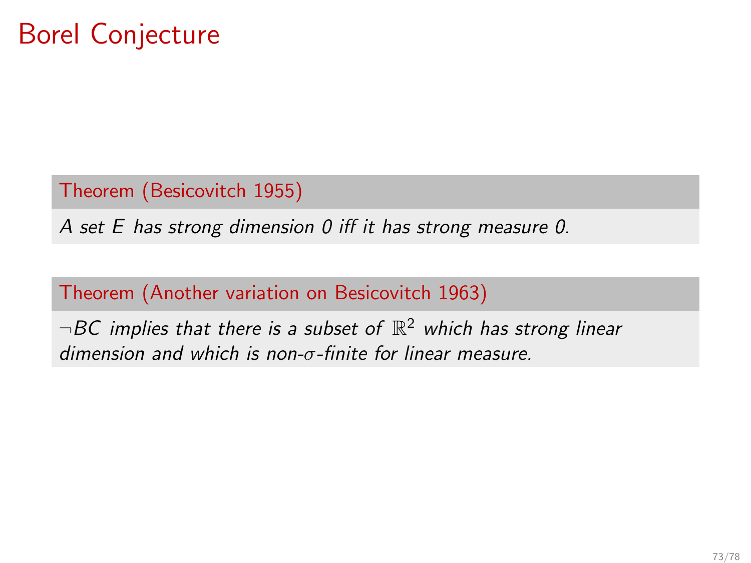# Borel Conjecture

**Theorem (Besicovitch 1955)**

*A set $E$ has strong dimension 0 iff it has strong measure 0.*

**Theorem (Another variation on Besicovitch 1963)**

*$\neg BC$ implies that there is a subset of $\mathbb{R}^2$ which has strong linear dimension and which is non-$\sigma$-finite for linear measure.*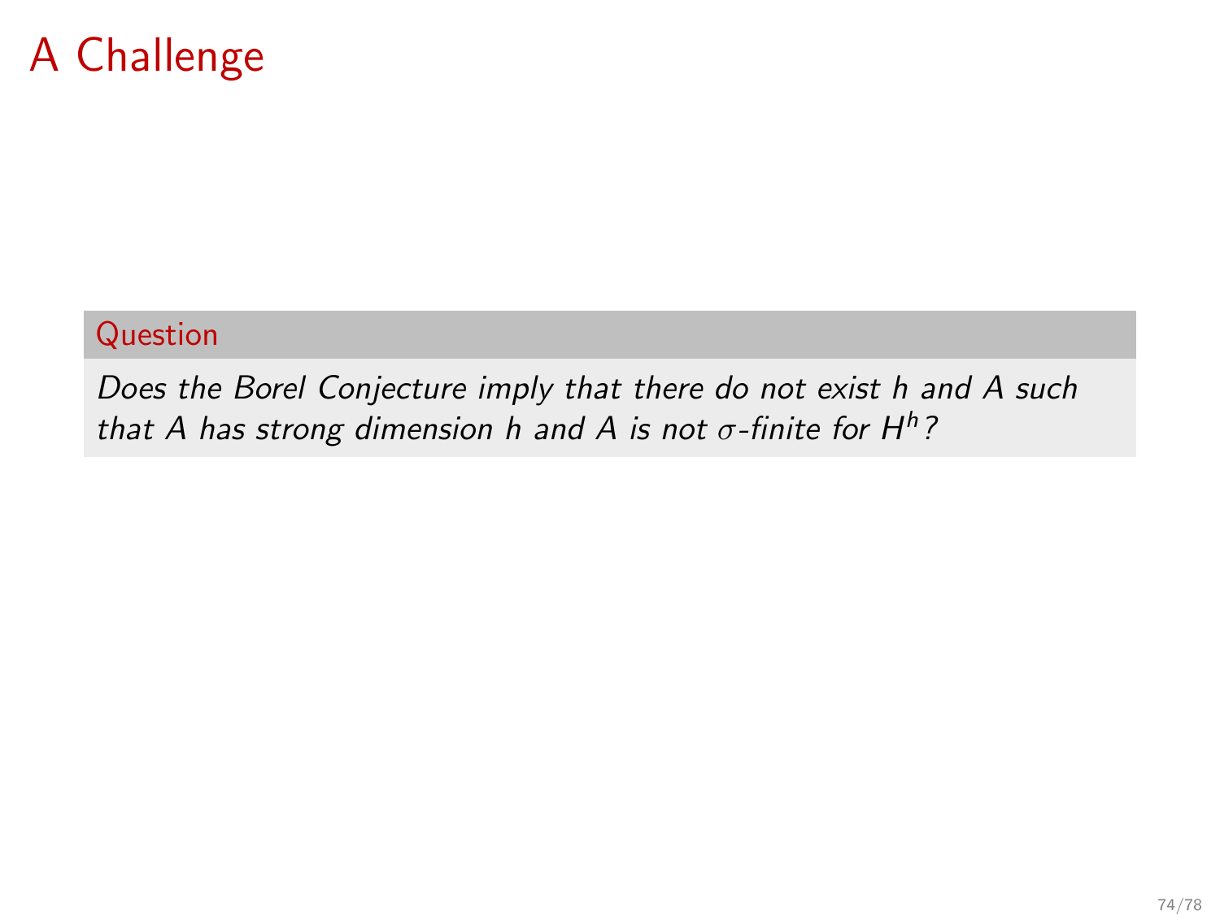# A Challenge

**Question**

*Does the Borel Conjecture imply that there do not exist $h$ and $A$ such that $A$ has strong dimension $h$ and $A$ is not $\sigma$-finite for $H^h$?*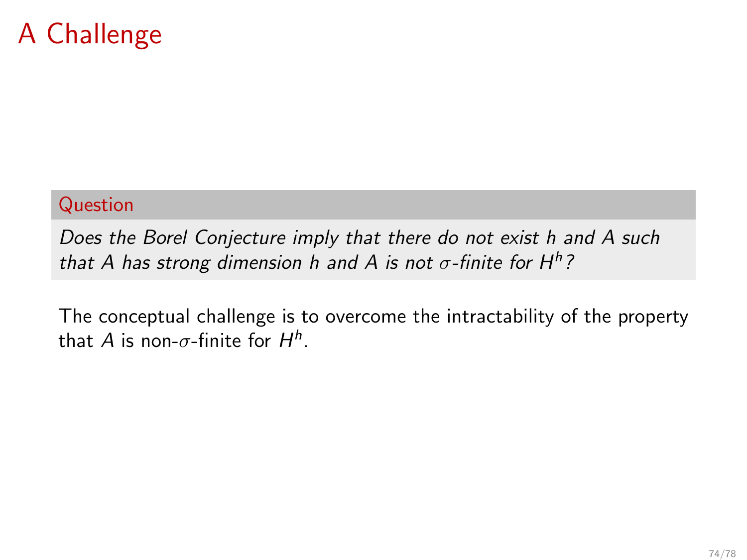# A Challenge

**Question**

*Does the Borel Conjecture imply that there do not exist $h$ and $A$ such that $A$ has strong dimension $h$ and $A$ is not $\sigma$-finite for $H^h$?*

The conceptual challenge is to overcome the intractability of the property that $A$ is non-$\sigma$-finite for $H^h$.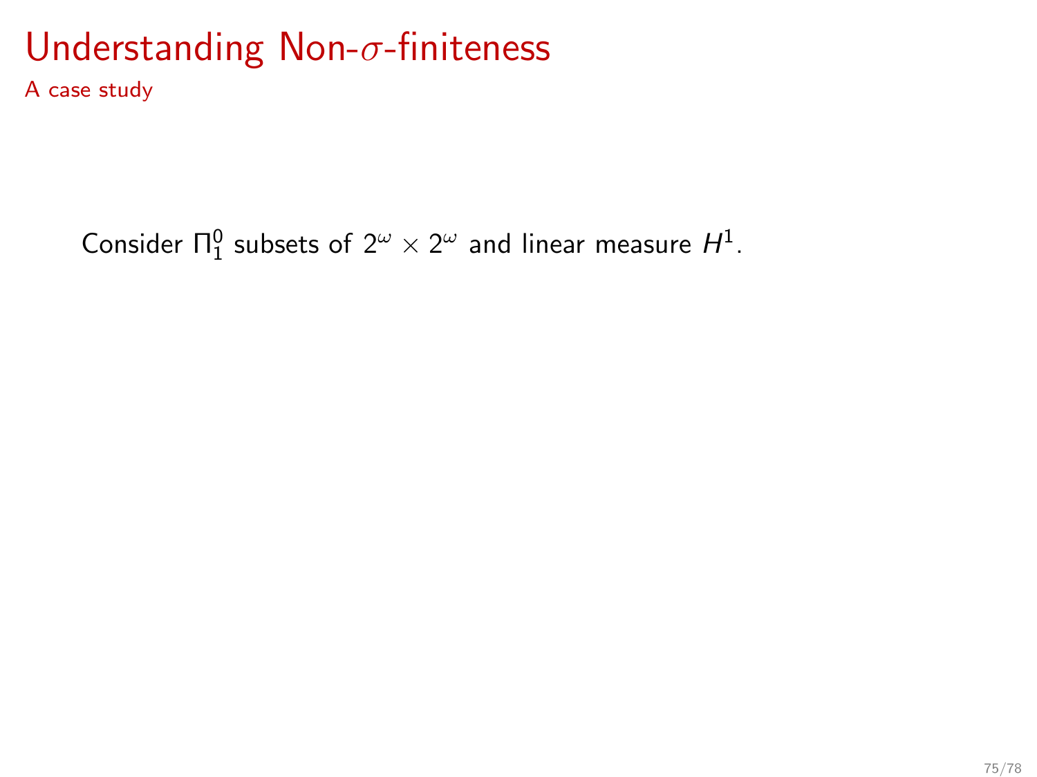# Understanding Non-$\sigma$-finiteness

A case study

Consider $\Pi^0_1$ subsets of $2^\omega \times 2^\omega$ and linear measure $H^1$.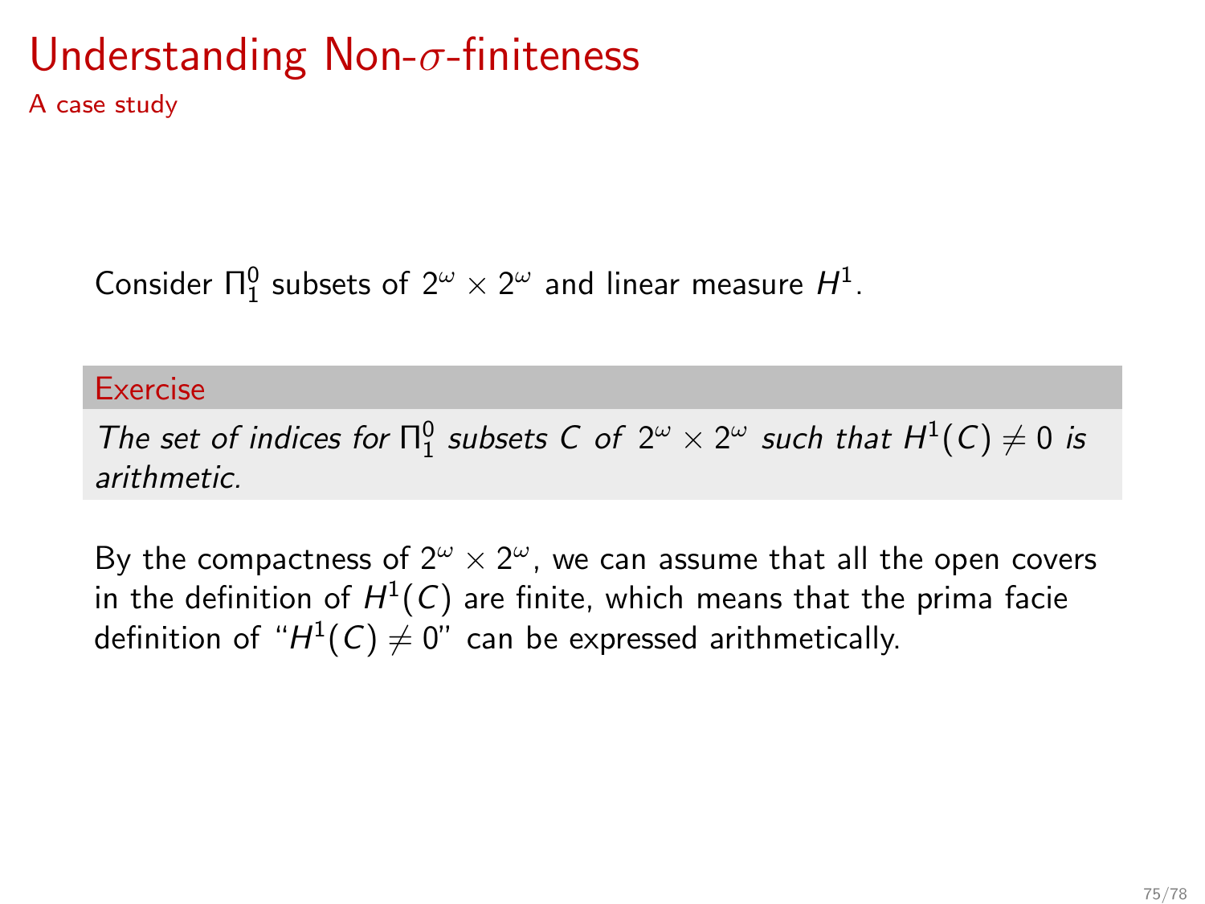# Understanding Non-$\sigma$-finiteness

A case study

Consider $\Pi^0_1$ subsets of $2^\omega \times 2^\omega$ and linear measure $H^1$.

**Exercise**

*The set of indices for $\Pi^0_1$ subsets $C$ of $2^\omega \times 2^\omega$ such that $H^1(C) \neq 0$ is arithmetic.*

By the compactness of $2^\omega \times 2^\omega$, we can assume that all the open covers in the definition of $H^1(C)$ are finite, which means that the prima facie definition of "$H^1(C) \neq 0$" can be expressed arithmetically.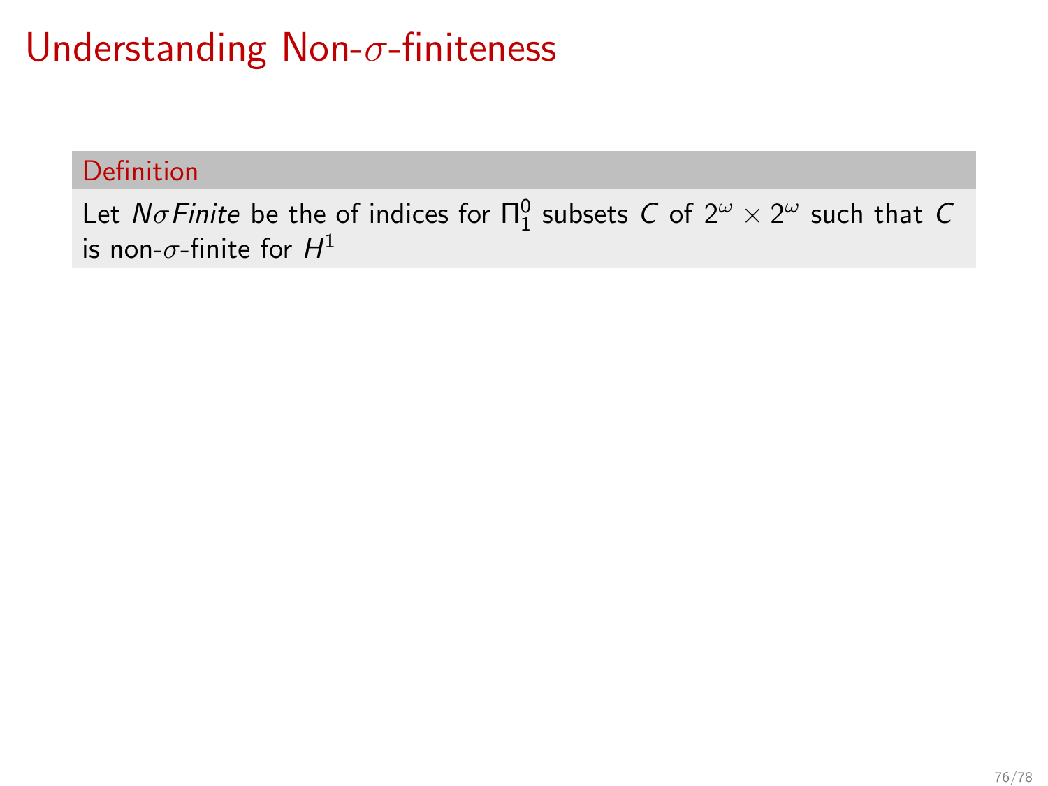# Understanding Non-$\sigma$-finiteness

**Definition**

Let $N\sigma Finite$ be the of indices for $\Pi^0_1$ subsets $C$ of $2^\omega \times 2^\omega$ such that $C$ is non-$\sigma$-finite for $H^1$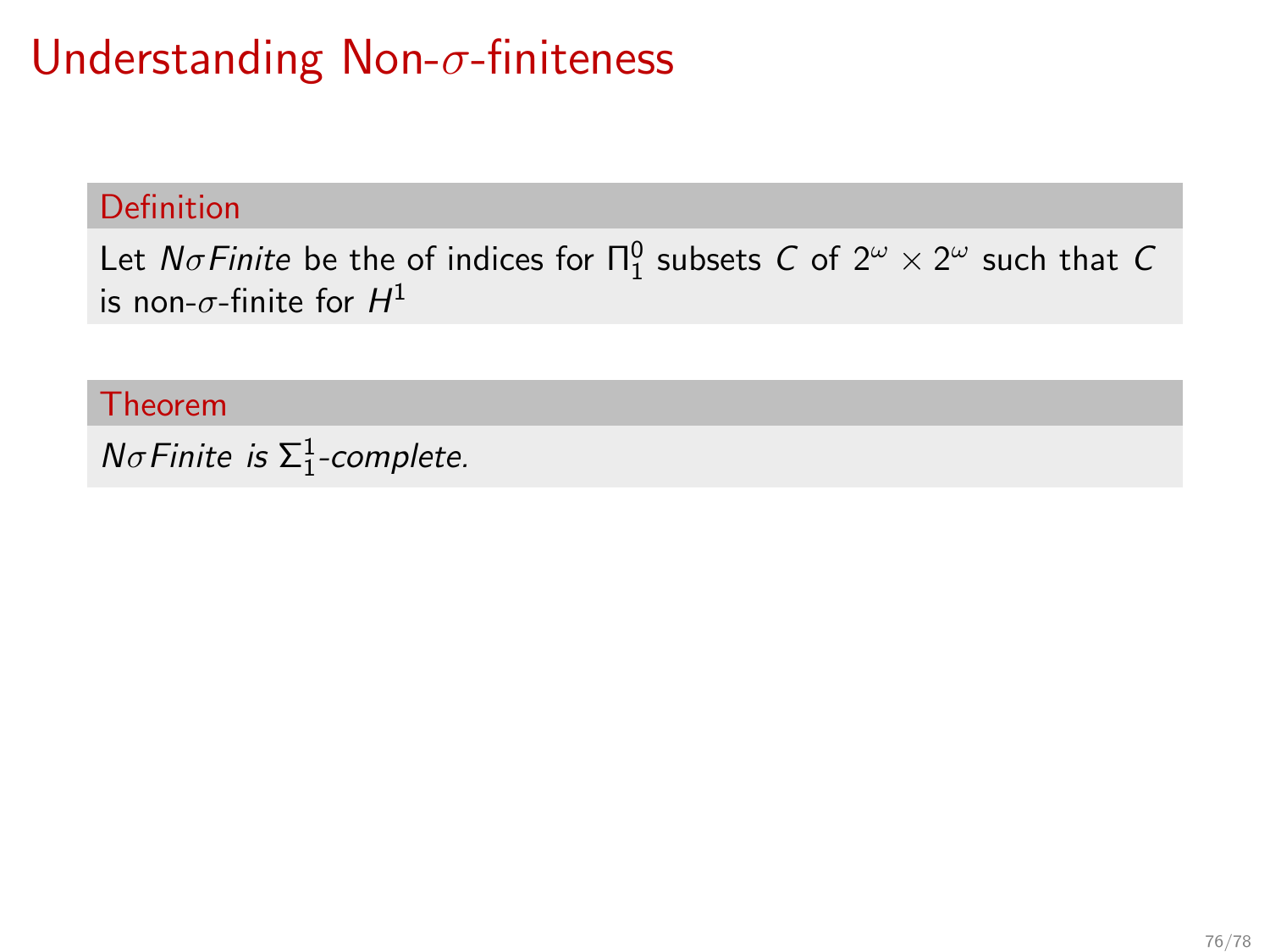# Understanding Non-$\sigma$-finiteness

**Definition**

Let $N\sigma Finite$ be the of indices for $\Pi^0_1$ subsets $C$ of $2^\omega \times 2^\omega$ such that $C$ is non-$\sigma$-finite for $H^1$

**Theorem**

*$N\sigma Finite$ is $\Sigma^1_1$-complete.*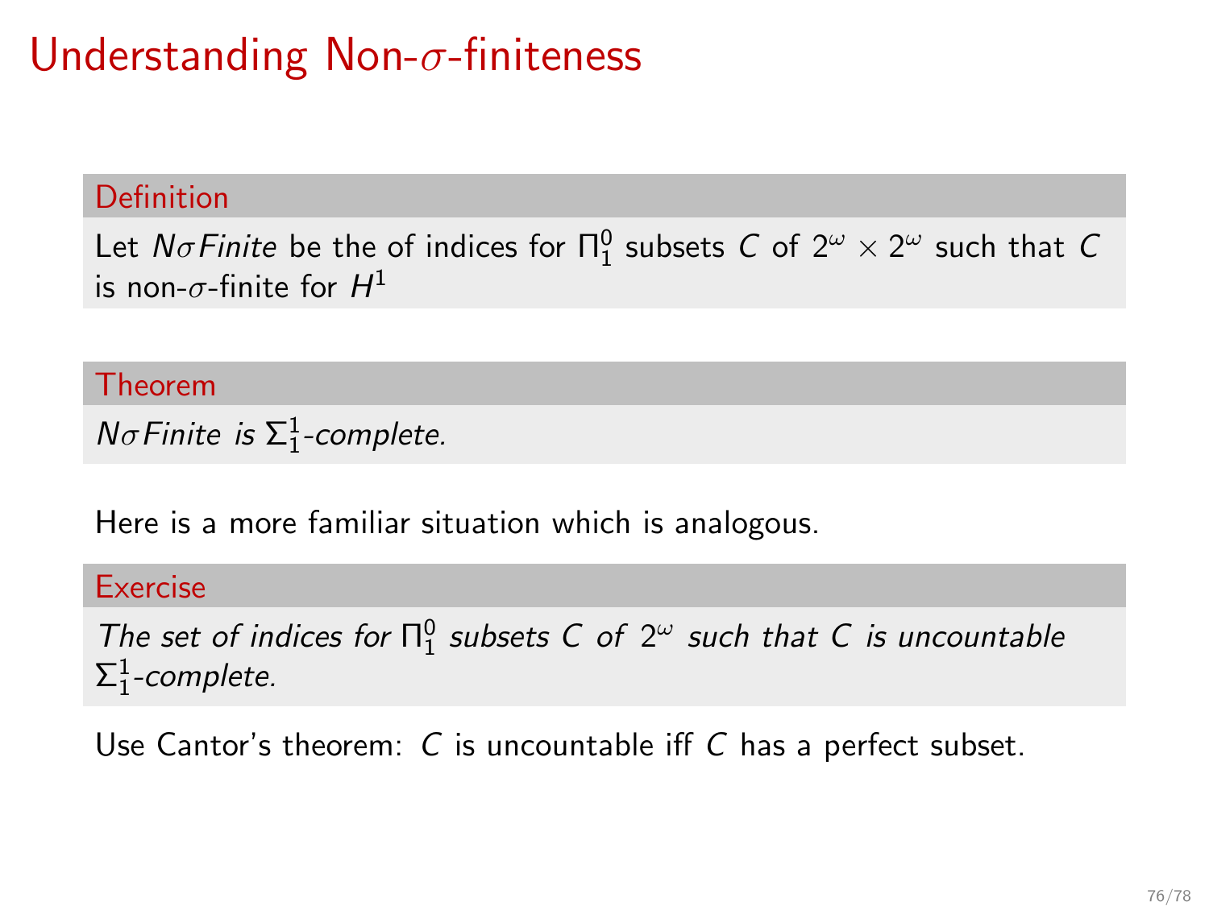# Understanding Non-$\sigma$-finiteness

**Definition**

Let $N\sigma Finite$ be the of indices for $\Pi^0_1$ subsets $C$ of $2^\omega \times 2^\omega$ such that $C$ is non-$\sigma$-finite for $H^1$

**Theorem**

*$N\sigma Finite$ is $\Sigma^1_1$-complete.*

Here is a more familiar situation which is analogous.

**Exercise**

*The set of indices for $\Pi^0_1$ subsets $C$ of $2^\omega$ such that $C$ is uncountable $\Sigma^1_1$-complete.*

Use Cantor's theorem: $C$ is uncountable iff $C$ has a perfect subset.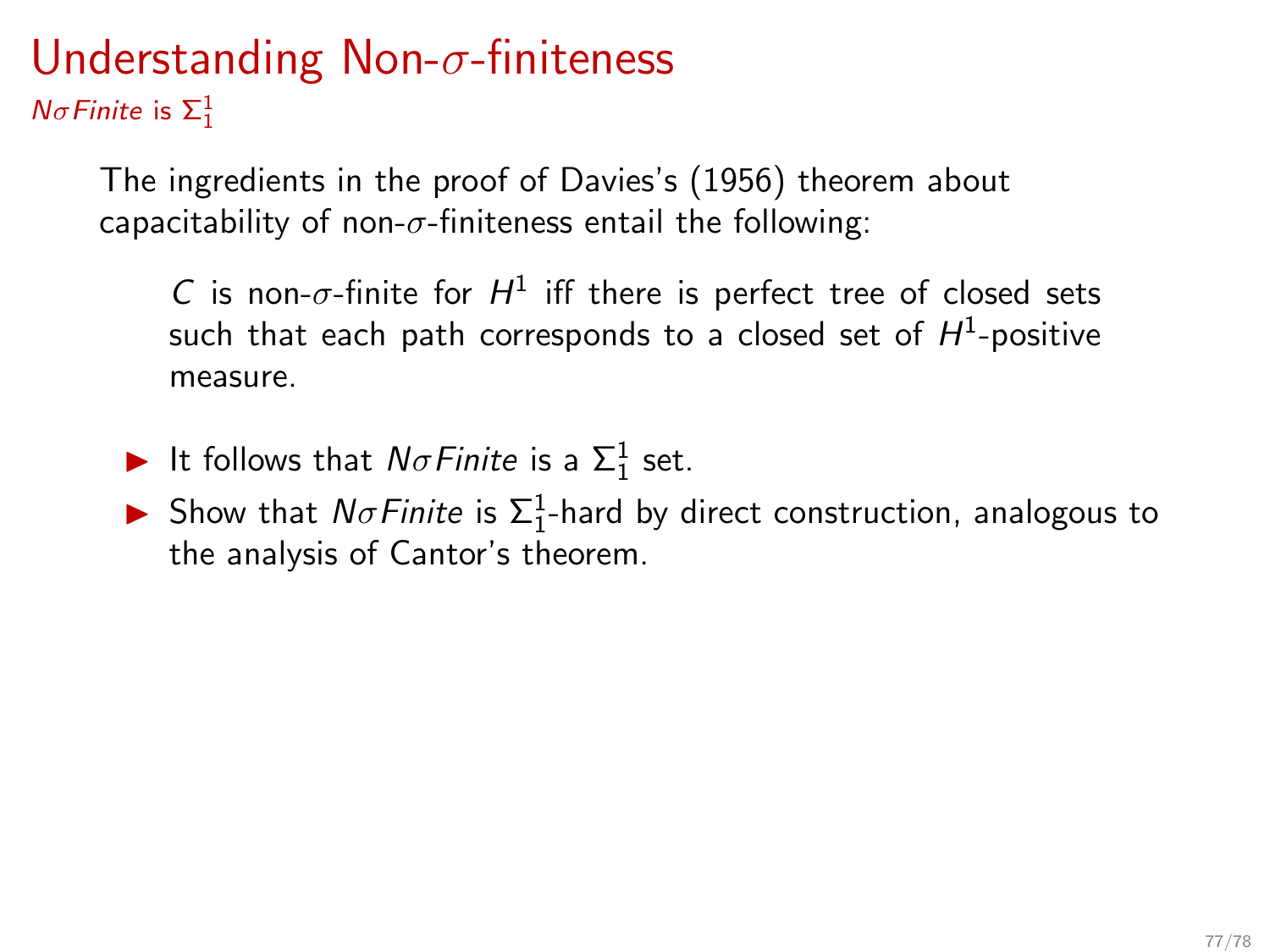# Understanding Non-$\sigma$-finiteness

## *N$\sigma$Finite* is $\Sigma^1_1$

The ingredients in the proof of Davies's (1956) theorem about capacitability of non-$\sigma$-finiteness entail the following:

> $C$ is non-$\sigma$-finite for $H^1$ iff there is perfect tree of closed sets such that each path corresponds to a closed set of $H^1$-positive measure.

- It follows that $N\sigma Finite$ is a $\Sigma^1_1$ set.
- Show that $N\sigma Finite$ is $\Sigma^1_1$-hard by direct construction, analogous to the analysis of Cantor's theorem.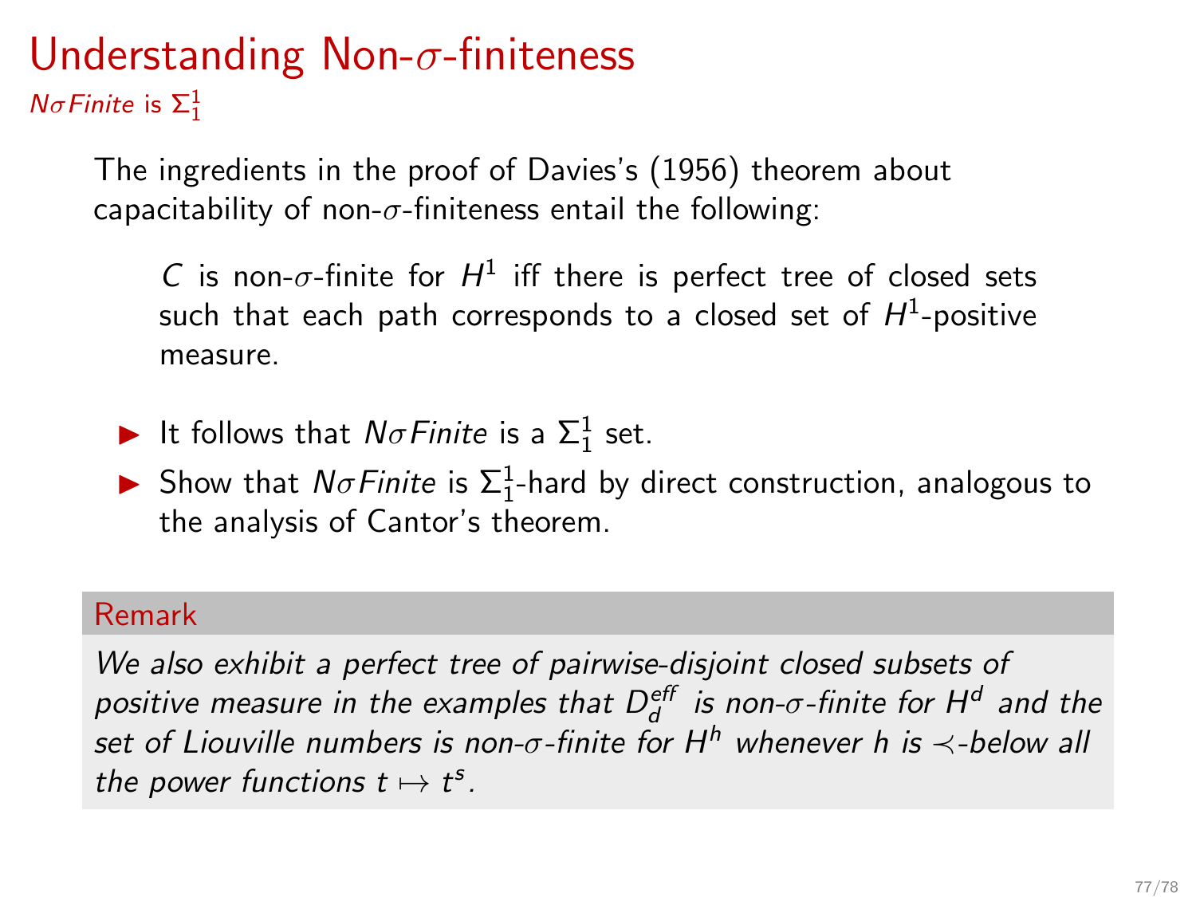# Understanding Non-$\sigma$-finiteness

## *$N\sigma Finite$* is $\Sigma^1_1$

The ingredients in the proof of Davies's (1956) theorem about capacitability of non-$\sigma$-finiteness entail the following:

> $C$ is non-$\sigma$-finite for $H^1$ iff there is perfect tree of closed sets such that each path corresponds to a closed set of $H^1$-positive measure.

- It follows that $N\sigma Finite$ is a $\Sigma^1_1$ set.
- Show that $N\sigma Finite$ is $\Sigma^1_1$-hard by direct construction, analogous to the analysis of Cantor's theorem.

**Remark**

*We also exhibit a perfect tree of pairwise-disjoint closed subsets of positive measure in the examples that $D^{eff}_d$ is non-$\sigma$-finite for $H^d$ and the set of Liouville numbers is non-$\sigma$-finite for $H^h$ whenever $h$ is $\prec$-below all the power functions $t \mapsto t^s$.*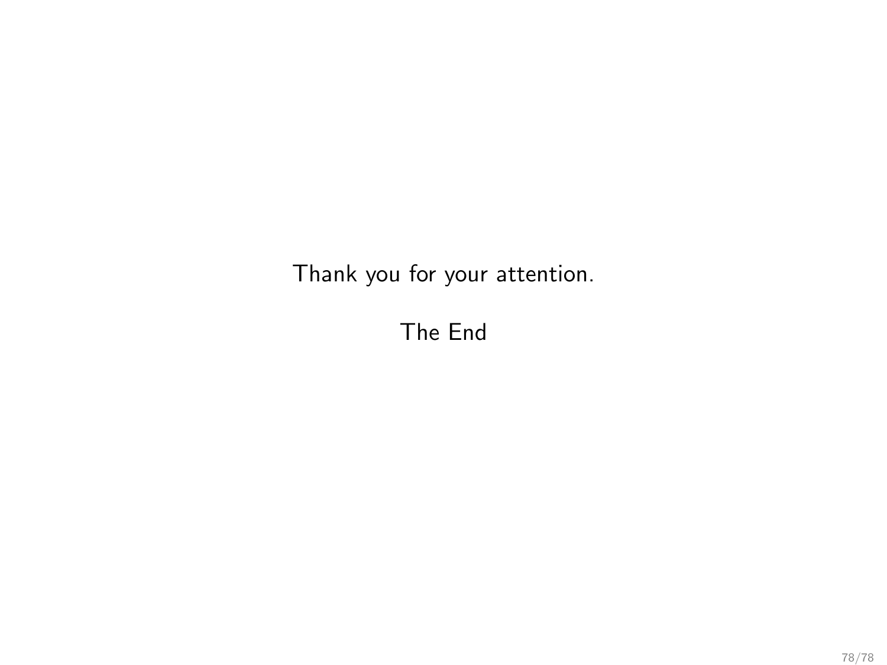Thank you for your attention.

The End